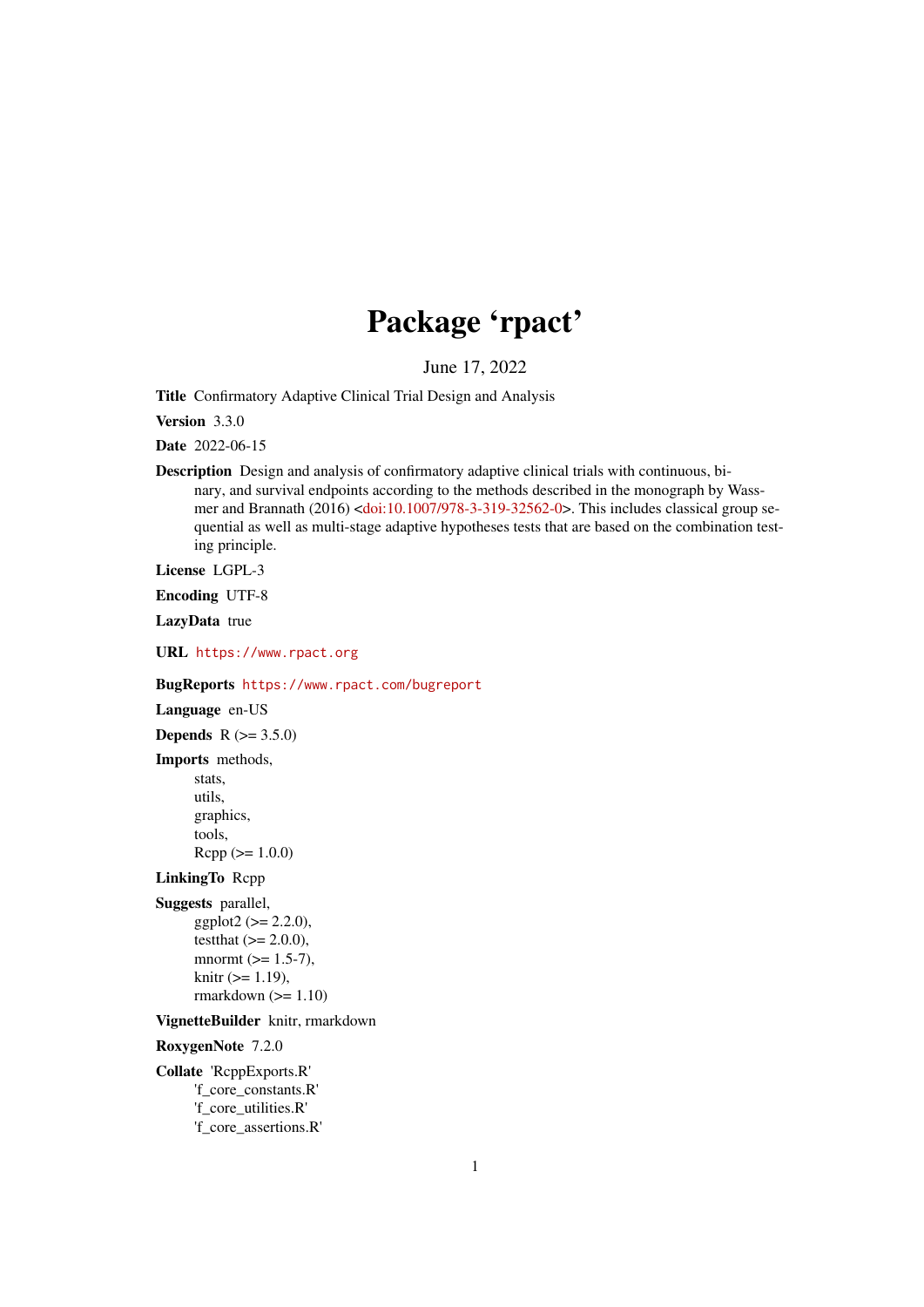# Package ‘rpact’

June 17, 2022

**Title** Confirmatory Adaptive Clinical Trial Design and Analysis

**Version** 3.3.0

**Date** 2022-06-15

**Description** Design and analysis of confirmatory adaptive clinical trials with continuous, binary, and survival endpoints according to the methods described in the monograph by Wassmer and Brannath (2016) <doi:10.1007/978-3-319-32562-0>. This includes classical group sequential as well as multi-stage adaptive hypotheses tests that are based on the combination testing principle.

**License** LGPL-3

**Encoding** UTF-8

**LazyData** true

**URL** https://www.rpact.org

**BugReports** https://www.rpact.com/bugreport

**Language** en-US

**Depends** R (>= 3.5.0)

**Imports** methods,
stats,
utils,
graphics,
tools,
Rcpp (>= 1.0.0)

**LinkingTo** Rcpp

**Suggests** parallel,
ggplot2 (>= 2.2.0),
testthat (>= 2.0.0),
mnormt (>= 1.5-7),
knitr (>= 1.19),
rmarkdown (>= 1.10)

**VignetteBuilder** knitr, rmarkdown

**RoxygenNote** 7.2.0

**Collate** 'RcppExports.R'
'f_core_constants.R'
'f_core_utilities.R'
'f_core_assertions.R'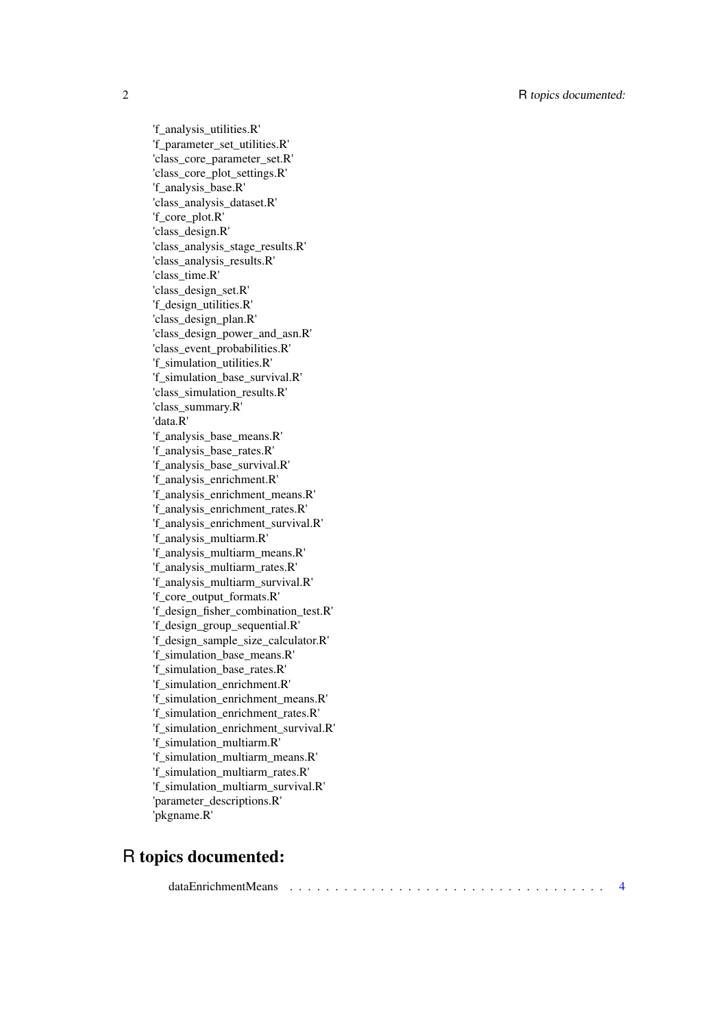'f_analysis_utilities.R'
'f_parameter_set_utilities.R'
'class_core_parameter_set.R'
'class_core_plot_settings.R'
'f_analysis_base.R'
'class_analysis_dataset.R'
'f_core_plot.R'
'class_design.R'
'class_analysis_stage_results.R'
'class_analysis_results.R'
'class_time.R'
'class_design_set.R'
'f_design_utilities.R'
'class_design_plan.R'
'class_design_power_and_asn.R'
'class_event_probabilities.R'
'f_simulation_utilities.R'
'f_simulation_base_survival.R'
'class_simulation_results.R'
'class_summary.R'
'data.R'
'f_analysis_base_means.R'
'f_analysis_base_rates.R'
'f_analysis_base_survival.R'
'f_analysis_enrichment.R'
'f_analysis_enrichment_means.R'
'f_analysis_enrichment_rates.R'
'f_analysis_enrichment_survival.R'
'f_analysis_multiarm.R'
'f_analysis_multiarm_means.R'
'f_analysis_multiarm_rates.R'
'f_analysis_multiarm_survival.R'
'f_core_output_formats.R'
'f_design_fisher_combination_test.R'
'f_design_group_sequential.R'
'f_design_sample_size_calculator.R'
'f_simulation_base_means.R'
'f_simulation_base_rates.R'
'f_simulation_enrichment.R'
'f_simulation_enrichment_means.R'
'f_simulation_enrichment_rates.R'
'f_simulation_enrichment_survival.R'
'f_simulation_multiarm.R'
'f_simulation_multiarm_means.R'
'f_simulation_multiarm_rates.R'
'f_simulation_multiarm_survival.R'
'parameter_descriptions.R'
'pkgname.R'

## R topics documented:

dataEnrichmentMeans . . . . . . . . . . . . . . . . . . . . . . . . . . . . . . . . . . . 4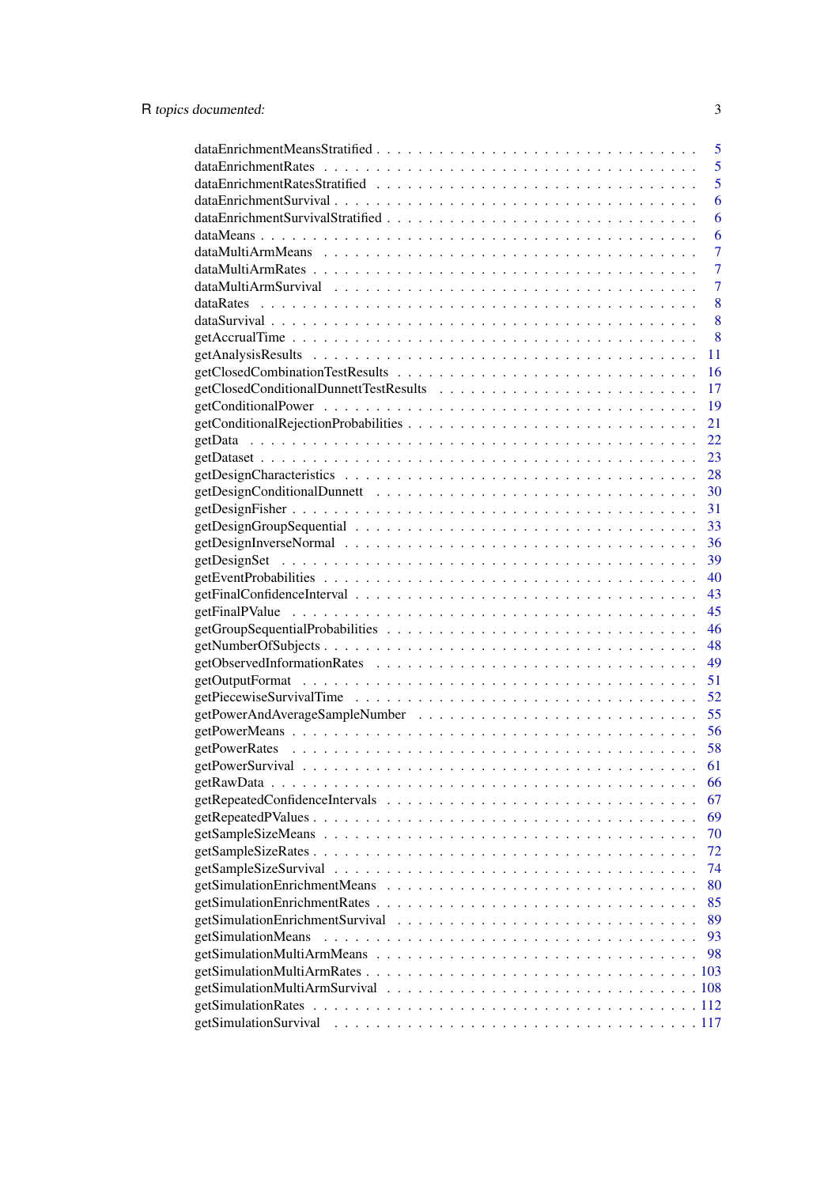dataEnrichmentMeansStratified . . . . . . . . . . . . . . . . . . . . . . . . . . . . . . . 5
dataEnrichmentRates . . . . . . . . . . . . . . . . . . . . . . . . . . . . . . . . . . . . 5
dataEnrichmentRatesStratified . . . . . . . . . . . . . . . . . . . . . . . . . . . . . . . 5
dataEnrichmentSurvival . . . . . . . . . . . . . . . . . . . . . . . . . . . . . . . . . . . 6
dataEnrichmentSurvivalStratified . . . . . . . . . . . . . . . . . . . . . . . . . . . . . . 6
dataMeans . . . . . . . . . . . . . . . . . . . . . . . . . . . . . . . . . . . . . . . . . 6
dataMultiArmMeans . . . . . . . . . . . . . . . . . . . . . . . . . . . . . . . . . . . . . 7
dataMultiArmRates . . . . . . . . . . . . . . . . . . . . . . . . . . . . . . . . . . . . . 7
dataMultiArmSurvival . . . . . . . . . . . . . . . . . . . . . . . . . . . . . . . . . . . . 7
dataRates . . . . . . . . . . . . . . . . . . . . . . . . . . . . . . . . . . . . . . . . . 8
dataSurvival . . . . . . . . . . . . . . . . . . . . . . . . . . . . . . . . . . . . . . . . 8
getAccrualTime . . . . . . . . . . . . . . . . . . . . . . . . . . . . . . . . . . . . . . . 8
getAnalysisResults . . . . . . . . . . . . . . . . . . . . . . . . . . . . . . . . . . . . . 11
getClosedCombinationTestResults . . . . . . . . . . . . . . . . . . . . . . . . . . . . . . 16
getClosedConditionalDunnettTestResults . . . . . . . . . . . . . . . . . . . . . . . . . . 17
getConditionalPower . . . . . . . . . . . . . . . . . . . . . . . . . . . . . . . . . . . . 19
getConditionalRejectionProbabilities . . . . . . . . . . . . . . . . . . . . . . . . . . . . 21
getData . . . . . . . . . . . . . . . . . . . . . . . . . . . . . . . . . . . . . . . . . . 22
getDataset . . . . . . . . . . . . . . . . . . . . . . . . . . . . . . . . . . . . . . . . . 23
getDesignCharacteristics . . . . . . . . . . . . . . . . . . . . . . . . . . . . . . . . . . 28
getDesignConditionalDunnett . . . . . . . . . . . . . . . . . . . . . . . . . . . . . . . . 30
getDesignFisher . . . . . . . . . . . . . . . . . . . . . . . . . . . . . . . . . . . . . . 31
getDesignGroupSequential . . . . . . . . . . . . . . . . . . . . . . . . . . . . . . . . . . 33
getDesignInverseNormal . . . . . . . . . . . . . . . . . . . . . . . . . . . . . . . . . . . 36
getDesignSet . . . . . . . . . . . . . . . . . . . . . . . . . . . . . . . . . . . . . . . . 39
getEventProbabilities . . . . . . . . . . . . . . . . . . . . . . . . . . . . . . . . . . . . 40
getFinalConfidenceInterval . . . . . . . . . . . . . . . . . . . . . . . . . . . . . . . . . 43
getFinalPValue . . . . . . . . . . . . . . . . . . . . . . . . . . . . . . . . . . . . . . . 45
getGroupSequentialProbabilities . . . . . . . . . . . . . . . . . . . . . . . . . . . . . . . 46
getNumberOfSubjects . . . . . . . . . . . . . . . . . . . . . . . . . . . . . . . . . . . . 48
getObservedInformationRates . . . . . . . . . . . . . . . . . . . . . . . . . . . . . . . . 49
getOutputFormat . . . . . . . . . . . . . . . . . . . . . . . . . . . . . . . . . . . . . . 51
getPiecewiseSurvivalTime . . . . . . . . . . . . . . . . . . . . . . . . . . . . . . . . . . 52
getPowerAndAverageSampleNumber . . . . . . . . . . . . . . . . . . . . . . . . . . . . . 55
getPowerMeans . . . . . . . . . . . . . . . . . . . . . . . . . . . . . . . . . . . . . . . 56
getPowerRates . . . . . . . . . . . . . . . . . . . . . . . . . . . . . . . . . . . . . . . 58
getPowerSurvival . . . . . . . . . . . . . . . . . . . . . . . . . . . . . . . . . . . . . . 61
getRawData . . . . . . . . . . . . . . . . . . . . . . . . . . . . . . . . . . . . . . . . . 66
getRepeatedConfidenceIntervals . . . . . . . . . . . . . . . . . . . . . . . . . . . . . . . 67
getRepeatedPValues . . . . . . . . . . . . . . . . . . . . . . . . . . . . . . . . . . . . . 69
getSampleSizeMeans . . . . . . . . . . . . . . . . . . . . . . . . . . . . . . . . . . . . . 70
getSampleSizeRates . . . . . . . . . . . . . . . . . . . . . . . . . . . . . . . . . . . . . 72
getSampleSizeSurvival . . . . . . . . . . . . . . . . . . . . . . . . . . . . . . . . . . . . 74
getSimulationEnrichmentMeans . . . . . . . . . . . . . . . . . . . . . . . . . . . . . . . 80
getSimulationEnrichmentRates . . . . . . . . . . . . . . . . . . . . . . . . . . . . . . . . 85
getSimulationEnrichmentSurvival . . . . . . . . . . . . . . . . . . . . . . . . . . . . . . 89
getSimulationMeans . . . . . . . . . . . . . . . . . . . . . . . . . . . . . . . . . . . . . 93
getSimulationMultiArmMeans . . . . . . . . . . . . . . . . . . . . . . . . . . . . . . . . 98
getSimulationMultiArmRates . . . . . . . . . . . . . . . . . . . . . . . . . . . . . . . . . 103
getSimulationMultiArmSurvival . . . . . . . . . . . . . . . . . . . . . . . . . . . . . . . 108
getSimulationRates . . . . . . . . . . . . . . . . . . . . . . . . . . . . . . . . . . . . . 112
getSimulationSurvival . . . . . . . . . . . . . . . . . . . . . . . . . . . . . . . . . . . . 117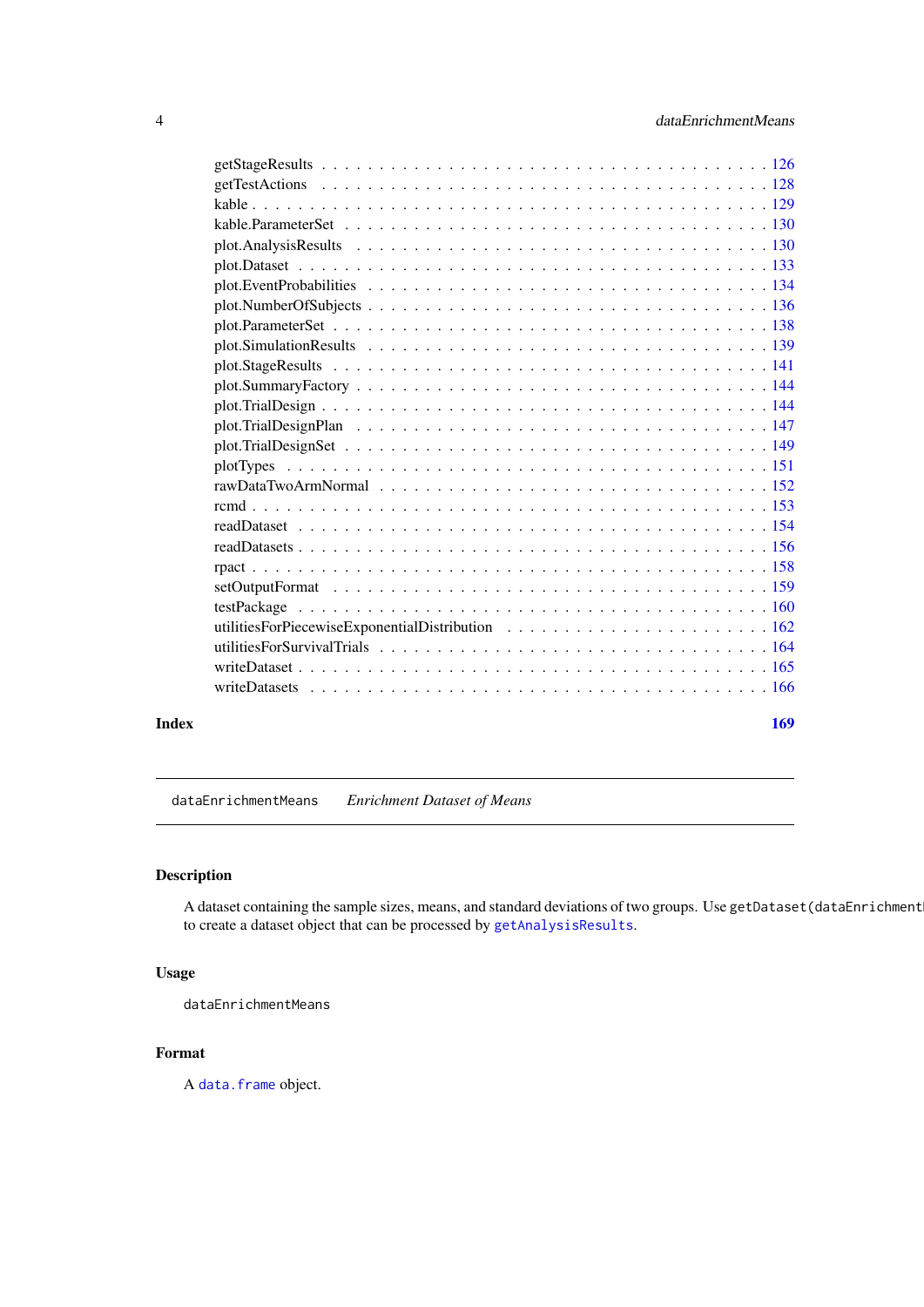getStageResults . . . . . . . . . . . . . . . . . . . . . . . . . . . . . . . . . . . . . 126
getTestActions . . . . . . . . . . . . . . . . . . . . . . . . . . . . . . . . . . . . . . 128
kable . . . . . . . . . . . . . . . . . . . . . . . . . . . . . . . . . . . . . . . . . . 129
kable.ParameterSet . . . . . . . . . . . . . . . . . . . . . . . . . . . . . . . . . . . 130
plot.AnalysisResults . . . . . . . . . . . . . . . . . . . . . . . . . . . . . . . . . . 130
plot.Dataset . . . . . . . . . . . . . . . . . . . . . . . . . . . . . . . . . . . . . . . 133
plot.EventProbabilities . . . . . . . . . . . . . . . . . . . . . . . . . . . . . . . . . 134
plot.NumberOfSubjects . . . . . . . . . . . . . . . . . . . . . . . . . . . . . . . . . 136
plot.ParameterSet . . . . . . . . . . . . . . . . . . . . . . . . . . . . . . . . . . . . 138
plot.SimulationResults . . . . . . . . . . . . . . . . . . . . . . . . . . . . . . . . . 139
plot.StageResults . . . . . . . . . . . . . . . . . . . . . . . . . . . . . . . . . . . . 141
plot.SummaryFactory . . . . . . . . . . . . . . . . . . . . . . . . . . . . . . . . . . 144
plot.TrialDesign . . . . . . . . . . . . . . . . . . . . . . . . . . . . . . . . . . . . . 144
plot.TrialDesignPlan . . . . . . . . . . . . . . . . . . . . . . . . . . . . . . . . . . 147
plot.TrialDesignSet . . . . . . . . . . . . . . . . . . . . . . . . . . . . . . . . . . . 149
plotTypes . . . . . . . . . . . . . . . . . . . . . . . . . . . . . . . . . . . . . . . . 151
rawDataTwoArmNormal . . . . . . . . . . . . . . . . . . . . . . . . . . . . . . . . . 152
rcmd . . . . . . . . . . . . . . . . . . . . . . . . . . . . . . . . . . . . . . . . . . 153
readDataset . . . . . . . . . . . . . . . . . . . . . . . . . . . . . . . . . . . . . . . 154
readDatasets . . . . . . . . . . . . . . . . . . . . . . . . . . . . . . . . . . . . . . 156
rpact . . . . . . . . . . . . . . . . . . . . . . . . . . . . . . . . . . . . . . . . . . 158
setOutputFormat . . . . . . . . . . . . . . . . . . . . . . . . . . . . . . . . . . . . 159
testPackage . . . . . . . . . . . . . . . . . . . . . . . . . . . . . . . . . . . . . . . 160
utilitiesForPiecewiseExponentialDistribution . . . . . . . . . . . . . . . . . . . . . . 162
utilitiesForSurvivalTrials . . . . . . . . . . . . . . . . . . . . . . . . . . . . . . . . 164
writeDataset . . . . . . . . . . . . . . . . . . . . . . . . . . . . . . . . . . . . . . . 165
writeDatasets . . . . . . . . . . . . . . . . . . . . . . . . . . . . . . . . . . . . . . 166

**Index** **169**

---

`dataEnrichmentMeans` *Enrichment Dataset of Means*

---

## Description

A dataset containing the sample sizes, means, and standard deviations of two groups. Use `getDataset(dataEnrichment` to create a dataset object that can be processed by `getAnalysisResults`.

## Usage

```
dataEnrichmentMeans
```

## Format

A `data.frame` object.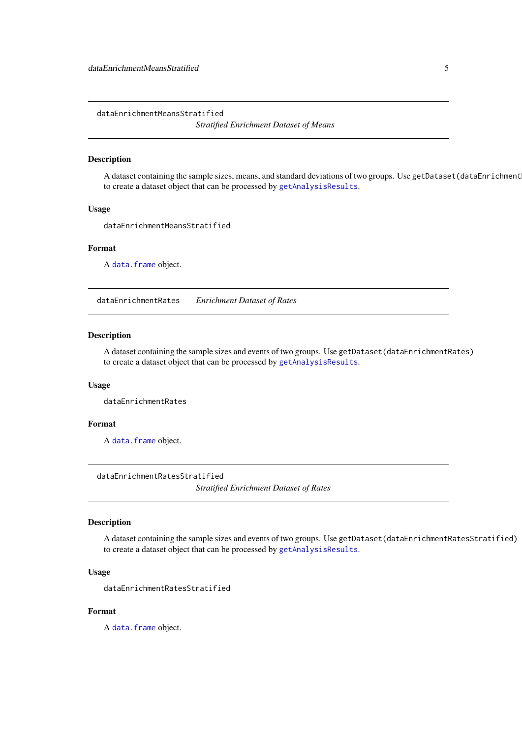## dataEnrichmentMeansStratified

*Stratified Enrichment Dataset of Means*

### Description

A dataset containing the sample sizes, means, and standard deviations of two groups. Use `getDataset(dataEnrichment`
to create a dataset object that can be processed by `getAnalysisResults`.

### Usage

```
dataEnrichmentMeansStratified
```

### Format

A `data.frame` object.

## dataEnrichmentRates

*Enrichment Dataset of Rates*

### Description

A dataset containing the sample sizes and events of two groups. Use `getDataset(dataEnrichmentRates)` to create a dataset object that can be processed by `getAnalysisResults`.

### Usage

```
dataEnrichmentRates
```

### Format

A `data.frame` object.

## dataEnrichmentRatesStratified

*Stratified Enrichment Dataset of Rates*

### Description

A dataset containing the sample sizes and events of two groups. Use `getDataset(dataEnrichmentRatesStratified)` to create a dataset object that can be processed by `getAnalysisResults`.

### Usage

```
dataEnrichmentRatesStratified
```

### Format

A `data.frame` object.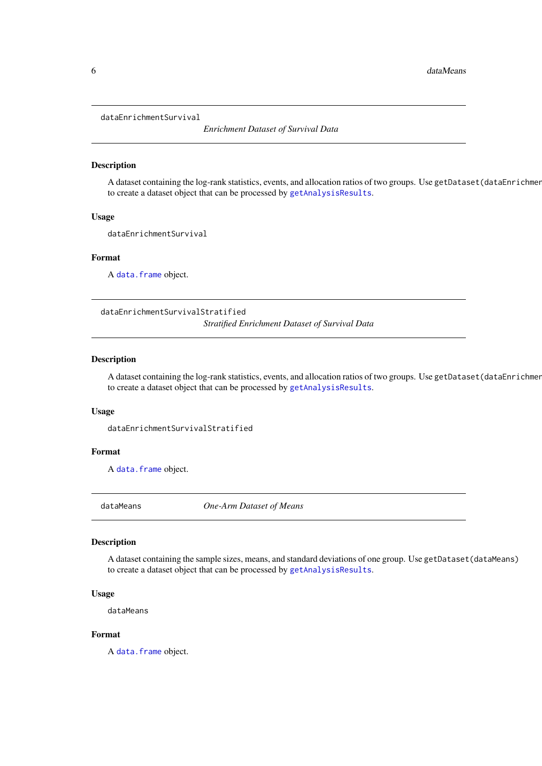## dataEnrichmentSurvival

*Enrichment Dataset of Survival Data*

### Description

A dataset containing the log-rank statistics, events, and allocation ratios of two groups. Use `getDataset(dataEnrichmen` to create a dataset object that can be processed by `getAnalysisResults`.

### Usage

```
dataEnrichmentSurvival
```

### Format

A `data.frame` object.

## dataEnrichmentSurvivalStratified

*Stratified Enrichment Dataset of Survival Data*

### Description

A dataset containing the log-rank statistics, events, and allocation ratios of two groups. Use `getDataset(dataEnrichmen` to create a dataset object that can be processed by `getAnalysisResults`.

### Usage

```
dataEnrichmentSurvivalStratified
```

### Format

A `data.frame` object.

## dataMeans

*One-Arm Dataset of Means*

### Description

A dataset containing the sample sizes, means, and standard deviations of one group. Use `getDataset(dataMeans)` to create a dataset object that can be processed by `getAnalysisResults`.

### Usage

```
dataMeans
```

### Format

A `data.frame` object.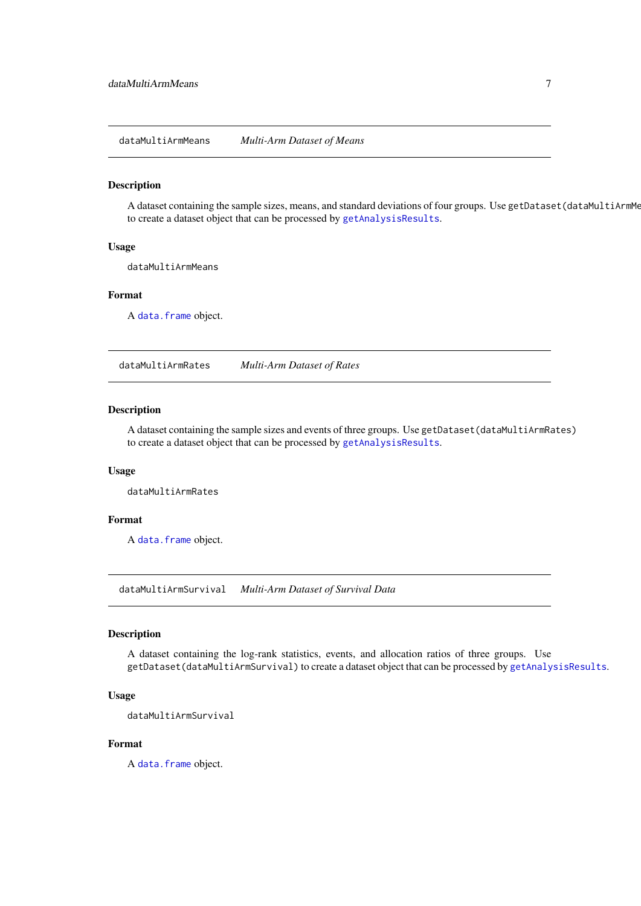## dataMultiArmMeans — *Multi-Arm Dataset of Means*

### Description

A dataset containing the sample sizes, means, and standard deviations of four groups. Use `getDataset(dataMultiArmMeans)` to create a dataset object that can be processed by `getAnalysisResults`.

### Usage

```
dataMultiArmMeans
```

### Format

A `data.frame` object.

## dataMultiArmRates — *Multi-Arm Dataset of Rates*

### Description

A dataset containing the sample sizes and events of three groups. Use `getDataset(dataMultiArmRates)` to create a dataset object that can be processed by `getAnalysisResults`.

### Usage

```
dataMultiArmRates
```

### Format

A `data.frame` object.

## dataMultiArmSurvival — *Multi-Arm Dataset of Survival Data*

### Description

A dataset containing the log-rank statistics, events, and allocation ratios of three groups. Use `getDataset(dataMultiArmSurvival)` to create a dataset object that can be processed by `getAnalysisResults`.

### Usage

```
dataMultiArmSurvival
```

### Format

A `data.frame` object.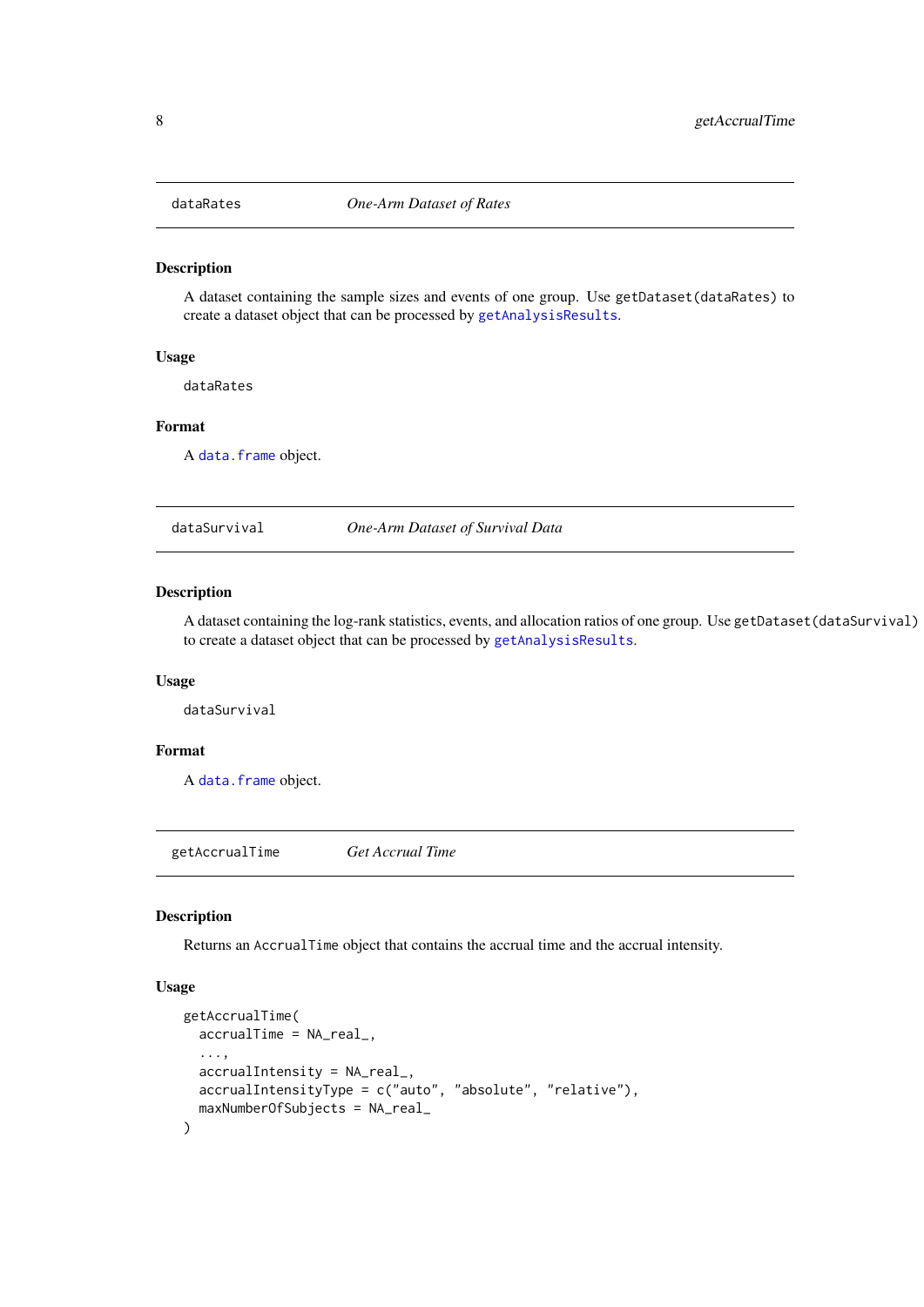## dataRates — *One-Arm Dataset of Rates*

### Description

A dataset containing the sample sizes and events of one group. Use `getDataset(dataRates)` to create a dataset object that can be processed by `getAnalysisResults`.

### Usage

```
dataRates
```

### Format

A `data.frame` object.

## dataSurvival — *One-Arm Dataset of Survival Data*

### Description

A dataset containing the log-rank statistics, events, and allocation ratios of one group. Use `getDataset(dataSurvival)` to create a dataset object that can be processed by `getAnalysisResults`.

### Usage

```
dataSurvival
```

### Format

A `data.frame` object.

## getAccrualTime — *Get Accrual Time*

### Description

Returns an `AccrualTime` object that contains the accrual time and the accrual intensity.

### Usage

```
getAccrualTime(
  accrualTime = NA_real_,
  ...,
  accrualIntensity = NA_real_,
  accrualIntensityType = c("auto", "absolute", "relative"),
  maxNumberOfSubjects = NA_real_
)
```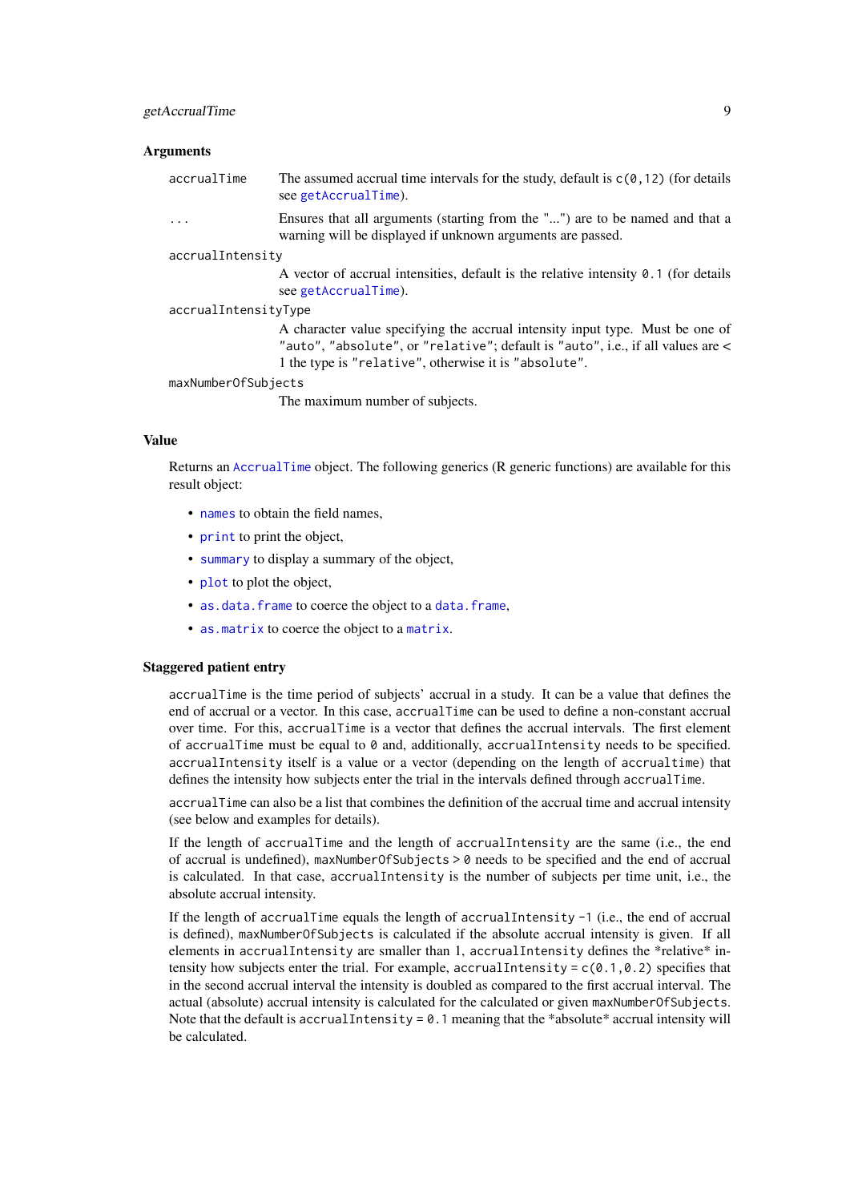### Arguments

- `accrualTime` — The assumed accrual time intervals for the study, default is `c(0,12)` (for details see `getAccrualTime`).
- `...` — Ensures that all arguments (starting from the "...") are to be named and that a warning will be displayed if unknown arguments are passed.
- `accrualIntensity` — A vector of accrual intensities, default is the relative intensity `0.1` (for details see `getAccrualTime`).
- `accrualIntensityType` — A character value specifying the accrual intensity input type. Must be one of `"auto"`, `"absolute"`, or `"relative"`; default is `"auto"`, i.e., if all values are < 1 the type is `"relative"`, otherwise it is `"absolute"`.
- `maxNumberOfSubjects` — The maximum number of subjects.

### Value

Returns an `AccrualTime` object. The following generics (R generic functions) are available for this result object:

- `names` to obtain the field names,
- `print` to print the object,
- `summary` to display a summary of the object,
- `plot` to plot the object,
- `as.data.frame` to coerce the object to a `data.frame`,
- `as.matrix` to coerce the object to a `matrix`.

### Staggered patient entry

`accrualTime` is the time period of subjects' accrual in a study. It can be a value that defines the end of accrual or a vector. In this case, `accrualTime` can be used to define a non-constant accrual over time. For this, `accrualTime` is a vector that defines the accrual intervals. The first element of `accrualTime` must be equal to `0` and, additionally, `accrualIntensity` needs to be specified. `accrualIntensity` itself is a value or a vector (depending on the length of `accrualtime`) that defines the intensity how subjects enter the trial in the intervals defined through `accrualTime`.

`accrualTime` can also be a list that combines the definition of the accrual time and accrual intensity (see below and examples for details).

If the length of `accrualTime` and the length of `accrualIntensity` are the same (i.e., the end of accrual is undefined), `maxNumberOfSubjects > 0` needs to be specified and the end of accrual is calculated. In that case, `accrualIntensity` is the number of subjects per time unit, i.e., the absolute accrual intensity.

If the length of `accrualTime` equals the length of `accrualIntensity -1` (i.e., the end of accrual is defined), `maxNumberOfSubjects` is calculated if the absolute accrual intensity is given. If all elements in `accrualIntensity` are smaller than 1, `accrualIntensity` defines the *relative* intensity how subjects enter the trial. For example, `accrualIntensity = c(0.1,0.2)` specifies that in the second accrual interval the intensity is doubled as compared to the first accrual interval. The actual (absolute) accrual intensity is calculated for the calculated or given `maxNumberOfSubjects`. Note that the default is `accrualIntensity = 0.1` meaning that the *absolute* accrual intensity will be calculated.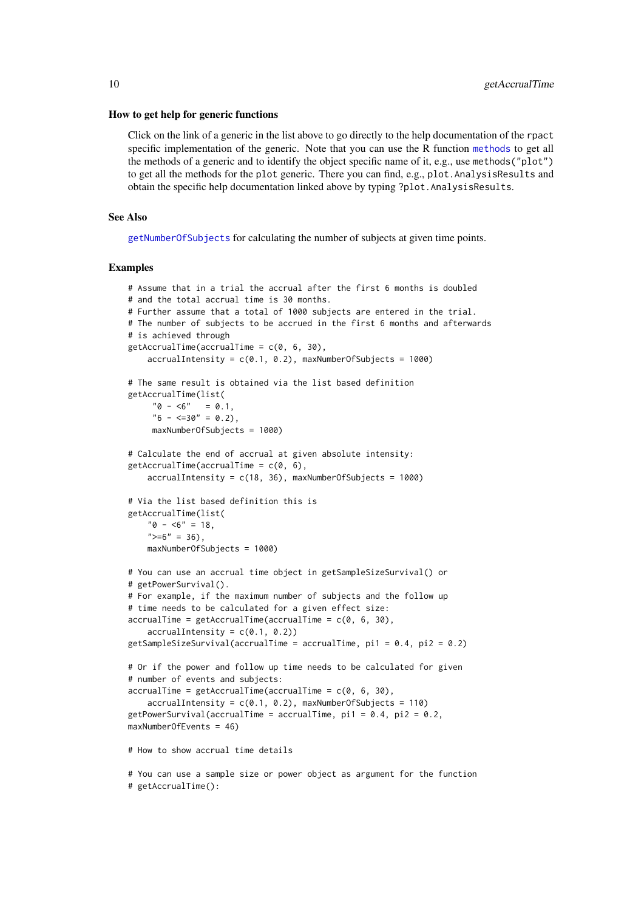### How to get help for generic functions

Click on the link of a generic in the list above to go directly to the help documentation of the `rpact` specific implementation of the generic. Note that you can use the R function `methods` to get all the methods of a generic and to identify the object specific name of it, e.g., use `methods("plot")` to get all the methods for the `plot` generic. There you can find, e.g., `plot.AnalysisResults` and obtain the specific help documentation linked above by typing `?plot.AnalysisResults`.

### See Also

`getNumberOfSubjects` for calculating the number of subjects at given time points.

### Examples

```
# Assume that in a trial the accrual after the first 6 months is doubled
# and the total accrual time is 30 months.
# Further assume that a total of 1000 subjects are entered in the trial.
# The number of subjects to be accrued in the first 6 months and afterwards
# is achieved through
getAccrualTime(accrualTime = c(0, 6, 30),
    accrualIntensity = c(0.1, 0.2), maxNumberOfSubjects = 1000)

# The same result is obtained via the list based definition
getAccrualTime(list(
     "0 - <6"   = 0.1,
     "6 - <=30" = 0.2),
     maxNumberOfSubjects = 1000)

# Calculate the end of accrual at given absolute intensity:
getAccrualTime(accrualTime = c(0, 6),
    accrualIntensity = c(18, 36), maxNumberOfSubjects = 1000)

# Via the list based definition this is
getAccrualTime(list(
    "0 - <6" = 18,
    ">=6" = 36),
    maxNumberOfSubjects = 1000)

# You can use an accrual time object in getSampleSizeSurvival() or
# getPowerSurvival().
# For example, if the maximum number of subjects and the follow up
# time needs to be calculated for a given effect size:
accrualTime = getAccrualTime(accrualTime = c(0, 6, 30),
    accrualIntensity = c(0.1, 0.2))
getSampleSizeSurvival(accrualTime = accrualTime, pi1 = 0.4, pi2 = 0.2)

# Or if the power and follow up time needs to be calculated for given
# number of events and subjects:
accrualTime = getAccrualTime(accrualTime = c(0, 6, 30),
    accrualIntensity = c(0.1, 0.2), maxNumberOfSubjects = 110)
getPowerSurvival(accrualTime = accrualTime, pi1 = 0.4, pi2 = 0.2,
maxNumberOfEvents = 46)

# How to show accrual time details

# You can use a sample size or power object as argument for the function
# getAccrualTime():
```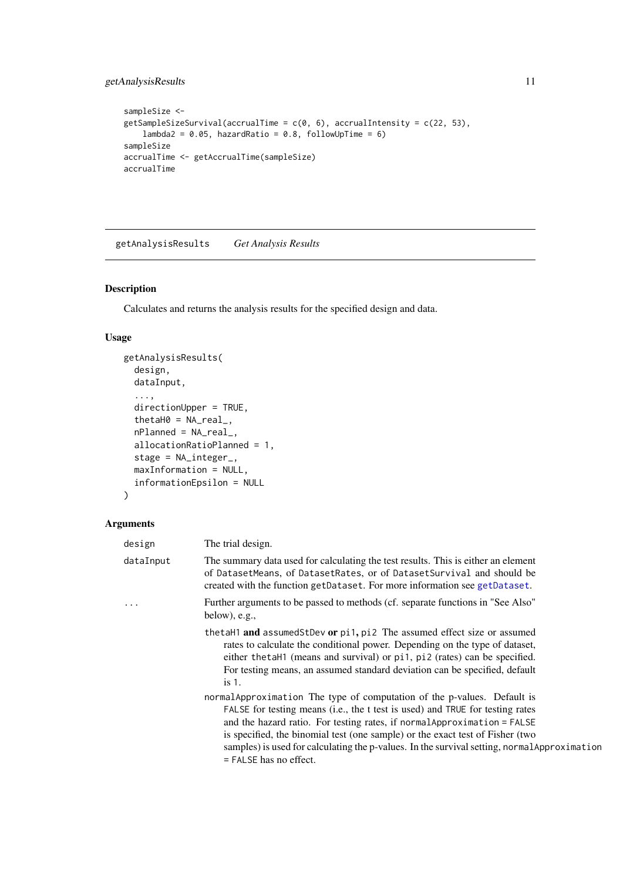```
sampleSize <-
getSampleSizeSurvival(accrualTime = c(0, 6), accrualIntensity = c(22, 53),
    lambda2 = 0.05, hazardRatio = 0.8, followUpTime = 6)
sampleSize
accrualTime <- getAccrualTime(sampleSize)
accrualTime
```

## getAnalysisResults *Get Analysis Results*

### Description

Calculates and returns the analysis results for the specified design and data.

### Usage

```
getAnalysisResults(
  design,
  dataInput,
  ...,
  directionUpper = TRUE,
  thetaH0 = NA_real_,
  nPlanned = NA_real_,
  allocationRatioPlanned = 1,
  stage = NA_integer_,
  maxInformation = NULL,
  informationEpsilon = NULL
)
```

### Arguments

`design` The trial design.

`dataInput` The summary data used for calculating the test results. This is either an element of `DatasetMeans`, of `DatasetRates`, or of `DatasetSurvival` and should be created with the function `getDataset`. For more information see `getDataset`.

`...` Further arguments to be passed to methods (cf. separate functions in "See Also" below), e.g.,

- `thetaH1` **and** `assumedStDev` **or** `pi1`**,** `pi2` The assumed effect size or assumed rates to calculate the conditional power. Depending on the type of dataset, either `thetaH1` (means and survival) or `pi1`, `pi2` (rates) can be specified. For testing means, an assumed standard deviation can be specified, default is `1`.
- `normalApproximation` The type of computation of the p-values. Default is `FALSE` for testing means (i.e., the t test is used) and `TRUE` for testing rates and the hazard ratio. For testing rates, if `normalApproximation = FALSE` is specified, the binomial test (one sample) or the exact test of Fisher (two samples) is used for calculating the p-values. In the survival setting, `normalApproximation = FALSE` has no effect.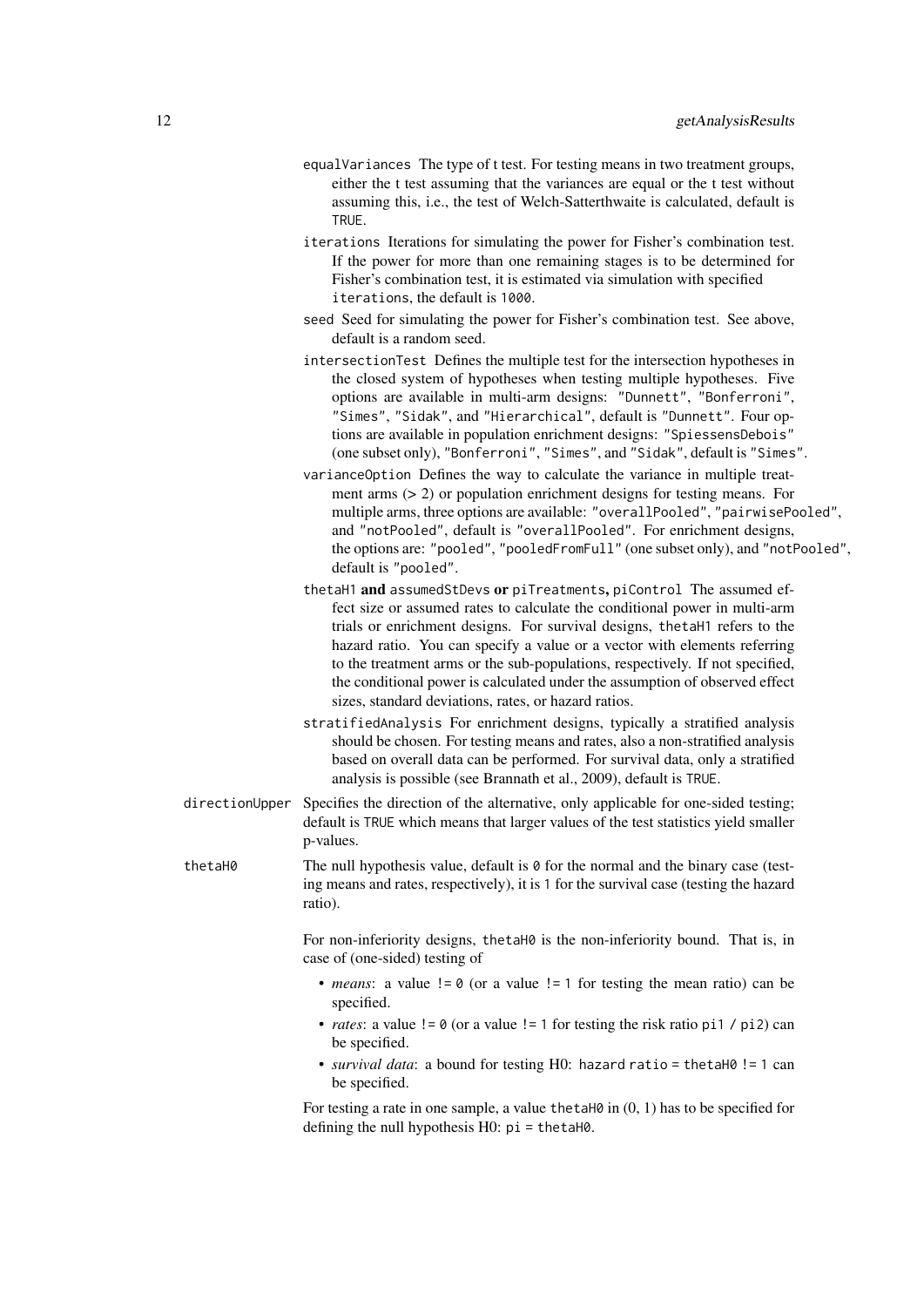`equalVariances` The type of t test. For testing means in two treatment groups, either the t test assuming that the variances are equal or the t test without assuming this, i.e., the test of Welch-Satterthwaite is calculated, default is `TRUE`.

`iterations` Iterations for simulating the power for Fisher's combination test. If the power for more than one remaining stages is to be determined for Fisher's combination test, it is estimated via simulation with specified `iterations`, the default is `1000`.

`seed` Seed for simulating the power for Fisher's combination test. See above, default is a random seed.

`intersectionTest` Defines the multiple test for the intersection hypotheses in the closed system of hypotheses when testing multiple hypotheses. Five options are available in multi-arm designs: `"Dunnett"`, `"Bonferroni"`, `"Simes"`, `"Sidak"`, and `"Hierarchical"`, default is `"Dunnett"`. Four options are available in population enrichment designs: `"SpiessensDebois"` (one subset only), `"Bonferroni"`, `"Simes"`, and `"Sidak"`, default is `"Simes"`.

`varianceOption` Defines the way to calculate the variance in multiple treatment arms (> 2) or population enrichment designs for testing means. For multiple arms, three options are available: `"overallPooled"`, `"pairwisePooled"`, and `"notPooled"`, default is `"overallPooled"`. For enrichment designs, the options are: `"pooled"`, `"pooledFromFull"` (one subset only), and `"notPooled"`, default is `"pooled"`.

`thetaH1` **and** `assumedStDevs` **or** `piTreatments`**,** `piControl` The assumed effect size or assumed rates to calculate the conditional power in multi-arm trials or enrichment designs. For survival designs, `thetaH1` refers to the hazard ratio. You can specify a value or a vector with elements referring to the treatment arms or the sub-populations, respectively. If not specified, the conditional power is calculated under the assumption of observed effect sizes, standard deviations, rates, or hazard ratios.

`stratifiedAnalysis` For enrichment designs, typically a stratified analysis should be chosen. For testing means and rates, also a non-stratified analysis based on overall data can be performed. For survival data, only a stratified analysis is possible (see Brannath et al., 2009), default is `TRUE`.

`directionUpper` Specifies the direction of the alternative, only applicable for one-sided testing; default is `TRUE` which means that larger values of the test statistics yield smaller p-values.

`thetaH0` The null hypothesis value, default is `0` for the normal and the binary case (testing means and rates, respectively), it is `1` for the survival case (testing the hazard ratio).

For non-inferiority designs, `thetaH0` is the non-inferiority bound. That is, in case of (one-sided) testing of

- *means*: a value `!= 0` (or a value `!= 1` for testing the mean ratio) can be specified.
- *rates*: a value `!= 0` (or a value `!= 1` for testing the risk ratio `pi1 / pi2`) can be specified.
- *survival data*: a bound for testing H0: `hazard ratio = thetaH0 != 1` can be specified.

For testing a rate in one sample, a value `thetaH0` in (0, 1) has to be specified for defining the null hypothesis H0: `pi = thetaH0`.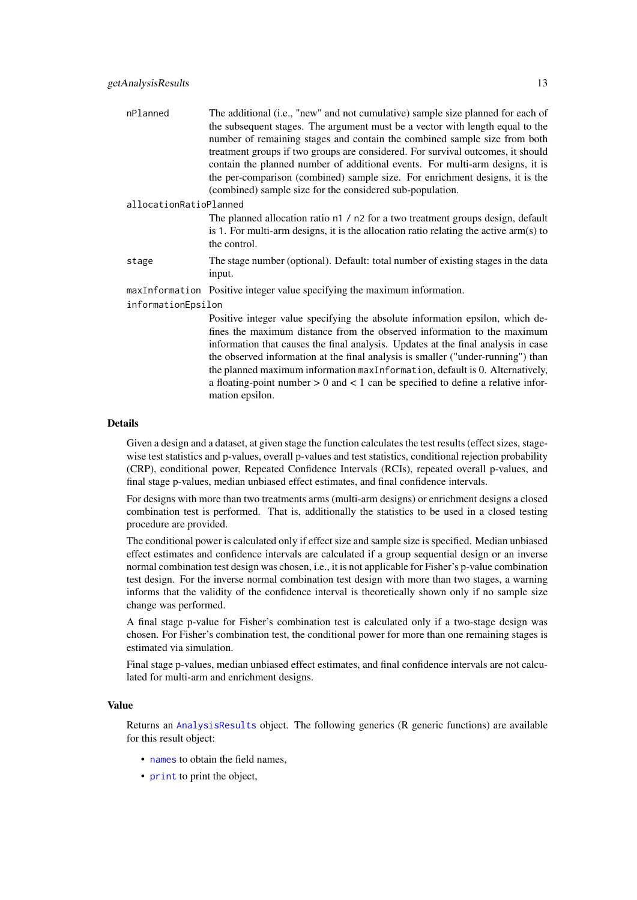`nPlanned`
: The additional (i.e., "new" and not cumulative) sample size planned for each of the subsequent stages. The argument must be a vector with length equal to the number of remaining stages and contain the combined sample size from both treatment groups if two groups are considered. For survival outcomes, it should contain the planned number of additional events. For multi-arm designs, it is the per-comparison (combined) sample size. For enrichment designs, it is the (combined) sample size for the considered sub-population.

`allocationRatioPlanned`
: The planned allocation ratio `n1 / n2` for a two treatment groups design, default is `1`. For multi-arm designs, it is the allocation ratio relating the active arm(s) to the control.

`stage`
: The stage number (optional). Default: total number of existing stages in the data input.

`maxInformation`
: Positive integer value specifying the maximum information.

`informationEpsilon`
: Positive integer value specifying the absolute information epsilon, which defines the maximum distance from the observed information to the maximum information that causes the final analysis. Updates at the final analysis in case the observed information at the final analysis is smaller ("under-running") than the planned maximum information `maxInformation`, default is 0. Alternatively, a floating-point number > 0 and < 1 can be specified to define a relative information epsilon.

## Details

Given a design and a dataset, at given stage the function calculates the test results (effect sizes, stage-wise test statistics and p-values, overall p-values and test statistics, conditional rejection probability (CRP), conditional power, Repeated Confidence Intervals (RCIs), repeated overall p-values, and final stage p-values, median unbiased effect estimates, and final confidence intervals.

For designs with more than two treatments arms (multi-arm designs) or enrichment designs a closed combination test is performed. That is, additionally the statistics to be used in a closed testing procedure are provided.

The conditional power is calculated only if effect size and sample size is specified. Median unbiased effect estimates and confidence intervals are calculated if a group sequential design or an inverse normal combination test design was chosen, i.e., it is not applicable for Fisher's p-value combination test design. For the inverse normal combination test design with more than two stages, a warning informs that the validity of the confidence interval is theoretically shown only if no sample size change was performed.

A final stage p-value for Fisher's combination test is calculated only if a two-stage design was chosen. For Fisher's combination test, the conditional power for more than one remaining stages is estimated via simulation.

Final stage p-values, median unbiased effect estimates, and final confidence intervals are not calculated for multi-arm and enrichment designs.

## Value

Returns an `AnalysisResults` object. The following generics (R generic functions) are available for this result object:

- `names` to obtain the field names,
- `print` to print the object,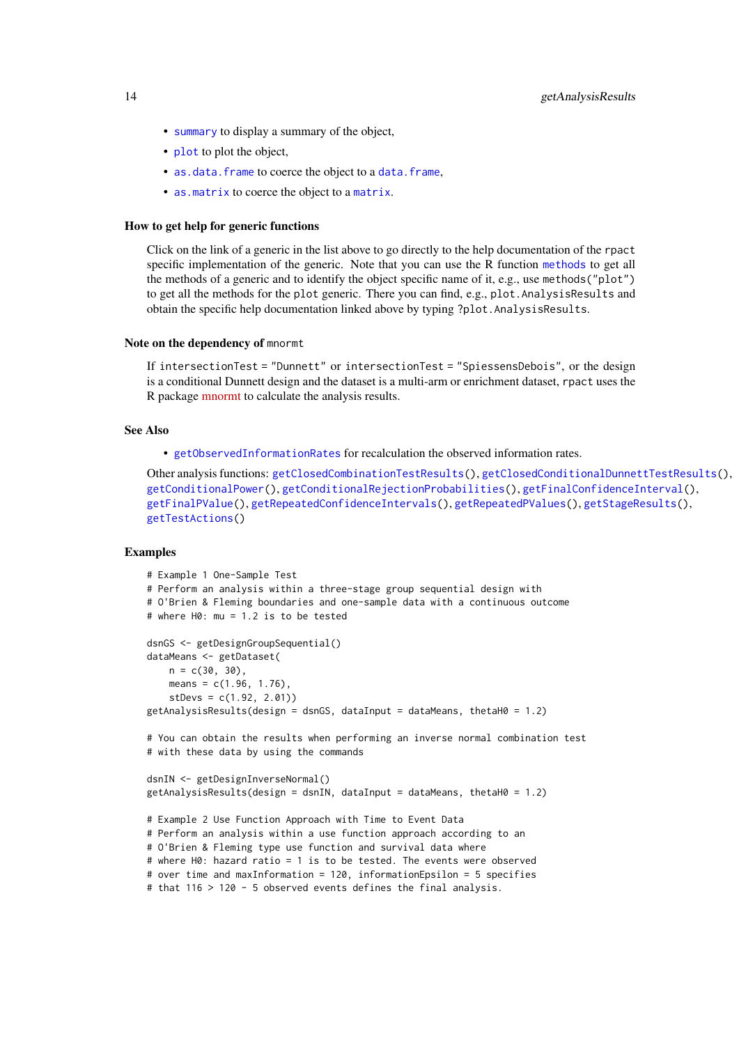- `summary` to display a summary of the object,
- `plot` to plot the object,
- `as.data.frame` to coerce the object to a `data.frame`,
- `as.matrix` to coerce the object to a `matrix`.

### How to get help for generic functions

Click on the link of a generic in the list above to go directly to the help documentation of the `rpact` specific implementation of the generic. Note that you can use the R function `methods` to get all the methods of a generic and to identify the object specific name of it, e.g., use `methods("plot")` to get all the methods for the `plot` generic. There you can find, e.g., `plot.AnalysisResults` and obtain the specific help documentation linked above by typing `?plot.AnalysisResults`.

### Note on the dependency of `mnormt`

If `intersectionTest = "Dunnett"` or `intersectionTest = "SpiessensDebois"`, or the design is a conditional Dunnett design and the dataset is a multi-arm or enrichment dataset, `rpact` uses the R package mnormt to calculate the analysis results.

### See Also

- `getObservedInformationRates` for recalculation the observed information rates.

Other analysis functions: `getClosedCombinationTestResults()`, `getClosedConditionalDunnettTestResults()`, `getConditionalPower()`, `getConditionalRejectionProbabilities()`, `getFinalConfidenceInterval()`, `getFinalPValue()`, `getRepeatedConfidenceIntervals()`, `getRepeatedPValues()`, `getStageResults()`, `getTestActions()`

### Examples

```
# Example 1 One-Sample Test
# Perform an analysis within a three-stage group sequential design with
# O'Brien & Fleming boundaries and one-sample data with a continuous outcome
# where H0: mu = 1.2 is to be tested

dsnGS <- getDesignGroupSequential()
dataMeans <- getDataset(
    n = c(30, 30),
    means = c(1.96, 1.76),
    stDevs = c(1.92, 2.01))
getAnalysisResults(design = dsnGS, dataInput = dataMeans, thetaH0 = 1.2)

# You can obtain the results when performing an inverse normal combination test
# with these data by using the commands

dsnIN <- getDesignInverseNormal()
getAnalysisResults(design = dsnIN, dataInput = dataMeans, thetaH0 = 1.2)

# Example 2 Use Function Approach with Time to Event Data
# Perform an analysis within a use function approach according to an
# O'Brien & Fleming type use function and survival data where
# where H0: hazard ratio = 1 is to be tested. The events were observed
# over time and maxInformation = 120, informationEpsilon = 5 specifies
# that 116 > 120 - 5 observed events defines the final analysis.
```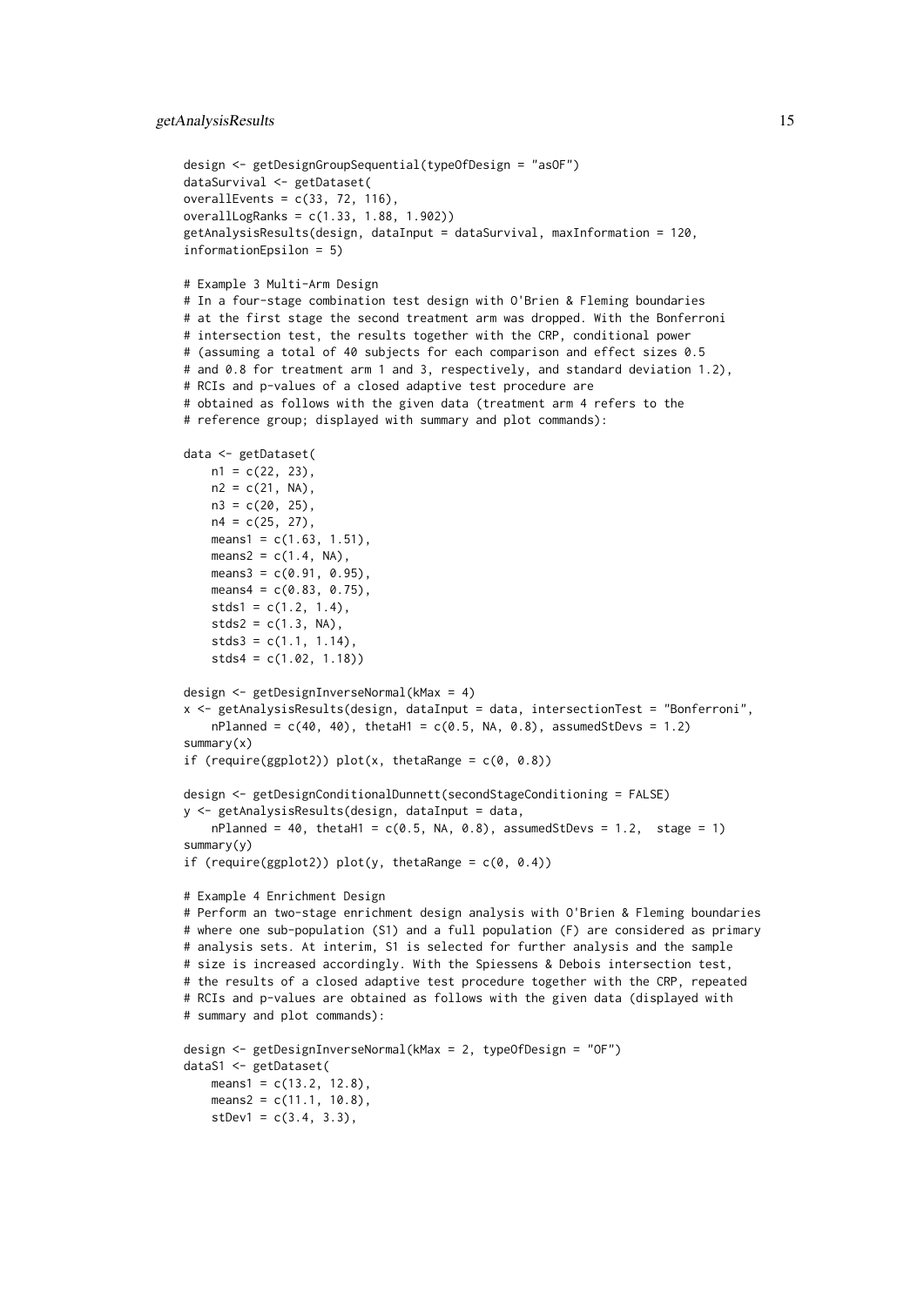```
design <- getDesignGroupSequential(typeOfDesign = "asOF")
dataSurvival <- getDataset(
overallEvents = c(33, 72, 116),
overallLogRanks = c(1.33, 1.88, 1.902))
getAnalysisResults(design, dataInput = dataSurvival, maxInformation = 120,
informationEpsilon = 5)

# Example 3 Multi-Arm Design
# In a four-stage combination test design with O'Brien & Fleming boundaries
# at the first stage the second treatment arm was dropped. With the Bonferroni
# intersection test, the results together with the CRP, conditional power
# (assuming a total of 40 subjects for each comparison and effect sizes 0.5
# and 0.8 for treatment arm 1 and 3, respectively, and standard deviation 1.2),
# RCIs and p-values of a closed adaptive test procedure are
# obtained as follows with the given data (treatment arm 4 refers to the
# reference group; displayed with summary and plot commands):

data <- getDataset(
    n1 = c(22, 23),
    n2 = c(21, NA),
    n3 = c(20, 25),
    n4 = c(25, 27),
    means1 = c(1.63, 1.51),
    means2 = c(1.4, NA),
    means3 = c(0.91, 0.95),
    means4 = c(0.83, 0.75),
    stds1 = c(1.2, 1.4),
    stds2 = c(1.3, NA),
    stds3 = c(1.1, 1.14),
    stds4 = c(1.02, 1.18))

design <- getDesignInverseNormal(kMax = 4)
x <- getAnalysisResults(design, dataInput = data, intersectionTest = "Bonferroni",
    nPlanned = c(40, 40), thetaH1 = c(0.5, NA, 0.8), assumedStDevs = 1.2)
summary(x)
if (require(ggplot2)) plot(x, thetaRange = c(0, 0.8))

design <- getDesignConditionalDunnett(secondStageConditioning = FALSE)
y <- getAnalysisResults(design, dataInput = data,
    nPlanned = 40, thetaH1 = c(0.5, NA, 0.8), assumedStDevs = 1.2,  stage = 1)
summary(y)
if (require(ggplot2)) plot(y, thetaRange = c(0, 0.4))

# Example 4 Enrichment Design
# Perform an two-stage enrichment design analysis with O'Brien & Fleming boundaries
# where one sub-population (S1) and a full population (F) are considered as primary
# analysis sets. At interim, S1 is selected for further analysis and the sample
# size is increased accordingly. With the Spiessens & Debois intersection test,
# the results of a closed adaptive test procedure together with the CRP, repeated
# RCIs and p-values are obtained as follows with the given data (displayed with
# summary and plot commands):

design <- getDesignInverseNormal(kMax = 2, typeOfDesign = "OF")
dataS1 <- getDataset(
    means1 = c(13.2, 12.8),
    means2 = c(11.1, 10.8),
    stDev1 = c(3.4, 3.3),
```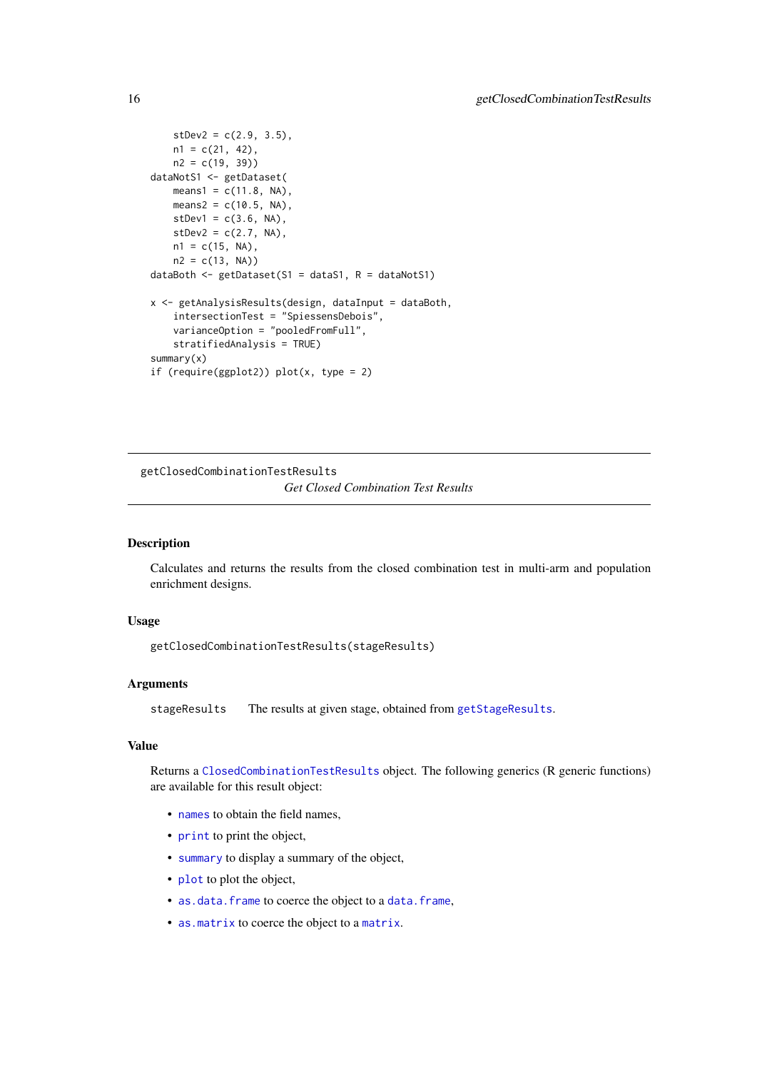```
    stDev2 = c(2.9, 3.5),
    n1 = c(21, 42),
    n2 = c(19, 39))
dataNotS1 <- getDataset(
    means1 = c(11.8, NA),
    means2 = c(10.5, NA),
    stDev1 = c(3.6, NA),
    stDev2 = c(2.7, NA),
    n1 = c(15, NA),
    n2 = c(13, NA))
dataBoth <- getDataset(S1 = dataS1, R = dataNotS1)

x <- getAnalysisResults(design, dataInput = dataBoth,
    intersectionTest = "SpiessensDebois",
    varianceOption = "pooledFromFull",
    stratifiedAnalysis = TRUE)
summary(x)
if (require(ggplot2)) plot(x, type = 2)
```

---

## getClosedCombinationTestResults

*Get Closed Combination Test Results*

---

### Description

Calculates and returns the results from the closed combination test in multi-arm and population enrichment designs.

### Usage

```
getClosedCombinationTestResults(stageResults)
```

### Arguments

`stageResults` The results at given stage, obtained from `getStageResults`.

### Value

Returns a `ClosedCombinationTestResults` object. The following generics (R generic functions) are available for this result object:

- `names` to obtain the field names,
- `print` to print the object,
- `summary` to display a summary of the object,
- `plot` to plot the object,
- `as.data.frame` to coerce the object to a `data.frame`,
- `as.matrix` to coerce the object to a `matrix`.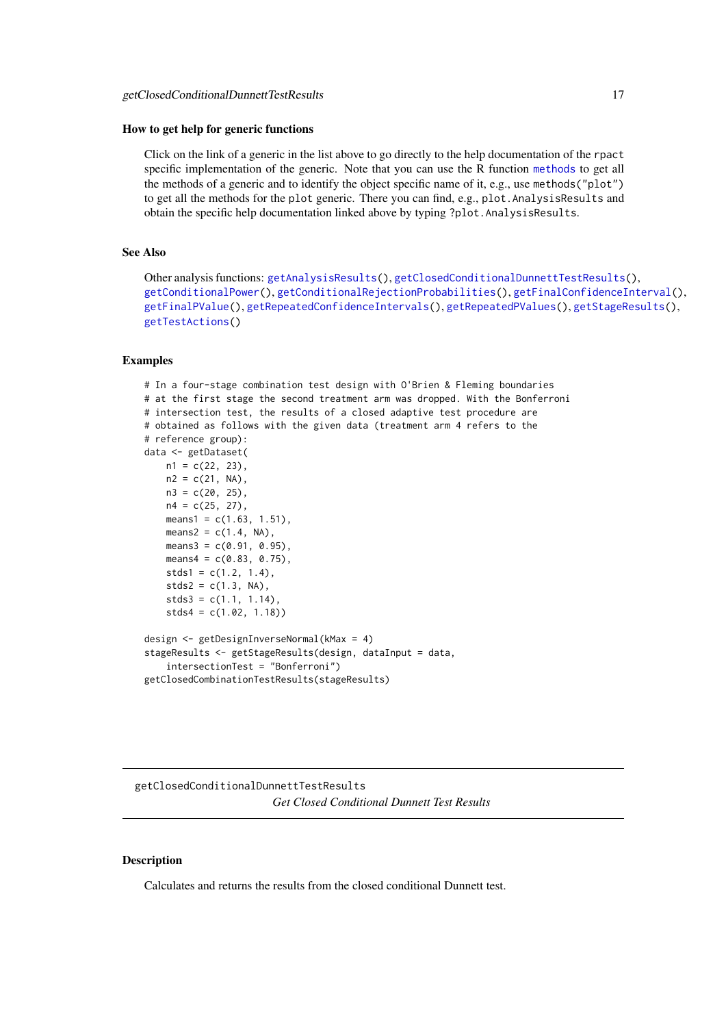### How to get help for generic functions

Click on the link of a generic in the list above to go directly to the help documentation of the rpact specific implementation of the generic. Note that you can use the R function methods to get all the methods of a generic and to identify the object specific name of it, e.g., use methods("plot") to get all the methods for the plot generic. There you can find, e.g., plot.AnalysisResults and obtain the specific help documentation linked above by typing ?plot.AnalysisResults.

### See Also

Other analysis functions: getAnalysisResults(), getClosedConditionalDunnettTestResults(), getConditionalPower(), getConditionalRejectionProbabilities(), getFinalConfidenceInterval(), getFinalPValue(), getRepeatedConfidenceIntervals(), getRepeatedPValues(), getStageResults(), getTestActions()

### Examples

```
# In a four-stage combination test design with O'Brien & Fleming boundaries
# at the first stage the second treatment arm was dropped. With the Bonferroni
# intersection test, the results of a closed adaptive test procedure are
# obtained as follows with the given data (treatment arm 4 refers to the
# reference group):
data <- getDataset(
    n1 = c(22, 23),
    n2 = c(21, NA),
    n3 = c(20, 25),
    n4 = c(25, 27),
    means1 = c(1.63, 1.51),
    means2 = c(1.4, NA),
    means3 = c(0.91, 0.95),
    means4 = c(0.83, 0.75),
    stds1 = c(1.2, 1.4),
    stds2 = c(1.3, NA),
    stds3 = c(1.1, 1.14),
    stds4 = c(1.02, 1.18))

design <- getDesignInverseNormal(kMax = 4)
stageResults <- getStageResults(design, dataInput = data,
    intersectionTest = "Bonferroni")
getClosedCombinationTestResults(stageResults)
```

---

## getClosedConditionalDunnettTestResults

*Get Closed Conditional Dunnett Test Results*

---

### Description

Calculates and returns the results from the closed conditional Dunnett test.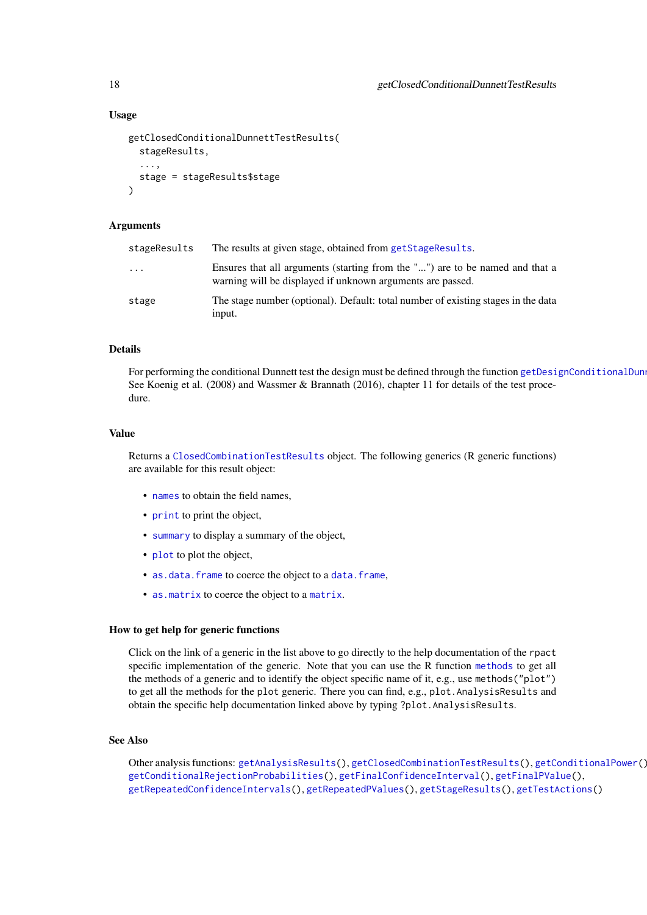### Usage

```
getClosedConditionalDunnettTestResults(
  stageResults,
  ...,
  stage = stageResults$stage
)
```

### Arguments

| | |
|---|---|
| stageResults | The results at given stage, obtained from getStageResults. |
| ... | Ensures that all arguments (starting from the "...") are to be named and that a warning will be displayed if unknown arguments are passed. |
| stage | The stage number (optional). Default: total number of existing stages in the data input. |

### Details

For performing the conditional Dunnett test the design must be defined through the function getDesignConditionalDunn
See Koenig et al. (2008) and Wassmer & Brannath (2016), chapter 11 for details of the test procedure.

### Value

Returns a ClosedCombinationTestResults object. The following generics (R generic functions) are available for this result object:

- names to obtain the field names,
- print to print the object,
- summary to display a summary of the object,
- plot to plot the object,
- as.data.frame to coerce the object to a data.frame,
- as.matrix to coerce the object to a matrix.

### How to get help for generic functions

Click on the link of a generic in the list above to go directly to the help documentation of the rpact specific implementation of the generic. Note that you can use the R function methods to get all the methods of a generic and to identify the object specific name of it, e.g., use methods("plot") to get all the methods for the plot generic. There you can find, e.g., plot.AnalysisResults and obtain the specific help documentation linked above by typing ?plot.AnalysisResults.

### See Also

Other analysis functions: getAnalysisResults(), getClosedCombinationTestResults(), getConditionalPower(), getConditionalRejectionProbabilities(), getFinalConfidenceInterval(), getFinalPValue(), getRepeatedConfidenceIntervals(), getRepeatedPValues(), getStageResults(), getTestActions()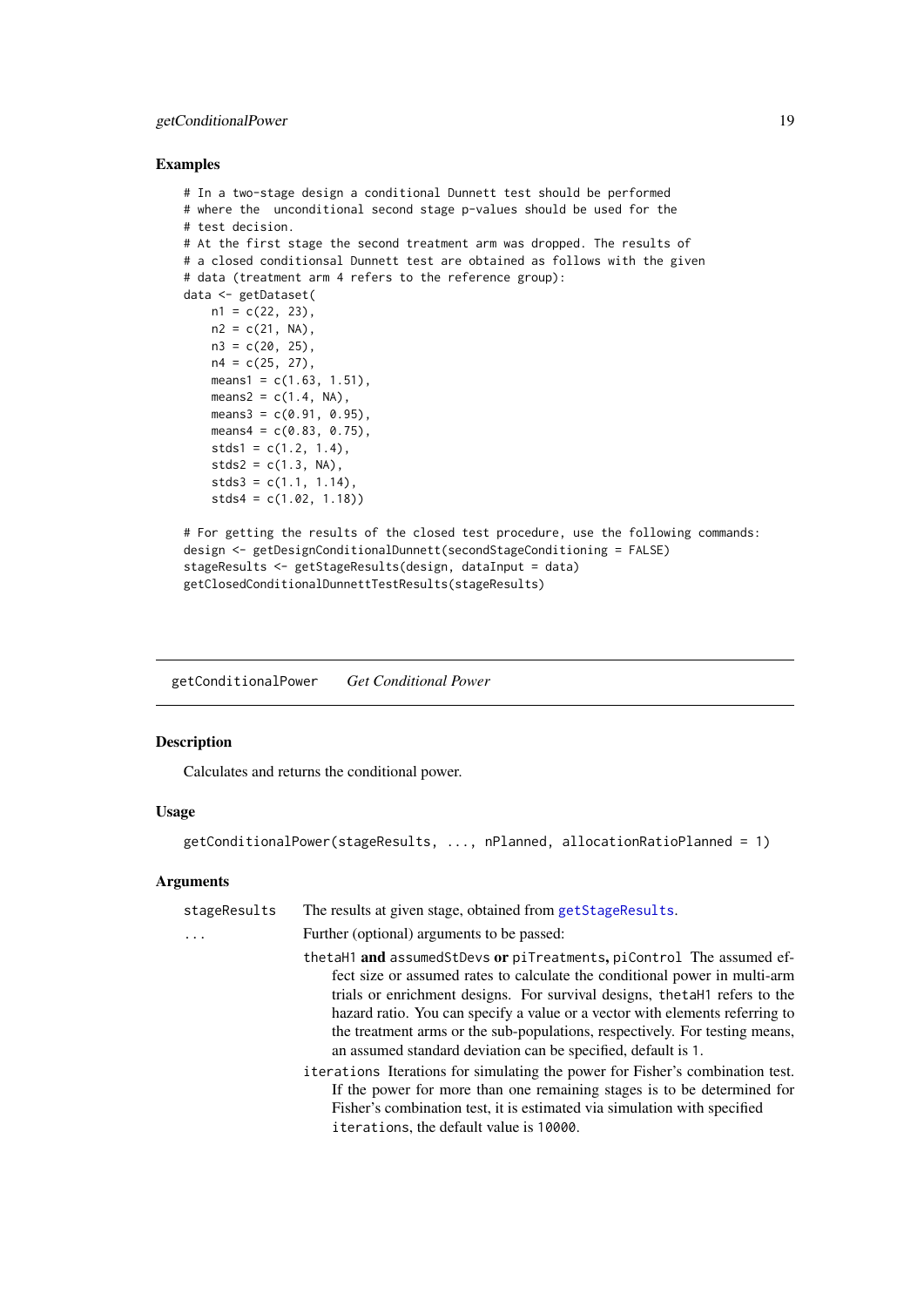### Examples

```
# In a two-stage design a conditional Dunnett test should be performed
# where the  unconditional second stage p-values should be used for the
# test decision.
# At the first stage the second treatment arm was dropped. The results of
# a closed conditionsal Dunnett test are obtained as follows with the given
# data (treatment arm 4 refers to the reference group):
data <- getDataset(
    n1 = c(22, 23),
    n2 = c(21, NA),
    n3 = c(20, 25),
    n4 = c(25, 27),
    means1 = c(1.63, 1.51),
    means2 = c(1.4, NA),
    means3 = c(0.91, 0.95),
    means4 = c(0.83, 0.75),
    stds1 = c(1.2, 1.4),
    stds2 = c(1.3, NA),
    stds3 = c(1.1, 1.14),
    stds4 = c(1.02, 1.18))

# For getting the results of the closed test procedure, use the following commands:
design <- getDesignConditionalDunnett(secondStageConditioning = FALSE)
stageResults <- getStageResults(design, dataInput = data)
getClosedConditionalDunnettTestResults(stageResults)
```

---

## getConditionalPower    *Get Conditional Power*

### Description

Calculates and returns the conditional power.

### Usage

```
getConditionalPower(stageResults, ..., nPlanned, allocationRatioPlanned = 1)
```

### Arguments

| | |
|---|---|
| `stageResults` | The results at given stage, obtained from `getStageResults`. |
| `...` | Further (optional) arguments to be passed: |
| | `thetaH1` **and** `assumedStDevs` **or** `piTreatments`**,** `piControl` The assumed effect size or assumed rates to calculate the conditional power in multi-arm trials or enrichment designs. For survival designs, `thetaH1` refers to the hazard ratio. You can specify a value or a vector with elements referring to the treatment arms or the sub-populations, respectively. For testing means, an assumed standard deviation can be specified, default is `1`. |
| | `iterations` Iterations for simulating the power for Fisher's combination test. If the power for more than one remaining stages is to be determined for Fisher's combination test, it is estimated via simulation with specified `iterations`, the default value is `10000`. |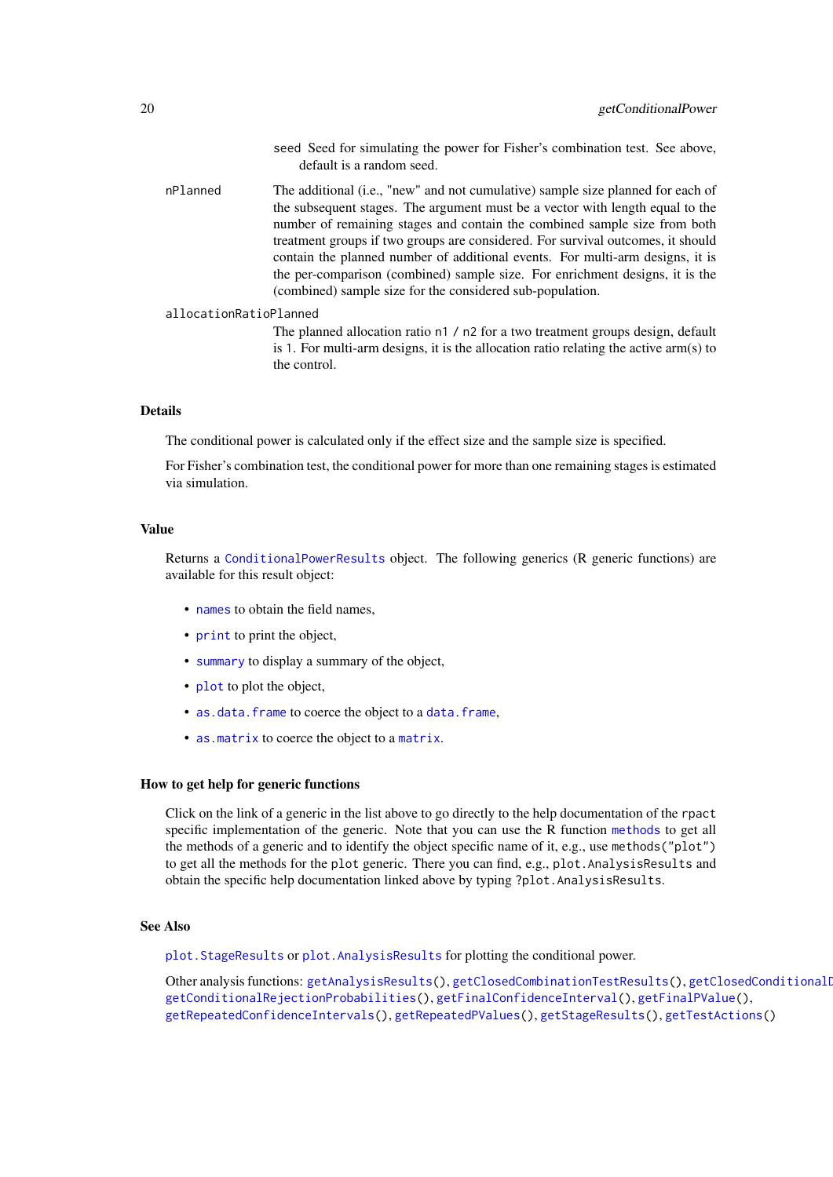`seed` Seed for simulating the power for Fisher's combination test. See above, default is a random seed.

`nPlanned` The additional (i.e., "new" and not cumulative) sample size planned for each of the subsequent stages. The argument must be a vector with length equal to the number of remaining stages and contain the combined sample size from both treatment groups if two groups are considered. For survival outcomes, it should contain the planned number of additional events. For multi-arm designs, it is the per-comparison (combined) sample size. For enrichment designs, it is the (combined) sample size for the considered sub-population.

`allocationRatioPlanned` The planned allocation ratio `n1 / n2` for a two treatment groups design, default is `1`. For multi-arm designs, it is the allocation ratio relating the active arm(s) to the control.

### Details

The conditional power is calculated only if the effect size and the sample size is specified.

For Fisher's combination test, the conditional power for more than one remaining stages is estimated via simulation.

### Value

Returns a `ConditionalPowerResults` object. The following generics (R generic functions) are available for this result object:

- `names` to obtain the field names,
- `print` to print the object,
- `summary` to display a summary of the object,
- `plot` to plot the object,
- `as.data.frame` to coerce the object to a `data.frame`,
- `as.matrix` to coerce the object to a `matrix`.

### How to get help for generic functions

Click on the link of a generic in the list above to go directly to the help documentation of the `rpact` specific implementation of the generic. Note that you can use the R function `methods` to get all the methods of a generic and to identify the object specific name of it, e.g., use `methods("plot")` to get all the methods for the `plot` generic. There you can find, e.g., `plot.AnalysisResults` and obtain the specific help documentation linked above by typing `?plot.AnalysisResults`.

### See Also

`plot.StageResults` or `plot.AnalysisResults` for plotting the conditional power.

Other analysis functions: `getAnalysisResults()`, `getClosedCombinationTestResults()`, `getClosedConditionalD` `getConditionalRejectionProbabilities()`, `getFinalConfidenceInterval()`, `getFinalPValue()`, `getRepeatedConfidenceIntervals()`, `getRepeatedPValues()`, `getStageResults()`, `getTestActions()`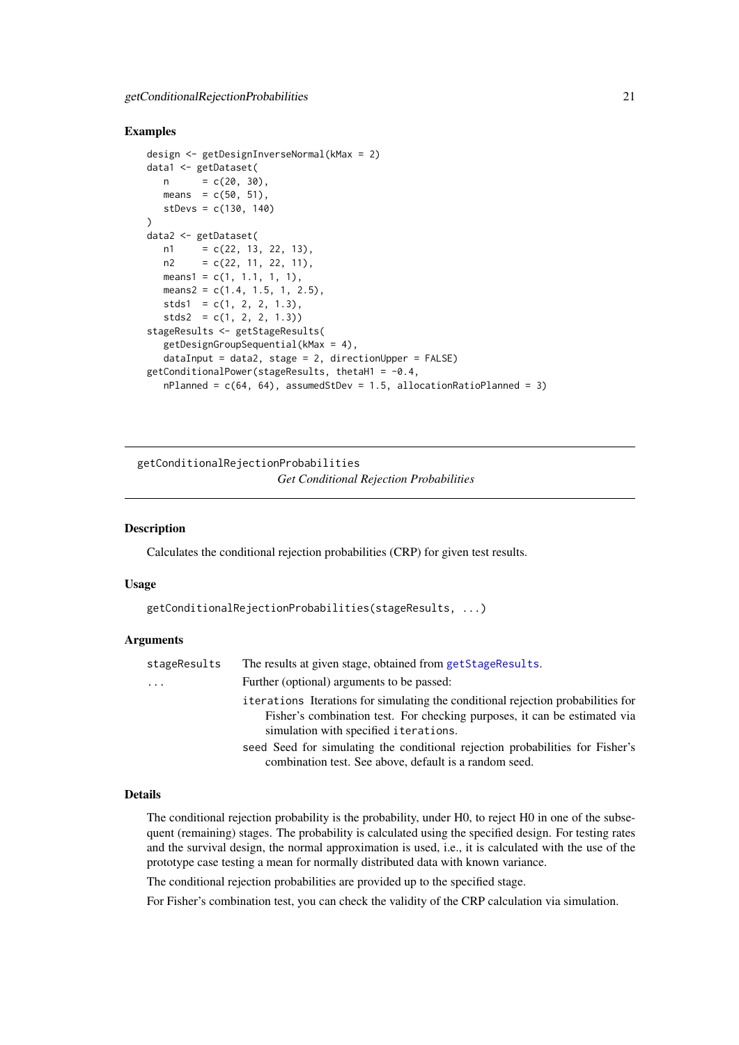### Examples

```
design <- getDesignInverseNormal(kMax = 2)
data1 <- getDataset(
   n      = c(20, 30),
   means  = c(50, 51),
   stDevs = c(130, 140)
)
data2 <- getDataset(
   n1     = c(22, 13, 22, 13),
   n2     = c(22, 11, 22, 11),
   means1 = c(1, 1.1, 1, 1),
   means2 = c(1.4, 1.5, 1, 2.5),
   stds1  = c(1, 2, 2, 1.3),
   stds2  = c(1, 2, 2, 1.3))
stageResults <- getStageResults(
   getDesignGroupSequential(kMax = 4),
   dataInput = data2, stage = 2, directionUpper = FALSE)
getConditionalPower(stageResults, thetaH1 = -0.4,
   nPlanned = c(64, 64), assumedStDev = 1.5, allocationRatioPlanned = 3)
```

---

## getConditionalRejectionProbabilities — *Get Conditional Rejection Probabilities*

### Description

Calculates the conditional rejection probabilities (CRP) for given test results.

### Usage

```
getConditionalRejectionProbabilities(stageResults, ...)
```

### Arguments

| | |
|---|---|
| `stageResults` | The results at given stage, obtained from `getStageResults`. |
| `...` | Further (optional) arguments to be passed:<br>`iterations` Iterations for simulating the conditional rejection probabilities for Fisher's combination test. For checking purposes, it can be estimated via simulation with specified `iterations`.<br>`seed` Seed for simulating the conditional rejection probabilities for Fisher's combination test. See above, default is a random seed. |

### Details

The conditional rejection probability is the probability, under H0, to reject H0 in one of the subsequent (remaining) stages. The probability is calculated using the specified design. For testing rates and the survival design, the normal approximation is used, i.e., it is calculated with the use of the prototype case testing a mean for normally distributed data with known variance.

The conditional rejection probabilities are provided up to the specified stage.

For Fisher's combination test, you can check the validity of the CRP calculation via simulation.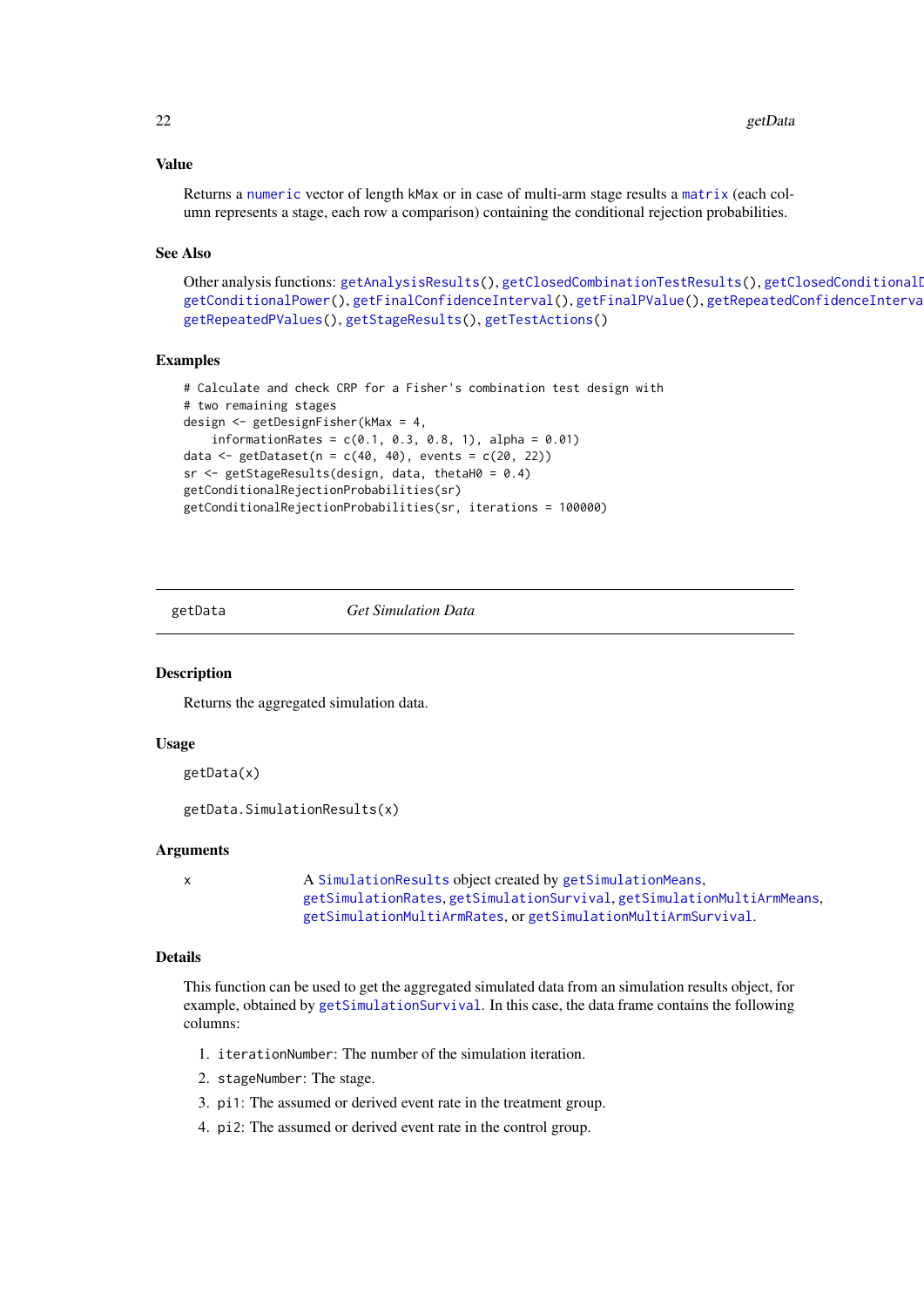### Value

Returns a numeric vector of length kMax or in case of multi-arm stage results a matrix (each column represents a stage, each row a comparison) containing the conditional rejection probabilities.

### See Also

Other analysis functions: getAnalysisResults(), getClosedCombinationTestResults(), getClosedConditionalD getConditionalPower(), getFinalConfidenceInterval(), getFinalPValue(), getRepeatedConfidenceInterva getRepeatedPValues(), getStageResults(), getTestActions()

### Examples

```
# Calculate and check CRP for a Fisher's combination test design with
# two remaining stages
design <- getDesignFisher(kMax = 4,
    informationRates = c(0.1, 0.3, 0.8, 1), alpha = 0.01)
data <- getDataset(n = c(40, 40), events = c(20, 22))
sr <- getStageResults(design, data, thetaH0 = 0.4)
getConditionalRejectionProbabilities(sr)
getConditionalRejectionProbabilities(sr, iterations = 100000)
```

---

## getData *Get Simulation Data*

---

### Description

Returns the aggregated simulation data.

### Usage

```
getData(x)

getData.SimulationResults(x)
```

### Arguments

x A SimulationResults object created by getSimulationMeans, getSimulationRates, getSimulationSurvival, getSimulationMultiArmMeans, getSimulationMultiArmRates, or getSimulationMultiArmSurvival.

### Details

This function can be used to get the aggregated simulated data from an simulation results object, for example, obtained by getSimulationSurvival. In this case, the data frame contains the following columns:

1. iterationNumber: The number of the simulation iteration.
2. stageNumber: The stage.
3. pi1: The assumed or derived event rate in the treatment group.
4. pi2: The assumed or derived event rate in the control group.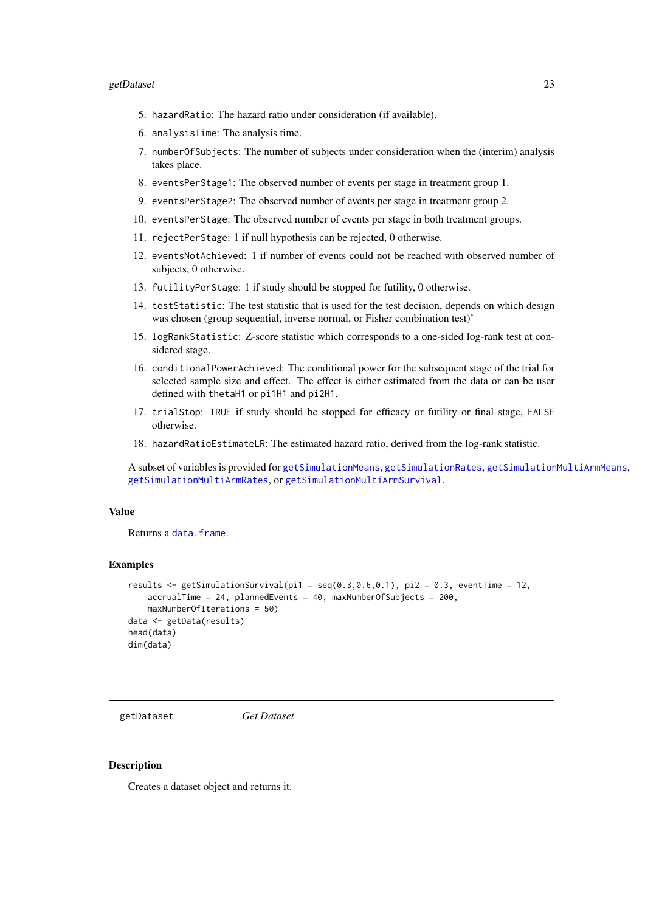5. `hazardRatio`: The hazard ratio under consideration (if available).
6. `analysisTime`: The analysis time.
7. `numberOfSubjects`: The number of subjects under consideration when the (interim) analysis takes place.
8. `eventsPerStage1`: The observed number of events per stage in treatment group 1.
9. `eventsPerStage2`: The observed number of events per stage in treatment group 2.
10. `eventsPerStage`: The observed number of events per stage in both treatment groups.
11. `rejectPerStage`: 1 if null hypothesis can be rejected, 0 otherwise.
12. `eventsNotAchieved`: 1 if number of events could not be reached with observed number of subjects, 0 otherwise.
13. `futilityPerStage`: 1 if study should be stopped for futility, 0 otherwise.
14. `testStatistic`: The test statistic that is used for the test decision, depends on which design was chosen (group sequential, inverse normal, or Fisher combination test)'
15. `logRankStatistic`: Z-score statistic which corresponds to a one-sided log-rank test at considered stage.
16. `conditionalPowerAchieved`: The conditional power for the subsequent stage of the trial for selected sample size and effect. The effect is either estimated from the data or can be user defined with `thetaH1` or `pi1H1` and `pi2H1`.
17. `trialStop`: `TRUE` if study should be stopped for efficacy or futility or final stage, `FALSE` otherwise.
18. `hazardRatioEstimateLR`: The estimated hazard ratio, derived from the log-rank statistic.

A subset of variables is provided for `getSimulationMeans`, `getSimulationRates`, `getSimulationMultiArmMeans`, `getSimulationMultiArmRates`, or `getSimulationMultiArmSurvival`.

### Value

Returns a `data.frame`.

### Examples

```
results <- getSimulationSurvival(pi1 = seq(0.3,0.6,0.1), pi2 = 0.3, eventTime = 12,
    accrualTime = 24, plannedEvents = 40, maxNumberOfSubjects = 200,
    maxNumberOfIterations = 50)
data <- getData(results)
head(data)
dim(data)
```

## getDataset *Get Dataset*

### Description

Creates a dataset object and returns it.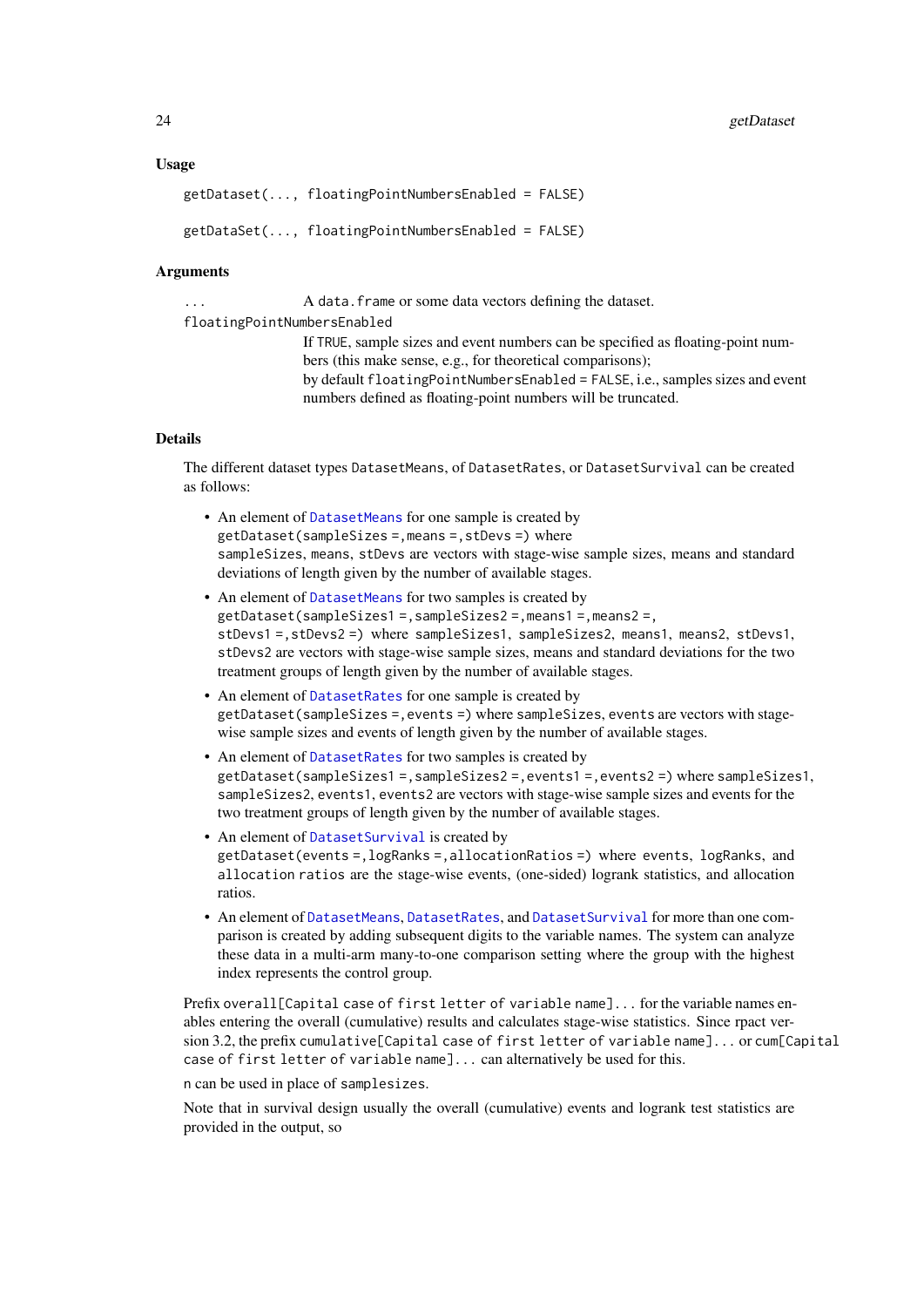### Usage

```
getDataset(..., floatingPointNumbersEnabled = FALSE)

getDataSet(..., floatingPointNumbersEnabled = FALSE)
```

### Arguments

`...` A `data.frame` or some data vectors defining the dataset.

`floatingPointNumbersEnabled`
If `TRUE`, sample sizes and event numbers can be specified as floating-point numbers (this make sense, e.g., for theoretical comparisons);
by default `floatingPointNumbersEnabled = FALSE`, i.e., samples sizes and event numbers defined as floating-point numbers will be truncated.

### Details

The different dataset types `DatasetMeans`, of `DatasetRates`, or `DatasetSurvival` can be created as follows:

- An element of `DatasetMeans` for one sample is created by
`getDataset(sampleSizes =, means =, stDevs =)` where
`sampleSizes`, `means`, `stDevs` are vectors with stage-wise sample sizes, means and standard deviations of length given by the number of available stages.
- An element of `DatasetMeans` for two samples is created by
`getDataset(sampleSizes1 =, sampleSizes2 =, means1 =, means2 =,`
`stDevs1 =, stDevs2 =)` where `sampleSizes1`, `sampleSizes2`, `means1`, `means2`, `stDevs1`, `stDevs2` are vectors with stage-wise sample sizes, means and standard deviations for the two treatment groups of length given by the number of available stages.
- An element of `DatasetRates` for one sample is created by
`getDataset(sampleSizes =, events =)` where `sampleSizes`, `events` are vectors with stage-wise sample sizes and events of length given by the number of available stages.
- An element of `DatasetRates` for two samples is created by
`getDataset(sampleSizes1 =, sampleSizes2 =, events1 =, events2 =)` where `sampleSizes1`, `sampleSizes2`, `events1`, `events2` are vectors with stage-wise sample sizes and events for the two treatment groups of length given by the number of available stages.
- An element of `DatasetSurvival` is created by
`getDataset(events =, logRanks =, allocationRatios =)` where `events`, `logRanks`, and `allocation ratios` are the stage-wise events, (one-sided) logrank statistics, and allocation ratios.
- An element of `DatasetMeans`, `DatasetRates`, and `DatasetSurvival` for more than one comparison is created by adding subsequent digits to the variable names. The system can analyze these data in a multi-arm many-to-one comparison setting where the group with the highest index represents the control group.

Prefix `overall[Capital case of first letter of variable name]...` for the variable names enables entering the overall (cumulative) results and calculates stage-wise statistics. Since rpact version 3.2, the prefix `cumulative[Capital case of first letter of variable name]...` or `cum[Capital case of first letter of variable name]...` can alternatively be used for this.

`n` can be used in place of `samplesizes`.

Note that in survival design usually the overall (cumulative) events and logrank test statistics are provided in the output, so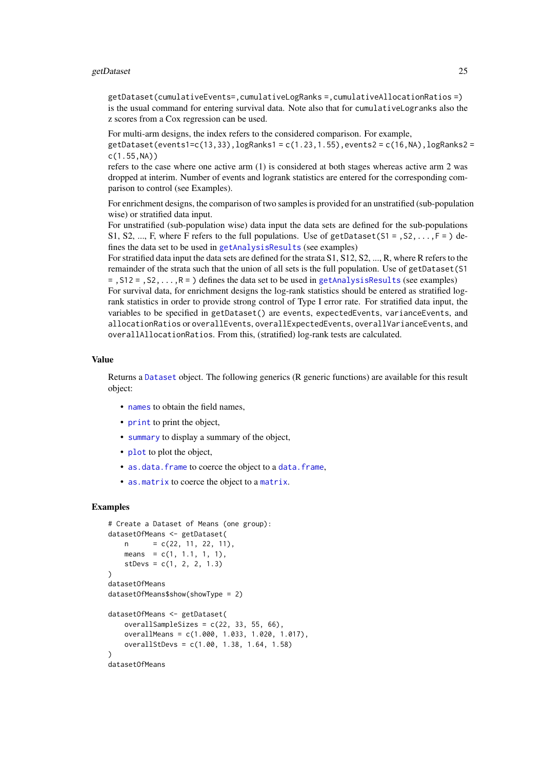`getDataset(cumulativeEvents=,cumulativeLogRanks =,cumulativeAllocationRatios =)` is the usual command for entering survival data. Note also that for `cumulativeLogranks` also the z scores from a Cox regression can be used.

For multi-arm designs, the index refers to the considered comparison. For example, `getDataset(events1=c(13,33),logRanks1 = c(1.23,1.55),events2 = c(16,NA),logRanks2 = c(1.55,NA))` refers to the case where one active arm (1) is considered at both stages whereas active arm 2 was dropped at interim. Number of events and logrank statistics are entered for the corresponding comparison to control (see Examples).

For enrichment designs, the comparison of two samples is provided for an unstratified (sub-population wise) or stratified data input.
For unstratified (sub-population wise) data input the data sets are defined for the sub-populations S1, S2, ..., F, where F refers to the full populations. Use of `getDataset(S1 = ,S2, ...,F = )` defines the data set to be used in `getAnalysisResults` (see examples)
For stratified data input the data sets are defined for the strata S1, S12, S2, ..., R, where R refers to the remainder of the strata such that the union of all sets is the full population. Use of `getDataset(S1 = ,S12 = ,S2, ...,R = )` defines the data set to be used in `getAnalysisResults` (see examples)
For survival data, for enrichment designs the log-rank statistics should be entered as stratified log-rank statistics in order to provide strong control of Type I error rate. For stratified data input, the variables to be specified in `getDataset()` are `events`, `expectedEvents`, `varianceEvents`, and `allocationRatios` or `overallEvents`, `overallExpectedEvents`, `overallVarianceEvents`, and `overallAllocationRatios`. From this, (stratified) log-rank tests are calculated.

## Value

Returns a `Dataset` object. The following generics (R generic functions) are available for this result object:

- `names` to obtain the field names,
- `print` to print the object,
- `summary` to display a summary of the object,
- `plot` to plot the object,
- `as.data.frame` to coerce the object to a `data.frame`,
- `as.matrix` to coerce the object to a `matrix`.

## Examples

```
# Create a Dataset of Means (one group):
datasetOfMeans <- getDataset(
    n      = c(22, 11, 22, 11),
    means  = c(1, 1.1, 1, 1),
    stDevs = c(1, 2, 2, 1.3)
)
datasetOfMeans
datasetOfMeans$show(showType = 2)

datasetOfMeans <- getDataset(
    overallSampleSizes = c(22, 33, 55, 66),
    overallMeans = c(1.000, 1.033, 1.020, 1.017),
    overallStDevs = c(1.00, 1.38, 1.64, 1.58)
)
datasetOfMeans
```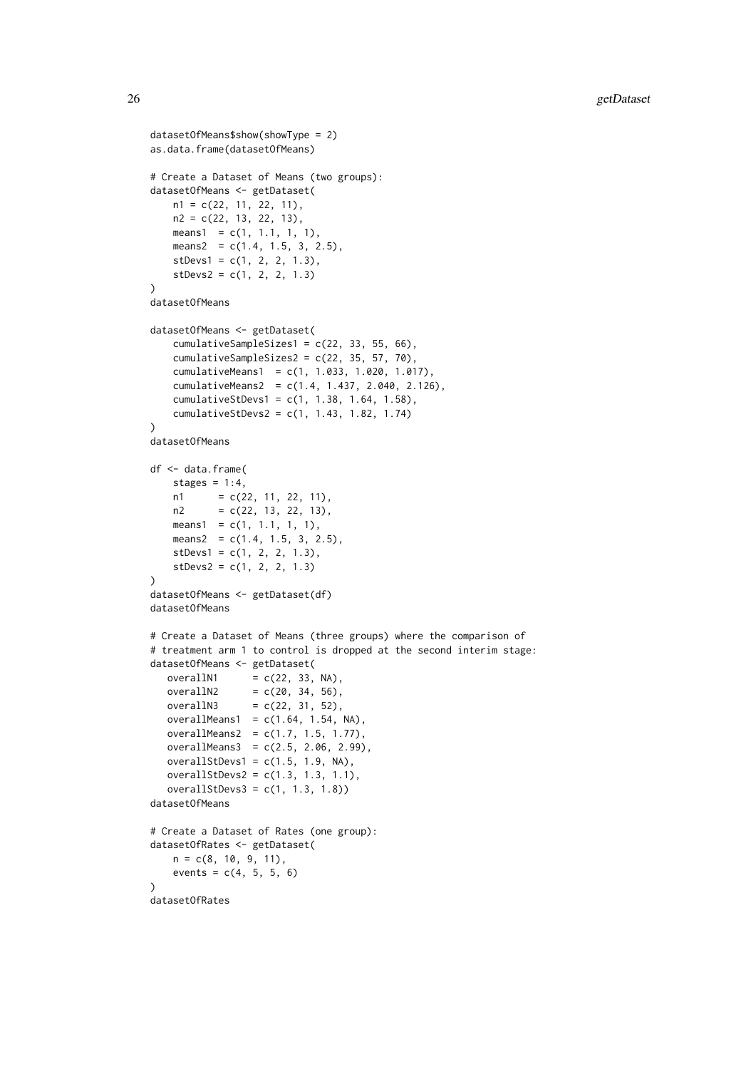```
datasetOfMeans$show(showType = 2)
as.data.frame(datasetOfMeans)

# Create a Dataset of Means (two groups):
datasetOfMeans <- getDataset(
    n1 = c(22, 11, 22, 11),
    n2 = c(22, 13, 22, 13),
    means1  = c(1, 1.1, 1, 1),
    means2  = c(1.4, 1.5, 3, 2.5),
    stDevs1 = c(1, 2, 2, 1.3),
    stDevs2 = c(1, 2, 2, 1.3)
)
datasetOfMeans

datasetOfMeans <- getDataset(
    cumulativeSampleSizes1 = c(22, 33, 55, 66),
    cumulativeSampleSizes2 = c(22, 35, 57, 70),
    cumulativeMeans1  = c(1, 1.033, 1.020, 1.017),
    cumulativeMeans2  = c(1.4, 1.437, 2.040, 2.126),
    cumulativeStDevs1 = c(1, 1.38, 1.64, 1.58),
    cumulativeStDevs2 = c(1, 1.43, 1.82, 1.74)
)
datasetOfMeans

df <- data.frame(
    stages = 1:4,
    n1      = c(22, 11, 22, 11),
    n2      = c(22, 13, 22, 13),
    means1  = c(1, 1.1, 1, 1),
    means2  = c(1.4, 1.5, 3, 2.5),
    stDevs1 = c(1, 2, 2, 1.3),
    stDevs2 = c(1, 2, 2, 1.3)
)
datasetOfMeans <- getDataset(df)
datasetOfMeans

# Create a Dataset of Means (three groups) where the comparison of
# treatment arm 1 to control is dropped at the second interim stage:
datasetOfMeans <- getDataset(
   overallN1      = c(22, 33, NA),
   overallN2      = c(20, 34, 56),
   overallN3      = c(22, 31, 52),
   overallMeans1  = c(1.64, 1.54, NA),
   overallMeans2  = c(1.7, 1.5, 1.77),
   overallMeans3  = c(2.5, 2.06, 2.99),
   overallStDevs1 = c(1.5, 1.9, NA),
   overallStDevs2 = c(1.3, 1.3, 1.1),
   overallStDevs3 = c(1, 1.3, 1.8))
datasetOfMeans

# Create a Dataset of Rates (one group):
datasetOfRates <- getDataset(
    n = c(8, 10, 9, 11),
    events = c(4, 5, 5, 6)
)
datasetOfRates
```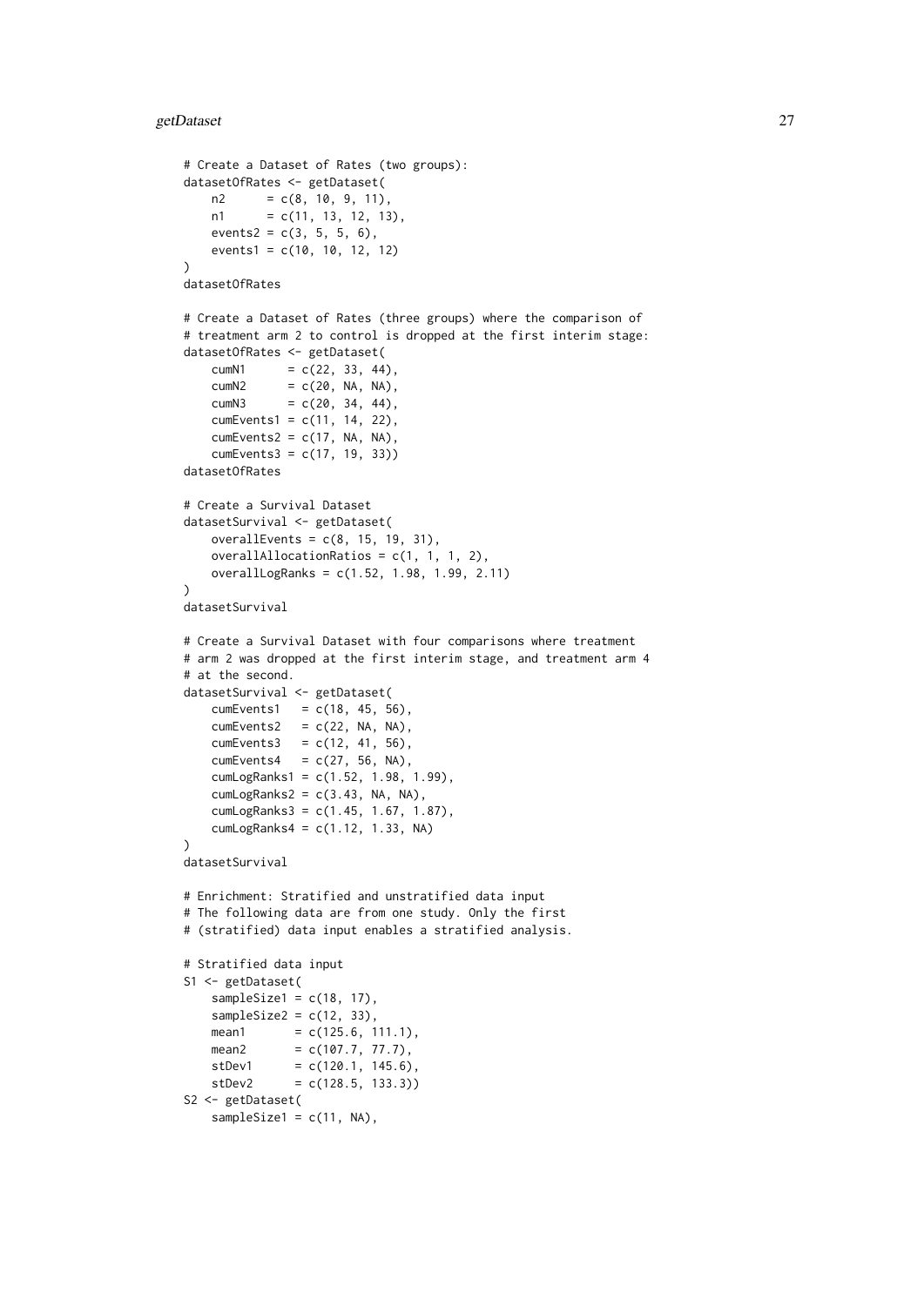```
# Create a Dataset of Rates (two groups):
datasetOfRates <- getDataset(
    n2      = c(8, 10, 9, 11),
    n1      = c(11, 13, 12, 13),
    events2 = c(3, 5, 5, 6),
    events1 = c(10, 10, 12, 12)
)
datasetOfRates

# Create a Dataset of Rates (three groups) where the comparison of
# treatment arm 2 to control is dropped at the first interim stage:
datasetOfRates <- getDataset(
    cumN1      = c(22, 33, 44),
    cumN2      = c(20, NA, NA),
    cumN3      = c(20, 34, 44),
    cumEvents1 = c(11, 14, 22),
    cumEvents2 = c(17, NA, NA),
    cumEvents3 = c(17, 19, 33))
datasetOfRates

# Create a Survival Dataset
datasetSurvival <- getDataset(
    overallEvents = c(8, 15, 19, 31),
    overallAllocationRatios = c(1, 1, 1, 2),
    overallLogRanks = c(1.52, 1.98, 1.99, 2.11)
)
datasetSurvival

# Create a Survival Dataset with four comparisons where treatment
# arm 2 was dropped at the first interim stage, and treatment arm 4
# at the second.
datasetSurvival <- getDataset(
    cumEvents1   = c(18, 45, 56),
    cumEvents2   = c(22, NA, NA),
    cumEvents3   = c(12, 41, 56),
    cumEvents4   = c(27, 56, NA),
    cumLogRanks1 = c(1.52, 1.98, 1.99),
    cumLogRanks2 = c(3.43, NA, NA),
    cumLogRanks3 = c(1.45, 1.67, 1.87),
    cumLogRanks4 = c(1.12, 1.33, NA)
)
datasetSurvival

# Enrichment: Stratified and unstratified data input
# The following data are from one study. Only the first
# (stratified) data input enables a stratified analysis.

# Stratified data input
S1 <- getDataset(
    sampleSize1 = c(18, 17),
    sampleSize2 = c(12, 33),
    mean1       = c(125.6, 111.1),
    mean2       = c(107.7, 77.7),
    stDev1      = c(120.1, 145.6),
    stDev2      = c(128.5, 133.3))
S2 <- getDataset(
    sampleSize1 = c(11, NA),
```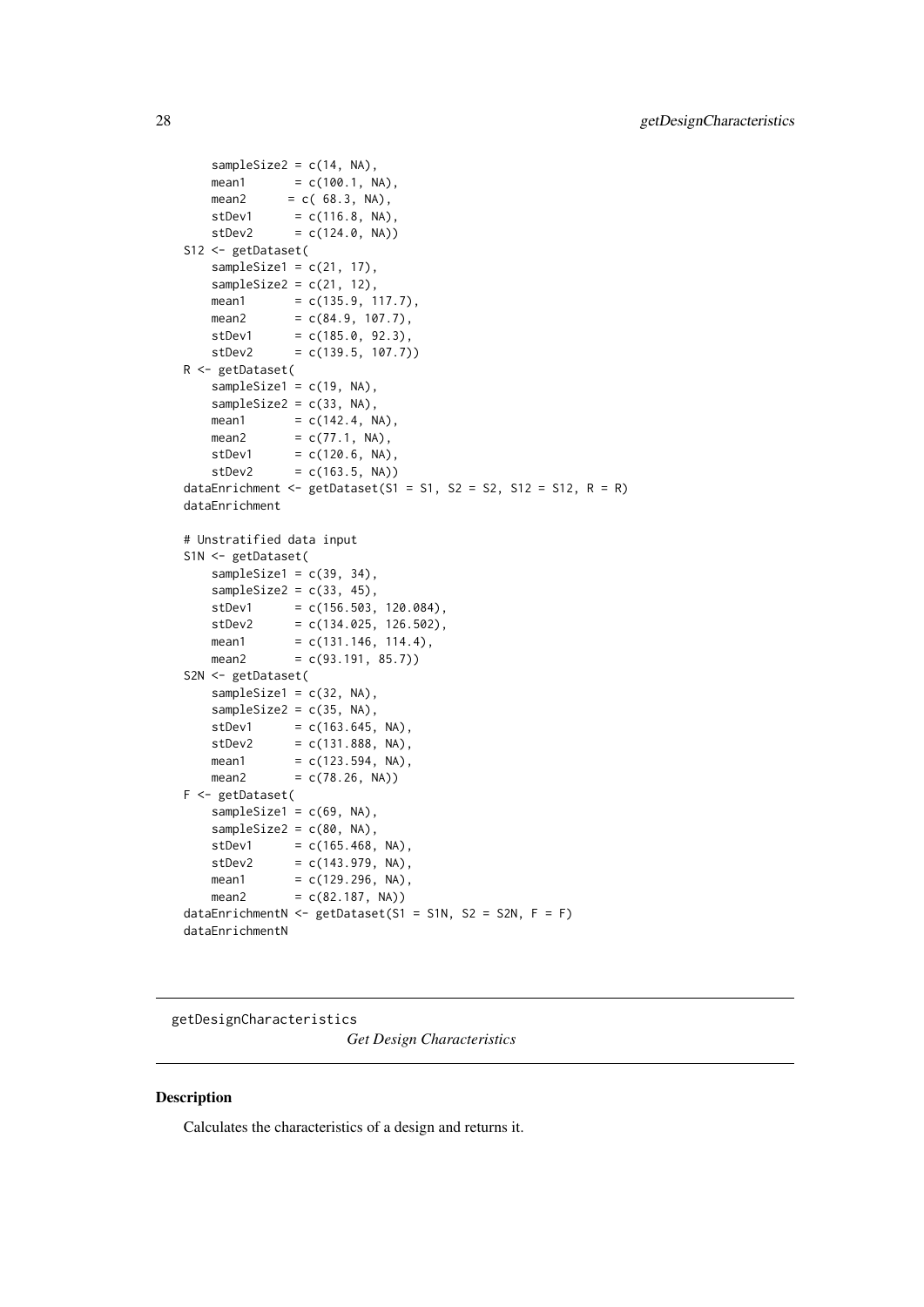```
    sampleSize2 = c(14, NA),
    mean1       = c(100.1, NA),
    mean2      = c( 68.3, NA),
    stDev1      = c(116.8, NA),
    stDev2      = c(124.0, NA))
S12 <- getDataset(
    sampleSize1 = c(21, 17),
    sampleSize2 = c(21, 12),
    mean1       = c(135.9, 117.7),
    mean2       = c(84.9, 107.7),
    stDev1      = c(185.0, 92.3),
    stDev2      = c(139.5, 107.7))
R <- getDataset(
    sampleSize1 = c(19, NA),
    sampleSize2 = c(33, NA),
    mean1       = c(142.4, NA),
    mean2       = c(77.1, NA),
    stDev1      = c(120.6, NA),
    stDev2      = c(163.5, NA))
dataEnrichment <- getDataset(S1 = S1, S2 = S2, S12 = S12, R = R)
dataEnrichment

# Unstratified data input
S1N <- getDataset(
    sampleSize1 = c(39, 34),
    sampleSize2 = c(33, 45),
    stDev1      = c(156.503, 120.084),
    stDev2      = c(134.025, 126.502),
    mean1       = c(131.146, 114.4),
    mean2       = c(93.191, 85.7))
S2N <- getDataset(
    sampleSize1 = c(32, NA),
    sampleSize2 = c(35, NA),
    stDev1      = c(163.645, NA),
    stDev2      = c(131.888, NA),
    mean1       = c(123.594, NA),
    mean2       = c(78.26, NA))
F <- getDataset(
    sampleSize1 = c(69, NA),
    sampleSize2 = c(80, NA),
    stDev1      = c(165.468, NA),
    stDev2      = c(143.979, NA),
    mean1       = c(129.296, NA),
    mean2       = c(82.187, NA))
dataEnrichmentN <- getDataset(S1 = S1N, S2 = S2N, F = F)
dataEnrichmentN
```

---

## getDesignCharacteristics

*Get Design Characteristics*

### Description

Calculates the characteristics of a design and returns it.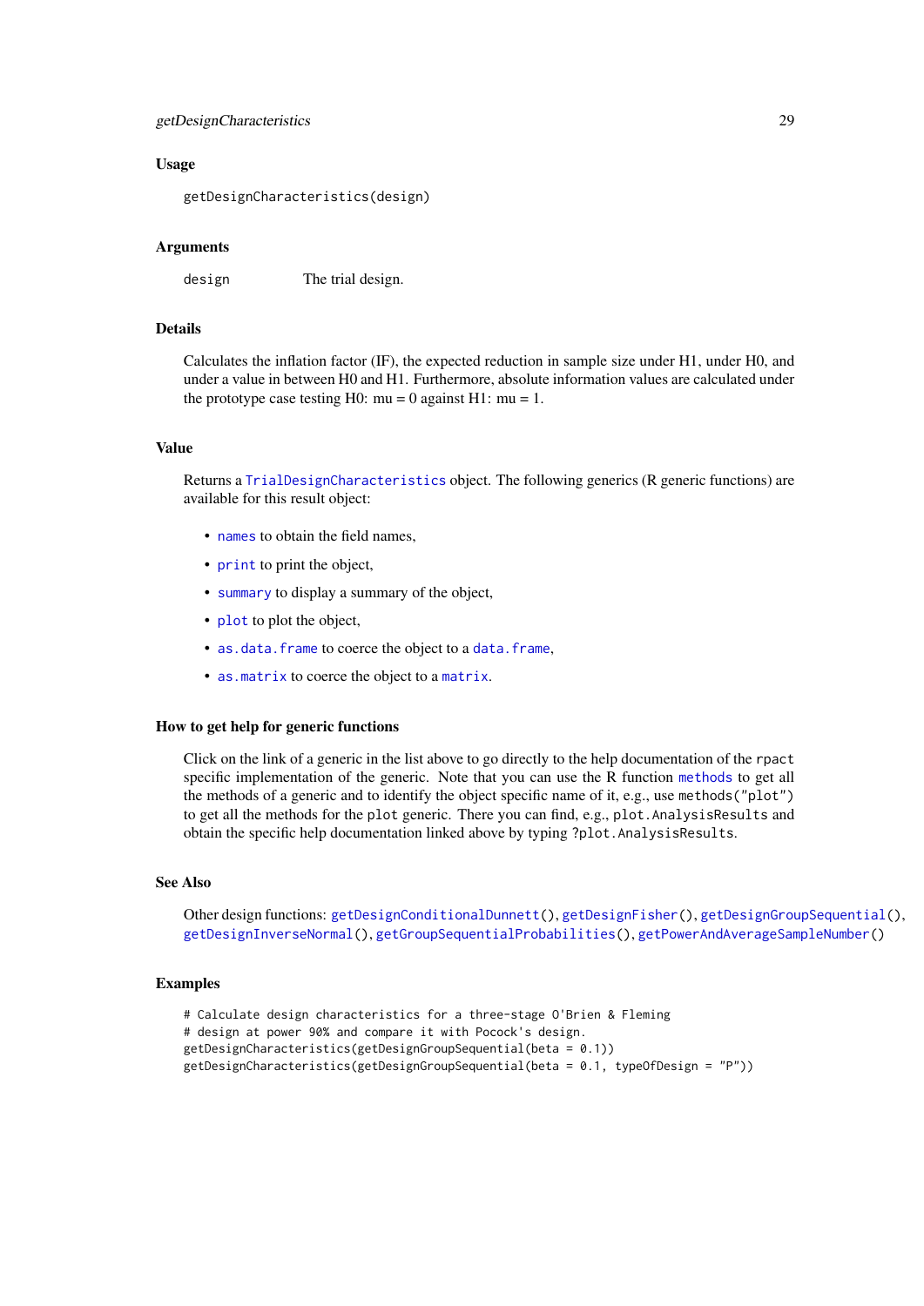## Usage

```
getDesignCharacteristics(design)
```

## Arguments

design The trial design.

## Details

Calculates the inflation factor (IF), the expected reduction in sample size under H1, under H0, and under a value in between H0 and H1. Furthermore, absolute information values are calculated under the prototype case testing H0: mu = 0 against H1: mu = 1.

## Value

Returns a `TrialDesignCharacteristics` object. The following generics (R generic functions) are available for this result object:

- `names` to obtain the field names,
- `print` to print the object,
- `summary` to display a summary of the object,
- `plot` to plot the object,
- `as.data.frame` to coerce the object to a `data.frame`,
- `as.matrix` to coerce the object to a `matrix`.

## How to get help for generic functions

Click on the link of a generic in the list above to go directly to the help documentation of the `rpact` specific implementation of the generic. Note that you can use the R function `methods` to get all the methods of a generic and to identify the object specific name of it, e.g., use `methods("plot")` to get all the methods for the `plot` generic. There you can find, e.g., `plot.AnalysisResults` and obtain the specific help documentation linked above by typing `?plot.AnalysisResults`.

## See Also

Other design functions: `getDesignConditionalDunnett()`, `getDesignFisher()`, `getDesignGroupSequential()`, `getDesignInverseNormal()`, `getGroupSequentialProbabilities()`, `getPowerAndAverageSampleNumber()`

## Examples

```
# Calculate design characteristics for a three-stage O'Brien & Fleming
# design at power 90% and compare it with Pocock's design.
getDesignCharacteristics(getDesignGroupSequential(beta = 0.1))
getDesignCharacteristics(getDesignGroupSequential(beta = 0.1, typeOfDesign = "P"))
```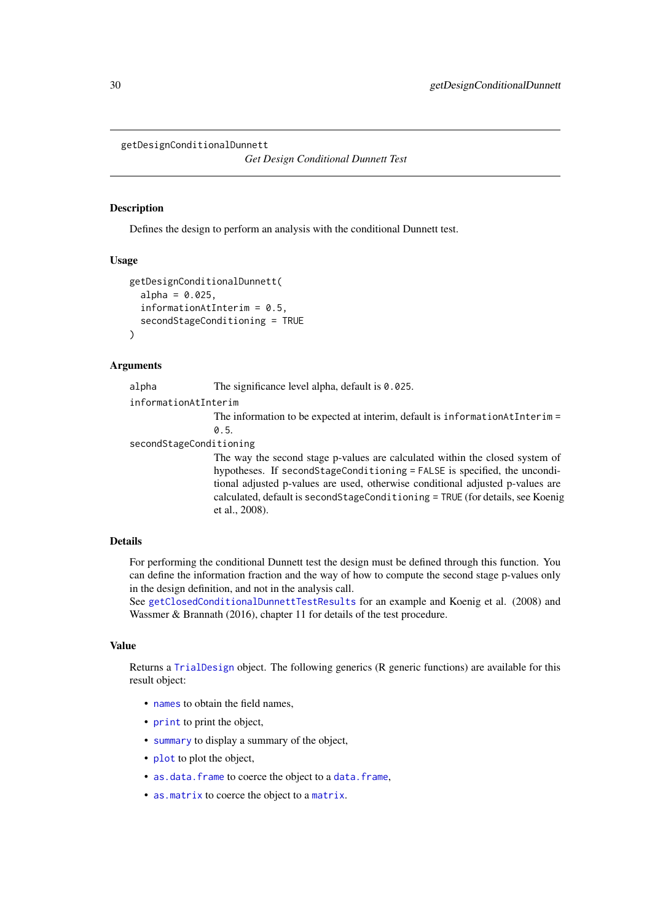getDesignConditionalDunnett

*Get Design Conditional Dunnett Test*

## Description

Defines the design to perform an analysis with the conditional Dunnett test.

## Usage

```
getDesignConditionalDunnett(
  alpha = 0.025,
  informationAtInterim = 0.5,
  secondStageConditioning = TRUE
)
```

## Arguments

`alpha` The significance level alpha, default is `0.025`.

`informationAtInterim` The information to be expected at interim, default is `informationAtInterim = 0.5`.

`secondStageConditioning` The way the second stage p-values are calculated within the closed system of hypotheses. If `secondStageConditioning = FALSE` is specified, the unconditional adjusted p-values are used, otherwise conditional adjusted p-values are calculated, default is `secondStageConditioning = TRUE` (for details, see Koenig et al., 2008).

## Details

For performing the conditional Dunnett test the design must be defined through this function. You can define the information fraction and the way of how to compute the second stage p-values only in the design definition, and not in the analysis call.
See `getClosedConditionalDunnettTestResults` for an example and Koenig et al. (2008) and Wassmer & Brannath (2016), chapter 11 for details of the test procedure.

## Value

Returns a `TrialDesign` object. The following generics (R generic functions) are available for this result object:

- `names` to obtain the field names,
- `print` to print the object,
- `summary` to display a summary of the object,
- `plot` to plot the object,
- `as.data.frame` to coerce the object to a `data.frame`,
- `as.matrix` to coerce the object to a `matrix`.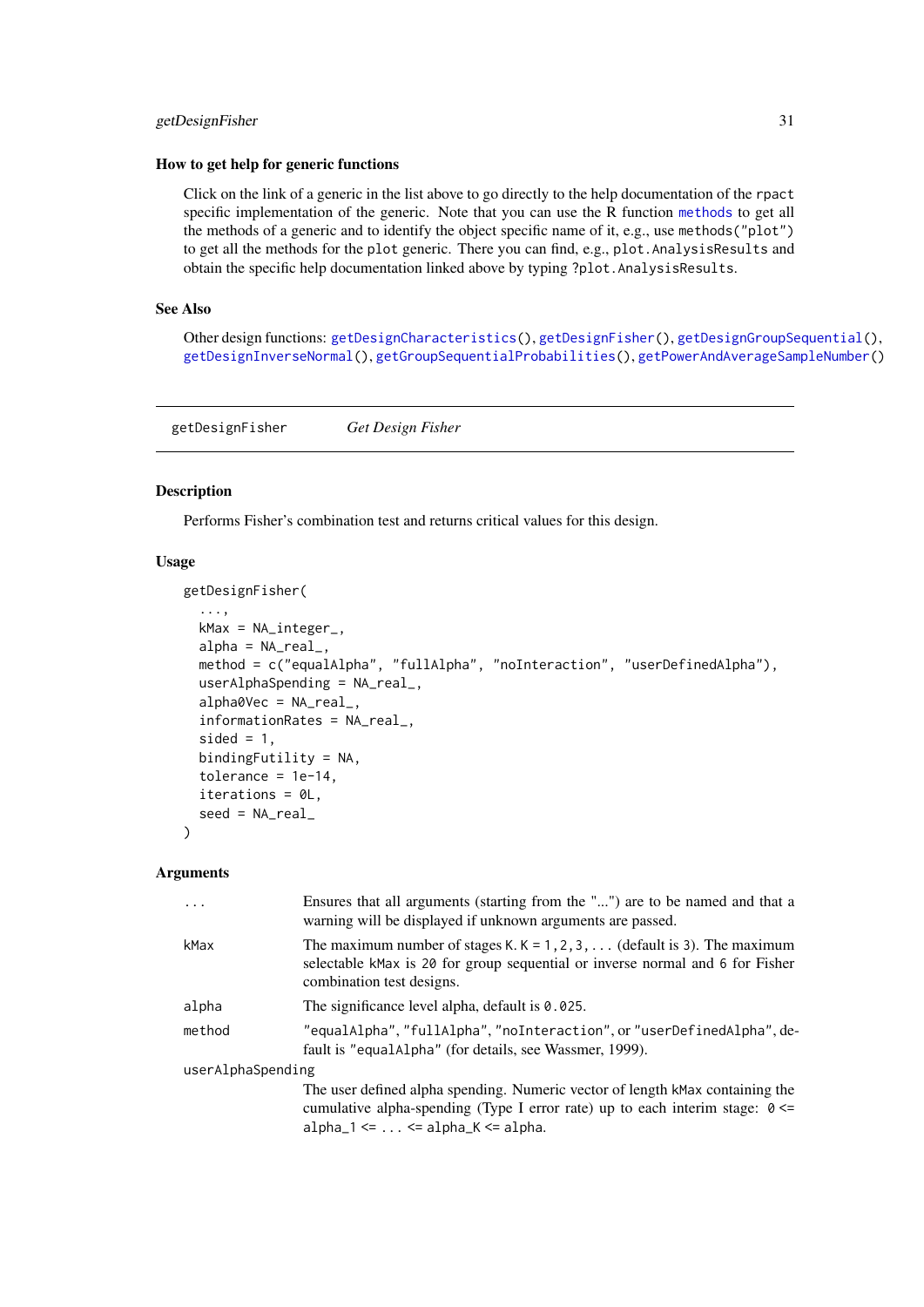### How to get help for generic functions

Click on the link of a generic in the list above to go directly to the help documentation of the rpact specific implementation of the generic. Note that you can use the R function methods to get all the methods of a generic and to identify the object specific name of it, e.g., use methods("plot") to get all the methods for the plot generic. There you can find, e.g., plot.AnalysisResults and obtain the specific help documentation linked above by typing ?plot.AnalysisResults.

### See Also

Other design functions: getDesignCharacteristics(), getDesignFisher(), getDesignGroupSequential(), getDesignInverseNormal(), getGroupSequentialProbabilities(), getPowerAndAverageSampleNumber()

---

## getDesignFisher *Get Design Fisher*

### Description

Performs Fisher's combination test and returns critical values for this design.

### Usage

```
getDesignFisher(
  ...,
  kMax = NA_integer_,
  alpha = NA_real_,
  method = c("equalAlpha", "fullAlpha", "noInteraction", "userDefinedAlpha"),
  userAlphaSpending = NA_real_,
  alpha0Vec = NA_real_,
  informationRates = NA_real_,
  sided = 1,
  bindingFutility = NA,
  tolerance = 1e-14,
  iterations = 0L,
  seed = NA_real_
)
```

### Arguments

| | |
|---|---|
| ... | Ensures that all arguments (starting from the "...") are to be named and that a warning will be displayed if unknown arguments are passed. |
| kMax | The maximum number of stages K. K = 1,2,3,... (default is 3). The maximum selectable kMax is 20 for group sequential or inverse normal and 6 for Fisher combination test designs. |
| alpha | The significance level alpha, default is 0.025. |
| method | "equalAlpha", "fullAlpha", "noInteraction", or "userDefinedAlpha", default is "equalAlpha" (for details, see Wassmer, 1999). |
| userAlphaSpending | The user defined alpha spending. Numeric vector of length kMax containing the cumulative alpha-spending (Type I error rate) up to each interim stage: 0 <= alpha_1 <= ... <= alpha_K <= alpha. |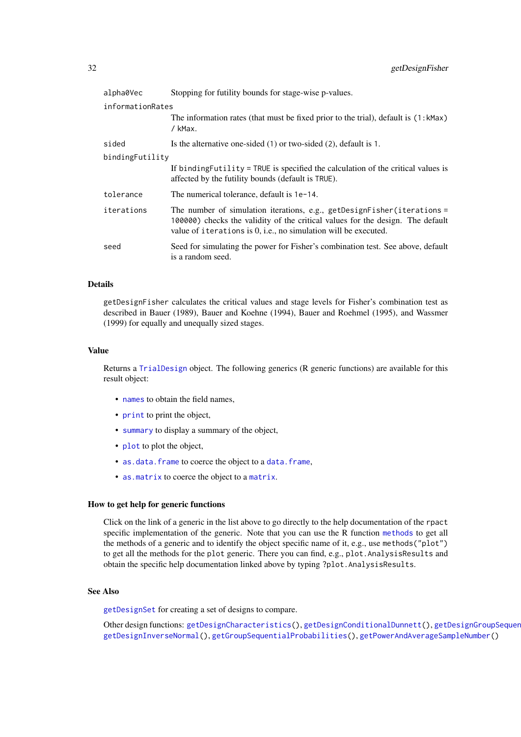| | |
|---|---|
| `alpha0Vec` | Stopping for futility bounds for stage-wise p-values. |
| `informationRates` | The information rates (that must be fixed prior to the trial), default is `(1:kMax) / kMax`. |
| `sided` | Is the alternative one-sided (`1`) or two-sided (`2`), default is `1`. |
| `bindingFutility` | If `bindingFutility = TRUE` is specified the calculation of the critical values is affected by the futility bounds (default is `TRUE`). |
| `tolerance` | The numerical tolerance, default is `1e-14`. |
| `iterations` | The number of simulation iterations, e.g., `getDesignFisher(iterations = 100000)` checks the validity of the critical values for the design. The default value of `iterations` is 0, i.e., no simulation will be executed. |
| `seed` | Seed for simulating the power for Fisher's combination test. See above, default is a random seed. |

### Details

`getDesignFisher` calculates the critical values and stage levels for Fisher's combination test as described in Bauer (1989), Bauer and Koehne (1994), Bauer and Roehmel (1995), and Wassmer (1999) for equally and unequally sized stages.

### Value

Returns a `TrialDesign` object. The following generics (R generic functions) are available for this result object:

- `names` to obtain the field names,
- `print` to print the object,
- `summary` to display a summary of the object,
- `plot` to plot the object,
- `as.data.frame` to coerce the object to a `data.frame`,
- `as.matrix` to coerce the object to a `matrix`.

### How to get help for generic functions

Click on the link of a generic in the list above to go directly to the help documentation of the `rpact` specific implementation of the generic. Note that you can use the R function `methods` to get all the methods of a generic and to identify the object specific name of it, e.g., use `methods("plot")` to get all the methods for the `plot` generic. There you can find, e.g., `plot.AnalysisResults` and obtain the specific help documentation linked above by typing `?plot.AnalysisResults`.

### See Also

`getDesignSet` for creating a set of designs to compare.

Other design functions: `getDesignCharacteristics()`, `getDesignConditionalDunnett()`, `getDesignGroupSequen` `getDesignInverseNormal()`, `getGroupSequentialProbabilities()`, `getPowerAndAverageSampleNumber()`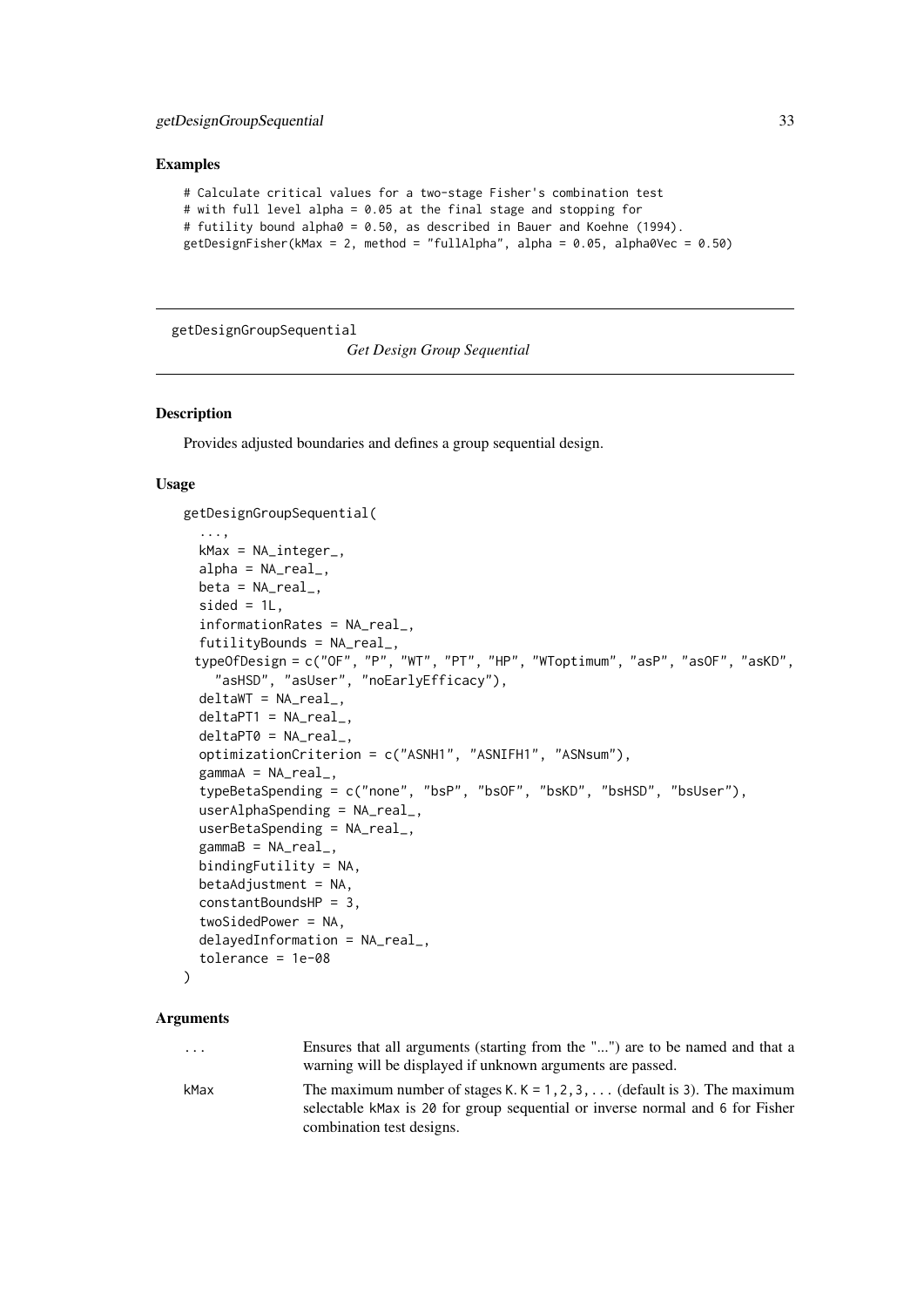## Examples

```
# Calculate critical values for a two-stage Fisher's combination test
# with full level alpha = 0.05 at the final stage and stopping for
# futility bound alpha0 = 0.50, as described in Bauer and Koehne (1994).
getDesignFisher(kMax = 2, method = "fullAlpha", alpha = 0.05, alpha0Vec = 0.50)
```

---

# getDesignGroupSequential

*Get Design Group Sequential*

---

## Description

Provides adjusted boundaries and defines a group sequential design.

## Usage

```
getDesignGroupSequential(
  ...,
  kMax = NA_integer_,
  alpha = NA_real_,
  beta = NA_real_,
  sided = 1L,
  informationRates = NA_real_,
  futilityBounds = NA_real_,
  typeOfDesign = c("OF", "P", "WT", "PT", "HP", "WToptimum", "asP", "asOF", "asKD",
    "asHSD", "asUser", "noEarlyEfficacy"),
  deltaWT = NA_real_,
  deltaPT1 = NA_real_,
  deltaPT0 = NA_real_,
  optimizationCriterion = c("ASNH1", "ASNIFH1", "ASNsum"),
  gammaA = NA_real_,
  typeBetaSpending = c("none", "bsP", "bsOF", "bsKD", "bsHSD", "bsUser"),
  userAlphaSpending = NA_real_,
  userBetaSpending = NA_real_,
  gammaB = NA_real_,
  bindingFutility = NA,
  betaAdjustment = NA,
  constantBoundsHP = 3,
  twoSidedPower = NA,
  delayedInformation = NA_real_,
  tolerance = 1e-08
)
```

## Arguments

| | |
|---|---|
| ... | Ensures that all arguments (starting from the "...") are to be named and that a warning will be displayed if unknown arguments are passed. |
| kMax | The maximum number of stages K. $K = 1, 2, 3, \ldots$ (default is 3). The maximum selectable kMax is 20 for group sequential or inverse normal and 6 for Fisher combination test designs. |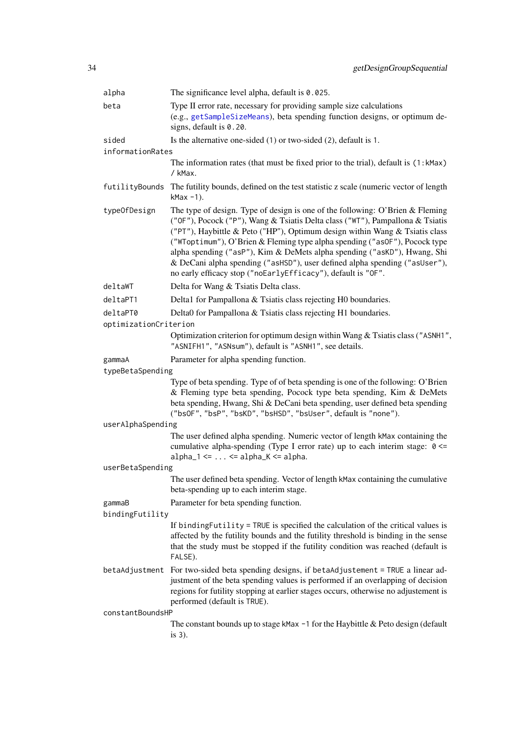| | |
|---|---|
| `alpha` | The significance level alpha, default is `0.025`. |
| `beta` | Type II error rate, necessary for providing sample size calculations (e.g., `getSampleSizeMeans`), beta spending function designs, or optimum designs, default is `0.20`. |
| `sided` | Is the alternative one-sided (1) or two-sided (2), default is 1. |
| `informationRates` | The information rates (that must be fixed prior to the trial), default is `(1:kMax) / kMax`. |
| `futilityBounds` | The futility bounds, defined on the test statistic z scale (numeric vector of length `kMax -1`). |
| `typeOfDesign` | The type of design. Type of design is one of the following: O'Brien & Fleming (`"OF"`), Pocock (`"P"`), Wang & Tsiatis Delta class (`"WT"`), Pampallona & Tsiatis (`"PT"`), Haybittle & Peto ("HP"), Optimum design within Wang & Tsiatis class (`"WToptimum"`), O'Brien & Fleming type alpha spending (`"asOF"`), Pocock type alpha spending (`"asP"`), Kim & DeMets alpha spending (`"asKD"`), Hwang, Shi & DeCani alpha spending (`"asHSD"`), user defined alpha spending (`"asUser"`), no early efficacy stop (`"noEarlyEfficacy"`), default is `"OF"`. |
| `deltaWT` | Delta for Wang & Tsiatis Delta class. |
| `deltaPT1` | Delta1 for Pampallona & Tsiatis class rejecting H0 boundaries. |
| `deltaPT0` | Delta0 for Pampallona & Tsiatis class rejecting H1 boundaries. |
| `optimizationCriterion` | Optimization criterion for optimum design within Wang & Tsiatis class (`"ASNH1"`, `"ASNIFH1"`, `"ASNsum"`), default is `"ASNH1"`, see details. |
| `gammaA` | Parameter for alpha spending function. |
| `typeBetaSpending` | Type of beta spending. Type of of beta spending is one of the following: O'Brien & Fleming type beta spending, Pocock type beta spending, Kim & DeMets beta spending, Hwang, Shi & DeCani beta spending, user defined beta spending (`"bsOF"`, `"bsP"`, `"bsKD"`, `"bsHSD"`, `"bsUser"`, default is `"none"`). |
| `userAlphaSpending` | The user defined alpha spending. Numeric vector of length `kMax` containing the cumulative alpha-spending (Type I error rate) up to each interim stage: `0 <= alpha_1 <= ... <= alpha_K <= alpha`. |
| `userBetaSpending` | The user defined beta spending. Vector of length `kMax` containing the cumulative beta-spending up to each interim stage. |
| `gammaB` | Parameter for beta spending function. |
| `bindingFutility` | If `bindingFutility = TRUE` is specified the calculation of the critical values is affected by the futility bounds and the futility threshold is binding in the sense that the study must be stopped if the futility condition was reached (default is `FALSE`). |
| `betaAdjustment` | For two-sided beta spending designs, if `betaAdjustement = TRUE` a linear adjustment of the beta spending values is performed if an overlapping of decision regions for futility stopping at earlier stages occurs, otherwise no adjustement is performed (default is `TRUE`). |
| `constantBoundsHP` | The constant bounds up to stage `kMax -1` for the Haybittle & Peto design (default is 3). |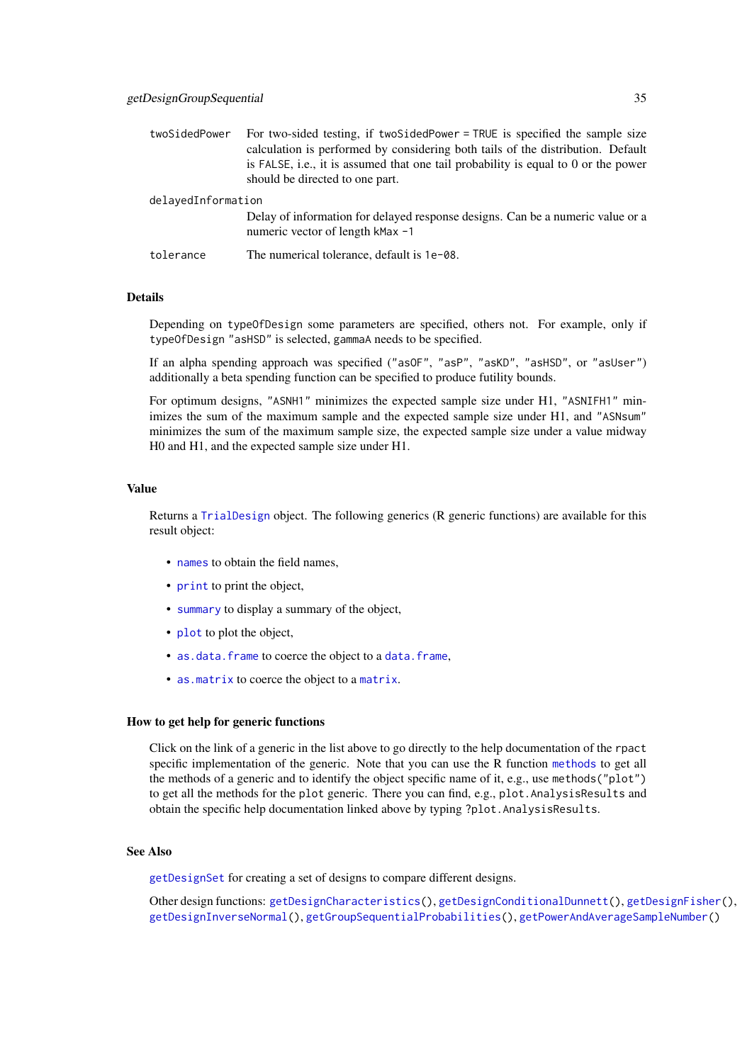`twoSidedPower` For two-sided testing, if `twoSidedPower = TRUE` is specified the sample size calculation is performed by considering both tails of the distribution. Default is `FALSE`, i.e., it is assumed that one tail probability is equal to 0 or the power should be directed to one part.

`delayedInformation` Delay of information for delayed response designs. Can be a numeric value or a numeric vector of length `kMax -1`

`tolerance` The numerical tolerance, default is `1e-08`.

### Details

Depending on `typeOfDesign` some parameters are specified, others not. For example, only if `typeOfDesign` `"asHSD"` is selected, `gammaA` needs to be specified.

If an alpha spending approach was specified (`"asOF"`, `"asP"`, `"asKD"`, `"asHSD"`, or `"asUser"`) additionally a beta spending function can be specified to produce futility bounds.

For optimum designs, `"ASNH1"` minimizes the expected sample size under H1, `"ASNIFH1"` minimizes the sum of the maximum sample and the expected sample size under H1, and `"ASNsum"` minimizes the sum of the maximum sample size, the expected sample size under a value midway H0 and H1, and the expected sample size under H1.

### Value

Returns a `TrialDesign` object. The following generics (R generic functions) are available for this result object:

- `names` to obtain the field names,
- `print` to print the object,
- `summary` to display a summary of the object,
- `plot` to plot the object,
- `as.data.frame` to coerce the object to a `data.frame`,
- `as.matrix` to coerce the object to a `matrix`.

### How to get help for generic functions

Click on the link of a generic in the list above to go directly to the help documentation of the `rpact` specific implementation of the generic. Note that you can use the R function `methods` to get all the methods of a generic and to identify the object specific name of it, e.g., use `methods("plot")` to get all the methods for the `plot` generic. There you can find, e.g., `plot.AnalysisResults` and obtain the specific help documentation linked above by typing `?plot.AnalysisResults`.

### See Also

`getDesignSet` for creating a set of designs to compare different designs.

Other design functions: `getDesignCharacteristics()`, `getDesignConditionalDunnett()`, `getDesignFisher()`, `getDesignInverseNormal()`, `getGroupSequentialProbabilities()`, `getPowerAndAverageSampleNumber()`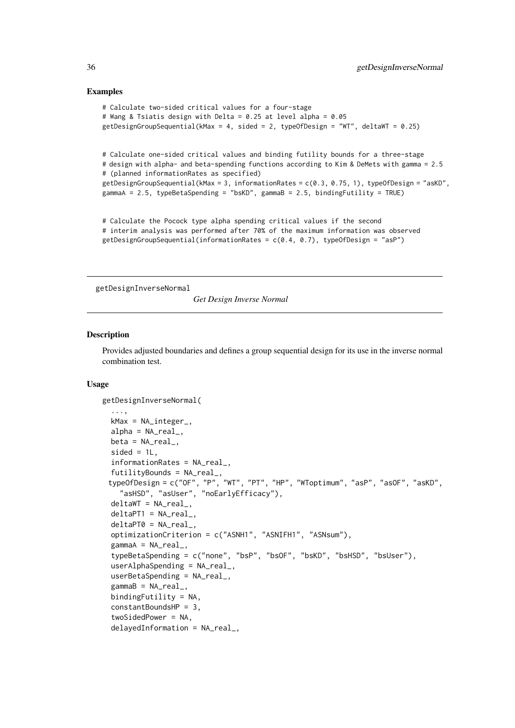## Examples

```
# Calculate two-sided critical values for a four-stage
# Wang & Tsiatis design with Delta = 0.25 at level alpha = 0.05
getDesignGroupSequential(kMax = 4, sided = 2, typeOfDesign = "WT", deltaWT = 0.25)


# Calculate one-sided critical values and binding futility bounds for a three-stage
# design with alpha- and beta-spending functions according to Kim & DeMets with gamma = 2.5
# (planned informationRates as specified)
getDesignGroupSequential(kMax = 3, informationRates = c(0.3, 0.75, 1), typeOfDesign = "asKD",
gammaA = 2.5, typeBetaSpending = "bsKD", gammaB = 2.5, bindingFutility = TRUE)


# Calculate the Pocock type alpha spending critical values if the second
# interim analysis was performed after 70% of the maximum information was observed
getDesignGroupSequential(informationRates = c(0.4, 0.7), typeOfDesign = "asP")
```

---

getDesignInverseNormal &nbsp;&nbsp;&nbsp; *Get Design Inverse Normal*

---

## Description

Provides adjusted boundaries and defines a group sequential design for its use in the inverse normal combination test.

## Usage

```
getDesignInverseNormal(
  ...,
  kMax = NA_integer_,
  alpha = NA_real_,
  beta = NA_real_,
  sided = 1L,
  informationRates = NA_real_,
  futilityBounds = NA_real_,
  typeOfDesign = c("OF", "P", "WT", "PT", "HP", "WToptimum", "asP", "asOF", "asKD",
    "asHSD", "asUser", "noEarlyEfficacy"),
  deltaWT = NA_real_,
  deltaPT1 = NA_real_,
  deltaPT0 = NA_real_,
  optimizationCriterion = c("ASNH1", "ASNIFH1", "ASNsum"),
  gammaA = NA_real_,
  typeBetaSpending = c("none", "bsP", "bsOF", "bsKD", "bsHSD", "bsUser"),
  userAlphaSpending = NA_real_,
  userBetaSpending = NA_real_,
  gammaB = NA_real_,
  bindingFutility = NA,
  constantBoundsHP = 3,
  twoSidedPower = NA,
  delayedInformation = NA_real_,
```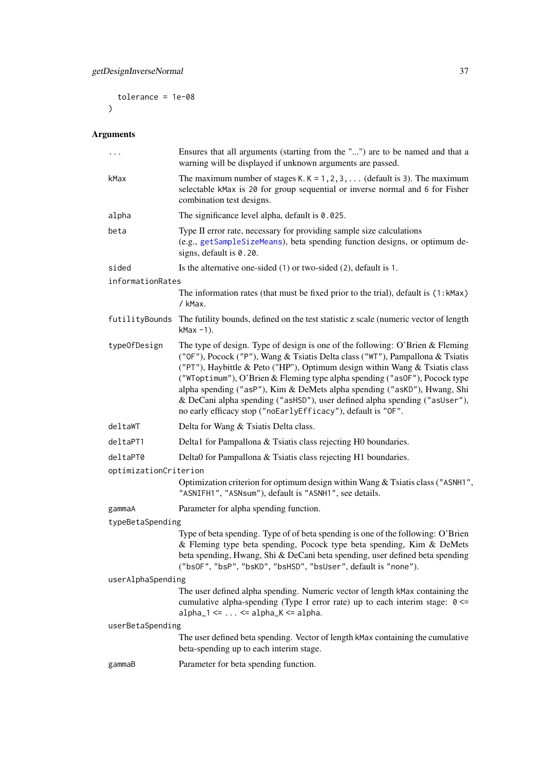```
  tolerance = 1e-08
)
```

### Arguments

- `...` — Ensures that all arguments (starting from the "...") are to be named and that a warning will be displayed if unknown arguments are passed.
- `kMax` — The maximum number of stages `K`. `K = 1,2,3,...` (default is `3`). The maximum selectable `kMax` is `20` for group sequential or inverse normal and `6` for Fisher combination test designs.
- `alpha` — The significance level alpha, default is `0.025`.
- `beta` — Type II error rate, necessary for providing sample size calculations (e.g., `getSampleSizeMeans`), beta spending function designs, or optimum designs, default is `0.20`.
- `sided` — Is the alternative one-sided (`1`) or two-sided (`2`), default is `1`.
- `informationRates` — The information rates (that must be fixed prior to the trial), default is `(1:kMax) / kMax`.
- `futilityBounds` — The futility bounds, defined on the test statistic z scale (numeric vector of length `kMax -1`).
- `typeOfDesign` — The type of design. Type of design is one of the following: O'Brien & Fleming (`"OF"`), Pocock (`"P"`), Wang & Tsiatis Delta class (`"WT"`), Pampallona & Tsiatis (`"PT"`), Haybittle & Peto ("HP"), Optimum design within Wang & Tsiatis class (`"WToptimum"`), O'Brien & Fleming type alpha spending (`"asOF"`), Pocock type alpha spending (`"asP"`), Kim & DeMets alpha spending (`"asKD"`), Hwang, Shi & DeCani alpha spending (`"asHSD"`), user defined alpha spending (`"asUser"`), no early efficacy stop (`"noEarlyEfficacy"`), default is `"OF"`.
- `deltaWT` — Delta for Wang & Tsiatis Delta class.
- `deltaPT1` — Delta1 for Pampallona & Tsiatis class rejecting H0 boundaries.
- `deltaPT0` — Delta0 for Pampallona & Tsiatis class rejecting H1 boundaries.
- `optimizationCriterion` — Optimization criterion for optimum design within Wang & Tsiatis class (`"ASNH1"`, `"ASNIFH1"`, `"ASNsum"`), default is `"ASNH1"`, see details.
- `gammaA` — Parameter for alpha spending function.
- `typeBetaSpending` — Type of beta spending. Type of of beta spending is one of the following: O'Brien & Fleming type beta spending, Pocock type beta spending, Kim & DeMets beta spending, Hwang, Shi & DeCani beta spending, user defined beta spending (`"bsOF"`, `"bsP"`, `"bsKD"`, `"bsHSD"`, `"bsUser"`, default is `"none"`).
- `userAlphaSpending` — The user defined alpha spending. Numeric vector of length `kMax` containing the cumulative alpha-spending (Type I error rate) up to each interim stage: `0 <= alpha_1 <= ... <= alpha_K <= alpha`.
- `userBetaSpending` — The user defined beta spending. Vector of length `kMax` containing the cumulative beta-spending up to each interim stage.
- `gammaB` — Parameter for beta spending function.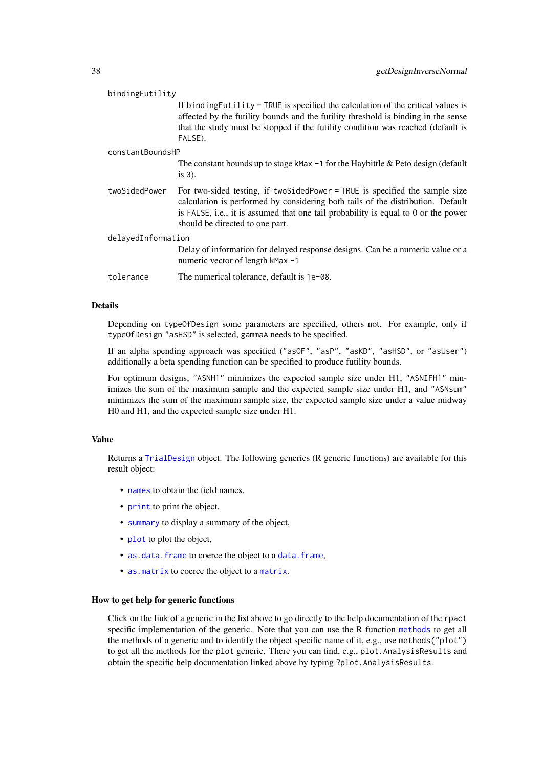`bindingFutility`
: If `bindingFutility = TRUE` is specified the calculation of the critical values is affected by the futility bounds and the futility threshold is binding in the sense that the study must be stopped if the futility condition was reached (default is `FALSE`).

`constantBoundsHP`
: The constant bounds up to stage `kMax - 1` for the Haybittle & Peto design (default is `3`).

`twoSidedPower`
: For two-sided testing, if `twoSidedPower = TRUE` is specified the sample size calculation is performed by considering both tails of the distribution. Default is `FALSE`, i.e., it is assumed that one tail probability is equal to 0 or the power should be directed to one part.

`delayedInformation`
: Delay of information for delayed response designs. Can be a numeric value or a numeric vector of length `kMax - 1`

`tolerance`
: The numerical tolerance, default is `1e-08`.

## Details

Depending on `typeOfDesign` some parameters are specified, others not. For example, only if `typeOfDesign "asHSD"` is selected, `gammaA` needs to be specified.

If an alpha spending approach was specified (`"asOF"`, `"asP"`, `"asKD"`, `"asHSD"`, or `"asUser"`) additionally a beta spending function can be specified to produce futility bounds.

For optimum designs, `"ASNH1"` minimizes the expected sample size under H1, `"ASNIFH1"` minimizes the sum of the maximum sample and the expected sample size under H1, and `"ASNsum"` minimizes the sum of the maximum sample size, the expected sample size under a value midway H0 and H1, and the expected sample size under H1.

## Value

Returns a `TrialDesign` object. The following generics (R generic functions) are available for this result object:

- `names` to obtain the field names,
- `print` to print the object,
- `summary` to display a summary of the object,
- `plot` to plot the object,
- `as.data.frame` to coerce the object to a `data.frame`,
- `as.matrix` to coerce the object to a `matrix`.

## How to get help for generic functions

Click on the link of a generic in the list above to go directly to the help documentation of the `rpact` specific implementation of the generic. Note that you can use the R function `methods` to get all the methods of a generic and to identify the object specific name of it, e.g., use `methods("plot")` to get all the methods for the `plot` generic. There you can find, e.g., `plot.AnalysisResults` and obtain the specific help documentation linked above by typing `?plot.AnalysisResults`.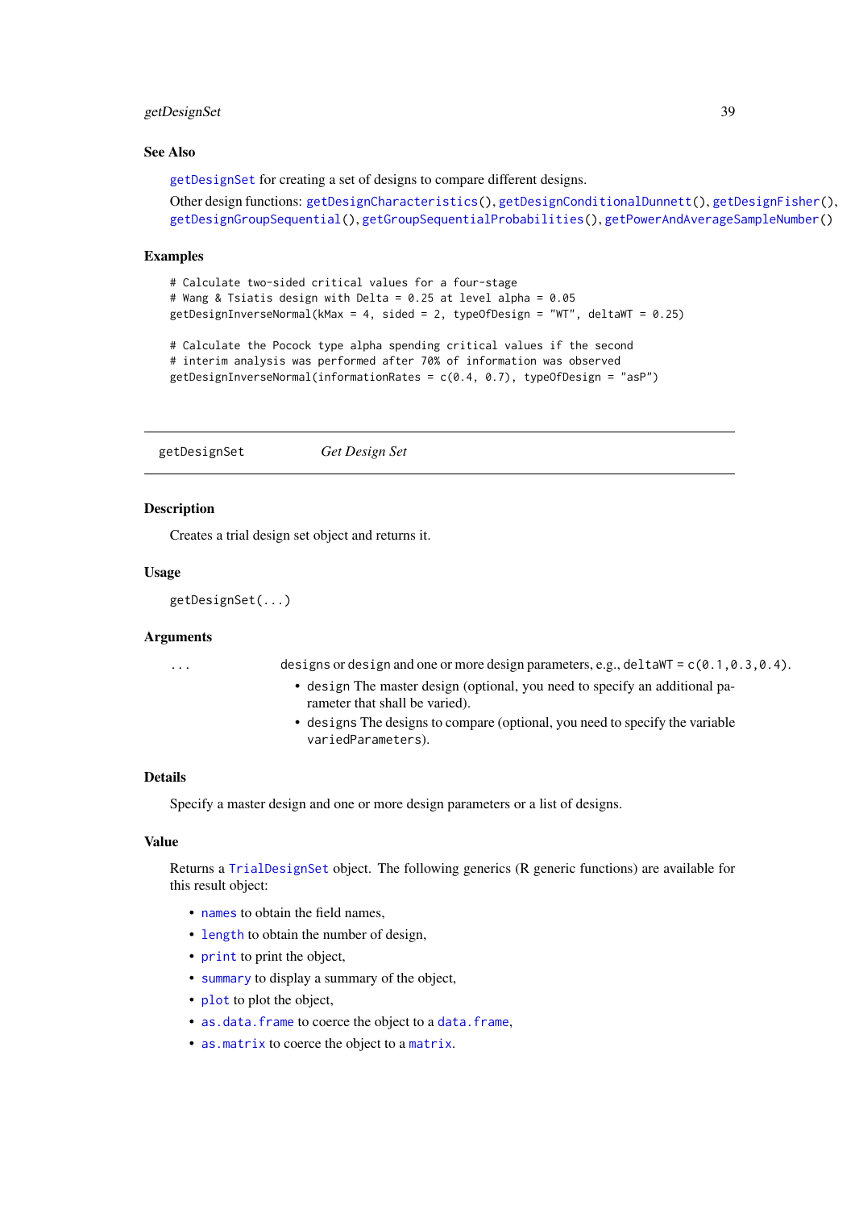### See Also

getDesignSet for creating a set of designs to compare different designs.

Other design functions: getDesignCharacteristics(), getDesignConditionalDunnett(), getDesignFisher(), getDesignGroupSequential(), getGroupSequentialProbabilities(), getPowerAndAverageSampleNumber()

### Examples

```
# Calculate two-sided critical values for a four-stage
# Wang & Tsiatis design with Delta = 0.25 at level alpha = 0.05
getDesignInverseNormal(kMax = 4, sided = 2, typeOfDesign = "WT", deltaWT = 0.25)

# Calculate the Pocock type alpha spending critical values if the second
# interim analysis was performed after 70% of information was observed
getDesignInverseNormal(informationRates = c(0.4, 0.7), typeOfDesign = "asP")
```

---

## getDesignSet — *Get Design Set*

### Description

Creates a trial design set object and returns it.

### Usage

```
getDesignSet(...)
```

### Arguments

| | |
|---|---|
| `...` | `designs` or `design` and one or more design parameters, e.g., `deltaWT = c(0.1,0.3,0.4)`. <br>• `design` The master design (optional, you need to specify an additional parameter that shall be varied). <br>• `designs` The designs to compare (optional, you need to specify the variable `variedParameters`). |

### Details

Specify a master design and one or more design parameters or a list of designs.

### Value

Returns a TrialDesignSet object. The following generics (R generic functions) are available for this result object:

- names to obtain the field names,
- length to obtain the number of design,
- print to print the object,
- summary to display a summary of the object,
- plot to plot the object,
- as.data.frame to coerce the object to a data.frame,
- as.matrix to coerce the object to a matrix.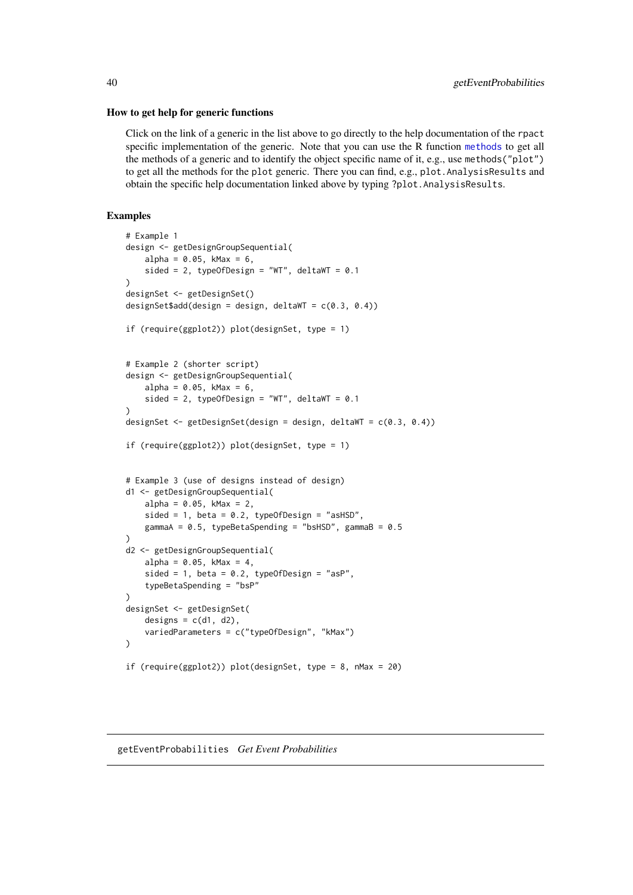### How to get help for generic functions

Click on the link of a generic in the list above to go directly to the help documentation of the `rpact` specific implementation of the generic. Note that you can use the R function `methods` to get all the methods of a generic and to identify the object specific name of it, e.g., use `methods("plot")` to get all the methods for the `plot` generic. There you can find, e.g., `plot.AnalysisResults` and obtain the specific help documentation linked above by typing `?plot.AnalysisResults`.

### Examples

```
# Example 1
design <- getDesignGroupSequential(
    alpha = 0.05, kMax = 6,
    sided = 2, typeOfDesign = "WT", deltaWT = 0.1
)
designSet <- getDesignSet()
designSet$add(design = design, deltaWT = c(0.3, 0.4))

if (require(ggplot2)) plot(designSet, type = 1)


# Example 2 (shorter script)
design <- getDesignGroupSequential(
    alpha = 0.05, kMax = 6,
    sided = 2, typeOfDesign = "WT", deltaWT = 0.1
)
designSet <- getDesignSet(design = design, deltaWT = c(0.3, 0.4))

if (require(ggplot2)) plot(designSet, type = 1)


# Example 3 (use of designs instead of design)
d1 <- getDesignGroupSequential(
    alpha = 0.05, kMax = 2,
    sided = 1, beta = 0.2, typeOfDesign = "asHSD",
    gammaA = 0.5, typeBetaSpending = "bsHSD", gammaB = 0.5
)
d2 <- getDesignGroupSequential(
    alpha = 0.05, kMax = 4,
    sided = 1, beta = 0.2, typeOfDesign = "asP",
    typeBetaSpending = "bsP"
)
designSet <- getDesignSet(
    designs = c(d1, d2),
    variedParameters = c("typeOfDesign", "kMax")
)

if (require(ggplot2)) plot(designSet, type = 8, nMax = 20)
```

---

## getEventProbabilities *Get Event Probabilities*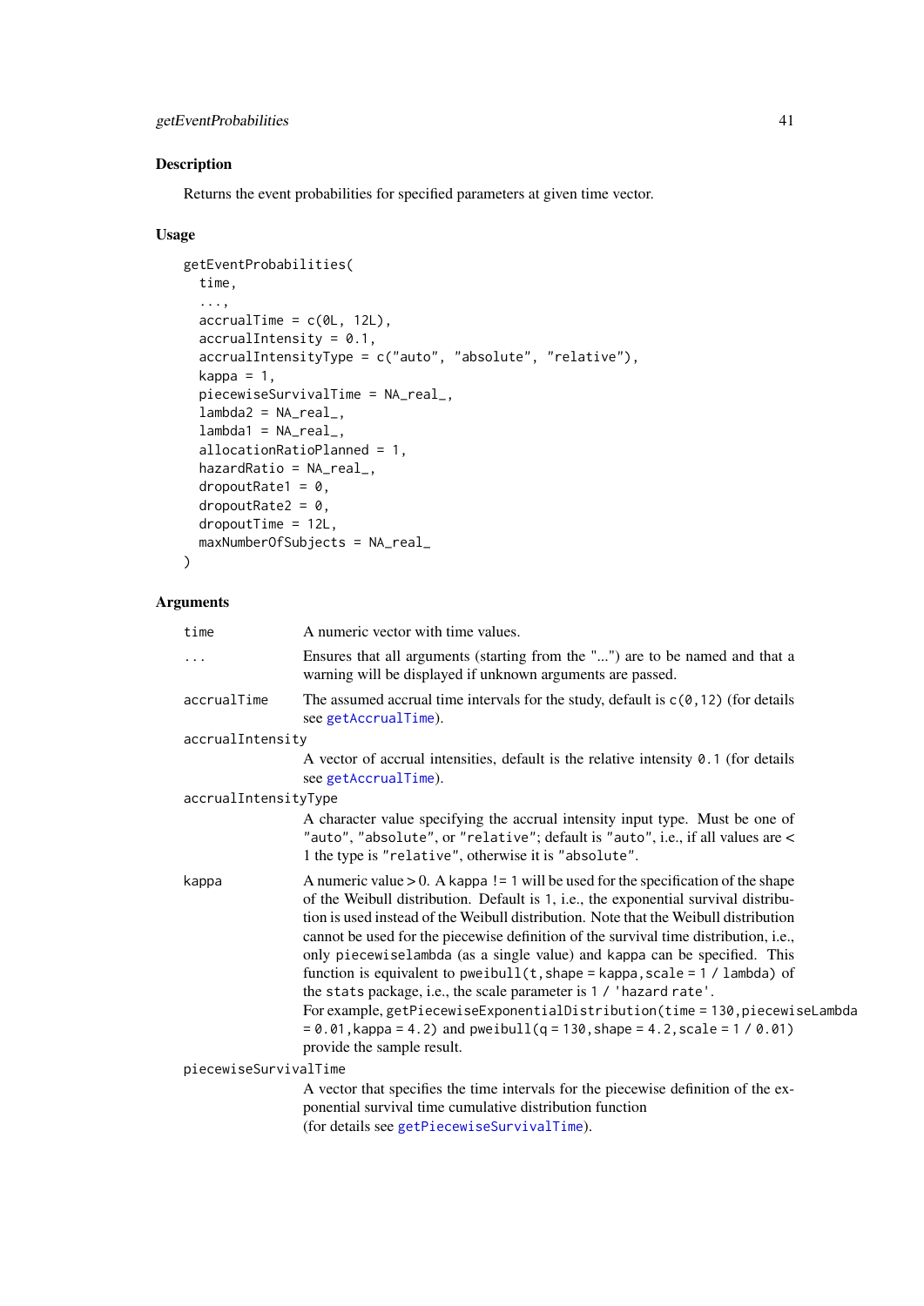### Description

Returns the event probabilities for specified parameters at given time vector.

### Usage

```
getEventProbabilities(
  time,
  ...,
  accrualTime = c(0L, 12L),
  accrualIntensity = 0.1,
  accrualIntensityType = c("auto", "absolute", "relative"),
  kappa = 1,
  piecewiseSurvivalTime = NA_real_,
  lambda2 = NA_real_,
  lambda1 = NA_real_,
  allocationRatioPlanned = 1,
  hazardRatio = NA_real_,
  dropoutRate1 = 0,
  dropoutRate2 = 0,
  dropoutTime = 12L,
  maxNumberOfSubjects = NA_real_
)
```

### Arguments

**time** A numeric vector with time values.

**...** Ensures that all arguments (starting from the "...") are to be named and that a warning will be displayed if unknown arguments are passed.

**accrualTime** The assumed accrual time intervals for the study, default is `c(0,12)` (for details see `getAccrualTime`).

**accrualIntensity** A vector of accrual intensities, default is the relative intensity `0.1` (for details see `getAccrualTime`).

**accrualIntensityType** A character value specifying the accrual intensity input type. Must be one of `"auto"`, `"absolute"`, or `"relative"`; default is `"auto"`, i.e., if all values are < 1 the type is `"relative"`, otherwise it is `"absolute"`.

**kappa** A numeric value > 0. A `kappa != 1` will be used for the specification of the shape of the Weibull distribution. Default is `1`, i.e., the exponential survival distribution is used instead of the Weibull distribution. Note that the Weibull distribution cannot be used for the piecewise definition of the survival time distribution, i.e., only `piecewiselambda` (as a single value) and `kappa` can be specified. This function is equivalent to `pweibull(t, shape = kappa, scale = 1 / lambda)` of the `stats` package, i.e., the scale parameter is `1 / 'hazard rate'`.
For example, `getPiecewiseExponentialDistribution(time = 130, piecewiseLambda = 0.01, kappa = 4.2)` and `pweibull(q = 130, shape = 4.2, scale = 1 / 0.01)` provide the sample result.

**piecewiseSurvivalTime** A vector that specifies the time intervals for the piecewise definition of the exponential survival time cumulative distribution function
(for details see `getPiecewiseSurvivalTime`).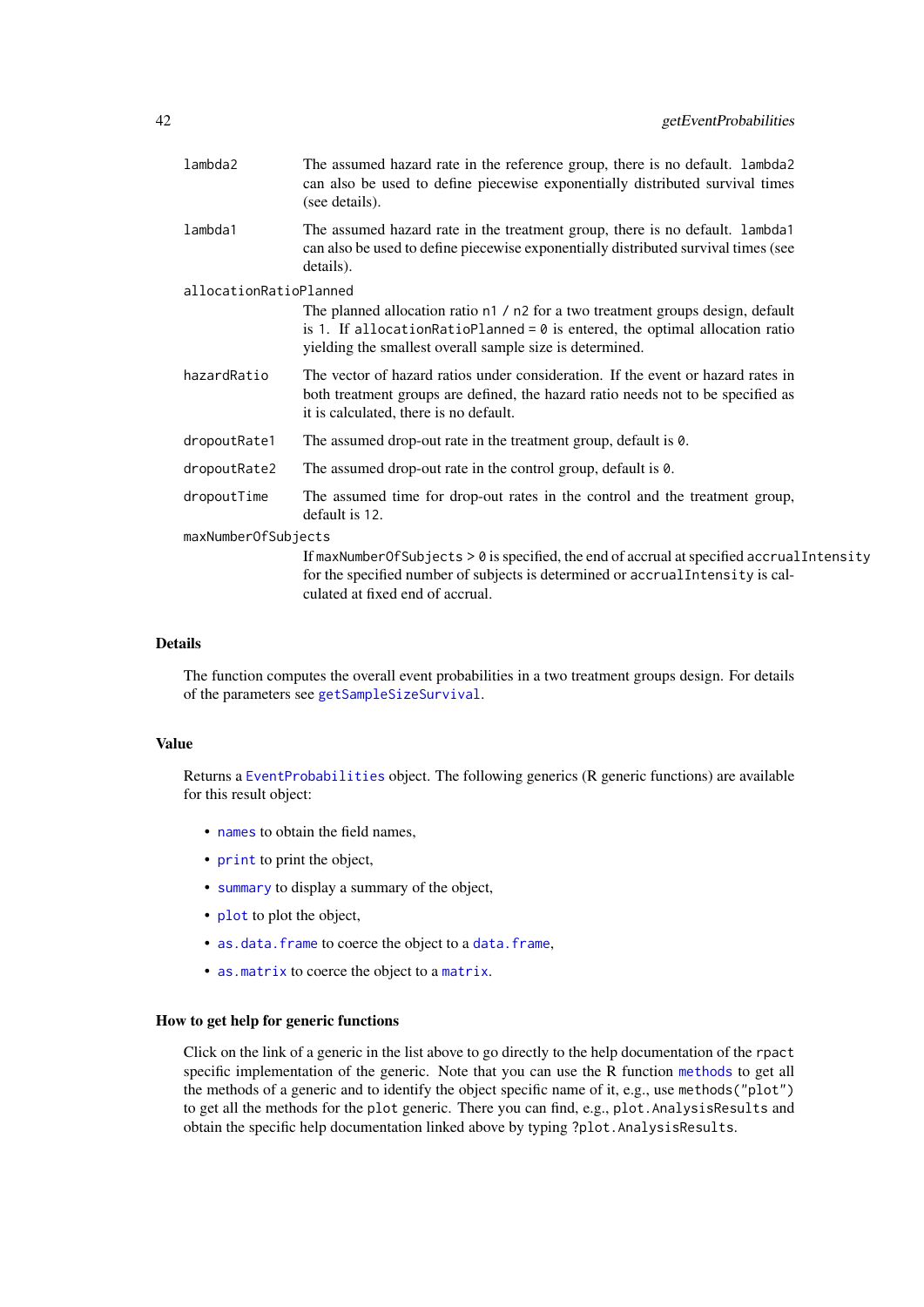`lambda2`
: The assumed hazard rate in the reference group, there is no default. `lambda2` can also be used to define piecewise exponentially distributed survival times (see details).

`lambda1`
: The assumed hazard rate in the treatment group, there is no default. `lambda1` can also be used to define piecewise exponentially distributed survival times (see details).

`allocationRatioPlanned`
: The planned allocation ratio `n1 / n2` for a two treatment groups design, default is `1`. If `allocationRatioPlanned = 0` is entered, the optimal allocation ratio yielding the smallest overall sample size is determined.

`hazardRatio`
: The vector of hazard ratios under consideration. If the event or hazard rates in both treatment groups are defined, the hazard ratio needs not to be specified as it is calculated, there is no default.

`dropoutRate1`
: The assumed drop-out rate in the treatment group, default is `0`.

`dropoutRate2`
: The assumed drop-out rate in the control group, default is `0`.

`dropoutTime`
: The assumed time for drop-out rates in the control and the treatment group, default is `12`.

`maxNumberOfSubjects`
: If `maxNumberOfSubjects > 0` is specified, the end of accrual at specified `accrualIntensity` for the specified number of subjects is determined or `accrualIntensity` is calculated at fixed end of accrual.

### Details

The function computes the overall event probabilities in a two treatment groups design. For details of the parameters see `getSampleSizeSurvival`.

### Value

Returns a `EventProbabilities` object. The following generics (R generic functions) are available for this result object:

- `names` to obtain the field names,
- `print` to print the object,
- `summary` to display a summary of the object,
- `plot` to plot the object,
- `as.data.frame` to coerce the object to a `data.frame`,
- `as.matrix` to coerce the object to a `matrix`.

### How to get help for generic functions

Click on the link of a generic in the list above to go directly to the help documentation of the `rpact` specific implementation of the generic. Note that you can use the R function `methods` to get all the methods of a generic and to identify the object specific name of it, e.g., use `methods("plot")` to get all the methods for the `plot` generic. There you can find, e.g., `plot.AnalysisResults` and obtain the specific help documentation linked above by typing `?plot.AnalysisResults`.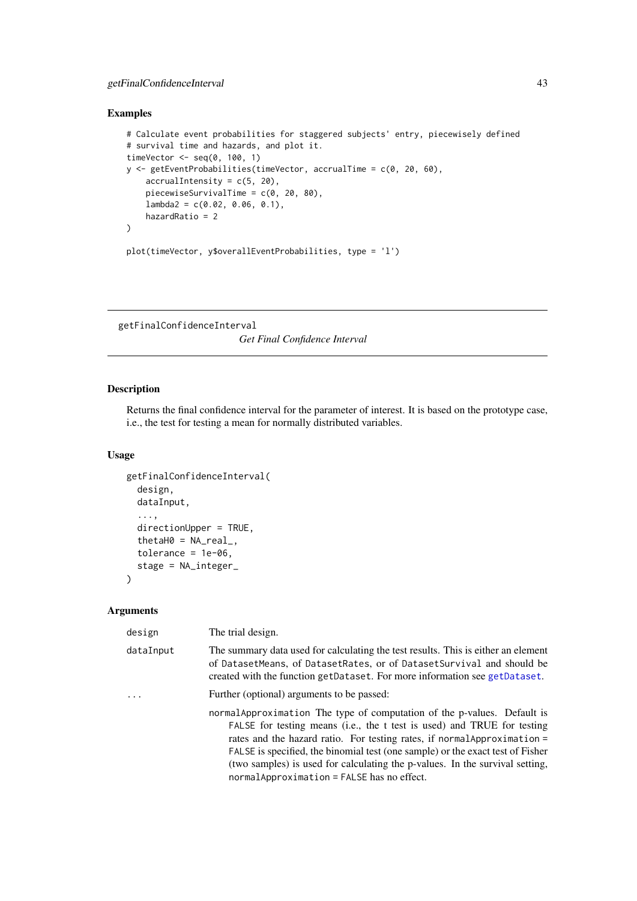### Examples

```
# Calculate event probabilities for staggered subjects' entry, piecewisely defined
# survival time and hazards, and plot it.
timeVector <- seq(0, 100, 1)
y <- getEventProbabilities(timeVector, accrualTime = c(0, 20, 60),
    accrualIntensity = c(5, 20),
    piecewiseSurvivalTime = c(0, 20, 80),
    lambda2 = c(0.02, 0.06, 0.1),
    hazardRatio = 2
)

plot(timeVector, y$overallEventProbabilities, type = 'l')
```

---

## getFinalConfidenceInterval *Get Final Confidence Interval*

---

### Description

Returns the final confidence interval for the parameter of interest. It is based on the prototype case, i.e., the test for testing a mean for normally distributed variables.

### Usage

```
getFinalConfidenceInterval(
  design,
  dataInput,
  ...,
  directionUpper = TRUE,
  thetaH0 = NA_real_,
  tolerance = 1e-06,
  stage = NA_integer_
)
```

### Arguments

| | |
|---|---|
| `design` | The trial design. |
| `dataInput` | The summary data used for calculating the test results. This is either an element of `DatasetMeans`, of `DatasetRates`, or of `DatasetSurvival` and should be created with the function `getDataset`. For more information see `getDataset`. |
| `...` | Further (optional) arguments to be passed:<br>`normalApproximation` The type of computation of the p-values. Default is `FALSE` for testing means (i.e., the t test is used) and `TRUE` for testing rates and the hazard ratio. For testing rates, if `normalApproximation = FALSE` is specified, the binomial test (one sample) or the exact test of Fisher (two samples) is used for calculating the p-values. In the survival setting, `normalApproximation = FALSE` has no effect. |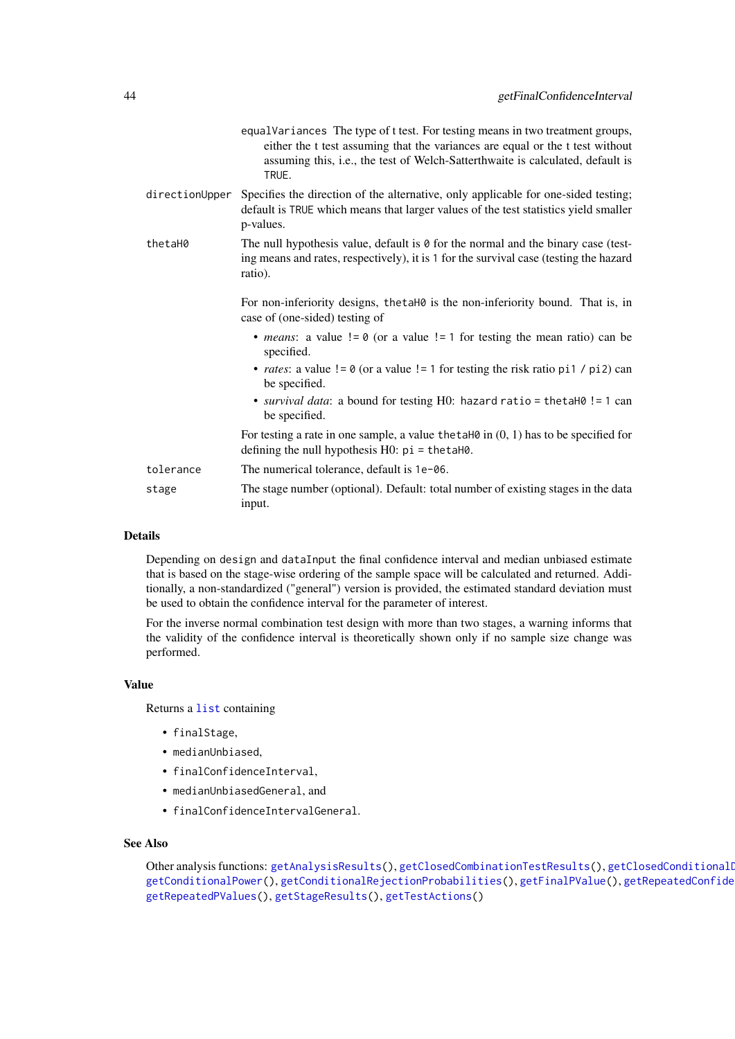equalVariances The type of t test. For testing means in two treatment groups, either the t test assuming that the variances are equal or the t test without assuming this, i.e., the test of Welch-Satterthwaite is calculated, default is `TRUE`.

`directionUpper` Specifies the direction of the alternative, only applicable for one-sided testing; default is `TRUE` which means that larger values of the test statistics yield smaller p-values.

`thetaH0` The null hypothesis value, default is `0` for the normal and the binary case (testing means and rates, respectively), it is `1` for the survival case (testing the hazard ratio).

For non-inferiority designs, `thetaH0` is the non-inferiority bound. That is, in case of (one-sided) testing of

- *means*: a value `!= 0` (or a value `!= 1` for testing the mean ratio) can be specified.
- *rates*: a value `!= 0` (or a value `!= 1` for testing the risk ratio `pi1 / pi2`) can be specified.
- *survival data*: a bound for testing H0: `hazard ratio = thetaH0 != 1` can be specified.

For testing a rate in one sample, a value `thetaH0` in (0, 1) has to be specified for defining the null hypothesis H0: `pi = thetaH0`.

`tolerance` The numerical tolerance, default is `1e-06`.

`stage` The stage number (optional). Default: total number of existing stages in the data input.

## Details

Depending on `design` and `dataInput` the final confidence interval and median unbiased estimate that is based on the stage-wise ordering of the sample space will be calculated and returned. Additionally, a non-standardized ("general") version is provided, the estimated standard deviation must be used to obtain the confidence interval for the parameter of interest.

For the inverse normal combination test design with more than two stages, a warning informs that the validity of the confidence interval is theoretically shown only if no sample size change was performed.

## Value

Returns a `list` containing

- `finalStage`,
- `medianUnbiased`,
- `finalConfidenceInterval`,
- `medianUnbiasedGeneral`, and
- `finalConfidenceIntervalGeneral`.

## See Also

Other analysis functions: `getAnalysisResults()`, `getClosedCombinationTestResults()`, `getClosedConditionalD` `getConditionalPower()`, `getConditionalRejectionProbabilities()`, `getFinalPValue()`, `getRepeatedConfide` `getRepeatedPValues()`, `getStageResults()`, `getTestActions()`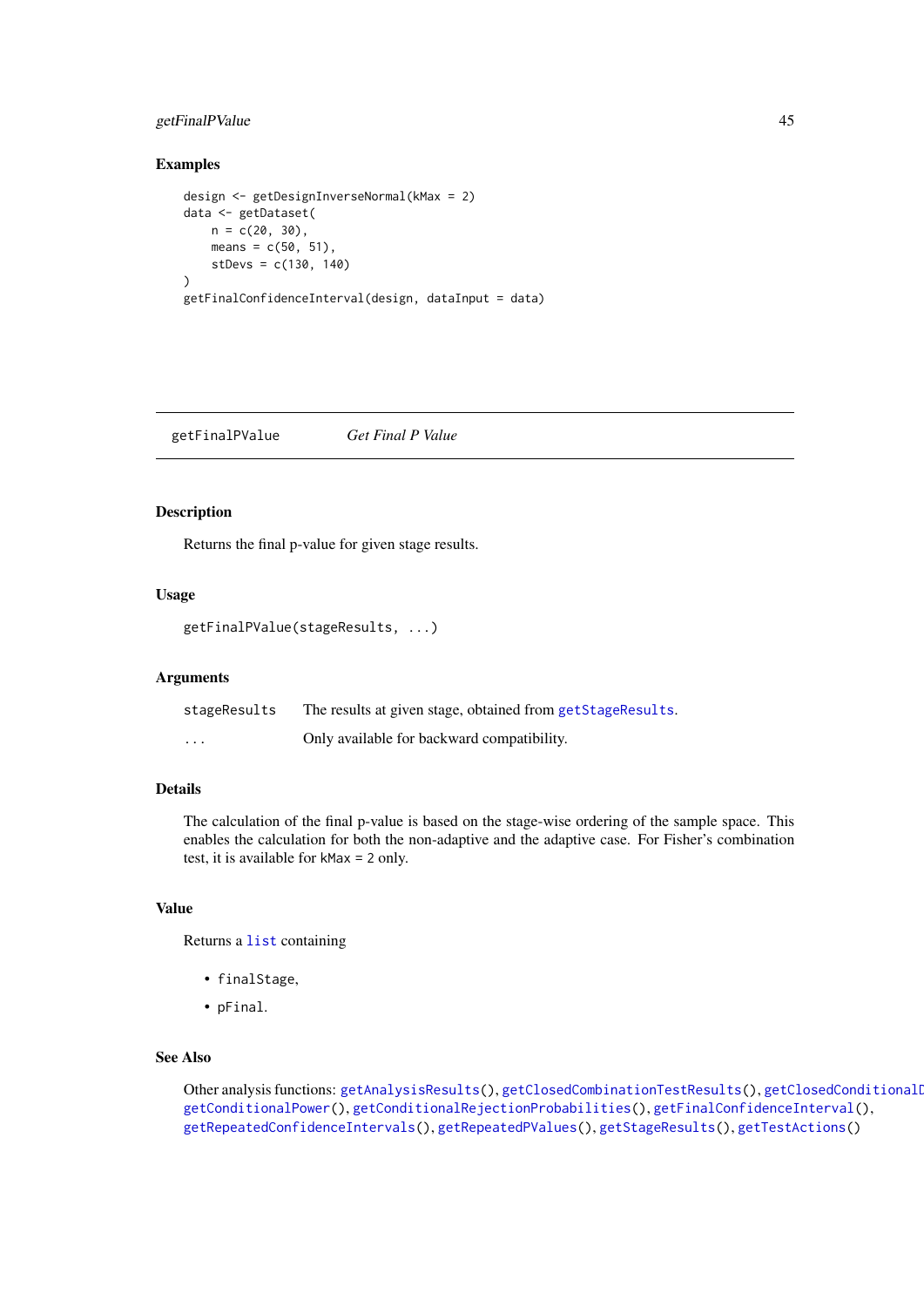## Examples

```
design <- getDesignInverseNormal(kMax = 2)
data <- getDataset(
    n = c(20, 30),
    means = c(50, 51),
    stDevs = c(130, 140)
)
getFinalConfidenceInterval(design, dataInput = data)
```

---

# getFinalPValue *Get Final P Value*

---

## Description

Returns the final p-value for given stage results.

## Usage

```
getFinalPValue(stageResults, ...)
```

## Arguments

| | |
|---|---|
| stageResults | The results at given stage, obtained from getStageResults. |
| ... | Only available for backward compatibility. |

## Details

The calculation of the final p-value is based on the stage-wise ordering of the sample space. This enables the calculation for both the non-adaptive and the adaptive case. For Fisher's combination test, it is available for kMax = 2 only.

## Value

Returns a list containing

- finalStage,
- pFinal.

## See Also

Other analysis functions: getAnalysisResults(), getClosedCombinationTestResults(), getClosedConditionalD getConditionalPower(), getConditionalRejectionProbabilities(), getFinalConfidenceInterval(), getRepeatedConfidenceIntervals(), getRepeatedPValues(), getStageResults(), getTestActions()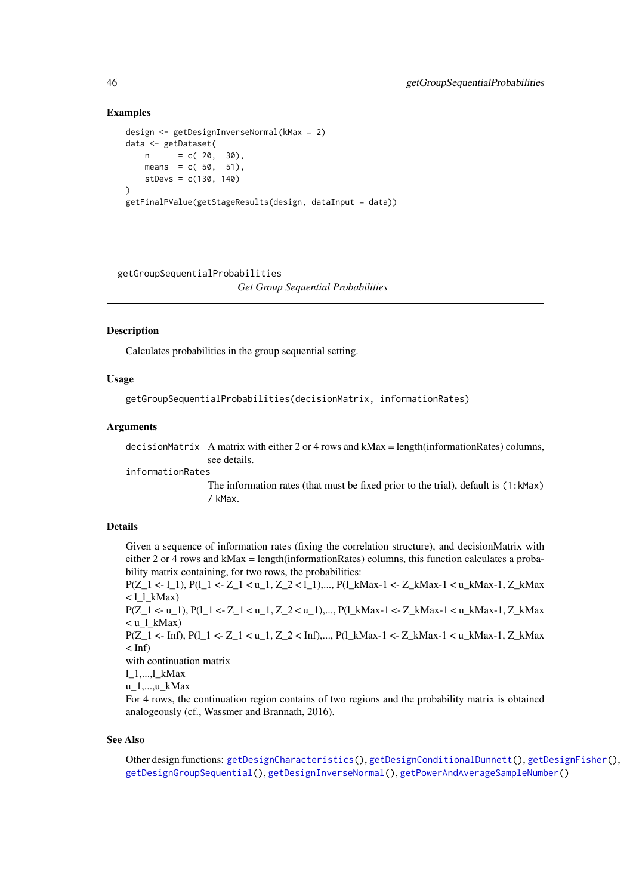### Examples

```
design <- getDesignInverseNormal(kMax = 2)
data <- getDataset(
    n      = c( 20,  30),
    means  = c( 50,  51),
    stDevs = c(130, 140)
)
getFinalPValue(getStageResults(design, dataInput = data))
```

---

## getGroupSequentialProbabilities

*Get Group Sequential Probabilities*

---

### Description

Calculates probabilities in the group sequential setting.

### Usage

```
getGroupSequentialProbabilities(decisionMatrix, informationRates)
```

### Arguments

| | |
|---|---|
| `decisionMatrix` | A matrix with either 2 or 4 rows and kMax = length(informationRates) columns, see details. |
| `informationRates` | The information rates (that must be fixed prior to the trial), default is `(1:kMax) / kMax`. |

### Details

Given a sequence of information rates (fixing the correlation structure), and decisionMatrix with either 2 or 4 rows and kMax = length(informationRates) columns, this function calculates a probability matrix containing, for two rows, the probabilities:
P(Z_1 <- l_1), P(l_1 <- Z_1 < u_1, Z_2 < l_1),..., P(l_kMax-1 <- Z_kMax-1 < u_kMax-1, Z_kMax < l_l_kMax)
P(Z_1 <- u_1), P(l_1 <- Z_1 < u_1, Z_2 < u_1),..., P(l_kMax-1 <- Z_kMax-1 < u_kMax-1, Z_kMax < u_l_kMax)
P(Z_1 <- Inf), P(l_1 <- Z_1 < u_1, Z_2 < Inf),..., P(l_kMax-1 <- Z_kMax-1 < u_kMax-1, Z_kMax < Inf)
with continuation matrix
l_1,...,l_kMax
u_1,...,u_kMax
For 4 rows, the continuation region contains of two regions and the probability matrix is obtained analogeously (cf., Wassmer and Brannath, 2016).

### See Also

Other design functions: `getDesignCharacteristics()`, `getDesignConditionalDunnett()`, `getDesignFisher()`, `getDesignGroupSequential()`, `getDesignInverseNormal()`, `getPowerAndAverageSampleNumber()`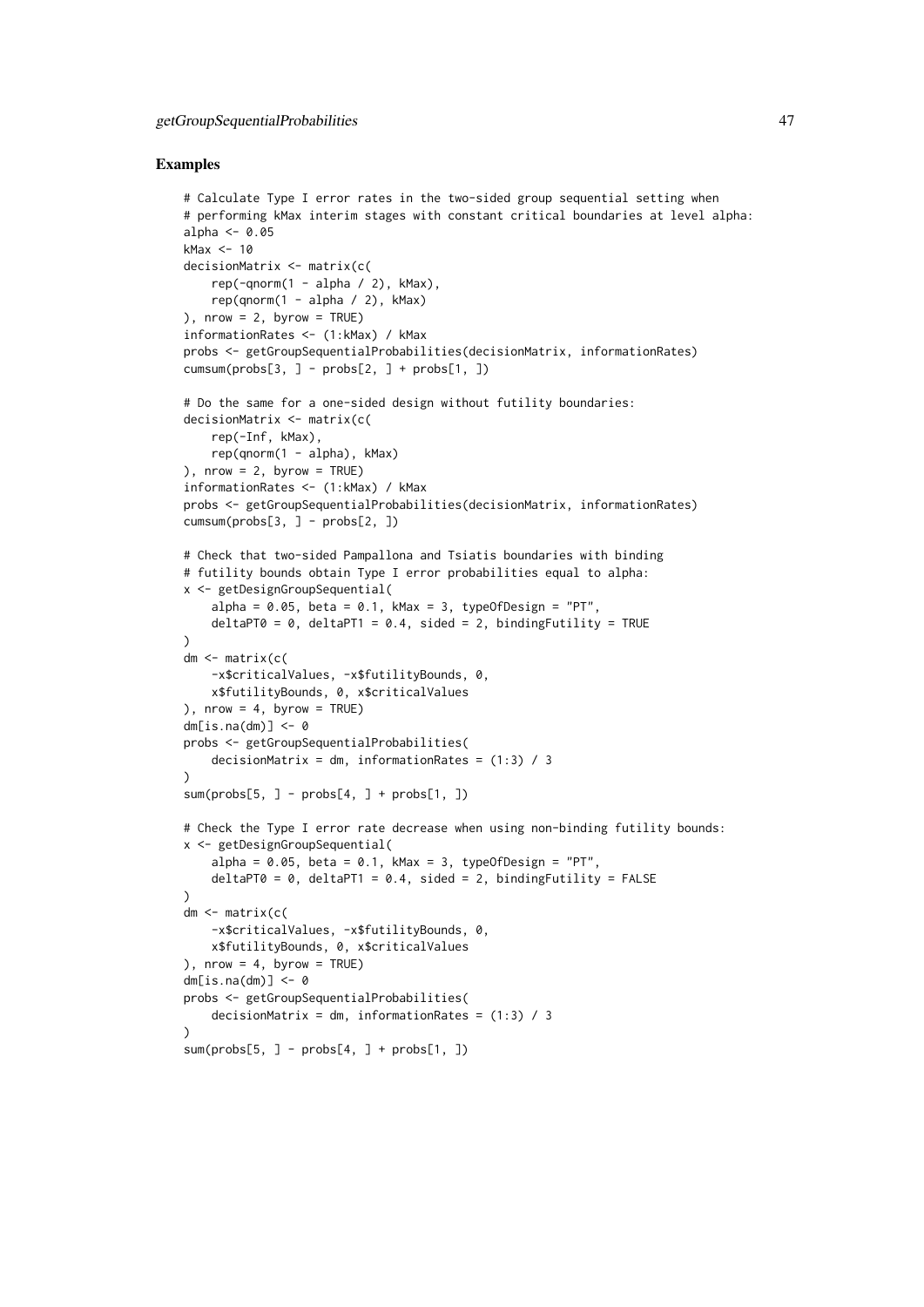### Examples

```
# Calculate Type I error rates in the two-sided group sequential setting when
# performing kMax interim stages with constant critical boundaries at level alpha:
alpha <- 0.05
kMax <- 10
decisionMatrix <- matrix(c(
    rep(-qnorm(1 - alpha / 2), kMax),
    rep(qnorm(1 - alpha / 2), kMax)
), nrow = 2, byrow = TRUE)
informationRates <- (1:kMax) / kMax
probs <- getGroupSequentialProbabilities(decisionMatrix, informationRates)
cumsum(probs[3, ] - probs[2, ] + probs[1, ])

# Do the same for a one-sided design without futility boundaries:
decisionMatrix <- matrix(c(
    rep(-Inf, kMax),
    rep(qnorm(1 - alpha), kMax)
), nrow = 2, byrow = TRUE)
informationRates <- (1:kMax) / kMax
probs <- getGroupSequentialProbabilities(decisionMatrix, informationRates)
cumsum(probs[3, ] - probs[2, ])

# Check that two-sided Pampallona and Tsiatis boundaries with binding
# futility bounds obtain Type I error probabilities equal to alpha:
x <- getDesignGroupSequential(
    alpha = 0.05, beta = 0.1, kMax = 3, typeOfDesign = "PT",
    deltaPT0 = 0, deltaPT1 = 0.4, sided = 2, bindingFutility = TRUE
)
dm <- matrix(c(
    -x$criticalValues, -x$futilityBounds, 0,
    x$futilityBounds, 0, x$criticalValues
), nrow = 4, byrow = TRUE)
dm[is.na(dm)] <- 0
probs <- getGroupSequentialProbabilities(
    decisionMatrix = dm, informationRates = (1:3) / 3
)
sum(probs[5, ] - probs[4, ] + probs[1, ])

# Check the Type I error rate decrease when using non-binding futility bounds:
x <- getDesignGroupSequential(
    alpha = 0.05, beta = 0.1, kMax = 3, typeOfDesign = "PT",
    deltaPT0 = 0, deltaPT1 = 0.4, sided = 2, bindingFutility = FALSE
)
dm <- matrix(c(
    -x$criticalValues, -x$futilityBounds, 0,
    x$futilityBounds, 0, x$criticalValues
), nrow = 4, byrow = TRUE)
dm[is.na(dm)] <- 0
probs <- getGroupSequentialProbabilities(
    decisionMatrix = dm, informationRates = (1:3) / 3
)
sum(probs[5, ] - probs[4, ] + probs[1, ])
```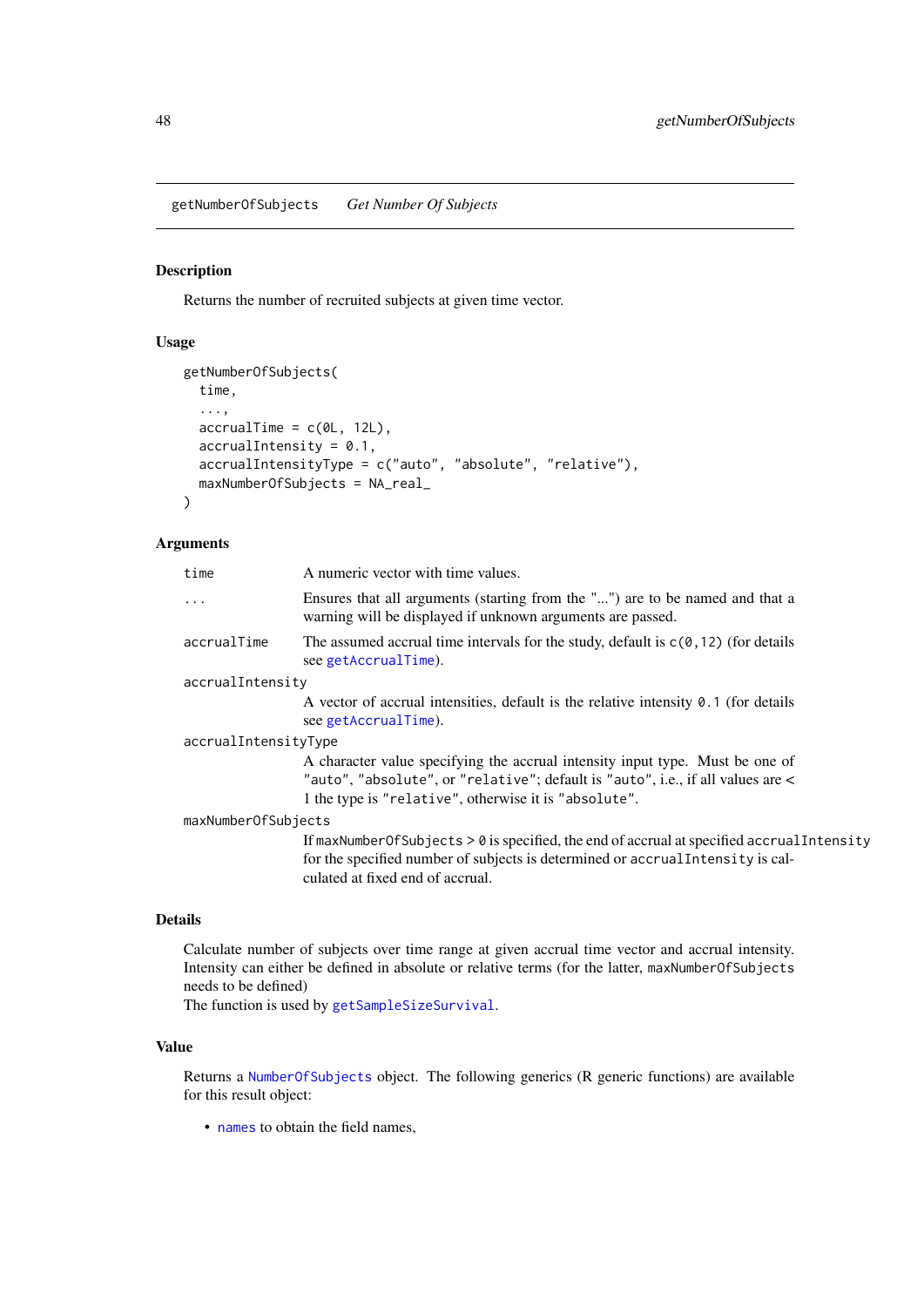getNumberOfSubjects *Get Number Of Subjects*

## Description

Returns the number of recruited subjects at given time vector.

## Usage

```
getNumberOfSubjects(
  time,
  ...,
  accrualTime = c(0L, 12L),
  accrualIntensity = 0.1,
  accrualIntensityType = c("auto", "absolute", "relative"),
  maxNumberOfSubjects = NA_real_
)
```

## Arguments

`time` A numeric vector with time values.

`...` Ensures that all arguments (starting from the "...") are to be named and that a warning will be displayed if unknown arguments are passed.

`accrualTime` The assumed accrual time intervals for the study, default is `c(0,12)` (for details see `getAccrualTime`).

`accrualIntensity` A vector of accrual intensities, default is the relative intensity `0.1` (for details see `getAccrualTime`).

`accrualIntensityType` A character value specifying the accrual intensity input type. Must be one of `"auto"`, `"absolute"`, or `"relative"`; default is `"auto"`, i.e., if all values are < 1 the type is `"relative"`, otherwise it is `"absolute"`.

`maxNumberOfSubjects` If `maxNumberOfSubjects` > `0` is specified, the end of accrual at specified `accrualIntensity` for the specified number of subjects is determined or `accrualIntensity` is calculated at fixed end of accrual.

## Details

Calculate number of subjects over time range at given accrual time vector and accrual intensity. Intensity can either be defined in absolute or relative terms (for the latter, `maxNumberOfSubjects` needs to be defined)
The function is used by `getSampleSizeSurvival`.

## Value

Returns a `NumberOfSubjects` object. The following generics (R generic functions) are available for this result object:

- `names` to obtain the field names,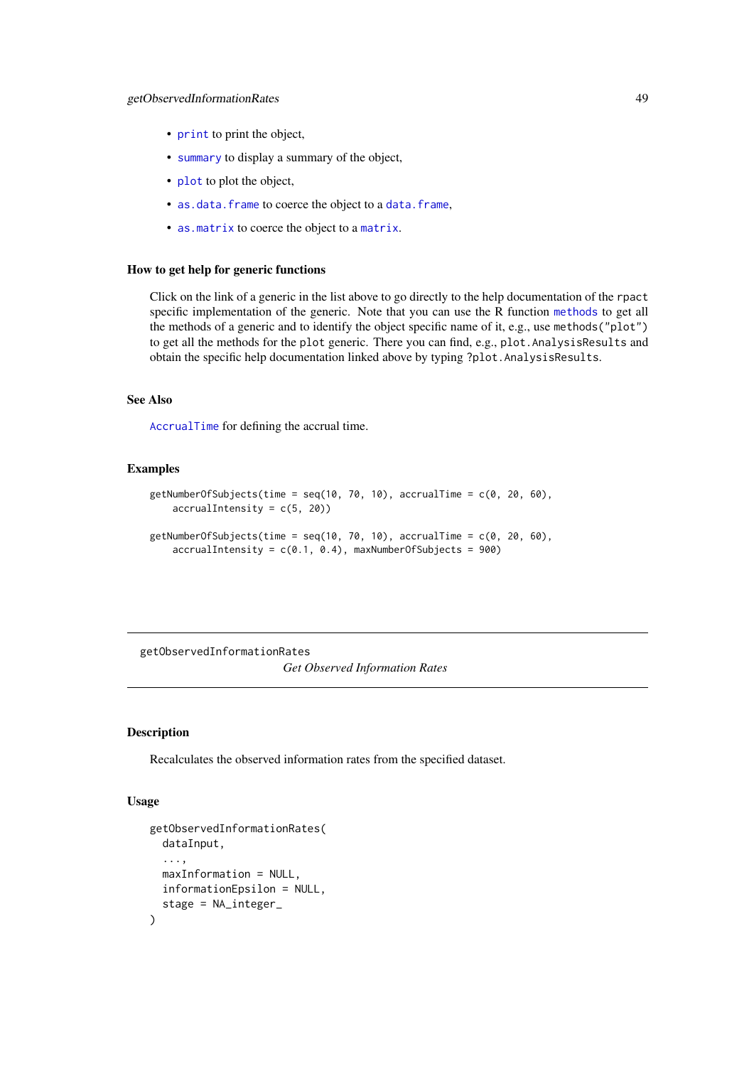- `print` to print the object,
- `summary` to display a summary of the object,
- `plot` to plot the object,
- `as.data.frame` to coerce the object to a `data.frame`,
- `as.matrix` to coerce the object to a `matrix`.

### How to get help for generic functions

Click on the link of a generic in the list above to go directly to the help documentation of the `rpact` specific implementation of the generic. Note that you can use the R function `methods` to get all the methods of a generic and to identify the object specific name of it, e.g., use `methods("plot")` to get all the methods for the `plot` generic. There you can find, e.g., `plot.AnalysisResults` and obtain the specific help documentation linked above by typing `?plot.AnalysisResults`.

### See Also

`AccrualTime` for defining the accrual time.

### Examples

```
getNumberOfSubjects(time = seq(10, 70, 10), accrualTime = c(0, 20, 60),
    accrualIntensity = c(5, 20))

getNumberOfSubjects(time = seq(10, 70, 10), accrualTime = c(0, 20, 60),
    accrualIntensity = c(0.1, 0.4), maxNumberOfSubjects = 900)
```

---

## getObservedInformationRates    *Get Observed Information Rates*

---

### Description

Recalculates the observed information rates from the specified dataset.

### Usage

```
getObservedInformationRates(
  dataInput,
  ...,
  maxInformation = NULL,
  informationEpsilon = NULL,
  stage = NA_integer_
)
```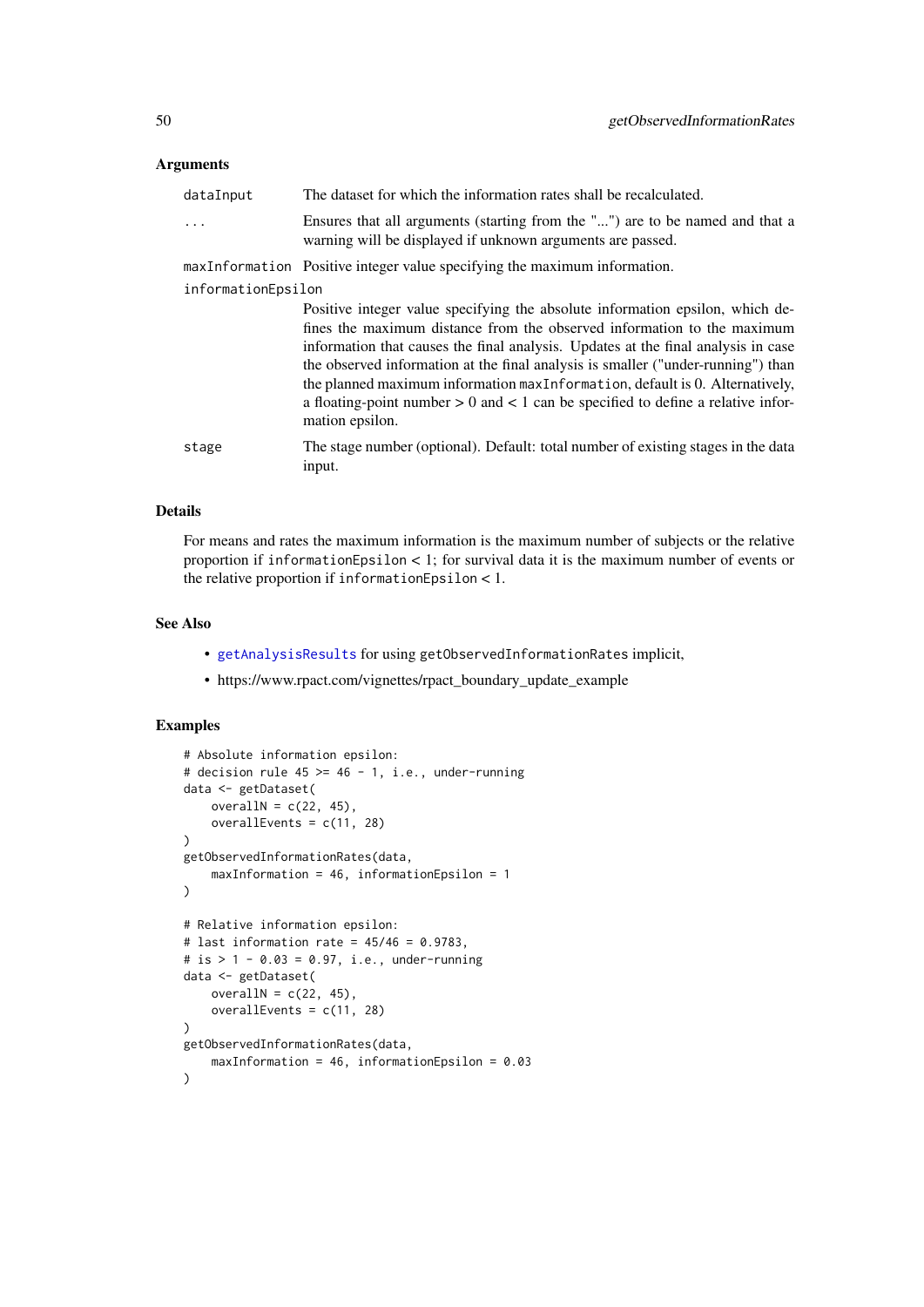### Arguments

| | |
|---|---|
| `dataInput` | The dataset for which the information rates shall be recalculated. |
| `...` | Ensures that all arguments (starting from the "...") are to be named and that a warning will be displayed if unknown arguments are passed. |
| `maxInformation` | Positive integer value specifying the maximum information. |
| `informationEpsilon` | Positive integer value specifying the absolute information epsilon, which defines the maximum distance from the observed information to the maximum information that causes the final analysis. Updates at the final analysis in case the observed information at the final analysis is smaller ("under-running") than the planned maximum information `maxInformation`, default is 0. Alternatively, a floating-point number > 0 and < 1 can be specified to define a relative information epsilon. |
| `stage` | The stage number (optional). Default: total number of existing stages in the data input. |

### Details

For means and rates the maximum information is the maximum number of subjects or the relative proportion if `informationEpsilon` < 1; for survival data it is the maximum number of events or the relative proportion if `informationEpsilon` < 1.

### See Also

- `getAnalysisResults` for using `getObservedInformationRates` implicit,
- https://www.rpact.com/vignettes/rpact_boundary_update_example

### Examples

```
# Absolute information epsilon:
# decision rule 45 >= 46 - 1, i.e., under-running
data <- getDataset(
    overallN = c(22, 45),
    overallEvents = c(11, 28)
)
getObservedInformationRates(data,
    maxInformation = 46, informationEpsilon = 1
)

# Relative information epsilon:
# last information rate = 45/46 = 0.9783,
# is > 1 - 0.03 = 0.97, i.e., under-running
data <- getDataset(
    overallN = c(22, 45),
    overallEvents = c(11, 28)
)
getObservedInformationRates(data,
    maxInformation = 46, informationEpsilon = 0.03
)
```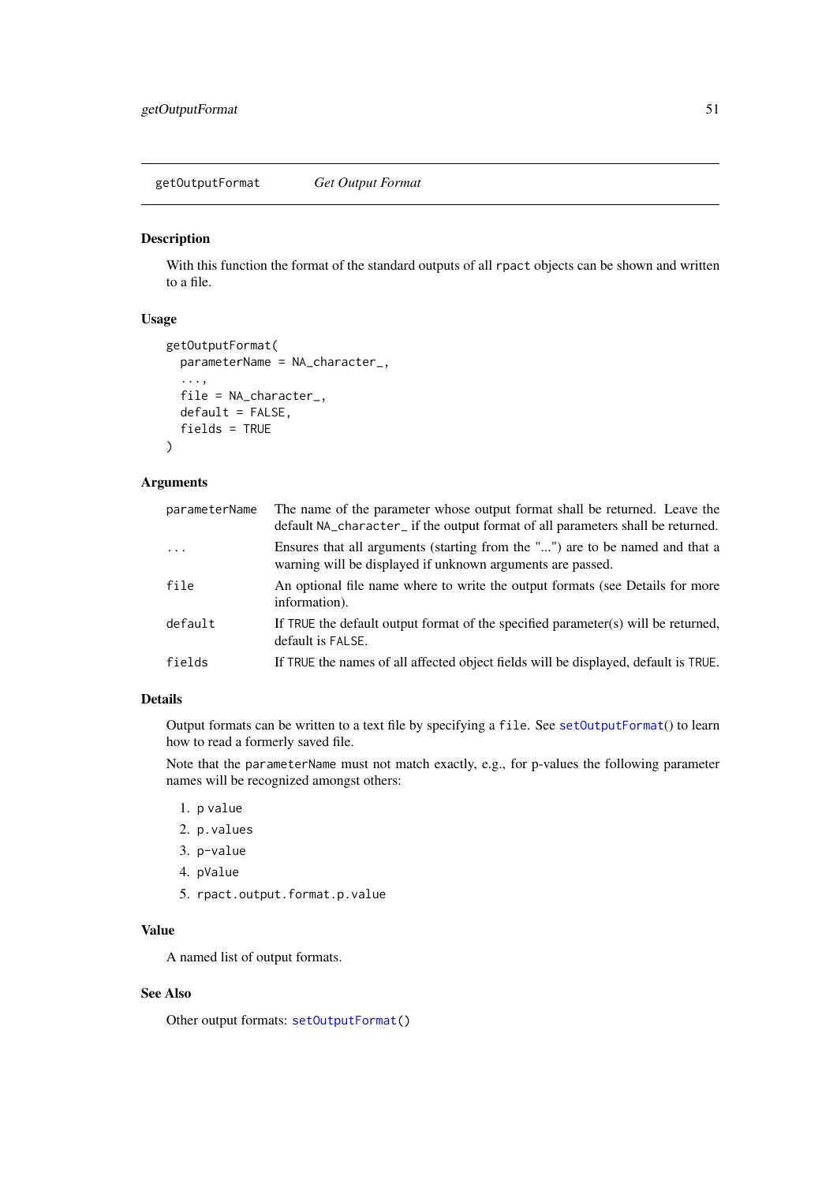getOutputFormat *Get Output Format*

### Description

With this function the format of the standard outputs of all `rpact` objects can be shown and written to a file.

### Usage

```
getOutputFormat(
  parameterName = NA_character_,
  ...,
  file = NA_character_,
  default = FALSE,
  fields = TRUE
)
```

### Arguments

| | |
|---|---|
| `parameterName` | The name of the parameter whose output format shall be returned. Leave the default `NA_character_` if the output format of all parameters shall be returned. |
| `...` | Ensures that all arguments (starting from the "...") are to be named and that a warning will be displayed if unknown arguments are passed. |
| `file` | An optional file name where to write the output formats (see Details for more information). |
| `default` | If `TRUE` the default output format of the specified parameter(s) will be returned, default is `FALSE`. |
| `fields` | If `TRUE` the names of all affected object fields will be displayed, default is `TRUE`. |

### Details

Output formats can be written to a text file by specifying a `file`. See `setOutputFormat()` to learn how to read a formerly saved file.

Note that the `parameterName` must not match exactly, e.g., for p-values the following parameter names will be recognized amongst others:

1. `p value`
2. `p.values`
3. `p-value`
4. `pValue`
5. `rpact.output.format.p.value`

### Value

A named list of output formats.

### See Also

Other output formats: `setOutputFormat()`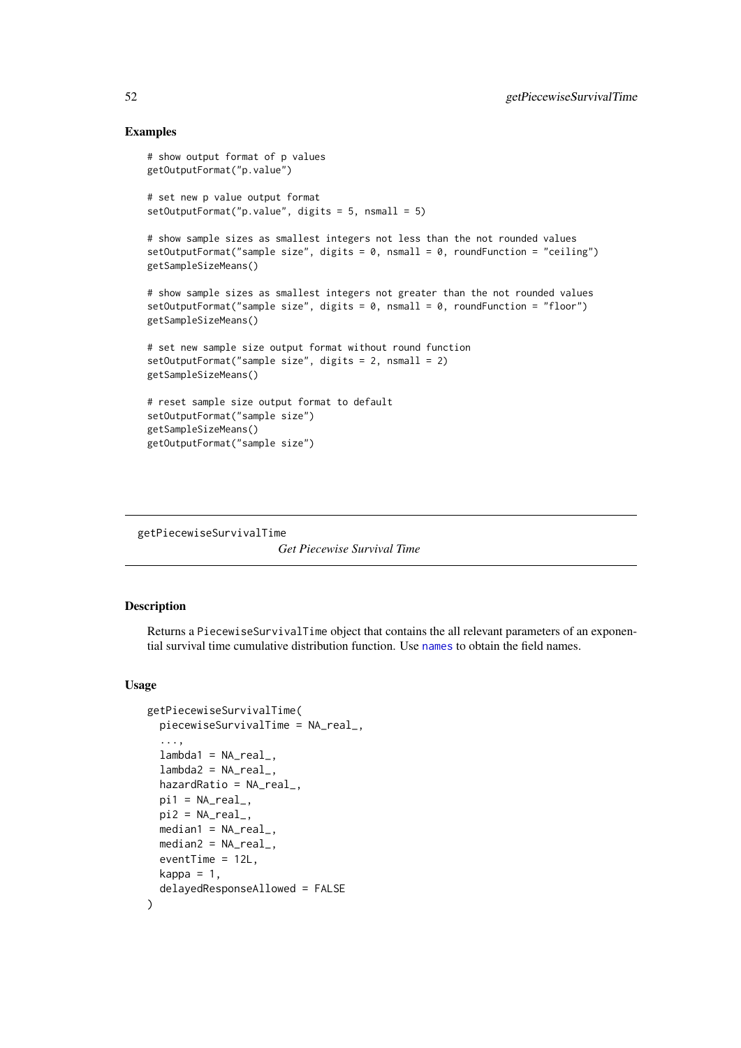## Examples

```
# show output format of p values
getOutputFormat("p.value")

# set new p value output format
setOutputFormat("p.value", digits = 5, nsmall = 5)

# show sample sizes as smallest integers not less than the not rounded values
setOutputFormat("sample size", digits = 0, nsmall = 0, roundFunction = "ceiling")
getSampleSizeMeans()

# show sample sizes as smallest integers not greater than the not rounded values
setOutputFormat("sample size", digits = 0, nsmall = 0, roundFunction = "floor")
getSampleSizeMeans()

# set new sample size output format without round function
setOutputFormat("sample size", digits = 2, nsmall = 2)
getSampleSizeMeans()

# reset sample size output format to default
setOutputFormat("sample size")
getSampleSizeMeans()
getOutputFormat("sample size")
```

---

getPiecewiseSurvivalTime    *Get Piecewise Survival Time*

---

## Description

Returns a PiecewiseSurvivalTime object that contains the all relevant parameters of an exponential survival time cumulative distribution function. Use names to obtain the field names.

## Usage

```
getPiecewiseSurvivalTime(
  piecewiseSurvivalTime = NA_real_,
  ...,
  lambda1 = NA_real_,
  lambda2 = NA_real_,
  hazardRatio = NA_real_,
  pi1 = NA_real_,
  pi2 = NA_real_,
  median1 = NA_real_,
  median2 = NA_real_,
  eventTime = 12L,
  kappa = 1,
  delayedResponseAllowed = FALSE
)
```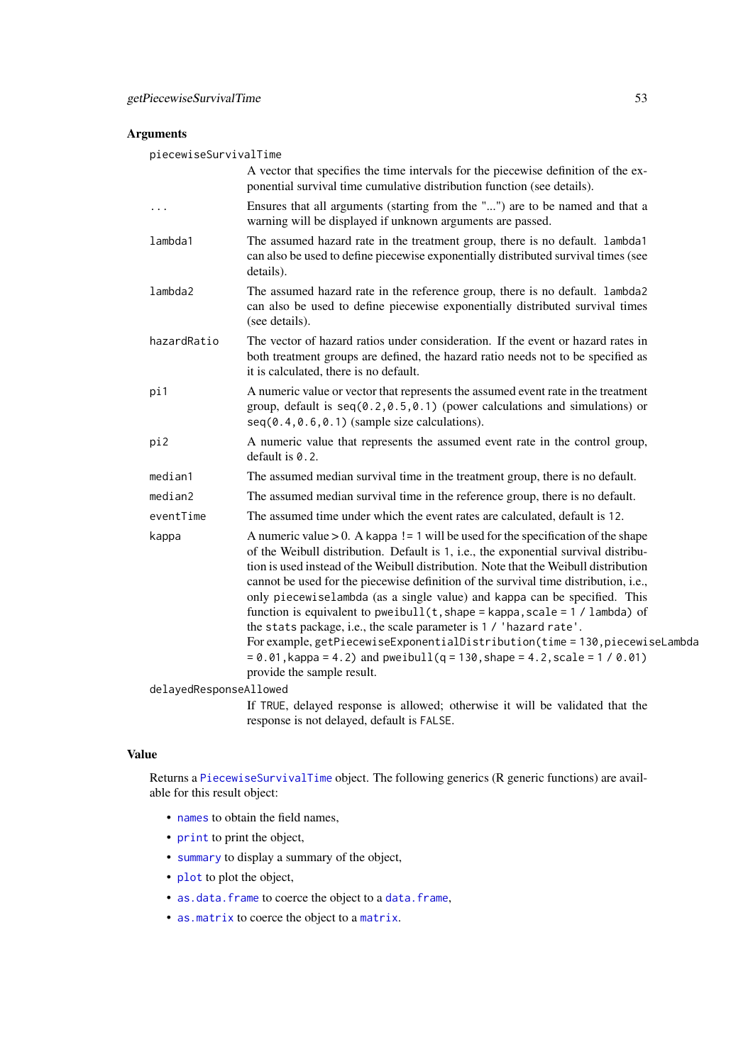### Arguments

`piecewiseSurvivalTime`
: A vector that specifies the time intervals for the piecewise definition of the exponential survival time cumulative distribution function (see details).

`...`
: Ensures that all arguments (starting from the "...") are to be named and that a warning will be displayed if unknown arguments are passed.

`lambda1`
: The assumed hazard rate in the treatment group, there is no default. `lambda1` can also be used to define piecewise exponentially distributed survival times (see details).

`lambda2`
: The assumed hazard rate in the reference group, there is no default. `lambda2` can also be used to define piecewise exponentially distributed survival times (see details).

`hazardRatio`
: The vector of hazard ratios under consideration. If the event or hazard rates in both treatment groups are defined, the hazard ratio needs not to be specified as it is calculated, there is no default.

`pi1`
: A numeric value or vector that represents the assumed event rate in the treatment group, default is `seq(0.2,0.5,0.1)` (power calculations and simulations) or `seq(0.4,0.6,0.1)` (sample size calculations).

`pi2`
: A numeric value that represents the assumed event rate in the control group, default is `0.2`.

`median1`
: The assumed median survival time in the treatment group, there is no default.

`median2`
: The assumed median survival time in the reference group, there is no default.

`eventTime`
: The assumed time under which the event rates are calculated, default is `12`.

`kappa`
: A numeric value > 0. A `kappa != 1` will be used for the specification of the shape of the Weibull distribution. Default is `1`, i.e., the exponential survival distribution is used instead of the Weibull distribution. Note that the Weibull distribution cannot be used for the piecewise definition of the survival time distribution, i.e., only `piecewiselambda` (as a single value) and `kappa` can be specified. This function is equivalent to `pweibull(t, shape = kappa, scale = 1 / lambda)` of the `stats` package, i.e., the scale parameter is `1 / 'hazard rate'`.
  For example, `getPiecewiseExponentialDistribution(time = 130, piecewiseLambda = 0.01, kappa = 4.2)` and `pweibull(q = 130, shape = 4.2, scale = 1 / 0.01)` provide the sample result.

`delayedResponseAllowed`
: If `TRUE`, delayed response is allowed; otherwise it will be validated that the response is not delayed, default is `FALSE`.

### Value

Returns a `PiecewiseSurvivalTime` object. The following generics (R generic functions) are available for this result object:

- `names` to obtain the field names,
- `print` to print the object,
- `summary` to display a summary of the object,
- `plot` to plot the object,
- `as.data.frame` to coerce the object to a `data.frame`,
- `as.matrix` to coerce the object to a `matrix`.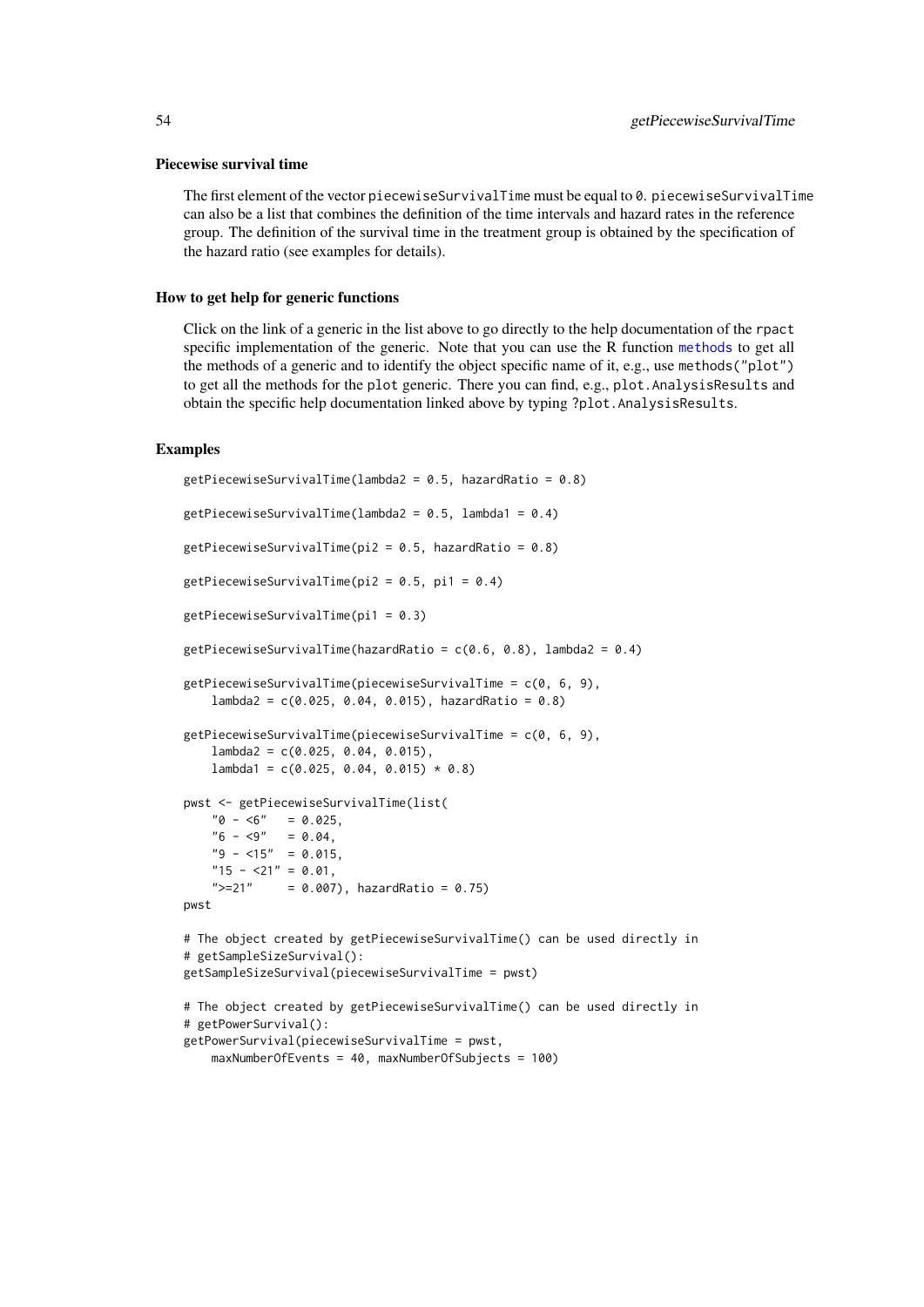### Piecewise survival time

The first element of the vector piecewiseSurvivalTime must be equal to 0. piecewiseSurvivalTime can also be a list that combines the definition of the time intervals and hazard rates in the reference group. The definition of the survival time in the treatment group is obtained by the specification of the hazard ratio (see examples for details).

### How to get help for generic functions

Click on the link of a generic in the list above to go directly to the help documentation of the rpact specific implementation of the generic. Note that you can use the R function methods to get all the methods of a generic and to identify the object specific name of it, e.g., use methods("plot") to get all the methods for the plot generic. There you can find, e.g., plot.AnalysisResults and obtain the specific help documentation linked above by typing ?plot.AnalysisResults.

### Examples

```
getPiecewiseSurvivalTime(lambda2 = 0.5, hazardRatio = 0.8)

getPiecewiseSurvivalTime(lambda2 = 0.5, lambda1 = 0.4)

getPiecewiseSurvivalTime(pi2 = 0.5, hazardRatio = 0.8)

getPiecewiseSurvivalTime(pi2 = 0.5, pi1 = 0.4)

getPiecewiseSurvivalTime(pi1 = 0.3)

getPiecewiseSurvivalTime(hazardRatio = c(0.6, 0.8), lambda2 = 0.4)

getPiecewiseSurvivalTime(piecewiseSurvivalTime = c(0, 6, 9),
    lambda2 = c(0.025, 0.04, 0.015), hazardRatio = 0.8)

getPiecewiseSurvivalTime(piecewiseSurvivalTime = c(0, 6, 9),
    lambda2 = c(0.025, 0.04, 0.015),
    lambda1 = c(0.025, 0.04, 0.015) * 0.8)

pwst <- getPiecewiseSurvivalTime(list(
    "0 - <6"   = 0.025,
    "6 - <9"   = 0.04,
    "9 - <15"  = 0.015,
    "15 - <21" = 0.01,
    ">=21"     = 0.007), hazardRatio = 0.75)
pwst

# The object created by getPiecewiseSurvivalTime() can be used directly in
# getSampleSizeSurvival():
getSampleSizeSurvival(piecewiseSurvivalTime = pwst)

# The object created by getPiecewiseSurvivalTime() can be used directly in
# getPowerSurvival():
getPowerSurvival(piecewiseSurvivalTime = pwst,
    maxNumberOfEvents = 40, maxNumberOfSubjects = 100)
```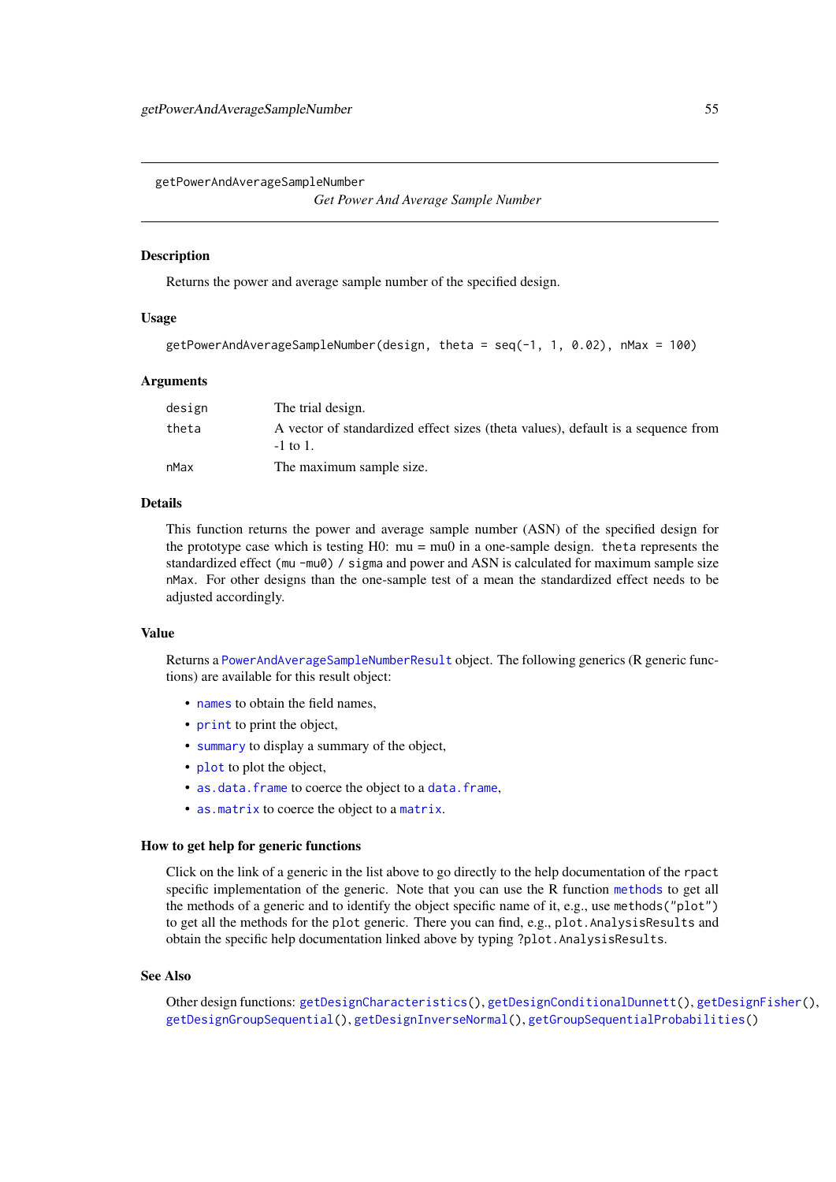## getPowerAndAverageSampleNumber

*Get Power And Average Sample Number*

### Description

Returns the power and average sample number of the specified design.

### Usage

```
getPowerAndAverageSampleNumber(design, theta = seq(-1, 1, 0.02), nMax = 100)
```

### Arguments

| | |
|---|---|
| `design` | The trial design. |
| `theta` | A vector of standardized effect sizes (theta values), default is a sequence from -1 to 1. |
| `nMax` | The maximum sample size. |

### Details

This function returns the power and average sample number (ASN) of the specified design for the prototype case which is testing H0: mu = mu0 in a one-sample design. `theta` represents the standardized effect `(mu -mu0) / sigma` and power and ASN is calculated for maximum sample size `nMax`. For other designs than the one-sample test of a mean the standardized effect needs to be adjusted accordingly.

### Value

Returns a `PowerAndAverageSampleNumberResult` object. The following generics (R generic functions) are available for this result object:

- `names` to obtain the field names,
- `print` to print the object,
- `summary` to display a summary of the object,
- `plot` to plot the object,
- `as.data.frame` to coerce the object to a `data.frame`,
- `as.matrix` to coerce the object to a `matrix`.

### How to get help for generic functions

Click on the link of a generic in the list above to go directly to the help documentation of the `rpact` specific implementation of the generic. Note that you can use the R function `methods` to get all the methods of a generic and to identify the object specific name of it, e.g., use `methods("plot")` to get all the methods for the `plot` generic. There you can find, e.g., `plot.AnalysisResults` and obtain the specific help documentation linked above by typing `?plot.AnalysisResults`.

### See Also

Other design functions: `getDesignCharacteristics()`, `getDesignConditionalDunnett()`, `getDesignFisher()`, `getDesignGroupSequential()`, `getDesignInverseNormal()`, `getGroupSequentialProbabilities()`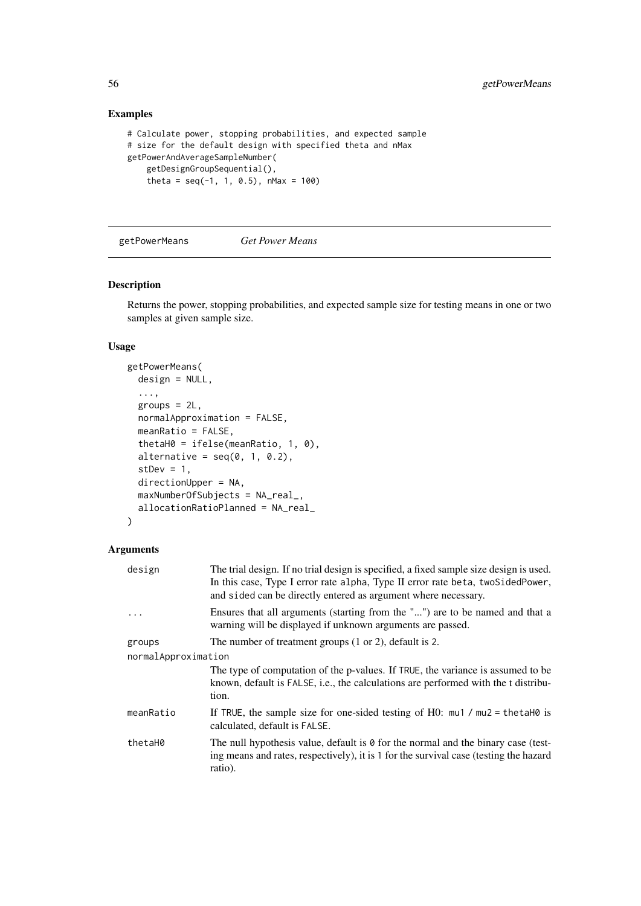## Examples

```
# Calculate power, stopping probabilities, and expected sample
# size for the default design with specified theta and nMax
getPowerAndAverageSampleNumber(
    getDesignGroupSequential(),
    theta = seq(-1, 1, 0.5), nMax = 100)
```

---

# getPowerMeans *Get Power Means*

---

## Description

Returns the power, stopping probabilities, and expected sample size for testing means in one or two samples at given sample size.

## Usage

```
getPowerMeans(
  design = NULL,
  ...,
  groups = 2L,
  normalApproximation = FALSE,
  meanRatio = FALSE,
  thetaH0 = ifelse(meanRatio, 1, 0),
  alternative = seq(0, 1, 0.2),
  stDev = 1,
  directionUpper = NA,
  maxNumberOfSubjects = NA_real_,
  allocationRatioPlanned = NA_real_
)
```

## Arguments

| | |
|---|---|
| `design` | The trial design. If no trial design is specified, a fixed sample size design is used. In this case, Type I error rate `alpha`, Type II error rate `beta`, `twoSidedPower`, and `sided` can be directly entered as argument where necessary. |
| `...` | Ensures that all arguments (starting from the "...") are to be named and that a warning will be displayed if unknown arguments are passed. |
| `groups` | The number of treatment groups (1 or 2), default is `2`. |
| `normalApproximation` | The type of computation of the p-values. If `TRUE`, the variance is assumed to be known, default is `FALSE`, i.e., the calculations are performed with the t distribution. |
| `meanRatio` | If `TRUE`, the sample size for one-sided testing of H0: `mu1 / mu2 = thetaH0` is calculated, default is `FALSE`. |
| `thetaH0` | The null hypothesis value, default is `0` for the normal and the binary case (testing means and rates, respectively), it is `1` for the survival case (testing the hazard ratio). |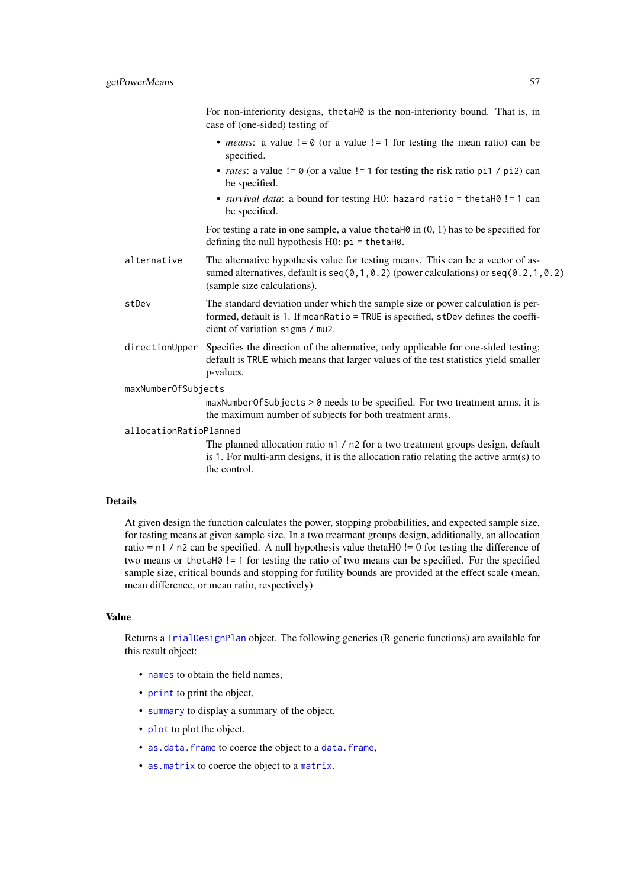For non-inferiority designs, `thetaH0` is the non-inferiority bound. That is, in case of (one-sided) testing of

- *means*: a value `!= 0` (or a value `!= 1` for testing the mean ratio) can be specified.
- *rates*: a value `!= 0` (or a value `!= 1` for testing the risk ratio `pi1 / pi2`) can be specified.
- *survival data*: a bound for testing H0: `hazard ratio = thetaH0 != 1` can be specified.

For testing a rate in one sample, a value `thetaH0` in (0, 1) has to be specified for defining the null hypothesis H0: `pi = thetaH0`.

`alternative`
: The alternative hypothesis value for testing means. This can be a vector of assumed alternatives, default is `seq(0,1,0.2)` (power calculations) or `seq(0.2,1,0.2)` (sample size calculations).

`stDev`
: The standard deviation under which the sample size or power calculation is performed, default is `1`. If `meanRatio = TRUE` is specified, `stDev` defines the coefficient of variation `sigma / mu2`.

`directionUpper`
: Specifies the direction of the alternative, only applicable for one-sided testing; default is `TRUE` which means that larger values of the test statistics yield smaller p-values.

`maxNumberOfSubjects`
: `maxNumberOfSubjects > 0` needs to be specified. For two treatment arms, it is the maximum number of subjects for both treatment arms.

`allocationRatioPlanned`
: The planned allocation ratio `n1 / n2` for a two treatment groups design, default is `1`. For multi-arm designs, it is the allocation ratio relating the active arm(s) to the control.

## Details

At given design the function calculates the power, stopping probabilities, and expected sample size, for testing means at given sample size. In a two treatment groups design, additionally, an allocation ratio = `n1 / n2` can be specified. A null hypothesis value thetaH0 != 0 for testing the difference of two means or `thetaH0 != 1` for testing the ratio of two means can be specified. For the specified sample size, critical bounds and stopping for futility bounds are provided at the effect scale (mean, mean difference, or mean ratio, respectively)

## Value

Returns a `TrialDesignPlan` object. The following generics (R generic functions) are available for this result object:

- `names` to obtain the field names,
- `print` to print the object,
- `summary` to display a summary of the object,
- `plot` to plot the object,
- `as.data.frame` to coerce the object to a `data.frame`,
- `as.matrix` to coerce the object to a `matrix`.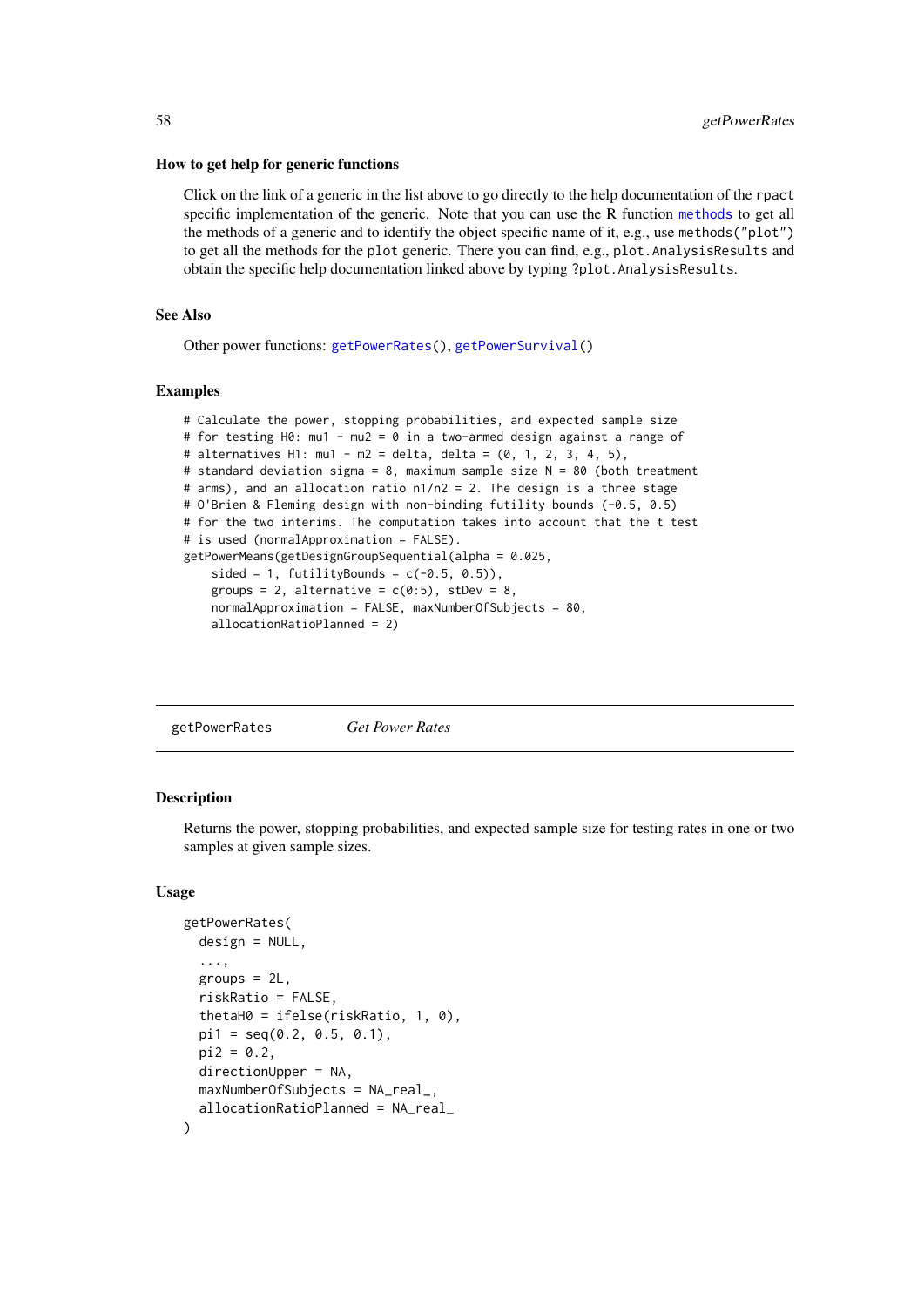### How to get help for generic functions

Click on the link of a generic in the list above to go directly to the help documentation of the rpact specific implementation of the generic. Note that you can use the R function methods to get all the methods of a generic and to identify the object specific name of it, e.g., use methods("plot") to get all the methods for the plot generic. There you can find, e.g., plot.AnalysisResults and obtain the specific help documentation linked above by typing ?plot.AnalysisResults.

### See Also

Other power functions: getPowerRates(), getPowerSurvival()

### Examples

```
# Calculate the power, stopping probabilities, and expected sample size
# for testing H0: mu1 - mu2 = 0 in a two-armed design against a range of
# alternatives H1: mu1 - mu2 = delta, delta = (0, 1, 2, 3, 4, 5),
# standard deviation sigma = 8, maximum sample size N = 80 (both treatment
# arms), and an allocation ratio n1/n2 = 2. The design is a three stage
# O'Brien & Fleming design with non-binding futility bounds (-0.5, 0.5)
# for the two interims. The computation takes into account that the t test
# is used (normalApproximation = FALSE).
getPowerMeans(getDesignGroupSequential(alpha = 0.025,
    sided = 1, futilityBounds = c(-0.5, 0.5)),
    groups = 2, alternative = c(0:5), stDev = 8,
    normalApproximation = FALSE, maxNumberOfSubjects = 80,
    allocationRatioPlanned = 2)
```

---

## getPowerRates *Get Power Rates*

---

### Description

Returns the power, stopping probabilities, and expected sample size for testing rates in one or two samples at given sample sizes.

### Usage

```
getPowerRates(
  design = NULL,
  ...,
  groups = 2L,
  riskRatio = FALSE,
  thetaH0 = ifelse(riskRatio, 1, 0),
  pi1 = seq(0.2, 0.5, 0.1),
  pi2 = 0.2,
  directionUpper = NA,
  maxNumberOfSubjects = NA_real_,
  allocationRatioPlanned = NA_real_
)
```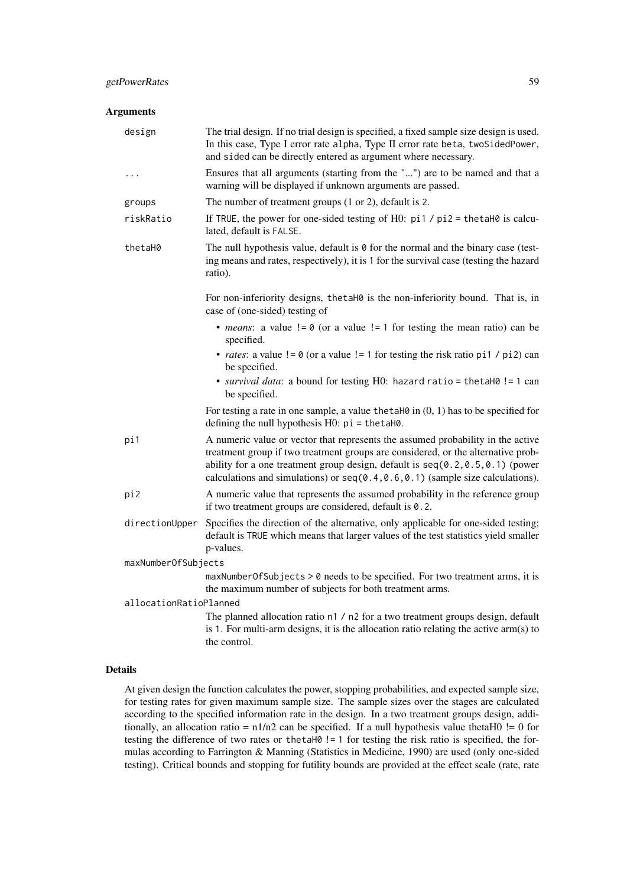## Arguments

**design** The trial design. If no trial design is specified, a fixed sample size design is used. In this case, Type I error rate `alpha`, Type II error rate `beta`, `twoSidedPower`, and `sided` can be directly entered as argument where necessary.

**...** Ensures that all arguments (starting from the "...") are to be named and that a warning will be displayed if unknown arguments are passed.

**groups** The number of treatment groups (1 or 2), default is `2`.

**riskRatio** If `TRUE`, the power for one-sided testing of H0: `pi1 / pi2 = thetaH0` is calculated, default is `FALSE`.

**thetaH0** The null hypothesis value, default is `0` for the normal and the binary case (testing means and rates, respectively), it is `1` for the survival case (testing the hazard ratio).

For non-inferiority designs, `thetaH0` is the non-inferiority bound. That is, in case of (one-sided) testing of

- *means*: a value `!= 0` (or a value `!= 1` for testing the mean ratio) can be specified.
- *rates*: a value `!= 0` (or a value `!= 1` for testing the risk ratio `pi1 / pi2`) can be specified.
- *survival data*: a bound for testing H0: `hazard ratio = thetaH0 != 1` can be specified.

For testing a rate in one sample, a value `thetaH0` in (0, 1) has to be specified for defining the null hypothesis H0: `pi = thetaH0`.

**pi1** A numeric value or vector that represents the assumed probability in the active treatment group if two treatment groups are considered, or the alternative probability for a one treatment group design, default is `seq(0.2,0.5,0.1)` (power calculations and simulations) or `seq(0.4,0.6,0.1)` (sample size calculations).

**pi2** A numeric value that represents the assumed probability in the reference group if two treatment groups are considered, default is `0.2`.

**directionUpper** Specifies the direction of the alternative, only applicable for one-sided testing; default is `TRUE` which means that larger values of the test statistics yield smaller p-values.

**maxNumberOfSubjects** `maxNumberOfSubjects > 0` needs to be specified. For two treatment arms, it is the maximum number of subjects for both treatment arms.

**allocationRatioPlanned** The planned allocation ratio `n1 / n2` for a two treatment groups design, default is `1`. For multi-arm designs, it is the allocation ratio relating the active arm(s) to the control.

## Details

At given design the function calculates the power, stopping probabilities, and expected sample size, for testing rates for given maximum sample size. The sample sizes over the stages are calculated according to the specified information rate in the design. In a two treatment groups design, additionally, an allocation ratio = n1/n2 can be specified. If a null hypothesis value thetaH0 != 0 for testing the difference of two rates or `thetaH0 != 1` for testing the risk ratio is specified, the formulas according to Farrington & Manning (Statistics in Medicine, 1990) are used (only one-sided testing). Critical bounds and stopping for futility bounds are provided at the effect scale (rate, rate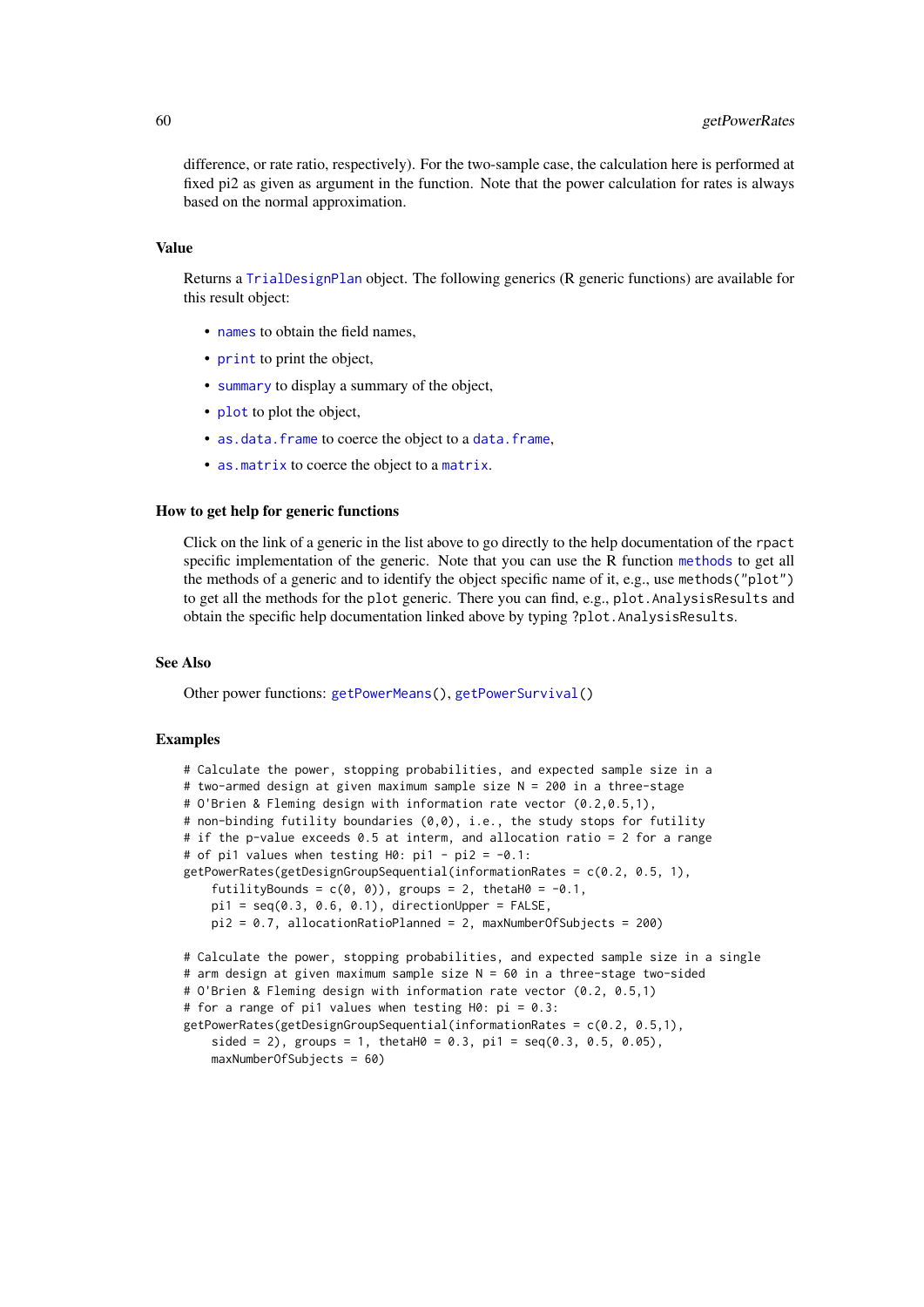difference, or rate ratio, respectively). For the two-sample case, the calculation here is performed at fixed pi2 as given as argument in the function. Note that the power calculation for rates is always based on the normal approximation.

### Value

Returns a `TrialDesignPlan` object. The following generics (R generic functions) are available for this result object:

- `names` to obtain the field names,
- `print` to print the object,
- `summary` to display a summary of the object,
- `plot` to plot the object,
- `as.data.frame` to coerce the object to a `data.frame`,
- `as.matrix` to coerce the object to a `matrix`.

### How to get help for generic functions

Click on the link of a generic in the list above to go directly to the help documentation of the `rpact` specific implementation of the generic. Note that you can use the R function `methods` to get all the methods of a generic and to identify the object specific name of it, e.g., use `methods("plot")` to get all the methods for the `plot` generic. There you can find, e.g., `plot.AnalysisResults` and obtain the specific help documentation linked above by typing `?plot.AnalysisResults`.

### See Also

Other power functions: `getPowerMeans()`, `getPowerSurvival()`

### Examples

```
# Calculate the power, stopping probabilities, and expected sample size in a
# two-armed design at given maximum sample size N = 200 in a three-stage
# O'Brien & Fleming design with information rate vector (0.2,0.5,1),
# non-binding futility boundaries (0,0), i.e., the study stops for futility
# if the p-value exceeds 0.5 at interm, and allocation ratio = 2 for a range
# of pi1 values when testing H0: pi1 - pi2 = -0.1:
getPowerRates(getDesignGroupSequential(informationRates = c(0.2, 0.5, 1),
    futilityBounds = c(0, 0)), groups = 2, thetaH0 = -0.1,
    pi1 = seq(0.3, 0.6, 0.1), directionUpper = FALSE,
    pi2 = 0.7, allocationRatioPlanned = 2, maxNumberOfSubjects = 200)

# Calculate the power, stopping probabilities, and expected sample size in a single
# arm design at given maximum sample size N = 60 in a three-stage two-sided
# O'Brien & Fleming design with information rate vector (0.2, 0.5,1)
# for a range of pi1 values when testing H0: pi = 0.3:
getPowerRates(getDesignGroupSequential(informationRates = c(0.2, 0.5,1),
    sided = 2), groups = 1, thetaH0 = 0.3, pi1 = seq(0.3, 0.5, 0.05),
    maxNumberOfSubjects = 60)
```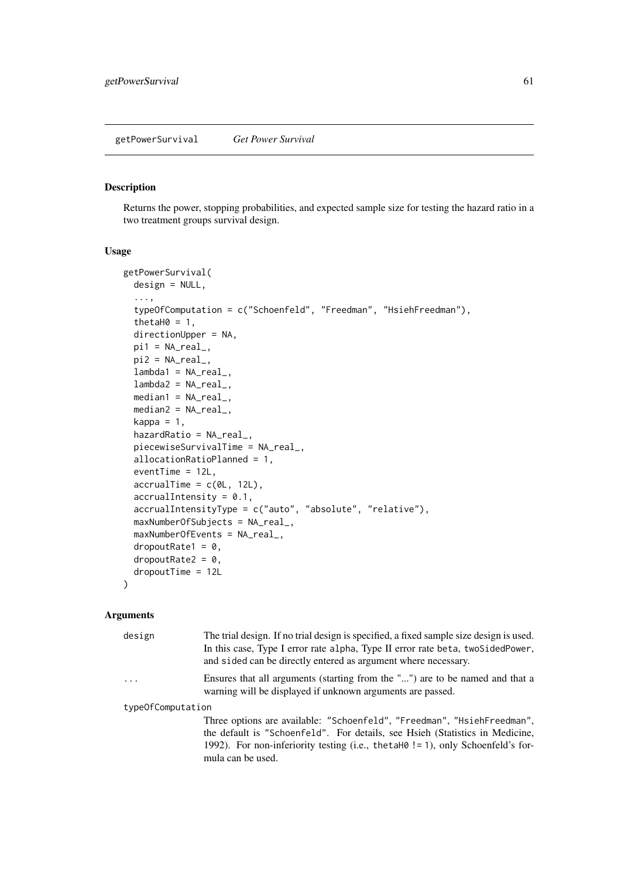## getPowerSurvival *Get Power Survival*

### Description

Returns the power, stopping probabilities, and expected sample size for testing the hazard ratio in a two treatment groups survival design.

### Usage

```
getPowerSurvival(
  design = NULL,
  ...,
  typeOfComputation = c("Schoenfeld", "Freedman", "HsiehFreedman"),
  thetaH0 = 1,
  directionUpper = NA,
  pi1 = NA_real_,
  pi2 = NA_real_,
  lambda1 = NA_real_,
  lambda2 = NA_real_,
  median1 = NA_real_,
  median2 = NA_real_,
  kappa = 1,
  hazardRatio = NA_real_,
  piecewiseSurvivalTime = NA_real_,
  allocationRatioPlanned = 1,
  eventTime = 12L,
  accrualTime = c(0L, 12L),
  accrualIntensity = 0.1,
  accrualIntensityType = c("auto", "absolute", "relative"),
  maxNumberOfSubjects = NA_real_,
  maxNumberOfEvents = NA_real_,
  dropoutRate1 = 0,
  dropoutRate2 = 0,
  dropoutTime = 12L
)
```

### Arguments

`design` The trial design. If no trial design is specified, a fixed sample size design is used. In this case, Type I error rate `alpha`, Type II error rate `beta`, `twoSidedPower`, and `sided` can be directly entered as argument where necessary.

`...` Ensures that all arguments (starting from the "...") are to be named and that a warning will be displayed if unknown arguments are passed.

`typeOfComputation` Three options are available: `"Schoenfeld"`, `"Freedman"`, `"HsiehFreedman"`, the default is `"Schoenfeld"`. For details, see Hsieh (Statistics in Medicine, 1992). For non-inferiority testing (i.e., `thetaH0 != 1`), only Schoenfeld's formula can be used.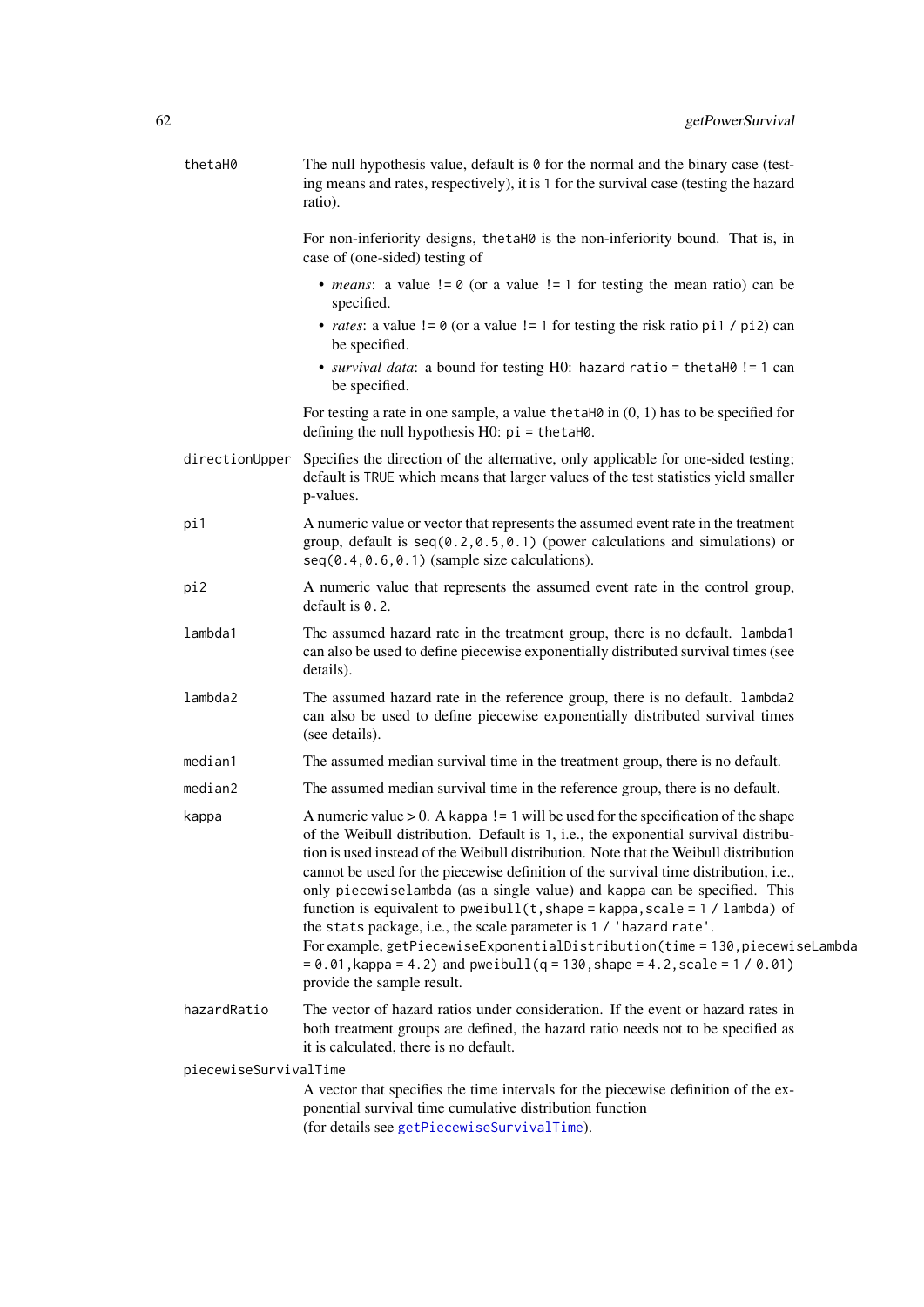`thetaH0`
: The null hypothesis value, default is `0` for the normal and the binary case (testing means and rates, respectively), it is `1` for the survival case (testing the hazard ratio).

  For non-inferiority designs, `thetaH0` is the non-inferiority bound. That is, in case of (one-sided) testing of

  - *means*: a value `!= 0` (or a value `!= 1` for testing the mean ratio) can be specified.
  - *rates*: a value `!= 0` (or a value `!= 1` for testing the risk ratio `pi1 / pi2`) can be specified.
  - *survival data*: a bound for testing H0: `hazard ratio = thetaH0 != 1` can be specified.

  For testing a rate in one sample, a value `thetaH0` in (0, 1) has to be specified for defining the null hypothesis H0: `pi = thetaH0`.

`directionUpper`
: Specifies the direction of the alternative, only applicable for one-sided testing; default is `TRUE` which means that larger values of the test statistics yield smaller p-values.

`pi1`
: A numeric value or vector that represents the assumed event rate in the treatment group, default is `seq(0.2,0.5,0.1)` (power calculations and simulations) or `seq(0.4,0.6,0.1)` (sample size calculations).

`pi2`
: A numeric value that represents the assumed event rate in the control group, default is `0.2`.

`lambda1`
: The assumed hazard rate in the treatment group, there is no default. `lambda1` can also be used to define piecewise exponentially distributed survival times (see details).

`lambda2`
: The assumed hazard rate in the reference group, there is no default. `lambda2` can also be used to define piecewise exponentially distributed survival times (see details).

`median1`
: The assumed median survival time in the treatment group, there is no default.

`median2`
: The assumed median survival time in the reference group, there is no default.

`kappa`
: A numeric value > 0. A `kappa != 1` will be used for the specification of the shape of the Weibull distribution. Default is `1`, i.e., the exponential survival distribution is used instead of the Weibull distribution. Note that the Weibull distribution cannot be used for the piecewise definition of the survival time distribution, i.e., only `piecewiselambda` (as a single value) and `kappa` can be specified. This function is equivalent to `pweibull(t, shape = kappa, scale = 1 / lambda)` of the `stats` package, i.e., the scale parameter is `1 / 'hazard rate'`.
  For example, `getPiecewiseExponentialDistribution(time = 130, piecewiseLambda = 0.01, kappa = 4.2)` and `pweibull(q = 130, shape = 4.2, scale = 1 / 0.01)` provide the sample result.

`hazardRatio`
: The vector of hazard ratios under consideration. If the event or hazard rates in both treatment groups are defined, the hazard ratio needs not to be specified as it is calculated, there is no default.

`piecewiseSurvivalTime`
: A vector that specifies the time intervals for the piecewise definition of the exponential survival time cumulative distribution function
  (for details see `getPiecewiseSurvivalTime`).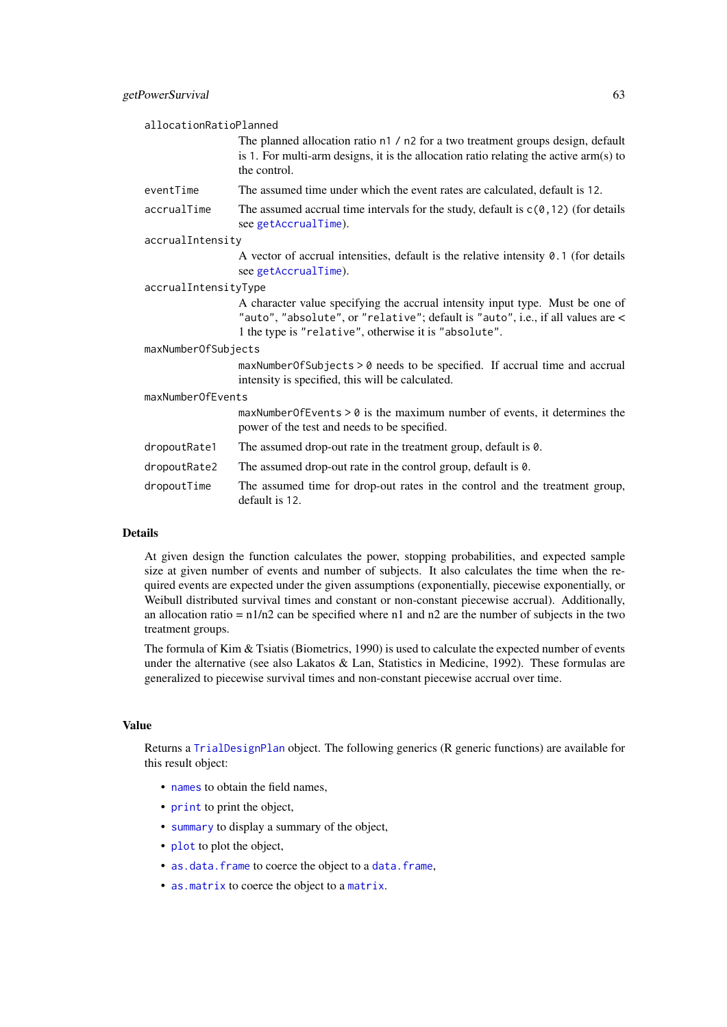`allocationRatioPlanned`
: The planned allocation ratio `n1 / n2` for a two treatment groups design, default is `1`. For multi-arm designs, it is the allocation ratio relating the active arm(s) to the control.

`eventTime`
: The assumed time under which the event rates are calculated, default is `12`.

`accrualTime`
: The assumed accrual time intervals for the study, default is `c(0,12)` (for details see `getAccrualTime`).

`accrualIntensity`
: A vector of accrual intensities, default is the relative intensity `0.1` (for details see `getAccrualTime`).

`accrualIntensityType`
: A character value specifying the accrual intensity input type. Must be one of `"auto"`, `"absolute"`, or `"relative"`; default is `"auto"`, i.e., if all values are < 1 the type is `"relative"`, otherwise it is `"absolute"`.

`maxNumberOfSubjects`
: `maxNumberOfSubjects > 0` needs to be specified. If accrual time and accrual intensity is specified, this will be calculated.

`maxNumberOfEvents`
: `maxNumberOfEvents > 0` is the maximum number of events, it determines the power of the test and needs to be specified.

`dropoutRate1`
: The assumed drop-out rate in the treatment group, default is `0`.

`dropoutRate2`
: The assumed drop-out rate in the control group, default is `0`.

`dropoutTime`
: The assumed time for drop-out rates in the control and the treatment group, default is `12`.

## Details

At given design the function calculates the power, stopping probabilities, and expected sample size at given number of events and number of subjects. It also calculates the time when the required events are expected under the given assumptions (exponentially, piecewise exponentially, or Weibull distributed survival times and constant or non-constant piecewise accrual). Additionally, an allocation ratio = n1/n2 can be specified where n1 and n2 are the number of subjects in the two treatment groups.

The formula of Kim & Tsiatis (Biometrics, 1990) is used to calculate the expected number of events under the alternative (see also Lakatos & Lan, Statistics in Medicine, 1992). These formulas are generalized to piecewise survival times and non-constant piecewise accrual over time.

## Value

Returns a `TrialDesignPlan` object. The following generics (R generic functions) are available for this result object:

- `names` to obtain the field names,
- `print` to print the object,
- `summary` to display a summary of the object,
- `plot` to plot the object,
- `as.data.frame` to coerce the object to a `data.frame`,
- `as.matrix` to coerce the object to a `matrix`.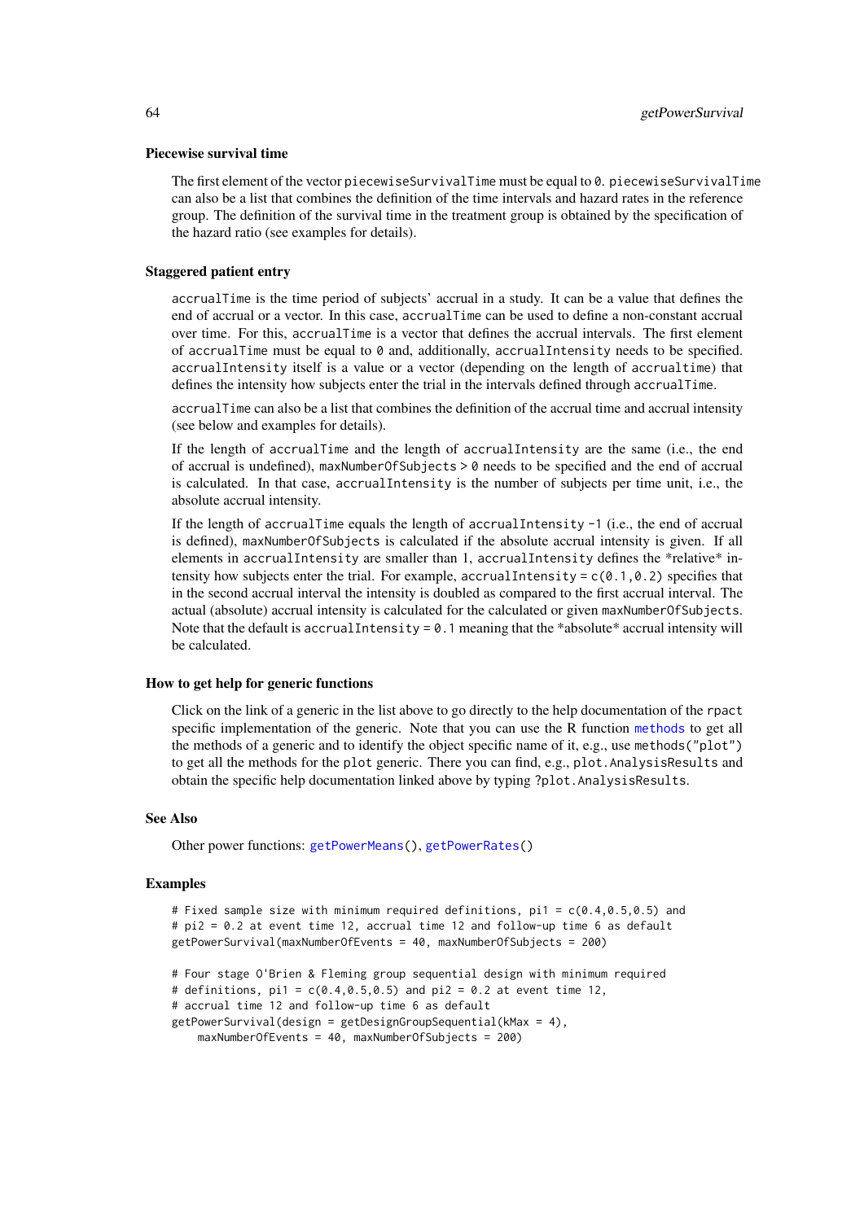### Piecewise survival time

The first element of the vector `piecewiseSurvivalTime` must be equal to `0`. `piecewiseSurvivalTime` can also be a list that combines the definition of the time intervals and hazard rates in the reference group. The definition of the survival time in the treatment group is obtained by the specification of the hazard ratio (see examples for details).

### Staggered patient entry

`accrualTime` is the time period of subjects' accrual in a study. It can be a value that defines the end of accrual or a vector. In this case, `accrualTime` can be used to define a non-constant accrual over time. For this, `accrualTime` is a vector that defines the accrual intervals. The first element of `accrualTime` must be equal to `0` and, additionally, `accrualIntensity` needs to be specified. `accrualIntensity` itself is a value or a vector (depending on the length of `accrualtime`) that defines the intensity how subjects enter the trial in the intervals defined through `accrualTime`.

`accrualTime` can also be a list that combines the definition of the accrual time and accrual intensity (see below and examples for details).

If the length of `accrualTime` and the length of `accrualIntensity` are the same (i.e., the end of accrual is undefined), `maxNumberOfSubjects > 0` needs to be specified and the end of accrual is calculated. In that case, `accrualIntensity` is the number of subjects per time unit, i.e., the absolute accrual intensity.

If the length of `accrualTime` equals the length of `accrualIntensity -1` (i.e., the end of accrual is defined), `maxNumberOfSubjects` is calculated if the absolute accrual intensity is given. If all elements in `accrualIntensity` are smaller than 1, `accrualIntensity` defines the *relative* intensity how subjects enter the trial. For example, `accrualIntensity = c(0.1, 0.2)` specifies that in the second accrual interval the intensity is doubled as compared to the first accrual interval. The actual (absolute) accrual intensity is calculated for the calculated or given `maxNumberOfSubjects`. Note that the default is `accrualIntensity = 0.1` meaning that the *absolute* accrual intensity will be calculated.

### How to get help for generic functions

Click on the link of a generic in the list above to go directly to the help documentation of the `rpact` specific implementation of the generic. Note that you can use the R function `methods` to get all the methods of a generic and to identify the object specific name of it, e.g., use `methods("plot")` to get all the methods for the `plot` generic. There you can find, e.g., `plot.AnalysisResults` and obtain the specific help documentation linked above by typing `?plot.AnalysisResults`.

### See Also

Other power functions: `getPowerMeans()`, `getPowerRates()`

### Examples

```
# Fixed sample size with minimum required definitions, pi1 = c(0.4,0.5,0.5) and
# pi2 = 0.2 at event time 12, accrual time 12 and follow-up time 6 as default
getPowerSurvival(maxNumberOfEvents = 40, maxNumberOfSubjects = 200)

# Four stage O'Brien & Fleming group sequential design with minimum required
# definitions, pi1 = c(0.4,0.5,0.5) and pi2 = 0.2 at event time 12,
# accrual time 12 and follow-up time 6 as default
getPowerSurvival(design = getDesignGroupSequential(kMax = 4),
    maxNumberOfEvents = 40, maxNumberOfSubjects = 200)
```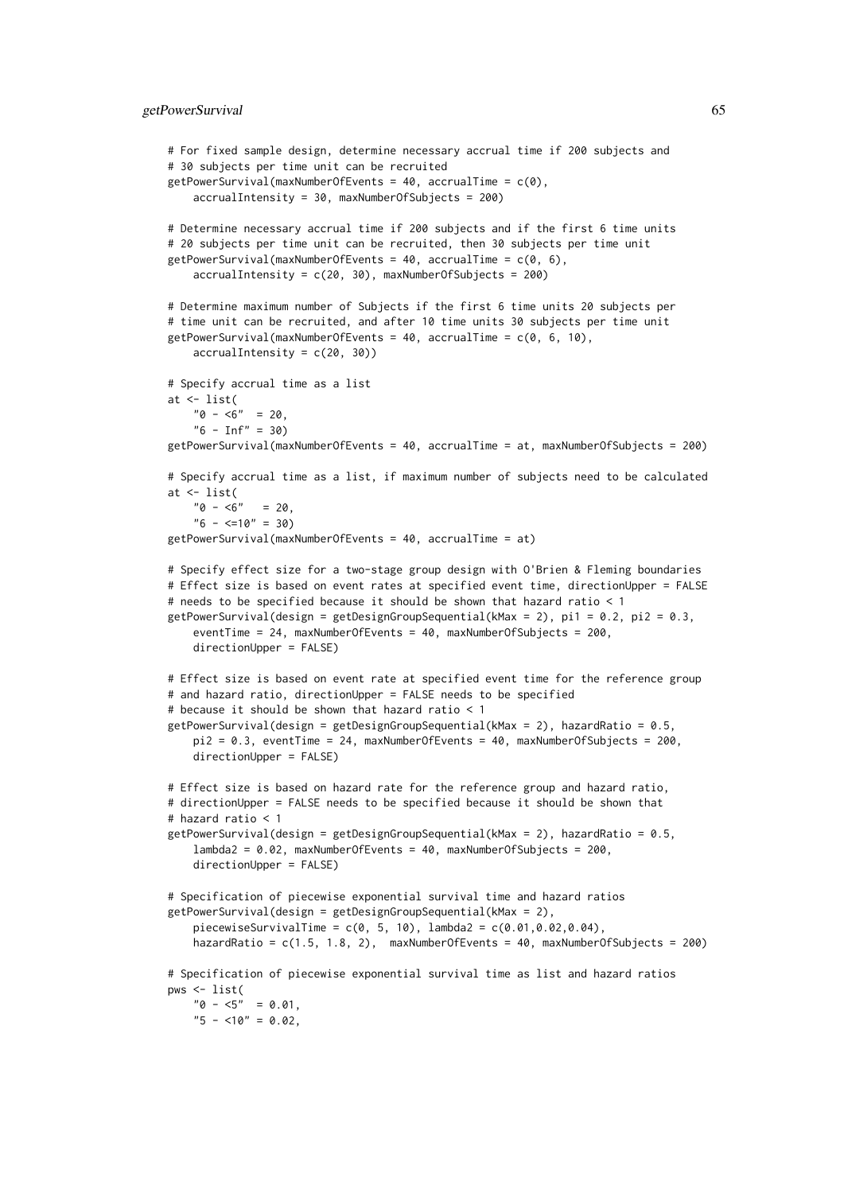```
# For fixed sample design, determine necessary accrual time if 200 subjects and
# 30 subjects per time unit can be recruited
getPowerSurvival(maxNumberOfEvents = 40, accrualTime = c(0),
    accrualIntensity = 30, maxNumberOfSubjects = 200)

# Determine necessary accrual time if 200 subjects and if the first 6 time units
# 20 subjects per time unit can be recruited, then 30 subjects per time unit
getPowerSurvival(maxNumberOfEvents = 40, accrualTime = c(0, 6),
    accrualIntensity = c(20, 30), maxNumberOfSubjects = 200)

# Determine maximum number of Subjects if the first 6 time units 20 subjects per
# time unit can be recruited, and after 10 time units 30 subjects per time unit
getPowerSurvival(maxNumberOfEvents = 40, accrualTime = c(0, 6, 10),
    accrualIntensity = c(20, 30))

# Specify accrual time as a list
at <- list(
    "0 - <6"  = 20,
    "6 - Inf" = 30)
getPowerSurvival(maxNumberOfEvents = 40, accrualTime = at, maxNumberOfSubjects = 200)

# Specify accrual time as a list, if maximum number of subjects need to be calculated
at <- list(
    "0 - <6"   = 20,
    "6 - <=10" = 30)
getPowerSurvival(maxNumberOfEvents = 40, accrualTime = at)

# Specify effect size for a two-stage group design with O'Brien & Fleming boundaries
# Effect size is based on event rates at specified event time, directionUpper = FALSE
# needs to be specified because it should be shown that hazard ratio < 1
getPowerSurvival(design = getDesignGroupSequential(kMax = 2), pi1 = 0.2, pi2 = 0.3,
    eventTime = 24, maxNumberOfEvents = 40, maxNumberOfSubjects = 200,
    directionUpper = FALSE)

# Effect size is based on event rate at specified event time for the reference group
# and hazard ratio, directionUpper = FALSE needs to be specified
# because it should be shown that hazard ratio < 1
getPowerSurvival(design = getDesignGroupSequential(kMax = 2), hazardRatio = 0.5,
    pi2 = 0.3, eventTime = 24, maxNumberOfEvents = 40, maxNumberOfSubjects = 200,
    directionUpper = FALSE)

# Effect size is based on hazard rate for the reference group and hazard ratio,
# directionUpper = FALSE needs to be specified because it should be shown that
# hazard ratio < 1
getPowerSurvival(design = getDesignGroupSequential(kMax = 2), hazardRatio = 0.5,
    lambda2 = 0.02, maxNumberOfEvents = 40, maxNumberOfSubjects = 200,
    directionUpper = FALSE)

# Specification of piecewise exponential survival time and hazard ratios
getPowerSurvival(design = getDesignGroupSequential(kMax = 2),
    piecewiseSurvivalTime = c(0, 5, 10), lambda2 = c(0.01,0.02,0.04),
    hazardRatio = c(1.5, 1.8, 2),  maxNumberOfEvents = 40, maxNumberOfSubjects = 200)

# Specification of piecewise exponential survival time as list and hazard ratios
pws <- list(
    "0 - <5"  = 0.01,
    "5 - <10" = 0.02,
```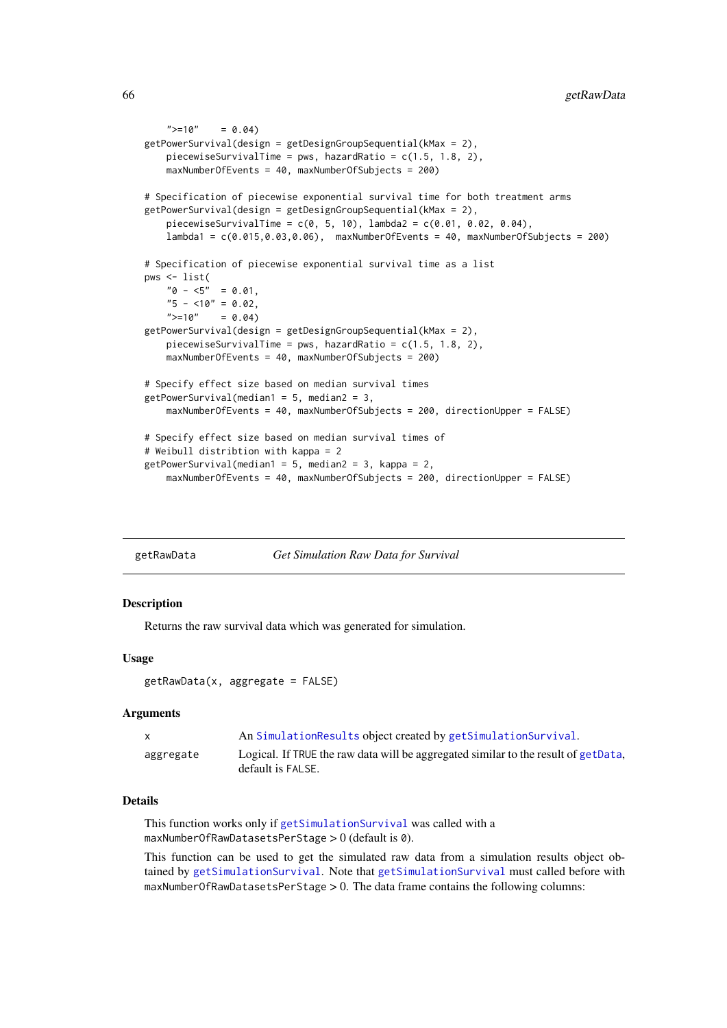```
    ">=10"    = 0.04)
getPowerSurvival(design = getDesignGroupSequential(kMax = 2),
    piecewiseSurvivalTime = pws, hazardRatio = c(1.5, 1.8, 2),
    maxNumberOfEvents = 40, maxNumberOfSubjects = 200)

# Specification of piecewise exponential survival time for both treatment arms
getPowerSurvival(design = getDesignGroupSequential(kMax = 2),
    piecewiseSurvivalTime = c(0, 5, 10), lambda2 = c(0.01, 0.02, 0.04),
    lambda1 = c(0.015,0.03,0.06),  maxNumberOfEvents = 40, maxNumberOfSubjects = 200)

# Specification of piecewise exponential survival time as a list
pws <- list(
    "0 - <5"  = 0.01,
    "5 - <10" = 0.02,
    ">=10"    = 0.04)
getPowerSurvival(design = getDesignGroupSequential(kMax = 2),
    piecewiseSurvivalTime = pws, hazardRatio = c(1.5, 1.8, 2),
    maxNumberOfEvents = 40, maxNumberOfSubjects = 200)

# Specify effect size based on median survival times
getPowerSurvival(median1 = 5, median2 = 3,
    maxNumberOfEvents = 40, maxNumberOfSubjects = 200, directionUpper = FALSE)

# Specify effect size based on median survival times of
# Weibull distribtion with kappa = 2
getPowerSurvival(median1 = 5, median2 = 3, kappa = 2,
    maxNumberOfEvents = 40, maxNumberOfSubjects = 200, directionUpper = FALSE)
```

---

## getRawData — *Get Simulation Raw Data for Survival*

### Description

Returns the raw survival data which was generated for simulation.

### Usage

```
getRawData(x, aggregate = FALSE)
```

### Arguments

| | |
|---|---|
| `x` | An `SimulationResults` object created by `getSimulationSurvival`. |
| `aggregate` | Logical. If `TRUE` the raw data will be aggregated similar to the result of `getData`, default is `FALSE`. |

### Details

This function works only if `getSimulationSurvival` was called with a `maxNumberOfRawDatasetsPerStage` > 0 (default is `0`).

This function can be used to get the simulated raw data from a simulation results object obtained by `getSimulationSurvival`. Note that `getSimulationSurvival` must called before with `maxNumberOfRawDatasetsPerStage` > 0. The data frame contains the following columns: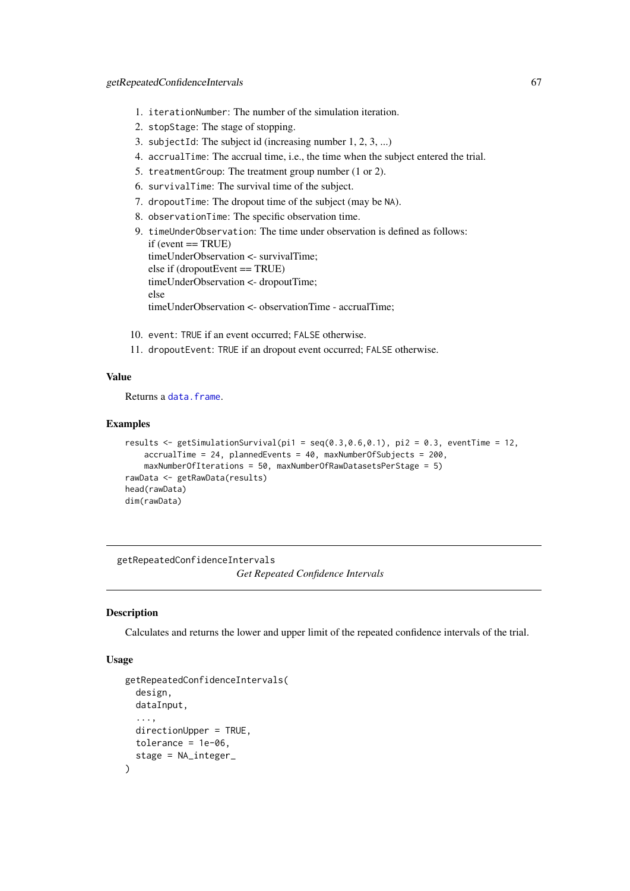1. `iterationNumber`: The number of the simulation iteration.
2. `stopStage`: The stage of stopping.
3. `subjectId`: The subject id (increasing number 1, 2, 3, ...)
4. `accrualTime`: The accrual time, i.e., the time when the subject entered the trial.
5. `treatmentGroup`: The treatment group number (1 or 2).
6. `survivalTime`: The survival time of the subject.
7. `dropoutTime`: The dropout time of the subject (may be `NA`).
8. `observationTime`: The specific observation time.
9. `timeUnderObservation`: The time under observation is defined as follows:
   if (event == TRUE)
   timeUnderObservation <- survivalTime;
   else if (dropoutEvent == TRUE)
   timeUnderObservation <- dropoutTime;
   else
   timeUnderObservation <- observationTime - accrualTime;
10. `event`: `TRUE` if an event occurred; `FALSE` otherwise.
11. `dropoutEvent`: `TRUE` if an dropout event occurred; `FALSE` otherwise.

### Value

Returns a `data.frame`.

### Examples

```
results <- getSimulationSurvival(pi1 = seq(0.3,0.6,0.1), pi2 = 0.3, eventTime = 12,
    accrualTime = 24, plannedEvents = 40, maxNumberOfSubjects = 200,
    maxNumberOfIterations = 50, maxNumberOfRawDatasetsPerStage = 5)
rawData <- getRawData(results)
head(rawData)
dim(rawData)
```

---

## getRepeatedConfidenceIntervals

*Get Repeated Confidence Intervals*

---

### Description

Calculates and returns the lower and upper limit of the repeated confidence intervals of the trial.

### Usage

```
getRepeatedConfidenceIntervals(
  design,
  dataInput,
  ...,
  directionUpper = TRUE,
  tolerance = 1e-06,
  stage = NA_integer_
)
```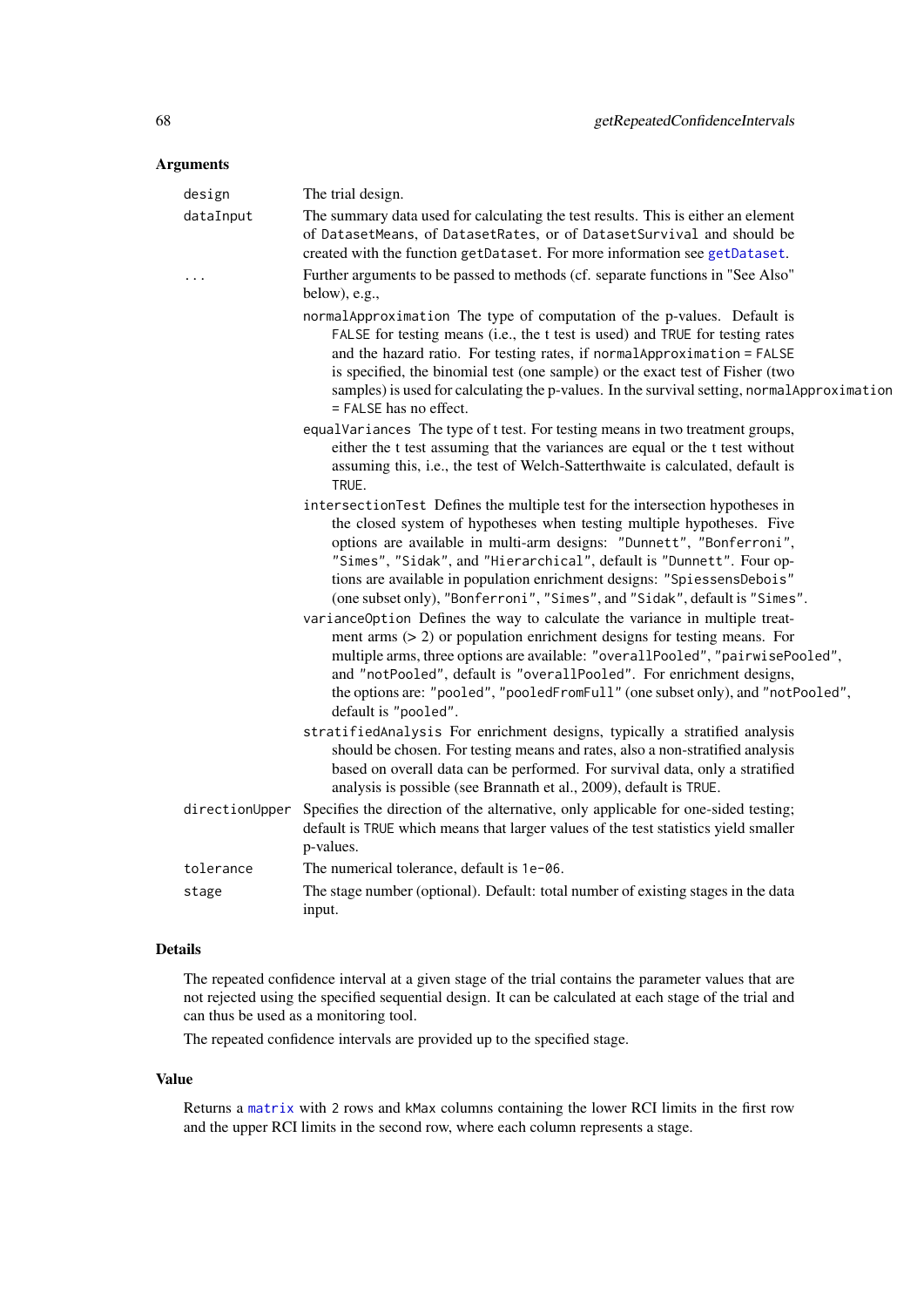### Arguments

`design` The trial design.

`dataInput` The summary data used for calculating the test results. This is either an element of `DatasetMeans`, of `DatasetRates`, or of `DatasetSurvival` and should be created with the function `getDataset`. For more information see `getDataset`.

`...` Further arguments to be passed to methods (cf. separate functions in "See Also" below), e.g.,

- `normalApproximation` The type of computation of the p-values. Default is `FALSE` for testing means (i.e., the t test is used) and `TRUE` for testing rates and the hazard ratio. For testing rates, if `normalApproximation = FALSE` is specified, the binomial test (one sample) or the exact test of Fisher (two samples) is used for calculating the p-values. In the survival setting, `normalApproximation = FALSE` has no effect.
- `equalVariances` The type of t test. For testing means in two treatment groups, either the t test assuming that the variances are equal or the t test without assuming this, i.e., the test of Welch-Satterthwaite is calculated, default is `TRUE`.
- `intersectionTest` Defines the multiple test for the intersection hypotheses in the closed system of hypotheses when testing multiple hypotheses. Five options are available in multi-arm designs: `"Dunnett"`, `"Bonferroni"`, `"Simes"`, `"Sidak"`, and `"Hierarchical"`, default is `"Dunnett"`. Four options are available in population enrichment designs: `"SpiessensDebois"` (one subset only), `"Bonferroni"`, `"Simes"`, and `"Sidak"`, default is `"Simes"`.
- `varianceOption` Defines the way to calculate the variance in multiple treatment arms (> 2) or population enrichment designs for testing means. For multiple arms, three options are available: `"overallPooled"`, `"pairwisePooled"`, and `"notPooled"`, default is `"overallPooled"`. For enrichment designs, the options are: `"pooled"`, `"pooledFromFull"` (one subset only), and `"notPooled"`, default is `"pooled"`.
- `stratifiedAnalysis` For enrichment designs, typically a stratified analysis should be chosen. For testing means and rates, also a non-stratified analysis based on overall data can be performed. For survival data, only a stratified analysis is possible (see Brannath et al., 2009), default is `TRUE`.

`directionUpper` Specifies the direction of the alternative, only applicable for one-sided testing; default is `TRUE` which means that larger values of the test statistics yield smaller p-values.

`tolerance` The numerical tolerance, default is `1e-06`.

`stage` The stage number (optional). Default: total number of existing stages in the data input.

### Details

The repeated confidence interval at a given stage of the trial contains the parameter values that are not rejected using the specified sequential design. It can be calculated at each stage of the trial and can thus be used as a monitoring tool.

The repeated confidence intervals are provided up to the specified stage.

### Value

Returns a `matrix` with `2` rows and `kMax` columns containing the lower RCI limits in the first row and the upper RCI limits in the second row, where each column represents a stage.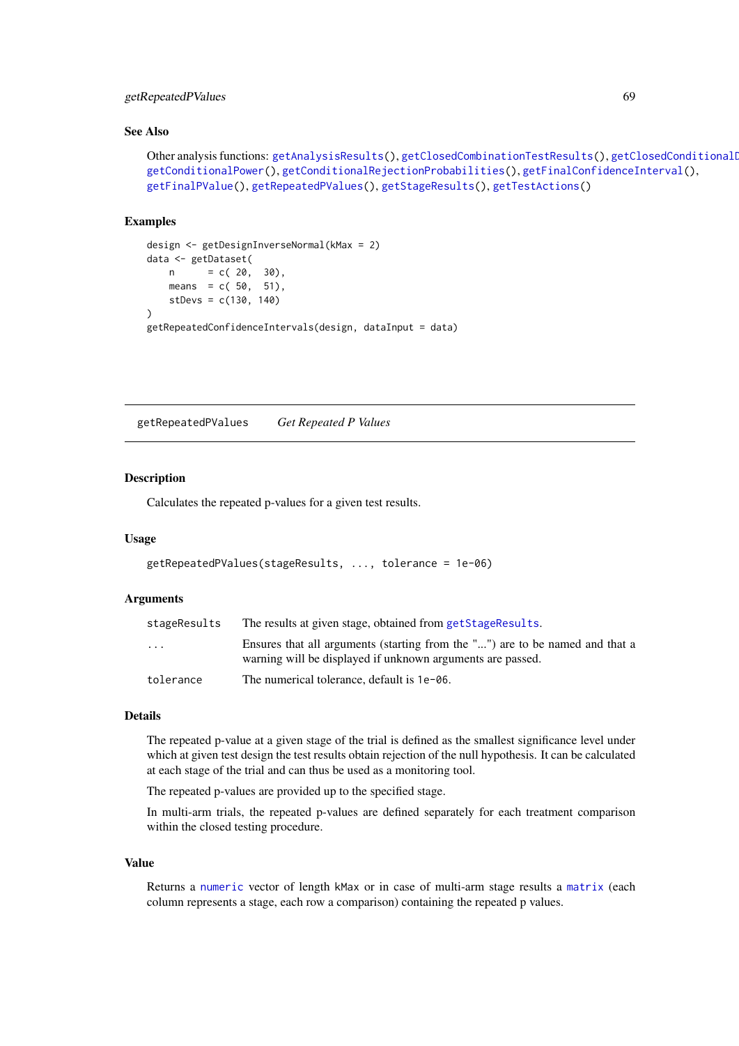### See Also

Other analysis functions: getAnalysisResults(), getClosedCombinationTestResults(), getClosedConditionalD getConditionalPower(), getConditionalRejectionProbabilities(), getFinalConfidenceInterval(), getFinalPValue(), getRepeatedPValues(), getStageResults(), getTestActions()

### Examples

```
design <- getDesignInverseNormal(kMax = 2)
data <- getDataset(
    n      = c( 20,  30),
    means  = c( 50,  51),
    stDevs = c(130, 140)
)
getRepeatedConfidenceIntervals(design, dataInput = data)
```

---

## getRepeatedPValues &nbsp;&nbsp;&nbsp; *Get Repeated P Values*

---

### Description

Calculates the repeated p-values for a given test results.

### Usage

```
getRepeatedPValues(stageResults, ..., tolerance = 1e-06)
```

### Arguments

| | |
|---|---|
| stageResults | The results at given stage, obtained from getStageResults. |
| ... | Ensures that all arguments (starting from the "...") are to be named and that a warning will be displayed if unknown arguments are passed. |
| tolerance | The numerical tolerance, default is 1e-06. |

### Details

The repeated p-value at a given stage of the trial is defined as the smallest significance level under which at given test design the test results obtain rejection of the null hypothesis. It can be calculated at each stage of the trial and can thus be used as a monitoring tool.

The repeated p-values are provided up to the specified stage.

In multi-arm trials, the repeated p-values are defined separately for each treatment comparison within the closed testing procedure.

### Value

Returns a numeric vector of length kMax or in case of multi-arm stage results a matrix (each column represents a stage, each row a comparison) containing the repeated p values.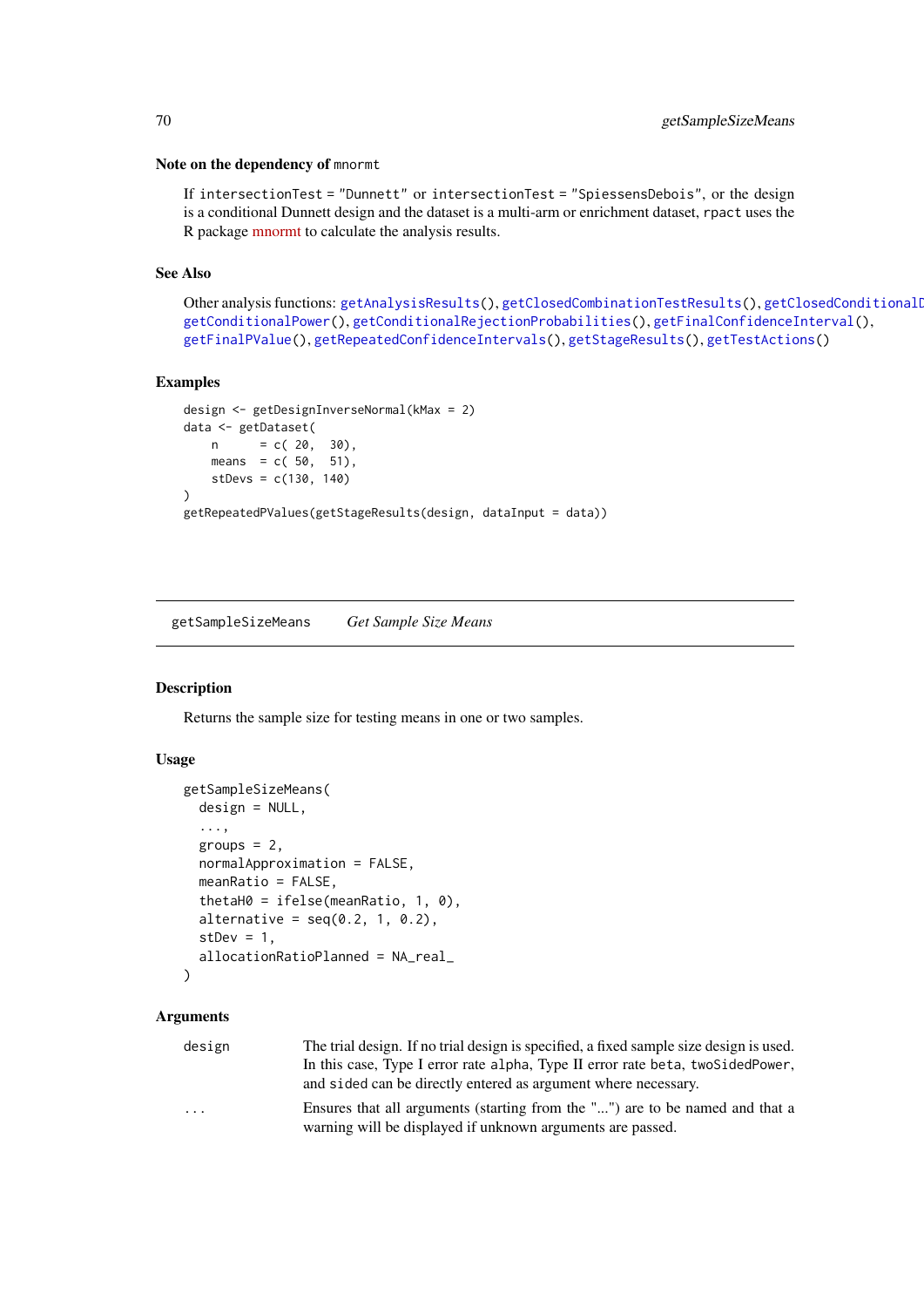### Note on the dependency of `mnormt`

If `intersectionTest = "Dunnett"` or `intersectionTest = "SpiessensDebois"`, or the design is a conditional Dunnett design and the dataset is a multi-arm or enrichment dataset, `rpact` uses the R package mnormt to calculate the analysis results.

### See Also

Other analysis functions: `getAnalysisResults()`, `getClosedCombinationTestResults()`, `getClosedConditionalD` `getConditionalPower()`, `getConditionalRejectionProbabilities()`, `getFinalConfidenceInterval()`, `getFinalPValue()`, `getRepeatedConfidenceIntervals()`, `getStageResults()`, `getTestActions()`

### Examples

```
design <- getDesignInverseNormal(kMax = 2)
data <- getDataset(
    n      = c( 20,  30),
    means  = c( 50,  51),
    stDevs = c(130, 140)
)
getRepeatedPValues(getStageResults(design, dataInput = data))
```

---

## getSampleSizeMeans    *Get Sample Size Means*

---

### Description

Returns the sample size for testing means in one or two samples.

### Usage

```
getSampleSizeMeans(
  design = NULL,
  ...,
  groups = 2,
  normalApproximation = FALSE,
  meanRatio = FALSE,
  thetaH0 = ifelse(meanRatio, 1, 0),
  alternative = seq(0.2, 1, 0.2),
  stDev = 1,
  allocationRatioPlanned = NA_real_
)
```

### Arguments

| | |
|---|---|
| `design` | The trial design. If no trial design is specified, a fixed sample size design is used. In this case, Type I error rate `alpha`, Type II error rate `beta`, `twoSidedPower`, and `sided` can be directly entered as argument where necessary. |
| `...` | Ensures that all arguments (starting from the "...") are to be named and that a warning will be displayed if unknown arguments are passed. |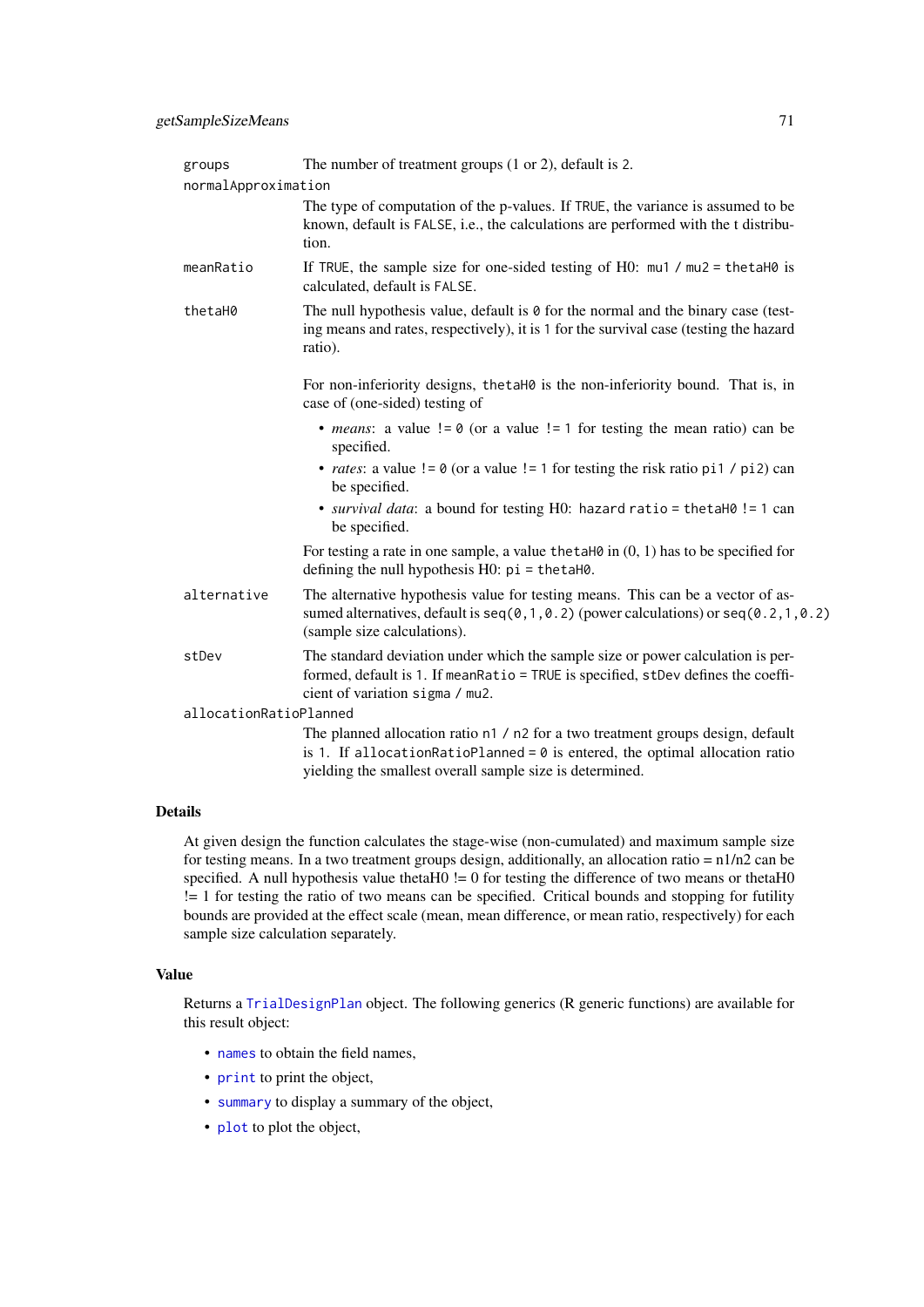`groups`
: The number of treatment groups (1 or 2), default is `2`.

`normalApproximation`
: The type of computation of the p-values. If `TRUE`, the variance is assumed to be known, default is `FALSE`, i.e., the calculations are performed with the t distribution.

`meanRatio`
: If `TRUE`, the sample size for one-sided testing of H0: `mu1 / mu2 = thetaH0` is calculated, default is `FALSE`.

`thetaH0`
: The null hypothesis value, default is `0` for the normal and the binary case (testing means and rates, respectively), it is `1` for the survival case (testing the hazard ratio).

  For non-inferiority designs, `thetaH0` is the non-inferiority bound. That is, in case of (one-sided) testing of

  - *means*: a value `!= 0` (or a value `!= 1` for testing the mean ratio) can be specified.
  - *rates*: a value `!= 0` (or a value `!= 1` for testing the risk ratio `pi1 / pi2`) can be specified.
  - *survival data*: a bound for testing H0: `hazard ratio = thetaH0 != 1` can be specified.

  For testing a rate in one sample, a value `thetaH0` in (0, 1) has to be specified for defining the null hypothesis H0: `pi = thetaH0`.

`alternative`
: The alternative hypothesis value for testing means. This can be a vector of assumed alternatives, default is `seq(0,1,0.2)` (power calculations) or `seq(0.2,1,0.2)` (sample size calculations).

`stDev`
: The standard deviation under which the sample size or power calculation is performed, default is `1`. If `meanRatio = TRUE` is specified, `stDev` defines the coefficient of variation `sigma / mu2`.

`allocationRatioPlanned`
: The planned allocation ratio `n1 / n2` for a two treatment groups design, default is `1`. If `allocationRatioPlanned = 0` is entered, the optimal allocation ratio yielding the smallest overall sample size is determined.

## Details

At given design the function calculates the stage-wise (non-cumulated) and maximum sample size for testing means. In a two treatment groups design, additionally, an allocation ratio = n1/n2 can be specified. A null hypothesis value thetaH0 != 0 for testing the difference of two means or thetaH0 != 1 for testing the ratio of two means can be specified. Critical bounds and stopping for futility bounds are provided at the effect scale (mean, mean difference, or mean ratio, respectively) for each sample size calculation separately.

## Value

Returns a `TrialDesignPlan` object. The following generics (R generic functions) are available for this result object:

- `names` to obtain the field names,
- `print` to print the object,
- `summary` to display a summary of the object,
- `plot` to plot the object,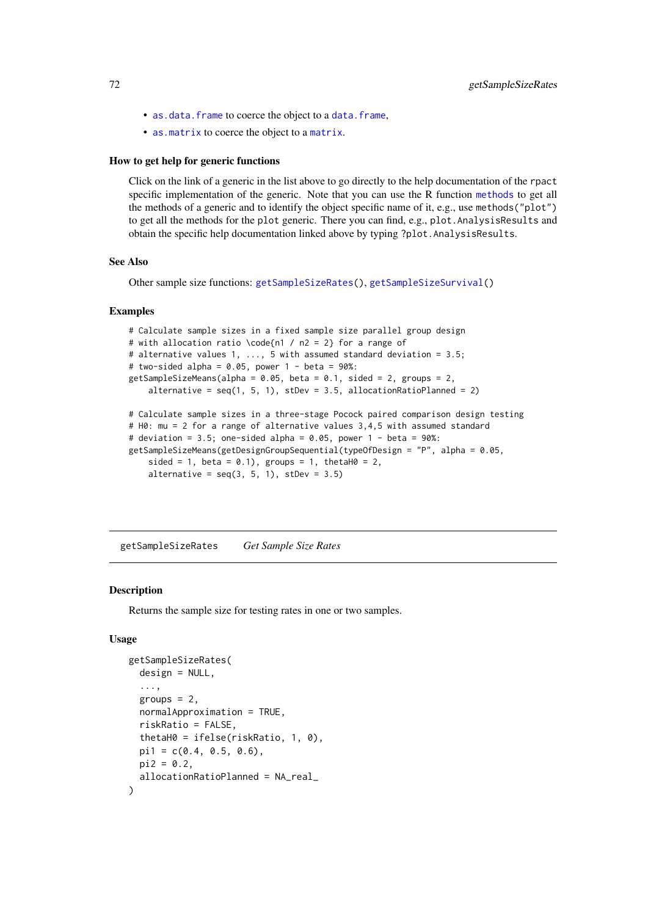- `as.data.frame` to coerce the object to a `data.frame`,
- `as.matrix` to coerce the object to a `matrix`.

### How to get help for generic functions

Click on the link of a generic in the list above to go directly to the help documentation of the `rpact` specific implementation of the generic. Note that you can use the R function `methods` to get all the methods of a generic and to identify the object specific name of it, e.g., use `methods("plot")` to get all the methods for the `plot` generic. There you can find, e.g., `plot.AnalysisResults` and obtain the specific help documentation linked above by typing `?plot.AnalysisResults`.

### See Also

Other sample size functions: `getSampleSizeRates()`, `getSampleSizeSurvival()`

### Examples

```
# Calculate sample sizes in a fixed sample size parallel group design
# with allocation ratio \code{n1 / n2 = 2} for a range of
# alternative values 1, ..., 5 with assumed standard deviation = 3.5;
# two-sided alpha = 0.05, power 1 - beta = 90%:
getSampleSizeMeans(alpha = 0.05, beta = 0.1, sided = 2, groups = 2,
    alternative = seq(1, 5, 1), stDev = 3.5, allocationRatioPlanned = 2)

# Calculate sample sizes in a three-stage Pocock paired comparison design testing
# H0: mu = 2 for a range of alternative values 3,4,5 with assumed standard
# deviation = 3.5; one-sided alpha = 0.05, power 1 - beta = 90%:
getSampleSizeMeans(getDesignGroupSequential(typeOfDesign = "P", alpha = 0.05,
    sided = 1, beta = 0.1), groups = 1, thetaH0 = 2,
    alternative = seq(3, 5, 1), stDev = 3.5)
```

---

## getSampleSizeRates *Get Sample Size Rates*

---

### Description

Returns the sample size for testing rates in one or two samples.

### Usage

```
getSampleSizeRates(
  design = NULL,
  ...,
  groups = 2,
  normalApproximation = TRUE,
  riskRatio = FALSE,
  thetaH0 = ifelse(riskRatio, 1, 0),
  pi1 = c(0.4, 0.5, 0.6),
  pi2 = 0.2,
  allocationRatioPlanned = NA_real_
)
```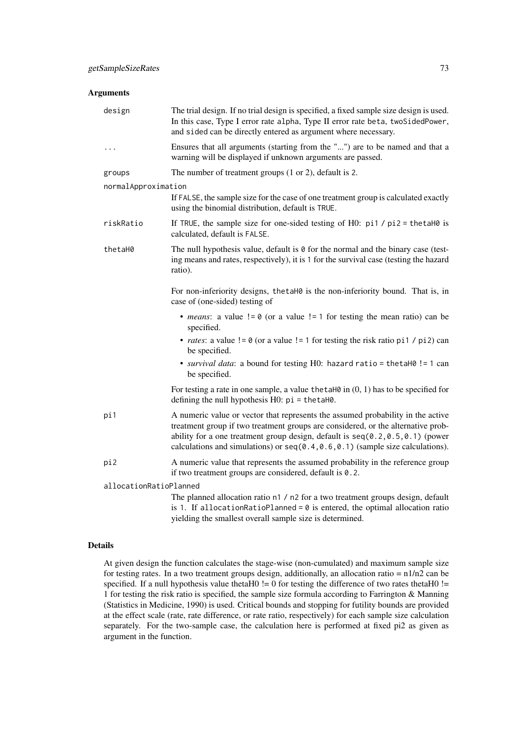## Arguments

`design` The trial design. If no trial design is specified, a fixed sample size design is used. In this case, Type I error rate `alpha`, Type II error rate `beta`, `twoSidedPower`, and `sided` can be directly entered as argument where necessary.

`...` Ensures that all arguments (starting from the "...") are to be named and that a warning will be displayed if unknown arguments are passed.

`groups` The number of treatment groups (1 or 2), default is `2`.

`normalApproximation` If `FALSE`, the sample size for the case of one treatment group is calculated exactly using the binomial distribution, default is `TRUE`.

`riskRatio` If `TRUE`, the sample size for one-sided testing of H0: `pi1 / pi2 = thetaH0` is calculated, default is `FALSE`.

`thetaH0` The null hypothesis value, default is `0` for the normal and the binary case (testing means and rates, respectively), it is `1` for the survival case (testing the hazard ratio).

For non-inferiority designs, `thetaH0` is the non-inferiority bound. That is, in case of (one-sided) testing of

- *means*: a value `!= 0` (or a value `!= 1` for testing the mean ratio) can be specified.
- *rates*: a value `!= 0` (or a value `!= 1` for testing the risk ratio `pi1 / pi2`) can be specified.
- *survival data*: a bound for testing H0: `hazard ratio = thetaH0 != 1` can be specified.

For testing a rate in one sample, a value `thetaH0` in (0, 1) has to be specified for defining the null hypothesis H0: `pi = thetaH0`.

`pi1` A numeric value or vector that represents the assumed probability in the active treatment group if two treatment groups are considered, or the alternative probability for a one treatment group design, default is `seq(0.2,0.5,0.1)` (power calculations and simulations) or `seq(0.4,0.6,0.1)` (sample size calculations).

`pi2` A numeric value that represents the assumed probability in the reference group if two treatment groups are considered, default is `0.2`.

`allocationRatioPlanned` The planned allocation ratio `n1 / n2` for a two treatment groups design, default is `1`. If `allocationRatioPlanned = 0` is entered, the optimal allocation ratio yielding the smallest overall sample size is determined.

## Details

At given design the function calculates the stage-wise (non-cumulated) and maximum sample size for testing rates. In a two treatment groups design, additionally, an allocation ratio = n1/n2 can be specified. If a null hypothesis value thetaH0 != 0 for testing the difference of two rates thetaH0 != 1 for testing the risk ratio is specified, the sample size formula according to Farrington & Manning (Statistics in Medicine, 1990) is used. Critical bounds and stopping for futility bounds are provided at the effect scale (rate, rate difference, or rate ratio, respectively) for each sample size calculation separately. For the two-sample case, the calculation here is performed at fixed pi2 as given as argument in the function.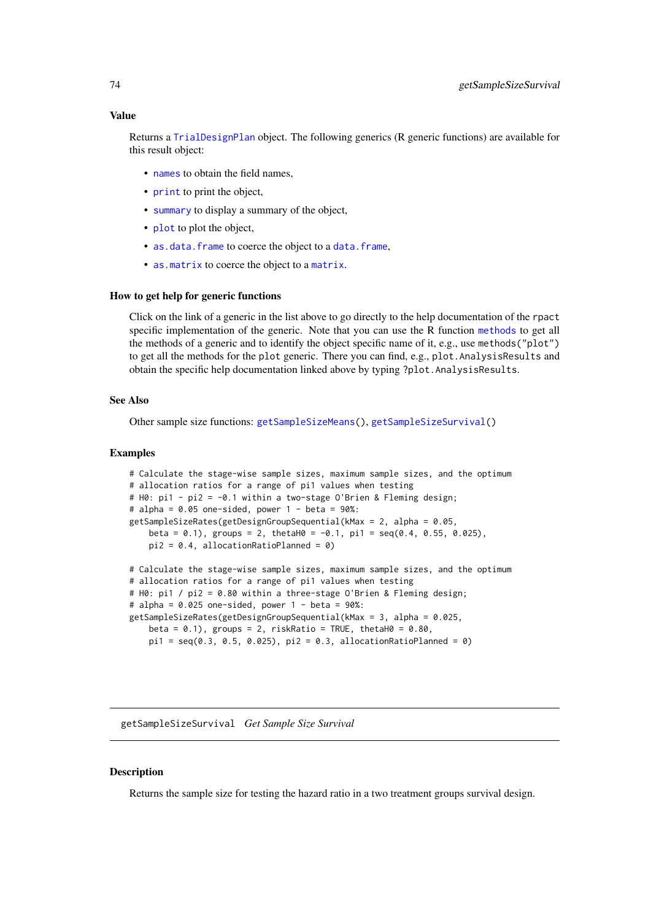### Value

Returns a TrialDesignPlan object. The following generics (R generic functions) are available for this result object:

- names to obtain the field names,
- print to print the object,
- summary to display a summary of the object,
- plot to plot the object,
- as.data.frame to coerce the object to a data.frame,
- as.matrix to coerce the object to a matrix.

### How to get help for generic functions

Click on the link of a generic in the list above to go directly to the help documentation of the rpact specific implementation of the generic. Note that you can use the R function methods to get all the methods of a generic and to identify the object specific name of it, e.g., use methods("plot") to get all the methods for the plot generic. There you can find, e.g., plot.AnalysisResults and obtain the specific help documentation linked above by typing ?plot.AnalysisResults.

### See Also

Other sample size functions: getSampleSizeMeans(), getSampleSizeSurvival()

### Examples

```
# Calculate the stage-wise sample sizes, maximum sample sizes, and the optimum
# allocation ratios for a range of pi1 values when testing
# H0: pi1 - pi2 = -0.1 within a two-stage O'Brien & Fleming design;
# alpha = 0.05 one-sided, power 1 - beta = 90%:
getSampleSizeRates(getDesignGroupSequential(kMax = 2, alpha = 0.05,
    beta = 0.1), groups = 2, thetaH0 = -0.1, pi1 = seq(0.4, 0.55, 0.025),
    pi2 = 0.4, allocationRatioPlanned = 0)

# Calculate the stage-wise sample sizes, maximum sample sizes, and the optimum
# allocation ratios for a range of pi1 values when testing
# H0: pi1 / pi2 = 0.80 within a three-stage O'Brien & Fleming design;
# alpha = 0.025 one-sided, power 1 - beta = 90%:
getSampleSizeRates(getDesignGroupSequential(kMax = 3, alpha = 0.025,
    beta = 0.1), groups = 2, riskRatio = TRUE, thetaH0 = 0.80,
    pi1 = seq(0.3, 0.5, 0.025), pi2 = 0.3, allocationRatioPlanned = 0)
```

---

## getSampleSizeSurvival *Get Sample Size Survival*

---

### Description

Returns the sample size for testing the hazard ratio in a two treatment groups survival design.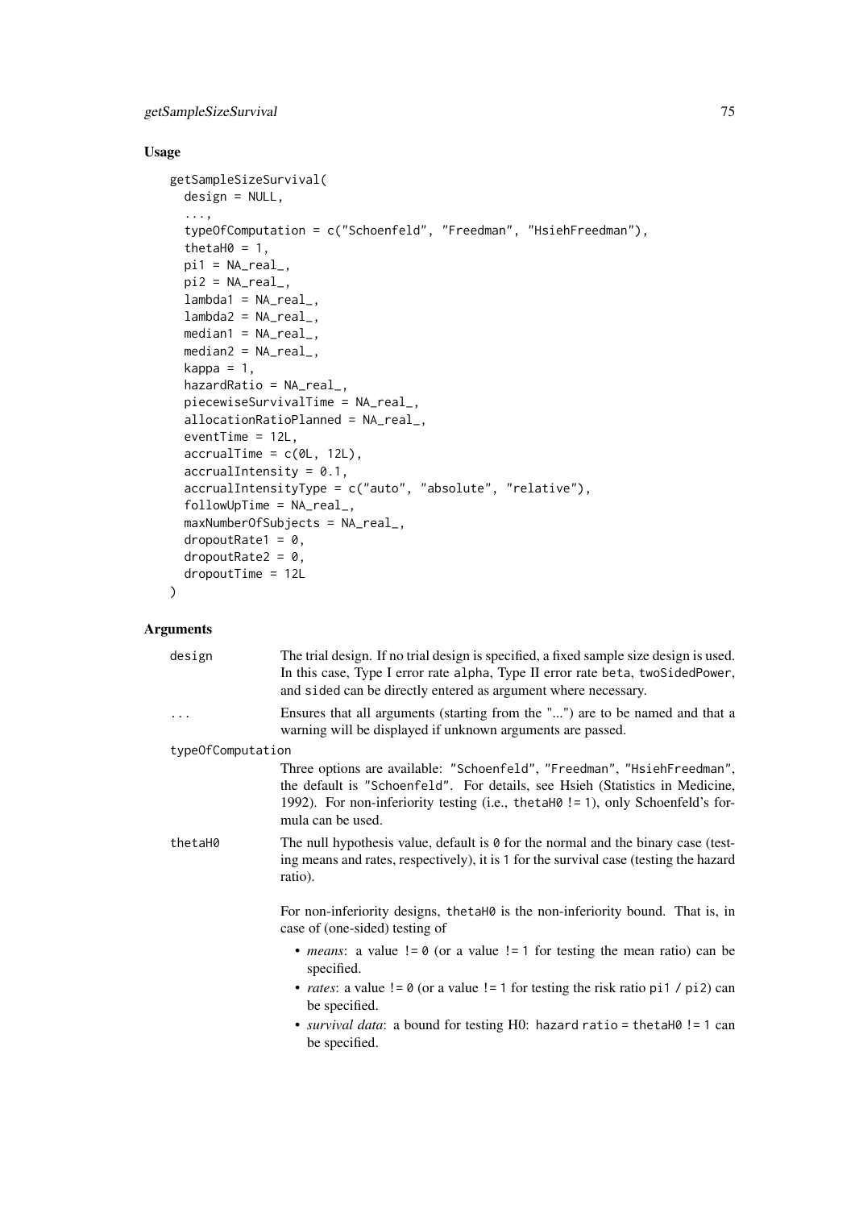## Usage

```
getSampleSizeSurvival(
  design = NULL,
  ...,
  typeOfComputation = c("Schoenfeld", "Freedman", "HsiehFreedman"),
  thetaH0 = 1,
  pi1 = NA_real_,
  pi2 = NA_real_,
  lambda1 = NA_real_,
  lambda2 = NA_real_,
  median1 = NA_real_,
  median2 = NA_real_,
  kappa = 1,
  hazardRatio = NA_real_,
  piecewiseSurvivalTime = NA_real_,
  allocationRatioPlanned = NA_real_,
  eventTime = 12L,
  accrualTime = c(0L, 12L),
  accrualIntensity = 0.1,
  accrualIntensityType = c("auto", "absolute", "relative"),
  followUpTime = NA_real_,
  maxNumberOfSubjects = NA_real_,
  dropoutRate1 = 0,
  dropoutRate2 = 0,
  dropoutTime = 12L
)
```

## Arguments

`design` — The trial design. If no trial design is specified, a fixed sample size design is used. In this case, Type I error rate `alpha`, Type II error rate `beta`, `twoSidedPower`, and `sided` can be directly entered as argument where necessary.

`...` — Ensures that all arguments (starting from the "...") are to be named and that a warning will be displayed if unknown arguments are passed.

`typeOfComputation` — Three options are available: `"Schoenfeld"`, `"Freedman"`, `"HsiehFreedman"`, the default is `"Schoenfeld"`. For details, see Hsieh (Statistics in Medicine, 1992). For non-inferiority testing (i.e., `thetaH0 != 1`), only Schoenfeld's formula can be used.

`thetaH0` — The null hypothesis value, default is `0` for the normal and the binary case (testing means and rates, respectively), it is `1` for the survival case (testing the hazard ratio).

For non-inferiority designs, `thetaH0` is the non-inferiority bound. That is, in case of (one-sided) testing of

- *means*: a value `!= 0` (or a value `!= 1` for testing the mean ratio) can be specified.
- *rates*: a value `!= 0` (or a value `!= 1` for testing the risk ratio `pi1 / pi2`) can be specified.
- *survival data*: a bound for testing H0: `hazard ratio = thetaH0 != 1` can be specified.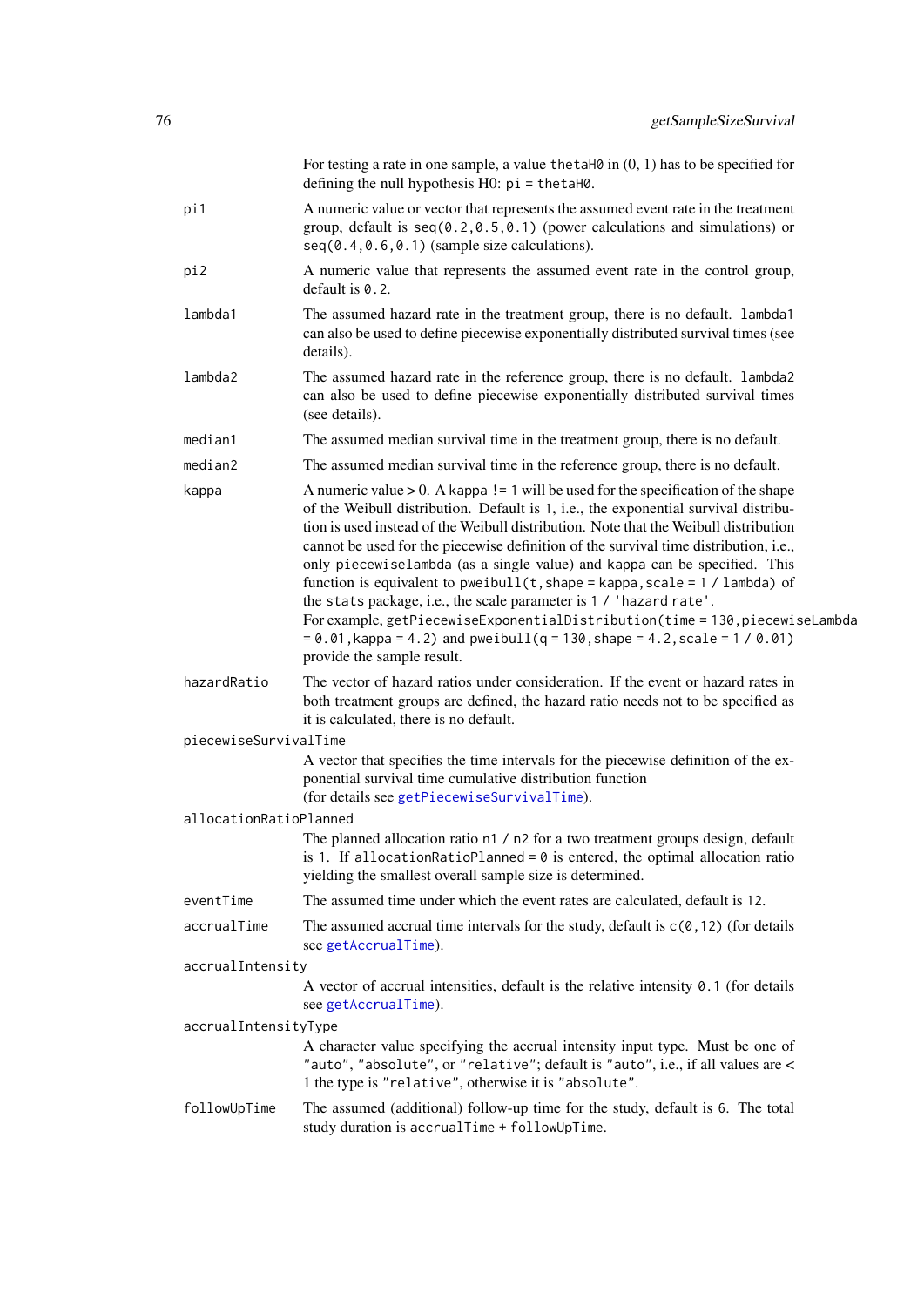For testing a rate in one sample, a value `thetaH0` in (0, 1) has to be specified for defining the null hypothesis H0: `pi = thetaH0`.

`pi1`
: A numeric value or vector that represents the assumed event rate in the treatment group, default is `seq(0.2,0.5,0.1)` (power calculations and simulations) or `seq(0.4,0.6,0.1)` (sample size calculations).

`pi2`
: A numeric value that represents the assumed event rate in the control group, default is `0.2`.

`lambda1`
: The assumed hazard rate in the treatment group, there is no default. `lambda1` can also be used to define piecewise exponentially distributed survival times (see details).

`lambda2`
: The assumed hazard rate in the reference group, there is no default. `lambda2` can also be used to define piecewise exponentially distributed survival times (see details).

`median1`
: The assumed median survival time in the treatment group, there is no default.

`median2`
: The assumed median survival time in the reference group, there is no default.

`kappa`
: A numeric value > 0. A `kappa != 1` will be used for the specification of the shape of the Weibull distribution. Default is `1`, i.e., the exponential survival distribution is used instead of the Weibull distribution. Note that the Weibull distribution cannot be used for the piecewise definition of the survival time distribution, i.e., only `piecewiselambda` (as a single value) and `kappa` can be specified. This function is equivalent to `pweibull(t, shape = kappa, scale = 1 / lambda)` of the `stats` package, i.e., the scale parameter is `1 / 'hazard rate'`.
  For example, `getPiecewiseExponentialDistribution(time = 130, piecewiseLambda = 0.01, kappa = 4.2)` and `pweibull(q = 130, shape = 4.2, scale = 1 / 0.01)` provide the sample result.

`hazardRatio`
: The vector of hazard ratios under consideration. If the event or hazard rates in both treatment groups are defined, the hazard ratio needs not to be specified as it is calculated, there is no default.

`piecewiseSurvivalTime`
: A vector that specifies the time intervals for the piecewise definition of the exponential survival time cumulative distribution function
  (for details see `getPiecewiseSurvivalTime`).

`allocationRatioPlanned`
: The planned allocation ratio `n1 / n2` for a two treatment groups design, default is `1`. If `allocationRatioPlanned = 0` is entered, the optimal allocation ratio yielding the smallest overall sample size is determined.

`eventTime`
: The assumed time under which the event rates are calculated, default is `12`.

`accrualTime`
: The assumed accrual time intervals for the study, default is `c(0,12)` (for details see `getAccrualTime`).

`accrualIntensity`
: A vector of accrual intensities, default is the relative intensity `0.1` (for details see `getAccrualTime`).

`accrualIntensityType`
: A character value specifying the accrual intensity input type. Must be one of `"auto"`, `"absolute"`, or `"relative"`; default is `"auto"`, i.e., if all values are < 1 the type is `"relative"`, otherwise it is `"absolute"`.

`followUpTime`
: The assumed (additional) follow-up time for the study, default is `6`. The total study duration is `accrualTime + followUpTime`.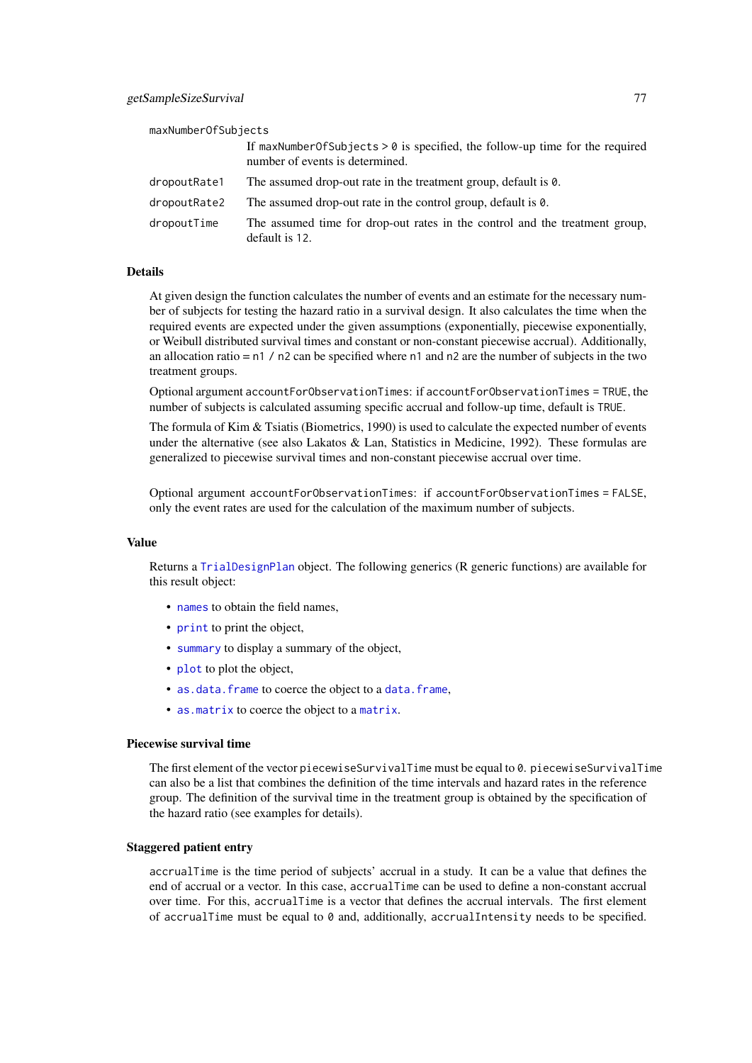`maxNumberOfSubjects`
: If `maxNumberOfSubjects > 0` is specified, the follow-up time for the required number of events is determined.

`dropoutRate1`
: The assumed drop-out rate in the treatment group, default is `0`.

`dropoutRate2`
: The assumed drop-out rate in the control group, default is `0`.

`dropoutTime`
: The assumed time for drop-out rates in the control and the treatment group, default is `12`.

### Details

At given design the function calculates the number of events and an estimate for the necessary number of subjects for testing the hazard ratio in a survival design. It also calculates the time when the required events are expected under the given assumptions (exponentially, piecewise exponentially, or Weibull distributed survival times and constant or non-constant piecewise accrual). Additionally, an allocation ratio = `n1 / n2` can be specified where `n1` and `n2` are the number of subjects in the two treatment groups.

Optional argument `accountForObservationTimes`: if `accountForObservationTimes = TRUE`, the number of subjects is calculated assuming specific accrual and follow-up time, default is `TRUE`.

The formula of Kim & Tsiatis (Biometrics, 1990) is used to calculate the expected number of events under the alternative (see also Lakatos & Lan, Statistics in Medicine, 1992). These formulas are generalized to piecewise survival times and non-constant piecewise accrual over time.

Optional argument `accountForObservationTimes`: if `accountForObservationTimes = FALSE`, only the event rates are used for the calculation of the maximum number of subjects.

### Value

Returns a `TrialDesignPlan` object. The following generics (R generic functions) are available for this result object:

- `names` to obtain the field names,
- `print` to print the object,
- `summary` to display a summary of the object,
- `plot` to plot the object,
- `as.data.frame` to coerce the object to a `data.frame`,
- `as.matrix` to coerce the object to a `matrix`.

### Piecewise survival time

The first element of the vector `piecewiseSurvivalTime` must be equal to `0`. `piecewiseSurvivalTime` can also be a list that combines the definition of the time intervals and hazard rates in the reference group. The definition of the survival time in the treatment group is obtained by the specification of the hazard ratio (see examples for details).

### Staggered patient entry

`accrualTime` is the time period of subjects' accrual in a study. It can be a value that defines the end of accrual or a vector. In this case, `accrualTime` can be used to define a non-constant accrual over time. For this, `accrualTime` is a vector that defines the accrual intervals. The first element of `accrualTime` must be equal to `0` and, additionally, `accrualIntensity` needs to be specified.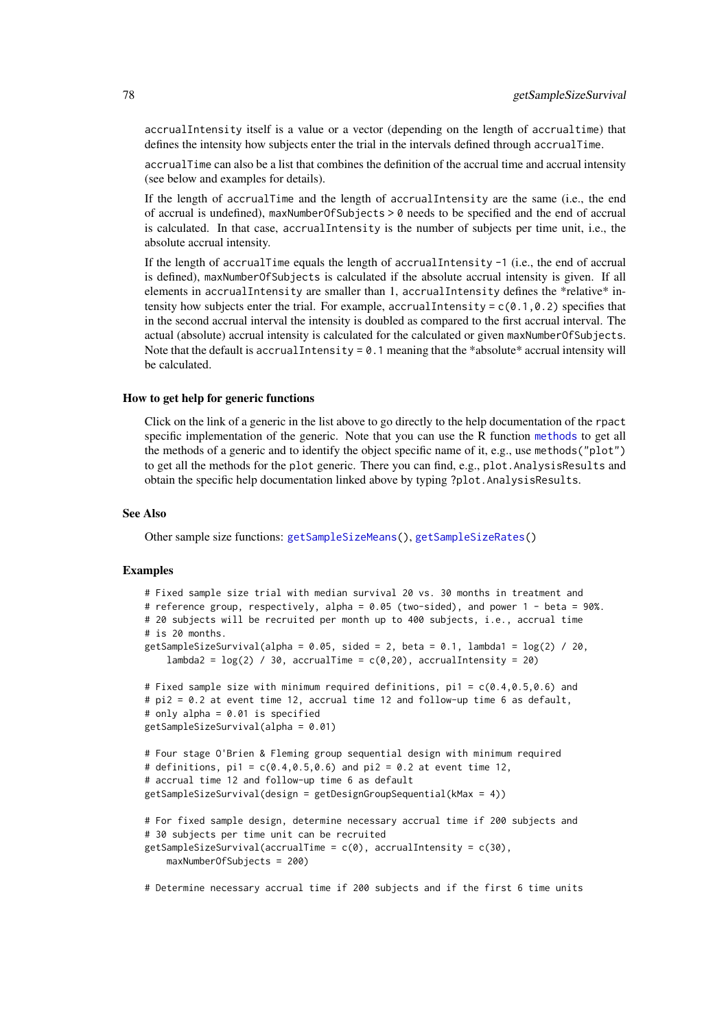`accrualIntensity` itself is a value or a vector (depending on the length of `accrualtime`) that defines the intensity how subjects enter the trial in the intervals defined through `accrualTime`.

`accrualTime` can also be a list that combines the definition of the accrual time and accrual intensity (see below and examples for details).

If the length of `accrualTime` and the length of `accrualIntensity` are the same (i.e., the end of accrual is undefined), `maxNumberOfSubjects > 0` needs to be specified and the end of accrual is calculated. In that case, `accrualIntensity` is the number of subjects per time unit, i.e., the absolute accrual intensity.

If the length of `accrualTime` equals the length of `accrualIntensity -1` (i.e., the end of accrual is defined), `maxNumberOfSubjects` is calculated if the absolute accrual intensity is given. If all elements in `accrualIntensity` are smaller than 1, `accrualIntensity` defines the *relative* intensity how subjects enter the trial. For example, `accrualIntensity = c(0.1,0.2)` specifies that in the second accrual interval the intensity is doubled as compared to the first accrual interval. The actual (absolute) accrual intensity is calculated for the calculated or given `maxNumberOfSubjects`. Note that the default is `accrualIntensity = 0.1` meaning that the *absolute* accrual intensity will be calculated.

### How to get help for generic functions

Click on the link of a generic in the list above to go directly to the help documentation of the `rpact` specific implementation of the generic. Note that you can use the R function `methods` to get all the methods of a generic and to identify the object specific name of it, e.g., use `methods("plot")` to get all the methods for the `plot` generic. There you can find, e.g., `plot.AnalysisResults` and obtain the specific help documentation linked above by typing `?plot.AnalysisResults`.

## See Also

Other sample size functions: `getSampleSizeMeans()`, `getSampleSizeRates()`

## Examples

```
# Fixed sample size trial with median survival 20 vs. 30 months in treatment and
# reference group, respectively, alpha = 0.05 (two-sided), and power 1 - beta = 90%.
# 20 subjects will be recruited per month up to 400 subjects, i.e., accrual time
# is 20 months.
getSampleSizeSurvival(alpha = 0.05, sided = 2, beta = 0.1, lambda1 = log(2) / 20,
    lambda2 = log(2) / 30, accrualTime = c(0,20), accrualIntensity = 20)

# Fixed sample size with minimum required definitions, pi1 = c(0.4,0.5,0.6) and
# pi2 = 0.2 at event time 12, accrual time 12 and follow-up time 6 as default,
# only alpha = 0.01 is specified
getSampleSizeSurvival(alpha = 0.01)

# Four stage O'Brien & Fleming group sequential design with minimum required
# definitions, pi1 = c(0.4,0.5,0.6) and pi2 = 0.2 at event time 12,
# accrual time 12 and follow-up time 6 as default
getSampleSizeSurvival(design = getDesignGroupSequential(kMax = 4))

# For fixed sample design, determine necessary accrual time if 200 subjects and
# 30 subjects per time unit can be recruited
getSampleSizeSurvival(accrualTime = c(0), accrualIntensity = c(30),
    maxNumberOfSubjects = 200)

# Determine necessary accrual time if 200 subjects and if the first 6 time units
```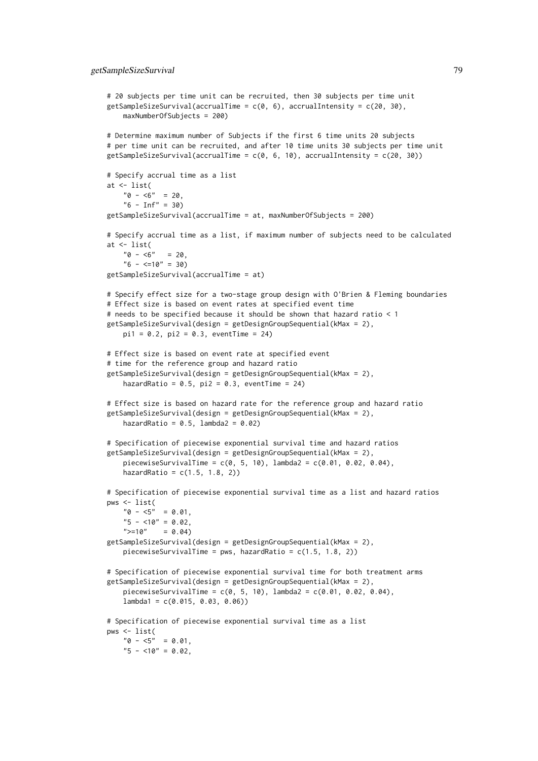```
# 20 subjects per time unit can be recruited, then 30 subjects per time unit
getSampleSizeSurvival(accrualTime = c(0, 6), accrualIntensity = c(20, 30),
    maxNumberOfSubjects = 200)

# Determine maximum number of Subjects if the first 6 time units 20 subjects
# per time unit can be recruited, and after 10 time units 30 subjects per time unit
getSampleSizeSurvival(accrualTime = c(0, 6, 10), accrualIntensity = c(20, 30))

# Specify accrual time as a list
at <- list(
    "0 - <6"  = 20,
    "6 - Inf" = 30)
getSampleSizeSurvival(accrualTime = at, maxNumberOfSubjects = 200)

# Specify accrual time as a list, if maximum number of subjects need to be calculated
at <- list(
    "0 - <6"   = 20,
    "6 - <=10" = 30)
getSampleSizeSurvival(accrualTime = at)

# Specify effect size for a two-stage group design with O'Brien & Fleming boundaries
# Effect size is based on event rates at specified event time
# needs to be specified because it should be shown that hazard ratio < 1
getSampleSizeSurvival(design = getDesignGroupSequential(kMax = 2),
    pi1 = 0.2, pi2 = 0.3, eventTime = 24)

# Effect size is based on event rate at specified event
# time for the reference group and hazard ratio
getSampleSizeSurvival(design = getDesignGroupSequential(kMax = 2),
    hazardRatio = 0.5, pi2 = 0.3, eventTime = 24)

# Effect size is based on hazard rate for the reference group and hazard ratio
getSampleSizeSurvival(design = getDesignGroupSequential(kMax = 2),
    hazardRatio = 0.5, lambda2 = 0.02)

# Specification of piecewise exponential survival time and hazard ratios
getSampleSizeSurvival(design = getDesignGroupSequential(kMax = 2),
    piecewiseSurvivalTime = c(0, 5, 10), lambda2 = c(0.01, 0.02, 0.04),
    hazardRatio = c(1.5, 1.8, 2))

# Specification of piecewise exponential survival time as a list and hazard ratios
pws <- list(
    "0 - <5"  = 0.01,
    "5 - <10" = 0.02,
    ">=10"    = 0.04)
getSampleSizeSurvival(design = getDesignGroupSequential(kMax = 2),
    piecewiseSurvivalTime = pws, hazardRatio = c(1.5, 1.8, 2))

# Specification of piecewise exponential survival time for both treatment arms
getSampleSizeSurvival(design = getDesignGroupSequential(kMax = 2),
    piecewiseSurvivalTime = c(0, 5, 10), lambda2 = c(0.01, 0.02, 0.04),
    lambda1 = c(0.015, 0.03, 0.06))

# Specification of piecewise exponential survival time as a list
pws <- list(
    "0 - <5"  = 0.01,
    "5 - <10" = 0.02,
```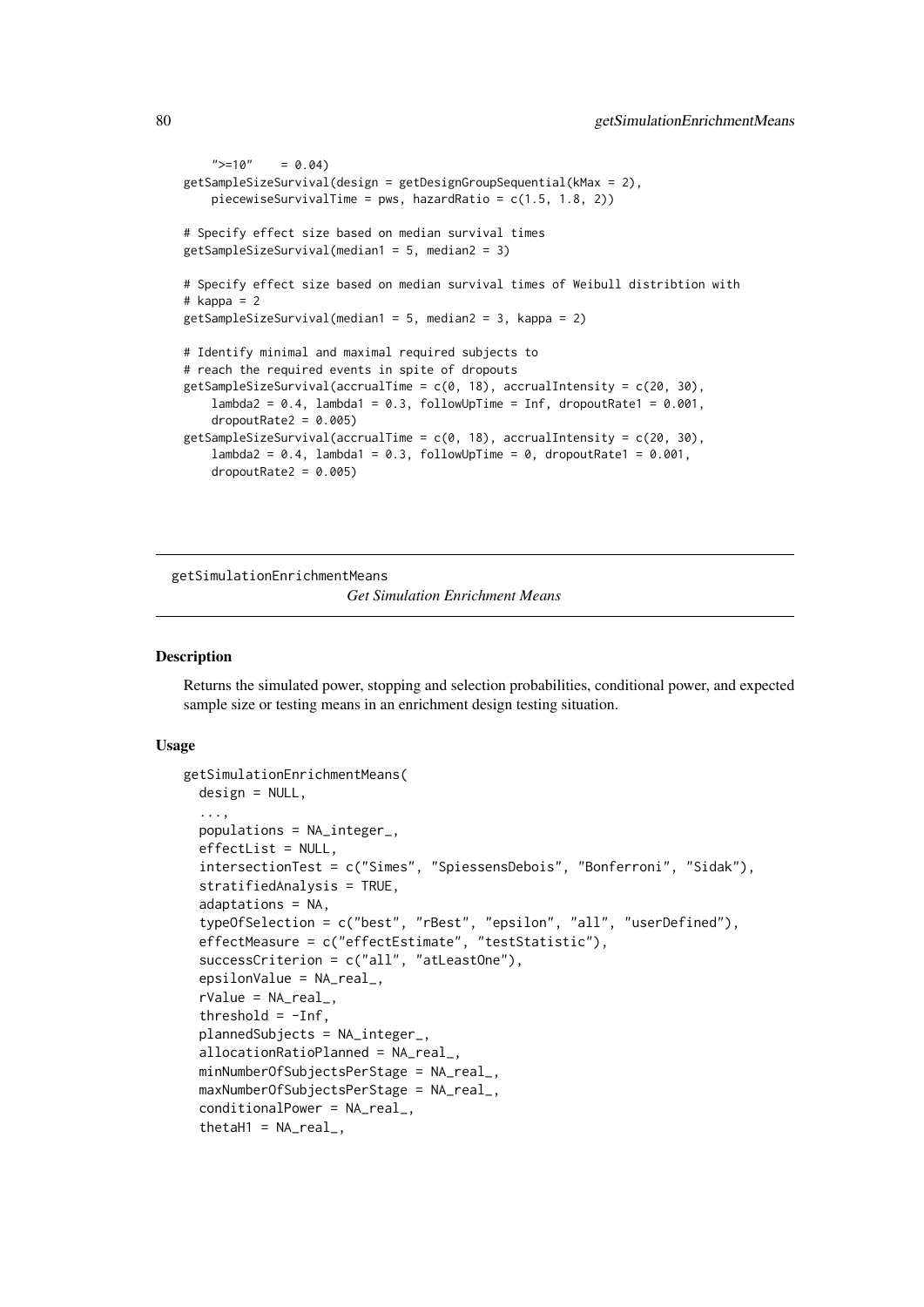```
    ">=10"    = 0.04)
getSampleSizeSurvival(design = getDesignGroupSequential(kMax = 2),
    piecewiseSurvivalTime = pws, hazardRatio = c(1.5, 1.8, 2))

# Specify effect size based on median survival times
getSampleSizeSurvival(median1 = 5, median2 = 3)

# Specify effect size based on median survival times of Weibull distribtion with
# kappa = 2
getSampleSizeSurvival(median1 = 5, median2 = 3, kappa = 2)

# Identify minimal and maximal required subjects to
# reach the required events in spite of dropouts
getSampleSizeSurvival(accrualTime = c(0, 18), accrualIntensity = c(20, 30),
    lambda2 = 0.4, lambda1 = 0.3, followUpTime = Inf, dropoutRate1 = 0.001,
    dropoutRate2 = 0.005)
getSampleSizeSurvival(accrualTime = c(0, 18), accrualIntensity = c(20, 30),
    lambda2 = 0.4, lambda1 = 0.3, followUpTime = 0, dropoutRate1 = 0.001,
    dropoutRate2 = 0.005)
```

---

## getSimulationEnrichmentMeans

*Get Simulation Enrichment Means*

---

### Description

Returns the simulated power, stopping and selection probabilities, conditional power, and expected sample size or testing means in an enrichment design testing situation.

### Usage

```
getSimulationEnrichmentMeans(
  design = NULL,
  ...,
  populations = NA_integer_,
  effectList = NULL,
  intersectionTest = c("Simes", "SpiessensDebois", "Bonferroni", "Sidak"),
  stratifiedAnalysis = TRUE,
  adaptations = NA,
  typeOfSelection = c("best", "rBest", "epsilon", "all", "userDefined"),
  effectMeasure = c("effectEstimate", "testStatistic"),
  successCriterion = c("all", "atLeastOne"),
  epsilonValue = NA_real_,
  rValue = NA_real_,
  threshold = -Inf,
  plannedSubjects = NA_integer_,
  allocationRatioPlanned = NA_real_,
  minNumberOfSubjectsPerStage = NA_real_,
  maxNumberOfSubjectsPerStage = NA_real_,
  conditionalPower = NA_real_,
  thetaH1 = NA_real_,
```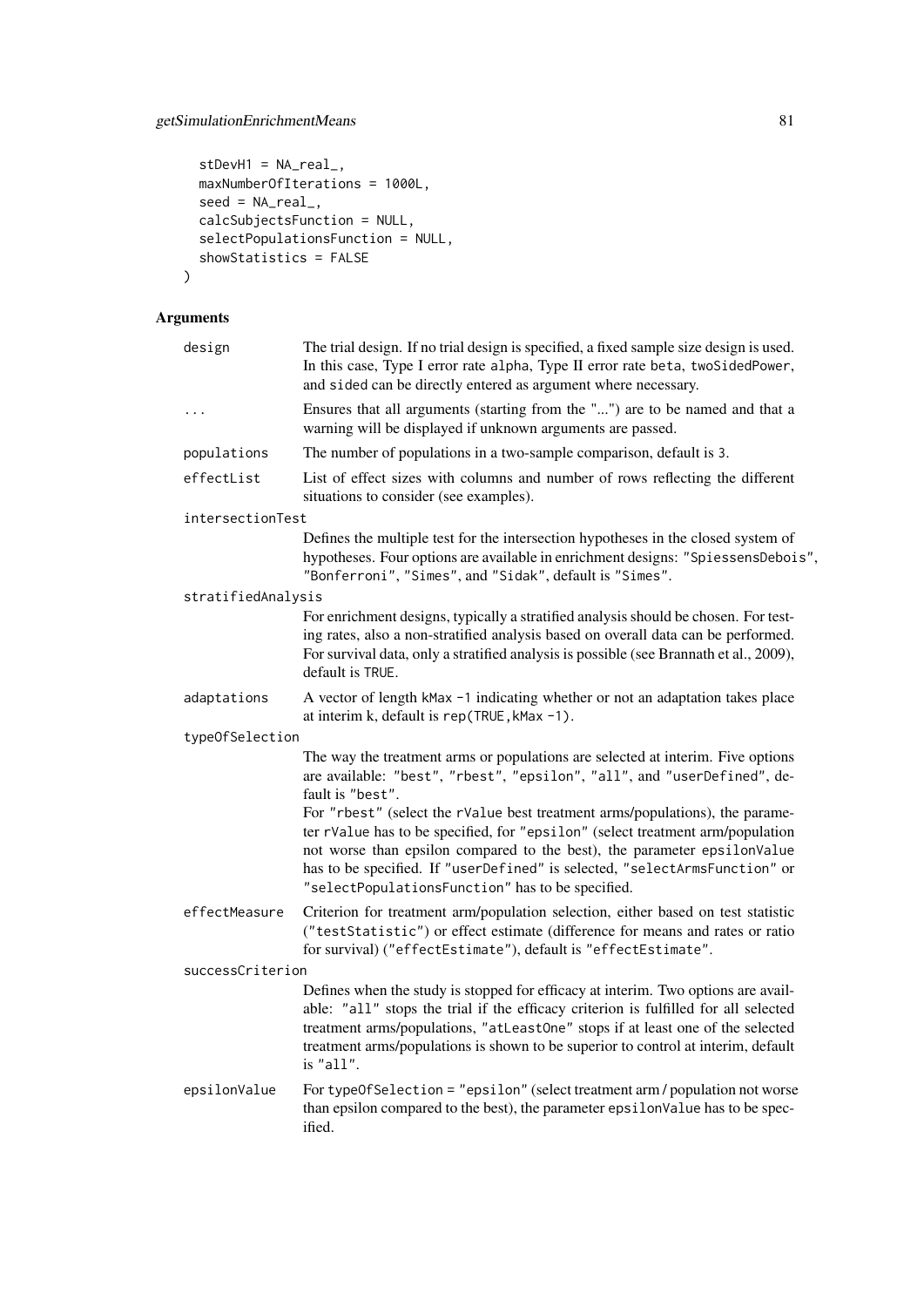```
  stDevH1 = NA_real_,
  maxNumberOfIterations = 1000L,
  seed = NA_real_,
  calcSubjectsFunction = NULL,
  selectPopulationsFunction = NULL,
  showStatistics = FALSE
)
```

## Arguments

**design**
The trial design. If no trial design is specified, a fixed sample size design is used. In this case, Type I error rate alpha, Type II error rate beta, twoSidedPower, and sided can be directly entered as argument where necessary.

**...**
Ensures that all arguments (starting from the "...") are to be named and that a warning will be displayed if unknown arguments are passed.

**populations**
The number of populations in a two-sample comparison, default is 3.

**effectList**
List of effect sizes with columns and number of rows reflecting the different situations to consider (see examples).

**intersectionTest**
Defines the multiple test for the intersection hypotheses in the closed system of hypotheses. Four options are available in enrichment designs: "SpiessensDebois", "Bonferroni", "Simes", and "Sidak", default is "Simes".

**stratifiedAnalysis**
For enrichment designs, typically a stratified analysis should be chosen. For testing rates, also a non-stratified analysis based on overall data can be performed. For survival data, only a stratified analysis is possible (see Brannath et al., 2009), default is TRUE.

**adaptations**
A vector of length kMax -1 indicating whether or not an adaptation takes place at interim k, default is rep(TRUE,kMax -1).

**typeOfSelection**
The way the treatment arms or populations are selected at interim. Five options are available: "best", "rbest", "epsilon", "all", and "userDefined", default is "best".
For "rbest" (select the rValue best treatment arms/populations), the parameter rValue has to be specified, for "epsilon" (select treatment arm/population not worse than epsilon compared to the best), the parameter epsilonValue has to be specified. If "userDefined" is selected, "selectArmsFunction" or "selectPopulationsFunction" has to be specified.

**effectMeasure**
Criterion for treatment arm/population selection, either based on test statistic ("testStatistic") or effect estimate (difference for means and rates or ratio for survival) ("effectEstimate"), default is "effectEstimate".

**successCriterion**
Defines when the study is stopped for efficacy at interim. Two options are available: "all" stops the trial if the efficacy criterion is fulfilled for all selected treatment arms/populations, "atLeastOne" stops if at least one of the selected treatment arms/populations is shown to be superior to control at interim, default is "all".

**epsilonValue**
For typeOfSelection = "epsilon" (select treatment arm / population not worse than epsilon compared to the best), the parameter epsilonValue has to be specified.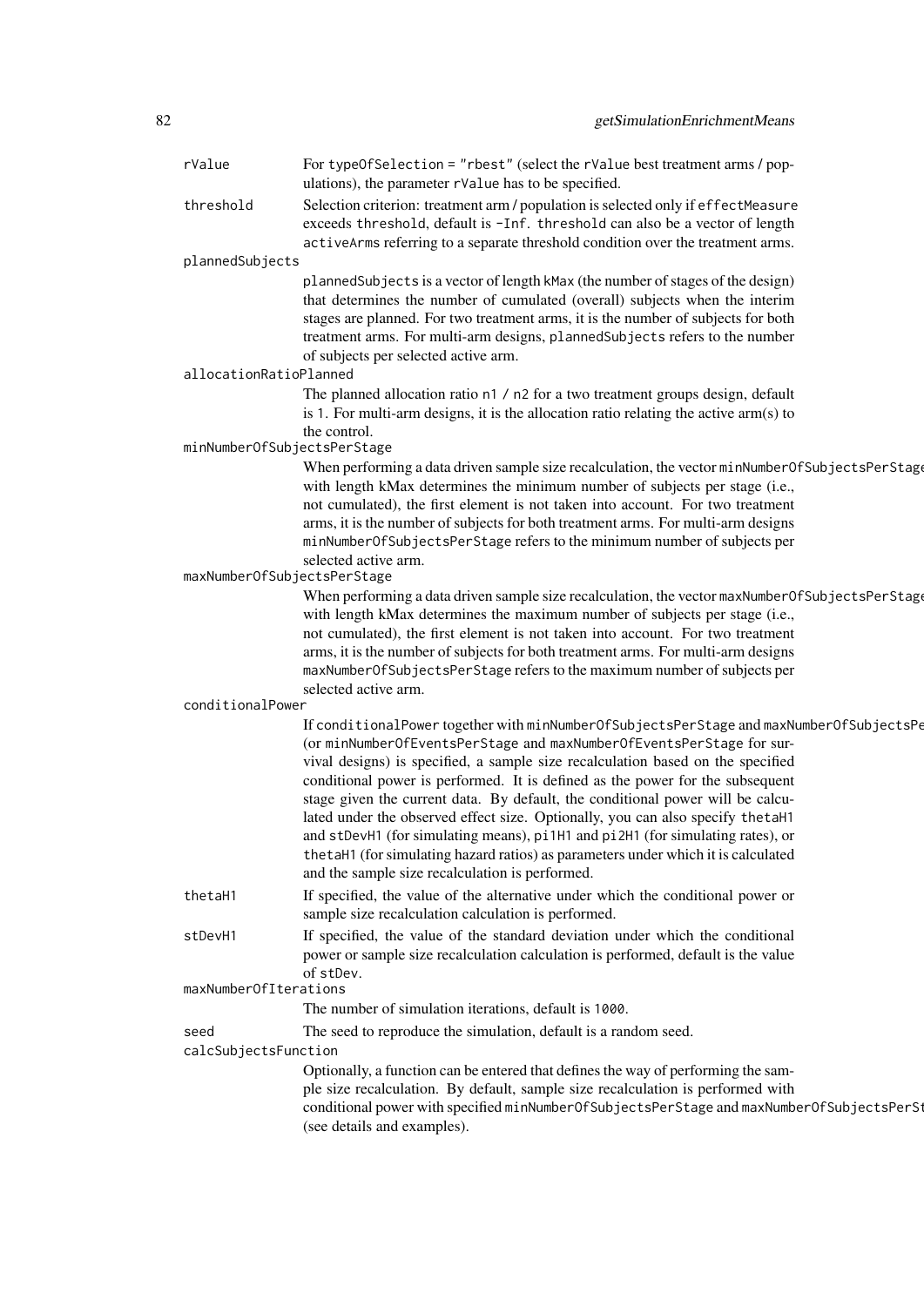rValue
: For `typeOfSelection = "rbest"` (select the `rValue` best treatment arms / populations), the parameter `rValue` has to be specified.

threshold
: Selection criterion: treatment arm / population is selected only if `effectMeasure` exceeds `threshold`, default is `-Inf`. `threshold` can also be a vector of length `activeArms` referring to a separate threshold condition over the treatment arms.

plannedSubjects
: `plannedSubjects` is a vector of length `kMax` (the number of stages of the design) that determines the number of cumulated (overall) subjects when the interim stages are planned. For two treatment arms, it is the number of subjects for both treatment arms. For multi-arm designs, `plannedSubjects` refers to the number of subjects per selected active arm.

allocationRatioPlanned
: The planned allocation ratio `n1 / n2` for a two treatment groups design, default is `1`. For multi-arm designs, it is the allocation ratio relating the active arm(s) to the control.

minNumberOfSubjectsPerStage
: When performing a data driven sample size recalculation, the vector `minNumberOfSubjectsPerStage` with length kMax determines the minimum number of subjects per stage (i.e., not cumulated), the first element is not taken into account. For two treatment arms, it is the number of subjects for both treatment arms. For multi-arm designs `minNumberOfSubjectsPerStage` refers to the minimum number of subjects per selected active arm.

maxNumberOfSubjectsPerStage
: When performing a data driven sample size recalculation, the vector `maxNumberOfSubjectsPerStage` with length kMax determines the maximum number of subjects per stage (i.e., not cumulated), the first element is not taken into account. For two treatment arms, it is the number of subjects for both treatment arms. For multi-arm designs `maxNumberOfSubjectsPerStage` refers to the maximum number of subjects per selected active arm.

conditionalPower
: If `conditionalPower` together with `minNumberOfSubjectsPerStage` and `maxNumberOfSubjectsPerStage` (or `minNumberOfEventsPerStage` and `maxNumberOfEventsPerStage` for survival designs) is specified, a sample size recalculation based on the specified conditional power is performed. It is defined as the power for the subsequent stage given the current data. By default, the conditional power will be calculated under the observed effect size. Optionally, you can also specify `thetaH1` and `stDevH1` (for simulating means), `pi1H1` and `pi2H1` (for simulating rates), or `thetaH1` (for simulating hazard ratios) as parameters under which it is calculated and the sample size recalculation is performed.

thetaH1
: If specified, the value of the alternative under which the conditional power or sample size recalculation calculation is performed.

stDevH1
: If specified, the value of the standard deviation under which the conditional power or sample size recalculation calculation is performed, default is the value of `stDev`.

maxNumberOfIterations
: The number of simulation iterations, default is `1000`.

seed
: The seed to reproduce the simulation, default is a random seed.

calcSubjectsFunction
: Optionally, a function can be entered that defines the way of performing the sample size recalculation. By default, sample size recalculation is performed with conditional power with specified `minNumberOfSubjectsPerStage` and `maxNumberOfSubjectsPerStage` (see details and examples).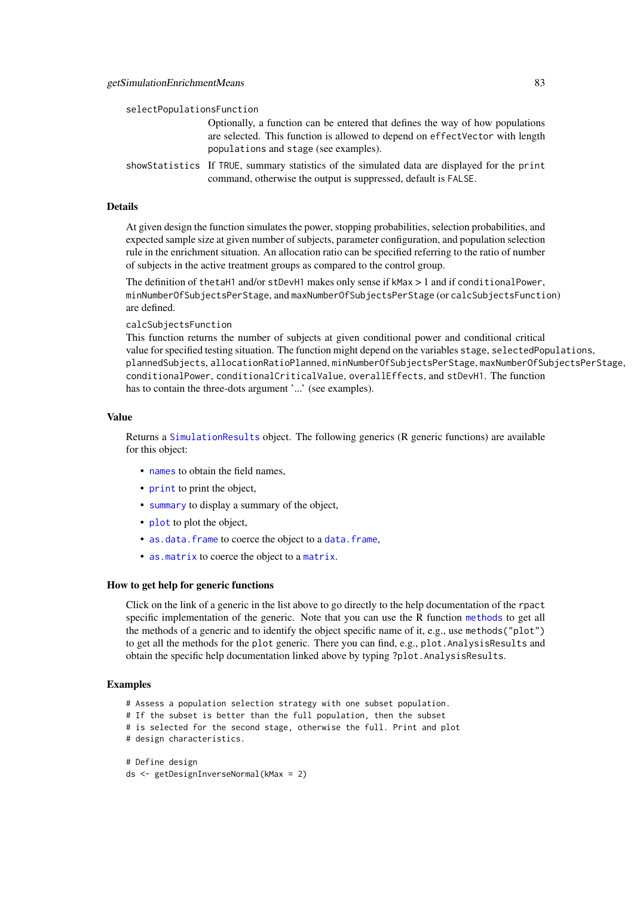selectPopulationsFunction

Optionally, a function can be entered that defines the way of how populations are selected. This function is allowed to depend on `effectVector` with length `populations` and `stage` (see examples).

showStatistics

If `TRUE`, summary statistics of the simulated data are displayed for the `print` command, otherwise the output is suppressed, default is `FALSE`.

### Details

At given design the function simulates the power, stopping probabilities, selection probabilities, and expected sample size at given number of subjects, parameter configuration, and population selection rule in the enrichment situation. An allocation ratio can be specified referring to the ratio of number of subjects in the active treatment groups as compared to the control group.

The definition of `thetaH1` and/or `stDevH1` makes only sense if `kMax` > 1 and if `conditionalPower`, `minNumberOfSubjectsPerStage`, and `maxNumberOfSubjectsPerStage` (or `calcSubjectsFunction`) are defined.

`calcSubjectsFunction`

This function returns the number of subjects at given conditional power and conditional critical value for specified testing situation. The function might depend on the variables `stage`, `selectedPopulations`, `plannedSubjects`, `allocationRatioPlanned`, `minNumberOfSubjectsPerStage`, `maxNumberOfSubjectsPerStage`, `conditionalPower`, `conditionalCriticalValue`, `overallEffects`, and `stDevH1`. The function has to contain the three-dots argument '...' (see examples).

### Value

Returns a `SimulationResults` object. The following generics (R generic functions) are available for this object:

- `names` to obtain the field names,
- `print` to print the object,
- `summary` to display a summary of the object,
- `plot` to plot the object,
- `as.data.frame` to coerce the object to a `data.frame`,
- `as.matrix` to coerce the object to a `matrix`.

### How to get help for generic functions

Click on the link of a generic in the list above to go directly to the help documentation of the `rpact` specific implementation of the generic. Note that you can use the R function `methods` to get all the methods of a generic and to identify the object specific name of it, e.g., use `methods("plot")` to get all the methods for the `plot` generic. There you can find, e.g., `plot.AnalysisResults` and obtain the specific help documentation linked above by typing `?plot.AnalysisResults`.

### Examples

```
# Assess a population selection strategy with one subset population.
# If the subset is better than the full population, then the subset
# is selected for the second stage, otherwise the full. Print and plot
# design characteristics.

# Define design
ds <- getDesignInverseNormal(kMax = 2)
```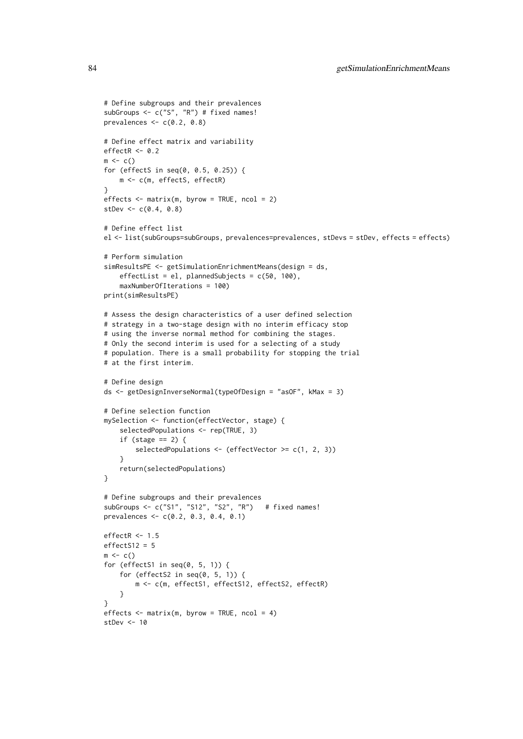```
# Define subgroups and their prevalences
subGroups <- c("S", "R") # fixed names!
prevalences <- c(0.2, 0.8)

# Define effect matrix and variability
effectR <- 0.2
m <- c()
for (effectS in seq(0, 0.5, 0.25)) {
    m <- c(m, effectS, effectR)
}
effects <- matrix(m, byrow = TRUE, ncol = 2)
stDev <- c(0.4, 0.8)

# Define effect list
el <- list(subGroups=subGroups, prevalences=prevalences, stDevs = stDev, effects = effects)

# Perform simulation
simResultsPE <- getSimulationEnrichmentMeans(design = ds,
    effectList = el, plannedSubjects = c(50, 100),
    maxNumberOfIterations = 100)
print(simResultsPE)

# Assess the design characteristics of a user defined selection
# strategy in a two-stage design with no interim efficacy stop
# using the inverse normal method for combining the stages.
# Only the second interim is used for a selecting of a study
# population. There is a small probability for stopping the trial
# at the first interim.

# Define design
ds <- getDesignInverseNormal(typeOfDesign = "asOF", kMax = 3)

# Define selection function
mySelection <- function(effectVector, stage) {
    selectedPopulations <- rep(TRUE, 3)
    if (stage == 2) {
        selectedPopulations <- (effectVector >= c(1, 2, 3))
    }
    return(selectedPopulations)
}

# Define subgroups and their prevalences
subGroups <- c("S1", "S12", "S2", "R")   # fixed names!
prevalences <- c(0.2, 0.3, 0.4, 0.1)

effectR <- 1.5
effectS12 = 5
m <- c()
for (effectS1 in seq(0, 5, 1)) {
    for (effectS2 in seq(0, 5, 1)) {
        m <- c(m, effectS1, effectS12, effectS2, effectR)
    }
}
effects <- matrix(m, byrow = TRUE, ncol = 4)
stDev <- 10
```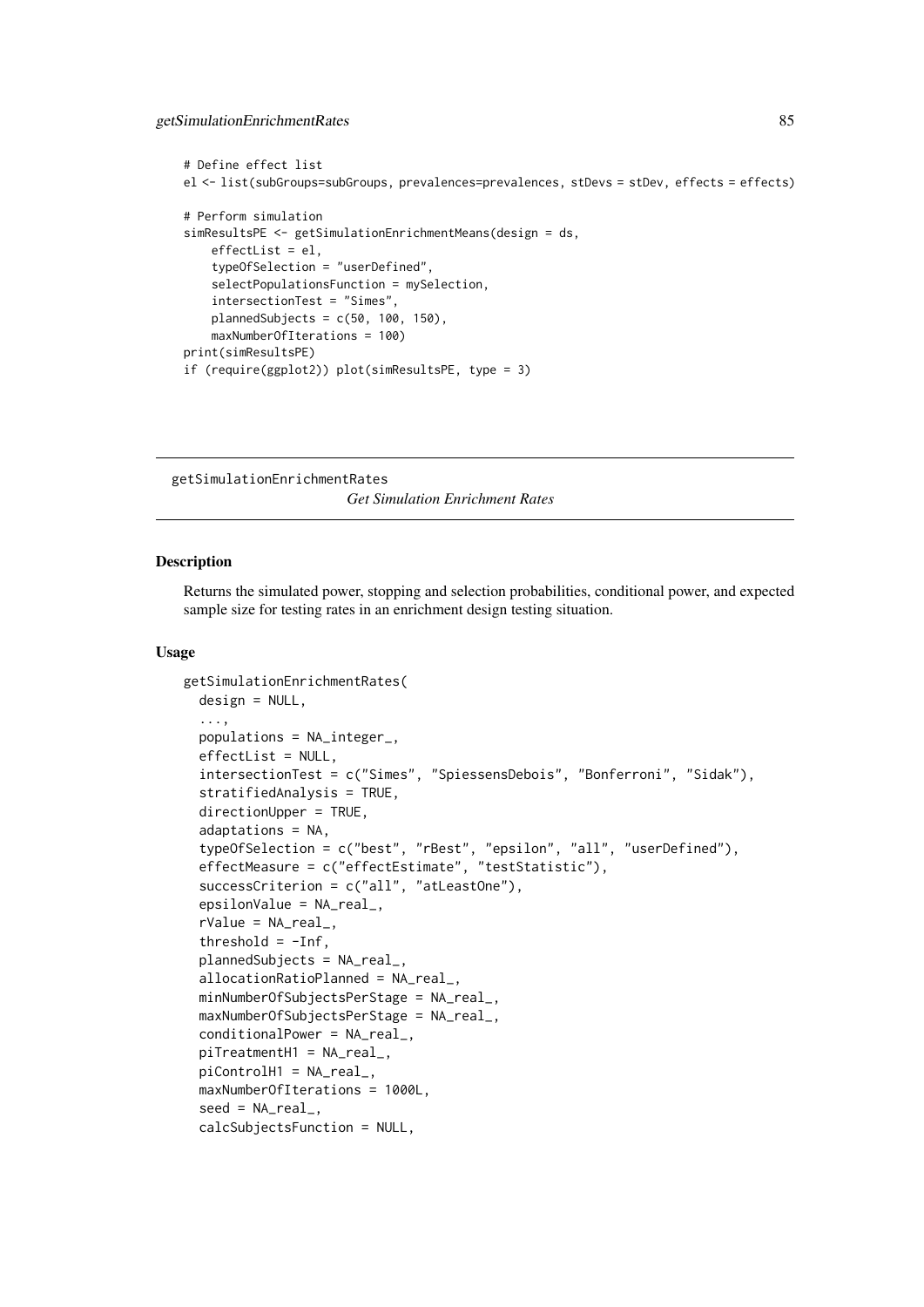```
# Define effect list
el <- list(subGroups=subGroups, prevalences=prevalences, stDevs = stDev, effects = effects)

# Perform simulation
simResultsPE <- getSimulationEnrichmentMeans(design = ds,
    effectList = el,
    typeOfSelection = "userDefined",
    selectPopulationsFunction = mySelection,
    intersectionTest = "Simes",
    plannedSubjects = c(50, 100, 150),
    maxNumberOfIterations = 100)
print(simResultsPE)
if (require(ggplot2)) plot(simResultsPE, type = 3)
```

## getSimulationEnrichmentRates

*Get Simulation Enrichment Rates*

### Description

Returns the simulated power, stopping and selection probabilities, conditional power, and expected sample size for testing rates in an enrichment design testing situation.

### Usage

```
getSimulationEnrichmentRates(
  design = NULL,
  ...,
  populations = NA_integer_,
  effectList = NULL,
  intersectionTest = c("Simes", "SpiessensDebois", "Bonferroni", "Sidak"),
  stratifiedAnalysis = TRUE,
  directionUpper = TRUE,
  adaptations = NA,
  typeOfSelection = c("best", "rBest", "epsilon", "all", "userDefined"),
  effectMeasure = c("effectEstimate", "testStatistic"),
  successCriterion = c("all", "atLeastOne"),
  epsilonValue = NA_real_,
  rValue = NA_real_,
  threshold = -Inf,
  plannedSubjects = NA_real_,
  allocationRatioPlanned = NA_real_,
  minNumberOfSubjectsPerStage = NA_real_,
  maxNumberOfSubjectsPerStage = NA_real_,
  conditionalPower = NA_real_,
  piTreatmentH1 = NA_real_,
  piControlH1 = NA_real_,
  maxNumberOfIterations = 1000L,
  seed = NA_real_,
  calcSubjectsFunction = NULL,
```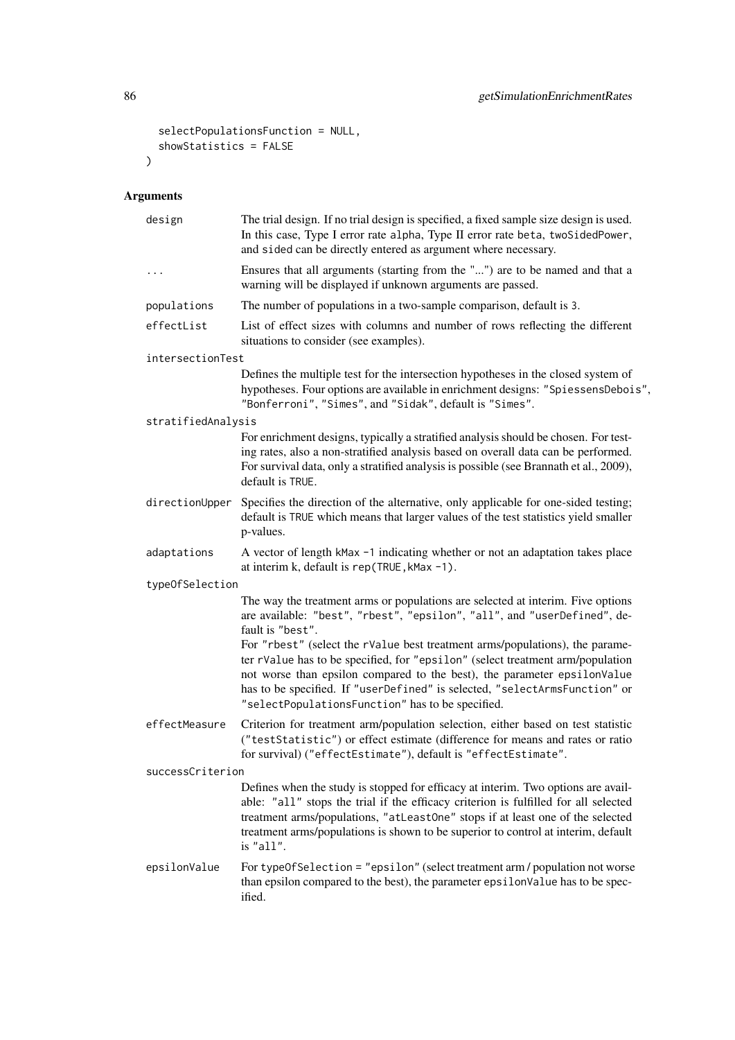```
  selectPopulationsFunction = NULL,
  showStatistics = FALSE
)
```

## Arguments

**design** The trial design. If no trial design is specified, a fixed sample size design is used. In this case, Type I error rate alpha, Type II error rate beta, twoSidedPower, and sided can be directly entered as argument where necessary.

**...** Ensures that all arguments (starting from the "...") are to be named and that a warning will be displayed if unknown arguments are passed.

**populations** The number of populations in a two-sample comparison, default is 3.

**effectList** List of effect sizes with columns and number of rows reflecting the different situations to consider (see examples).

**intersectionTest** Defines the multiple test for the intersection hypotheses in the closed system of hypotheses. Four options are available in enrichment designs: "SpiessensDebois", "Bonferroni", "Simes", and "Sidak", default is "Simes".

**stratifiedAnalysis** For enrichment designs, typically a stratified analysis should be chosen. For testing rates, also a non-stratified analysis based on overall data can be performed. For survival data, only a stratified analysis is possible (see Brannath et al., 2009), default is TRUE.

**directionUpper** Specifies the direction of the alternative, only applicable for one-sided testing; default is TRUE which means that larger values of the test statistics yield smaller p-values.

**adaptations** A vector of length kMax -1 indicating whether or not an adaptation takes place at interim k, default is rep(TRUE,kMax -1).

**typeOfSelection** The way the treatment arms or populations are selected at interim. Five options are available: "best", "rbest", "epsilon", "all", and "userDefined", default is "best".
For "rbest" (select the rValue best treatment arms/populations), the parameter rValue has to be specified, for "epsilon" (select treatment arm/population not worse than epsilon compared to the best), the parameter epsilonValue has to be specified. If "userDefined" is selected, "selectArmsFunction" or "selectPopulationsFunction" has to be specified.

**effectMeasure** Criterion for treatment arm/population selection, either based on test statistic ("testStatistic") or effect estimate (difference for means and rates or ratio for survival) ("effectEstimate"), default is "effectEstimate".

**successCriterion** Defines when the study is stopped for efficacy at interim. Two options are available: "all" stops the trial if the efficacy criterion is fulfilled for all selected treatment arms/populations, "atLeastOne" stops if at least one of the selected treatment arms/populations is shown to be superior to control at interim, default is "all".

**epsilonValue** For typeOfSelection = "epsilon" (select treatment arm / population not worse than epsilon compared to the best), the parameter epsilonValue has to be specified.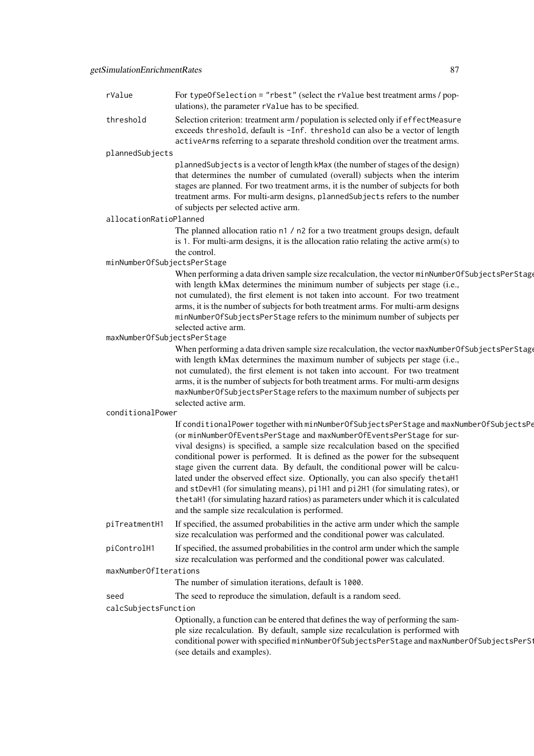**rValue** For typeOfSelection = "rbest" (select the rValue best treatment arms / populations), the parameter rValue has to be specified.

**threshold** Selection criterion: treatment arm / population is selected only if effectMeasure exceeds threshold, default is -Inf. threshold can also be a vector of length activeArms referring to a separate threshold condition over the treatment arms.

**plannedSubjects** plannedSubjects is a vector of length kMax (the number of stages of the design) that determines the number of cumulated (overall) subjects when the interim stages are planned. For two treatment arms, it is the number of subjects for both treatment arms. For multi-arm designs, plannedSubjects refers to the number of subjects per selected active arm.

**allocationRatioPlanned** The planned allocation ratio n1 / n2 for a two treatment groups design, default is 1. For multi-arm designs, it is the allocation ratio relating the active arm(s) to the control.

**minNumberOfSubjectsPerStage** When performing a data driven sample size recalculation, the vector minNumberOfSubjectsPerStage with length kMax determines the minimum number of subjects per stage (i.e., not cumulated), the first element is not taken into account. For two treatment arms, it is the number of subjects for both treatment arms. For multi-arm designs minNumberOfSubjectsPerStage refers to the minimum number of subjects per selected active arm.

**maxNumberOfSubjectsPerStage** When performing a data driven sample size recalculation, the vector maxNumberOfSubjectsPerStage with length kMax determines the maximum number of subjects per stage (i.e., not cumulated), the first element is not taken into account. For two treatment arms, it is the number of subjects for both treatment arms. For multi-arm designs maxNumberOfSubjectsPerStage refers to the maximum number of subjects per selected active arm.

**conditionalPower** If conditionalPower together with minNumberOfSubjectsPerStage and maxNumberOfSubjectsPerStage (or minNumberOfEventsPerStage and maxNumberOfEventsPerStage for survival designs) is specified, a sample size recalculation based on the specified conditional power is performed. It is defined as the power for the subsequent stage given the current data. By default, the conditional power will be calculated under the observed effect size. Optionally, you can also specify thetaH1 and stDevH1 (for simulating means), pi1H1 and pi2H1 (for simulating rates), or thetaH1 (for simulating hazard ratios) as parameters under which it is calculated and the sample size recalculation is performed.

**piTreatmentH1** If specified, the assumed probabilities in the active arm under which the sample size recalculation was performed and the conditional power was calculated.

**piControlH1** If specified, the assumed probabilities in the control arm under which the sample size recalculation was performed and the conditional power was calculated.

**maxNumberOfIterations** The number of simulation iterations, default is 1000.

**seed** The seed to reproduce the simulation, default is a random seed.

**calcSubjectsFunction** Optionally, a function can be entered that defines the way of performing the sample size recalculation. By default, sample size recalculation is performed with conditional power with specified minNumberOfSubjectsPerStage and maxNumberOfSubjectsPerStage (see details and examples).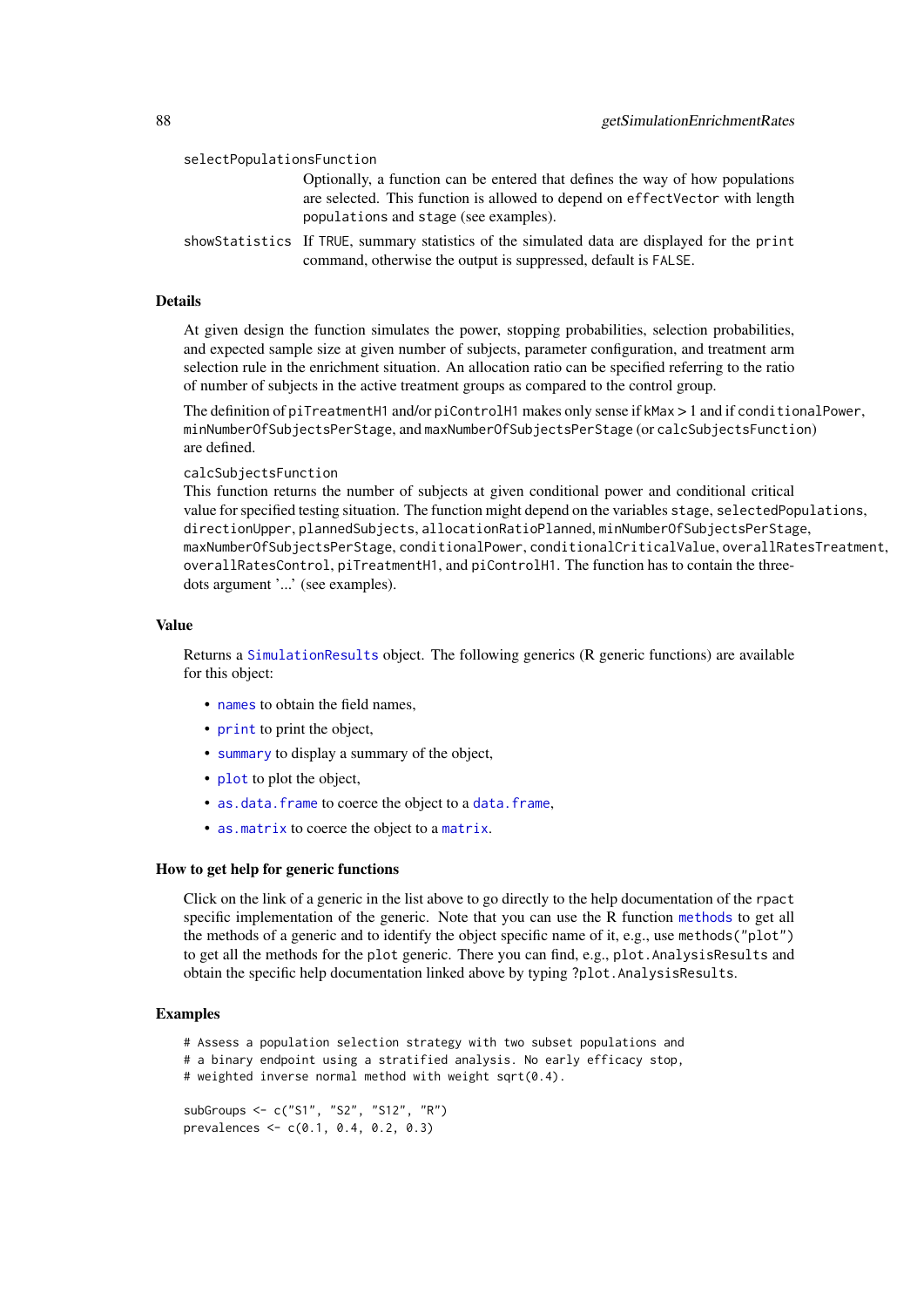`selectPopulationsFunction`
Optionally, a function can be entered that defines the way of how populations are selected. This function is allowed to depend on `effectVector` with length `populations` and `stage` (see examples).

`showStatistics`
If `TRUE`, summary statistics of the simulated data are displayed for the `print` command, otherwise the output is suppressed, default is `FALSE`.

### Details

At given design the function simulates the power, stopping probabilities, selection probabilities, and expected sample size at given number of subjects, parameter configuration, and treatment arm selection rule in the enrichment situation. An allocation ratio can be specified referring to the ratio of number of subjects in the active treatment groups as compared to the control group.

The definition of `piTreatmentH1` and/or `piControlH1` makes only sense if `kMax` > 1 and if `conditionalPower`, `minNumberOfSubjectsPerStage`, and `maxNumberOfSubjectsPerStage` (or `calcSubjectsFunction`) are defined.

`calcSubjectsFunction`
This function returns the number of subjects at given conditional power and conditional critical value for specified testing situation. The function might depend on the variables `stage`, `selectedPopulations`, `directionUpper`, `plannedSubjects`, `allocationRatioPlanned`, `minNumberOfSubjectsPerStage`, `maxNumberOfSubjectsPerStage`, `conditionalPower`, `conditionalCriticalValue`, `overallRatesTreatment`, `overallRatesControl`, `piTreatmentH1`, and `piControlH1`. The function has to contain the three-dots argument '...' (see examples).

### Value

Returns a `SimulationResults` object. The following generics (R generic functions) are available for this object:

- `names` to obtain the field names,
- `print` to print the object,
- `summary` to display a summary of the object,
- `plot` to plot the object,
- `as.data.frame` to coerce the object to a `data.frame`,
- `as.matrix` to coerce the object to a `matrix`.

### How to get help for generic functions

Click on the link of a generic in the list above to go directly to the help documentation of the `rpact` specific implementation of the generic. Note that you can use the R function `methods` to get all the methods of a generic and to identify the object specific name of it, e.g., use `methods("plot")` to get all the methods for the `plot` generic. There you can find, e.g., `plot.AnalysisResults` and obtain the specific help documentation linked above by typing `?plot.AnalysisResults`.

### Examples

```
# Assess a population selection strategy with two subset populations and
# a binary endpoint using a stratified analysis. No early efficacy stop,
# weighted inverse normal method with weight sqrt(0.4).

subGroups <- c("S1", "S2", "S12", "R")
prevalences <- c(0.1, 0.4, 0.2, 0.3)
```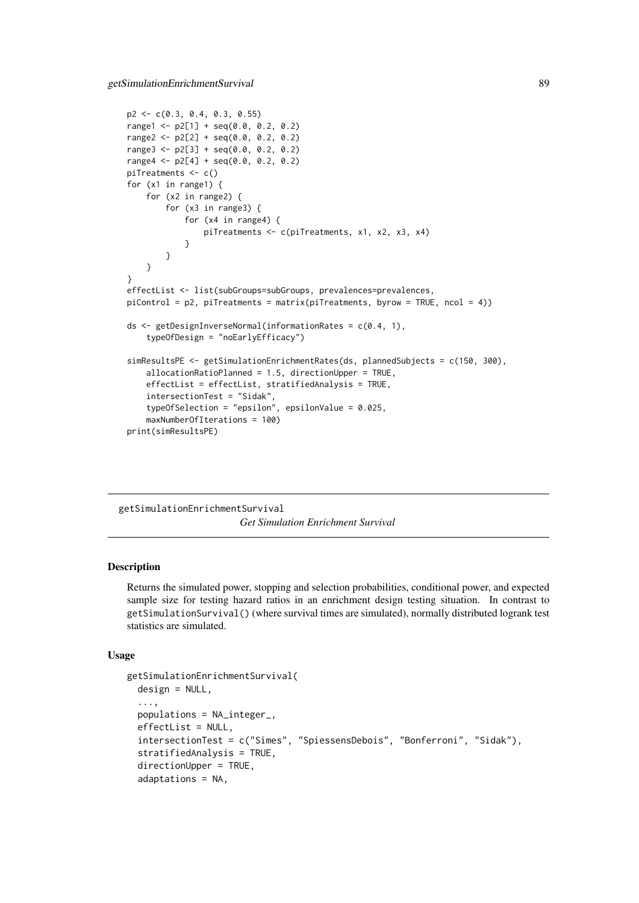```
p2 <- c(0.3, 0.4, 0.3, 0.55)
range1 <- p2[1] + seq(0.0, 0.2, 0.2)
range2 <- p2[2] + seq(0.0, 0.2, 0.2)
range3 <- p2[3] + seq(0.0, 0.2, 0.2)
range4 <- p2[4] + seq(0.0, 0.2, 0.2)
piTreatments <- c()
for (x1 in range1) {
    for (x2 in range2) {
        for (x3 in range3) {
            for (x4 in range4) {
                piTreatments <- c(piTreatments, x1, x2, x3, x4)
            }
        }
    }
}
effectList <- list(subGroups=subGroups, prevalences=prevalences,
piControl = p2, piTreatments = matrix(piTreatments, byrow = TRUE, ncol = 4))

ds <- getDesignInverseNormal(informationRates = c(0.4, 1),
    typeOfDesign = "noEarlyEfficacy")

simResultsPE <- getSimulationEnrichmentRates(ds, plannedSubjects = c(150, 300),
    allocationRatioPlanned = 1.5, directionUpper = TRUE,
    effectList = effectList, stratifiedAnalysis = TRUE,
    intersectionTest = "Sidak",
    typeOfSelection = "epsilon", epsilonValue = 0.025,
    maxNumberOfIterations = 100)
print(simResultsPE)
```

---

getSimulationEnrichmentSurvival

*Get Simulation Enrichment Survival*

---

### Description

Returns the simulated power, stopping and selection probabilities, conditional power, and expected sample size for testing hazard ratios in an enrichment design testing situation. In contrast to getSimulationSurvival() (where survival times are simulated), normally distributed logrank test statistics are simulated.

### Usage

```
getSimulationEnrichmentSurvival(
  design = NULL,
  ...,
  populations = NA_integer_,
  effectList = NULL,
  intersectionTest = c("Simes", "SpiessensDebois", "Bonferroni", "Sidak"),
  stratifiedAnalysis = TRUE,
  directionUpper = TRUE,
  adaptations = NA,
```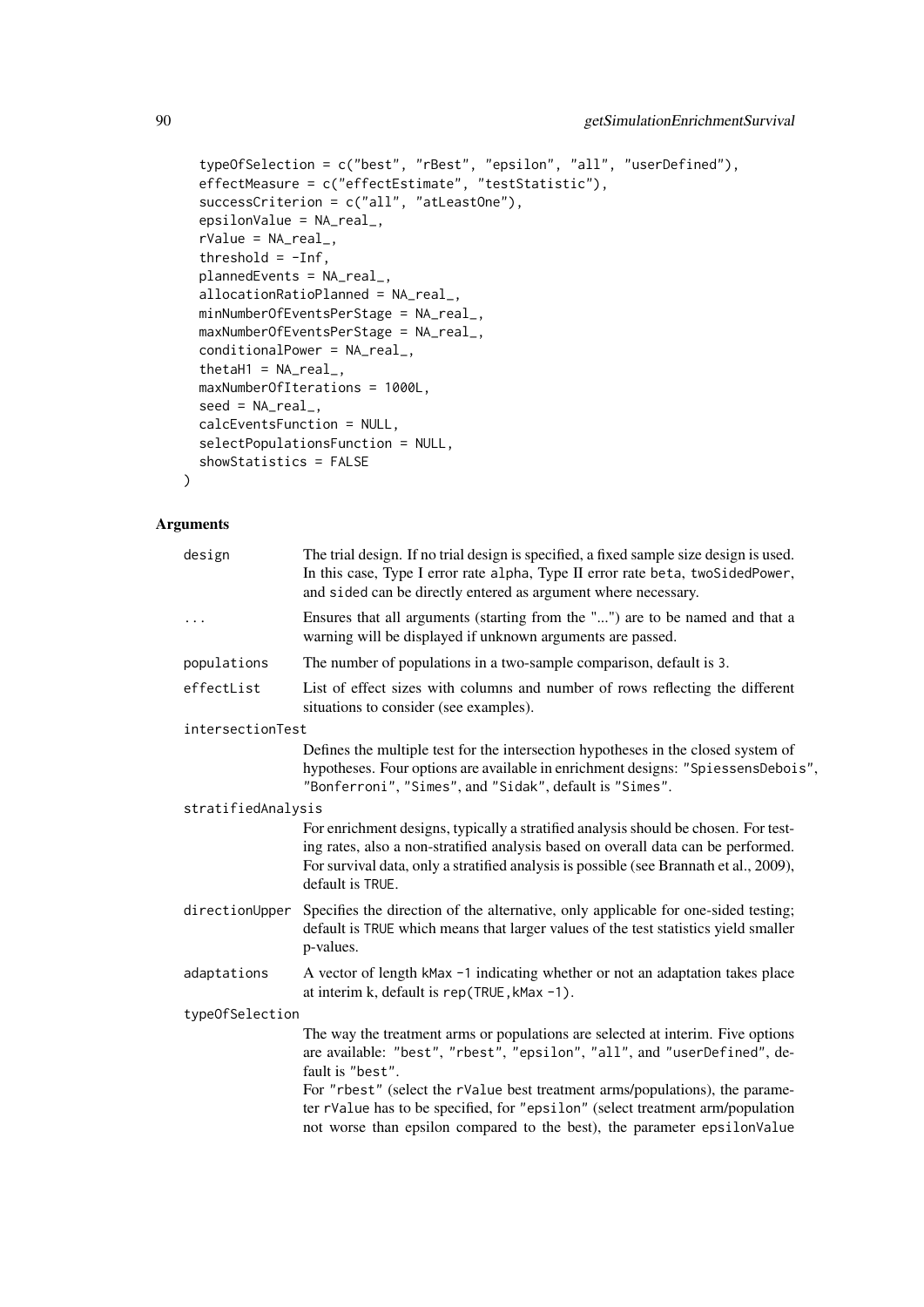```
  typeOfSelection = c("best", "rBest", "epsilon", "all", "userDefined"),
  effectMeasure = c("effectEstimate", "testStatistic"),
  successCriterion = c("all", "atLeastOne"),
  epsilonValue = NA_real_,
  rValue = NA_real_,
  threshold = -Inf,
  plannedEvents = NA_real_,
  allocationRatioPlanned = NA_real_,
  minNumberOfEventsPerStage = NA_real_,
  maxNumberOfEventsPerStage = NA_real_,
  conditionalPower = NA_real_,
  thetaH1 = NA_real_,
  maxNumberOfIterations = 1000L,
  seed = NA_real_,
  calcEventsFunction = NULL,
  selectPopulationsFunction = NULL,
  showStatistics = FALSE
)
```

## Arguments

`design` The trial design. If no trial design is specified, a fixed sample size design is used. In this case, Type I error rate `alpha`, Type II error rate `beta`, `twoSidedPower`, and `sided` can be directly entered as argument where necessary.

`...` Ensures that all arguments (starting from the "...") are to be named and that a warning will be displayed if unknown arguments are passed.

`populations` The number of populations in a two-sample comparison, default is `3`.

`effectList` List of effect sizes with columns and number of rows reflecting the different situations to consider (see examples).

`intersectionTest` Defines the multiple test for the intersection hypotheses in the closed system of hypotheses. Four options are available in enrichment designs: `"SpiessensDebois"`, `"Bonferroni"`, `"Simes"`, and `"Sidak"`, default is `"Simes"`.

`stratifiedAnalysis` For enrichment designs, typically a stratified analysis should be chosen. For testing rates, also a non-stratified analysis based on overall data can be performed. For survival data, only a stratified analysis is possible (see Brannath et al., 2009), default is `TRUE`.

`directionUpper` Specifies the direction of the alternative, only applicable for one-sided testing; default is `TRUE` which means that larger values of the test statistics yield smaller p-values.

`adaptations` A vector of length `kMax -1` indicating whether or not an adaptation takes place at interim k, default is `rep(TRUE,kMax -1)`.

`typeOfSelection` The way the treatment arms or populations are selected at interim. Five options are available: `"best"`, `"rbest"`, `"epsilon"`, `"all"`, and `"userDefined"`, default is `"best"`.
For `"rbest"` (select the `rValue` best treatment arms/populations), the parameter `rValue` has to be specified, for `"epsilon"` (select treatment arm/population not worse than epsilon compared to the best), the parameter `epsilonValue`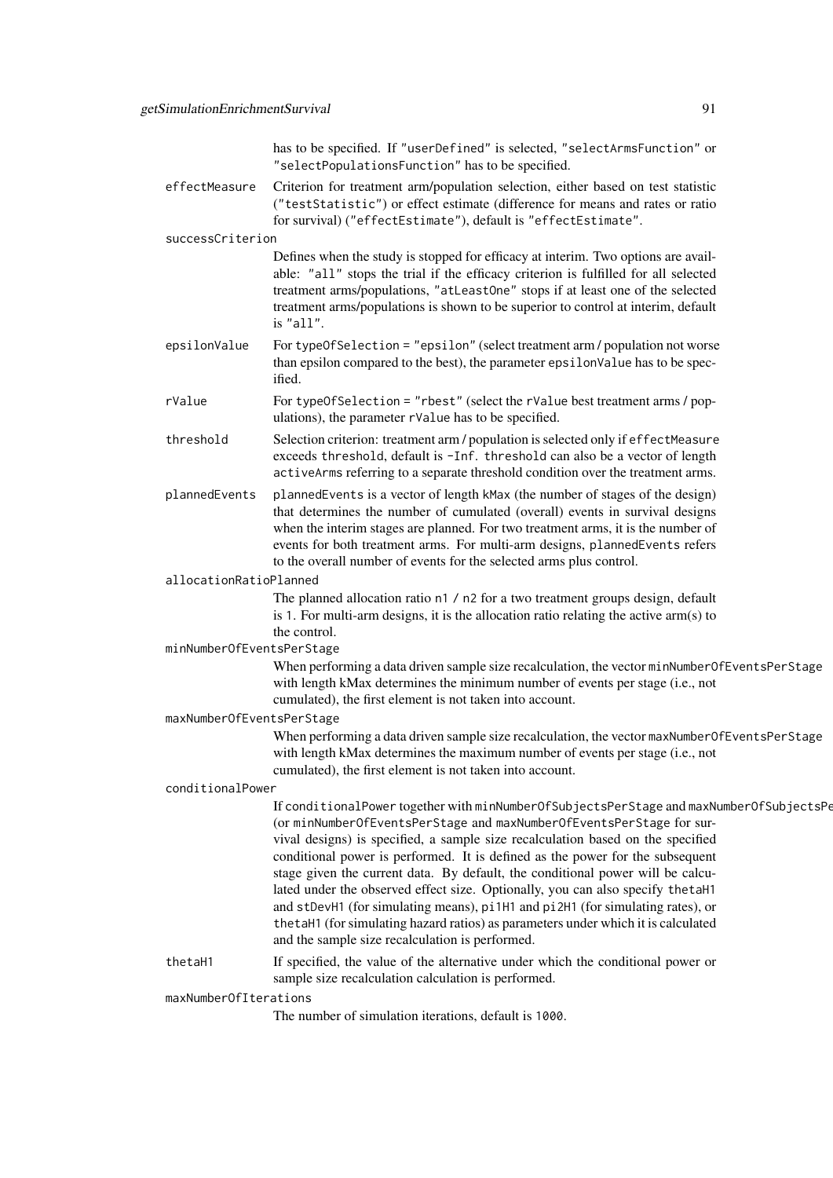has to be specified. If "userDefined" is selected, "selectArmsFunction" or "selectPopulationsFunction" has to be specified.

`effectMeasure`
: Criterion for treatment arm/population selection, either based on test statistic ("testStatistic") or effect estimate (difference for means and rates or ratio for survival) ("effectEstimate"), default is "effectEstimate".

`successCriterion`
: Defines when the study is stopped for efficacy at interim. Two options are available: "all" stops the trial if the efficacy criterion is fulfilled for all selected treatment arms/populations, "atLeastOne" stops if at least one of the selected treatment arms/populations is shown to be superior to control at interim, default is "all".

`epsilonValue`
: For typeOfSelection = "epsilon" (select treatment arm / population not worse than epsilon compared to the best), the parameter epsilonValue has to be specified.

`rValue`
: For typeOfSelection = "rbest" (select the rValue best treatment arms / populations), the parameter rValue has to be specified.

`threshold`
: Selection criterion: treatment arm / population is selected only if effectMeasure exceeds threshold, default is -Inf. threshold can also be a vector of length activeArms referring to a separate threshold condition over the treatment arms.

`plannedEvents`
: plannedEvents is a vector of length kMax (the number of stages of the design) that determines the number of cumulated (overall) events in survival designs when the interim stages are planned. For two treatment arms, it is the number of events for both treatment arms. For multi-arm designs, plannedEvents refers to the overall number of events for the selected arms plus control.

`allocationRatioPlanned`
: The planned allocation ratio n1 / n2 for a two treatment groups design, default is 1. For multi-arm designs, it is the allocation ratio relating the active arm(s) to the control.

`minNumberOfEventsPerStage`
: When performing a data driven sample size recalculation, the vector minNumberOfEventsPerStage with length kMax determines the minimum number of events per stage (i.e., not cumulated), the first element is not taken into account.

`maxNumberOfEventsPerStage`
: When performing a data driven sample size recalculation, the vector maxNumberOfEventsPerStage with length kMax determines the maximum number of events per stage (i.e., not cumulated), the first element is not taken into account.

`conditionalPower`
: If conditionalPower together with minNumberOfSubjectsPerStage and maxNumberOfSubjectsPe (or minNumberOfEventsPerStage and maxNumberOfEventsPerStage for survival designs) is specified, a sample size recalculation based on the specified conditional power is performed. It is defined as the power for the subsequent stage given the current data. By default, the conditional power will be calculated under the observed effect size. Optionally, you can also specify thetaH1 and stDevH1 (for simulating means), pi1H1 and pi2H1 (for simulating rates), or thetaH1 (for simulating hazard ratios) as parameters under which it is calculated and the sample size recalculation is performed.

`thetaH1`
: If specified, the value of the alternative under which the conditional power or sample size recalculation calculation is performed.

`maxNumberOfIterations`
: The number of simulation iterations, default is 1000.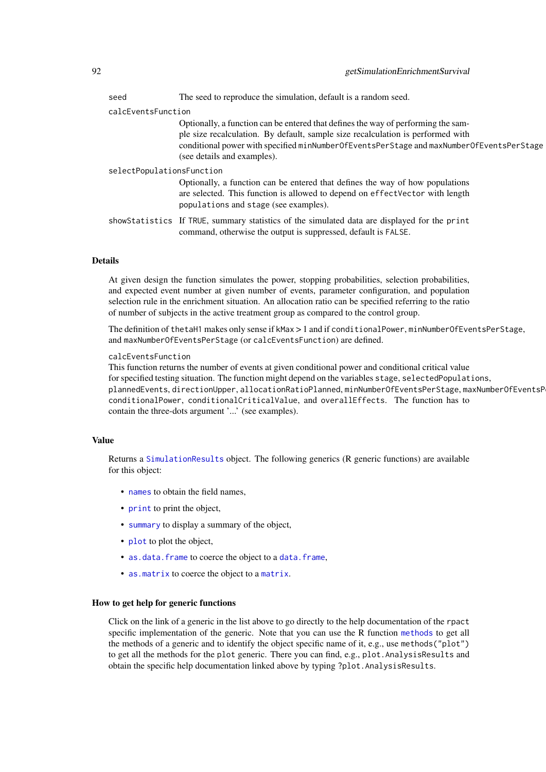`seed` The seed to reproduce the simulation, default is a random seed.

`calcEventsFunction`
Optionally, a function can be entered that defines the way of performing the sample size recalculation. By default, sample size recalculation is performed with conditional power with specified `minNumberOfEventsPerStage` and `maxNumberOfEventsPerStage` (see details and examples).

`selectPopulationsFunction`
Optionally, a function can be entered that defines the way of how populations are selected. This function is allowed to depend on `effectVector` with length `populations` and `stage` (see examples).

`showStatistics` If `TRUE`, summary statistics of the simulated data are displayed for the `print` command, otherwise the output is suppressed, default is `FALSE`.

### Details

At given design the function simulates the power, stopping probabilities, selection probabilities, and expected event number at given number of events, parameter configuration, and population selection rule in the enrichment situation. An allocation ratio can be specified referring to the ratio of number of subjects in the active treatment group as compared to the control group.

The definition of `thetaH1` makes only sense if `kMax` > 1 and if `conditionalPower`, `minNumberOfEventsPerStage`, and `maxNumberOfEventsPerStage` (or `calcEventsFunction`) are defined.

`calcEventsFunction`
This function returns the number of events at given conditional power and conditional critical value for specified testing situation. The function might depend on the variables `stage`, `selectedPopulations`, `plannedEvents`, `directionUpper`, `allocationRatioPlanned`, `minNumberOfEventsPerStage`, `maxNumberOfEventsPerStage`, `conditionalPower`, `conditionalCriticalValue`, and `overallEffects`. The function has to contain the three-dots argument '...' (see examples).

### Value

Returns a `SimulationResults` object. The following generics (R generic functions) are available for this object:

- `names` to obtain the field names,
- `print` to print the object,
- `summary` to display a summary of the object,
- `plot` to plot the object,
- `as.data.frame` to coerce the object to a `data.frame`,
- `as.matrix` to coerce the object to a `matrix`.

### How to get help for generic functions

Click on the link of a generic in the list above to go directly to the help documentation of the `rpact` specific implementation of the generic. Note that you can use the R function `methods` to get all the methods of a generic and to identify the object specific name of it, e.g., use `methods("plot")` to get all the methods for the `plot` generic. There you can find, e.g., `plot.AnalysisResults` and obtain the specific help documentation linked above by typing `?plot.AnalysisResults`.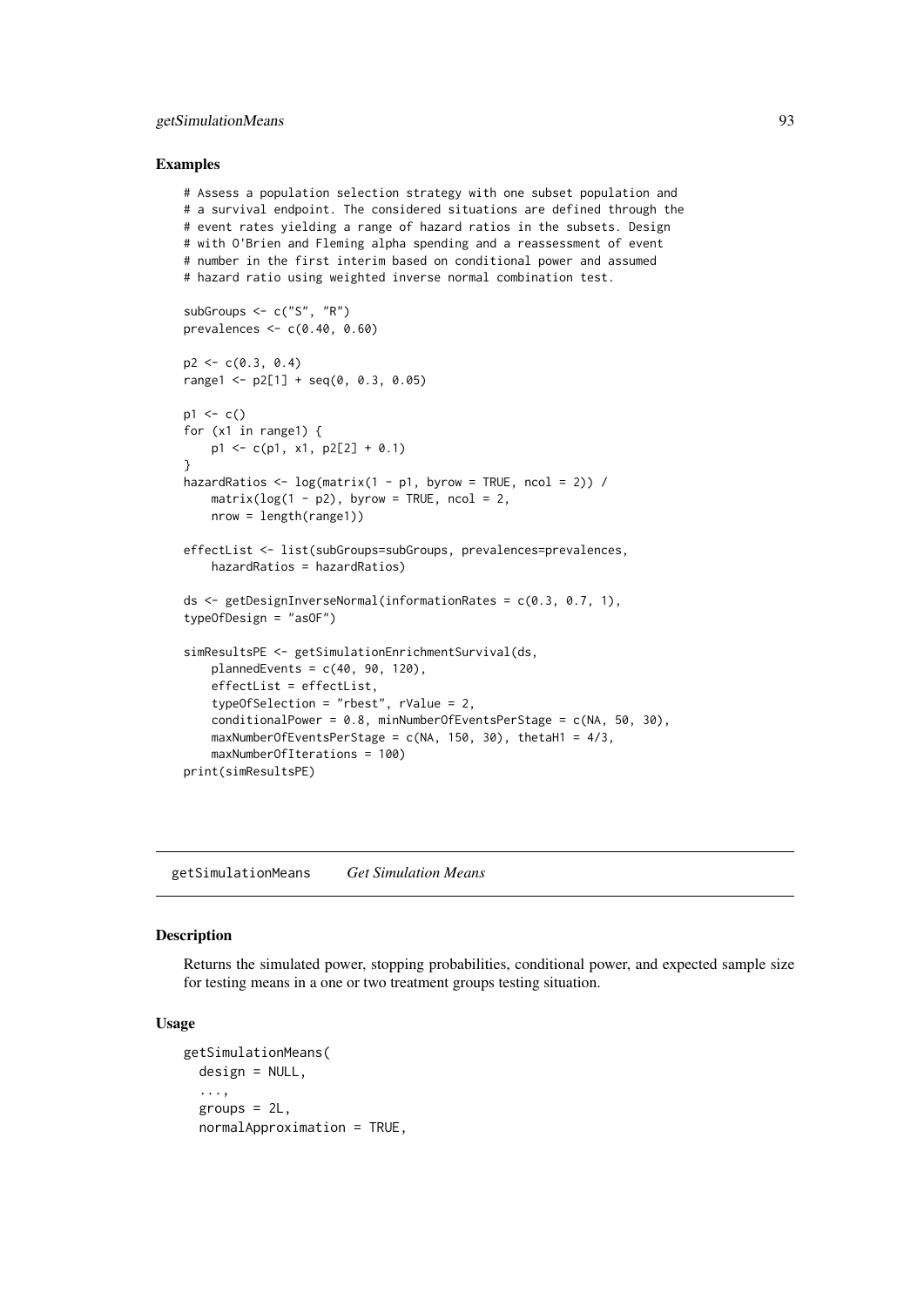### Examples

```
# Assess a population selection strategy with one subset population and
# a survival endpoint. The considered situations are defined through the
# event rates yielding a range of hazard ratios in the subsets. Design
# with O'Brien and Fleming alpha spending and a reassessment of event
# number in the first interim based on conditional power and assumed
# hazard ratio using weighted inverse normal combination test.

subGroups <- c("S", "R")
prevalences <- c(0.40, 0.60)

p2 <- c(0.3, 0.4)
range1 <- p2[1] + seq(0, 0.3, 0.05)

p1 <- c()
for (x1 in range1) {
    p1 <- c(p1, x1, p2[2] + 0.1)
}
hazardRatios <- log(matrix(1 - p1, byrow = TRUE, ncol = 2)) /
    matrix(log(1 - p2), byrow = TRUE, ncol = 2,
    nrow = length(range1))

effectList <- list(subGroups=subGroups, prevalences=prevalences,
    hazardRatios = hazardRatios)

ds <- getDesignInverseNormal(informationRates = c(0.3, 0.7, 1),
typeOfDesign = "asOF")

simResultsPE <- getSimulationEnrichmentSurvival(ds,
    plannedEvents = c(40, 90, 120),
    effectList = effectList,
    typeOfSelection = "rbest", rValue = 2,
    conditionalPower = 0.8, minNumberOfEventsPerStage = c(NA, 50, 30),
    maxNumberOfEventsPerStage = c(NA, 150, 30), thetaH1 = 4/3,
    maxNumberOfIterations = 100)
print(simResultsPE)
```

---

## getSimulationMeans *Get Simulation Means*

### Description

Returns the simulated power, stopping probabilities, conditional power, and expected sample size for testing means in a one or two treatment groups testing situation.

### Usage

```
getSimulationMeans(
  design = NULL,
  ...,
  groups = 2L,
  normalApproximation = TRUE,
```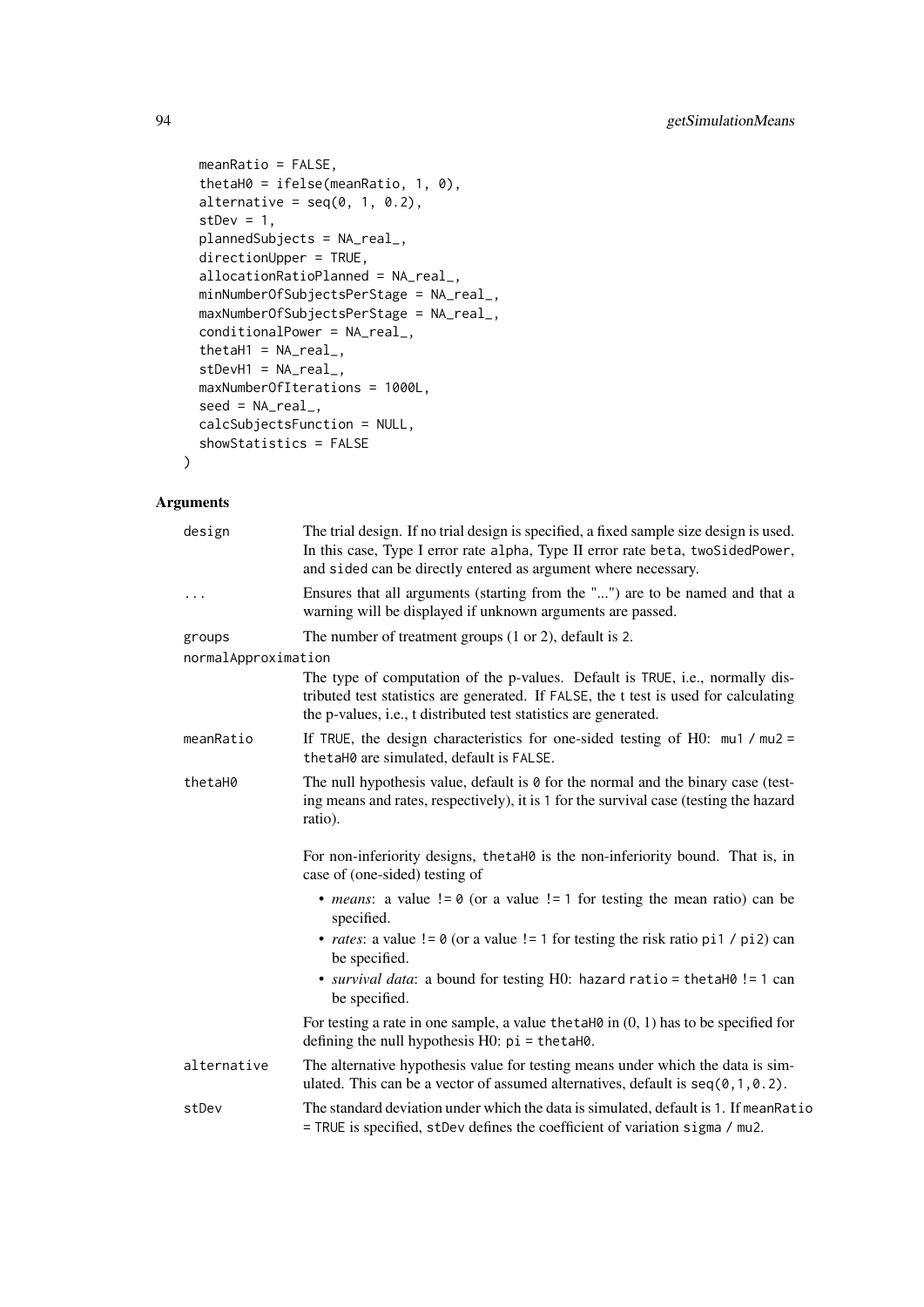```
  meanRatio = FALSE,
  thetaH0 = ifelse(meanRatio, 1, 0),
  alternative = seq(0, 1, 0.2),
  stDev = 1,
  plannedSubjects = NA_real_,
  directionUpper = TRUE,
  allocationRatioPlanned = NA_real_,
  minNumberOfSubjectsPerStage = NA_real_,
  maxNumberOfSubjectsPerStage = NA_real_,
  conditionalPower = NA_real_,
  thetaH1 = NA_real_,
  stDevH1 = NA_real_,
  maxNumberOfIterations = 1000L,
  seed = NA_real_,
  calcSubjectsFunction = NULL,
  showStatistics = FALSE
)
```

## Arguments

**design** The trial design. If no trial design is specified, a fixed sample size design is used. In this case, Type I error rate `alpha`, Type II error rate `beta`, `twoSidedPower`, and `sided` can be directly entered as argument where necessary.

**...** Ensures that all arguments (starting from the "...") are to be named and that a warning will be displayed if unknown arguments are passed.

**groups** The number of treatment groups (1 or 2), default is `2`.

**normalApproximation** The type of computation of the p-values. Default is `TRUE`, i.e., normally distributed test statistics are generated. If `FALSE`, the t test is used for calculating the p-values, i.e., t distributed test statistics are generated.

**meanRatio** If `TRUE`, the design characteristics for one-sided testing of H0: `mu1 / mu2 = thetaH0` are simulated, default is `FALSE`.

**thetaH0** The null hypothesis value, default is `0` for the normal and the binary case (testing means and rates, respectively), it is `1` for the survival case (testing the hazard ratio).

For non-inferiority designs, `thetaH0` is the non-inferiority bound. That is, in case of (one-sided) testing of

- *means*: a value `!= 0` (or a value `!= 1` for testing the mean ratio) can be specified.
- *rates*: a value `!= 0` (or a value `!= 1` for testing the risk ratio `pi1 / pi2`) can be specified.
- *survival data*: a bound for testing H0: `hazard ratio = thetaH0 != 1` can be specified.

For testing a rate in one sample, a value `thetaH0` in (0, 1) has to be specified for defining the null hypothesis H0: `pi = thetaH0`.

**alternative** The alternative hypothesis value for testing means under which the data is simulated. This can be a vector of assumed alternatives, default is `seq(0,1,0.2)`.

**stDev** The standard deviation under which the data is simulated, default is `1`. If `meanRatio = TRUE` is specified, `stDev` defines the coefficient of variation `sigma / mu2`.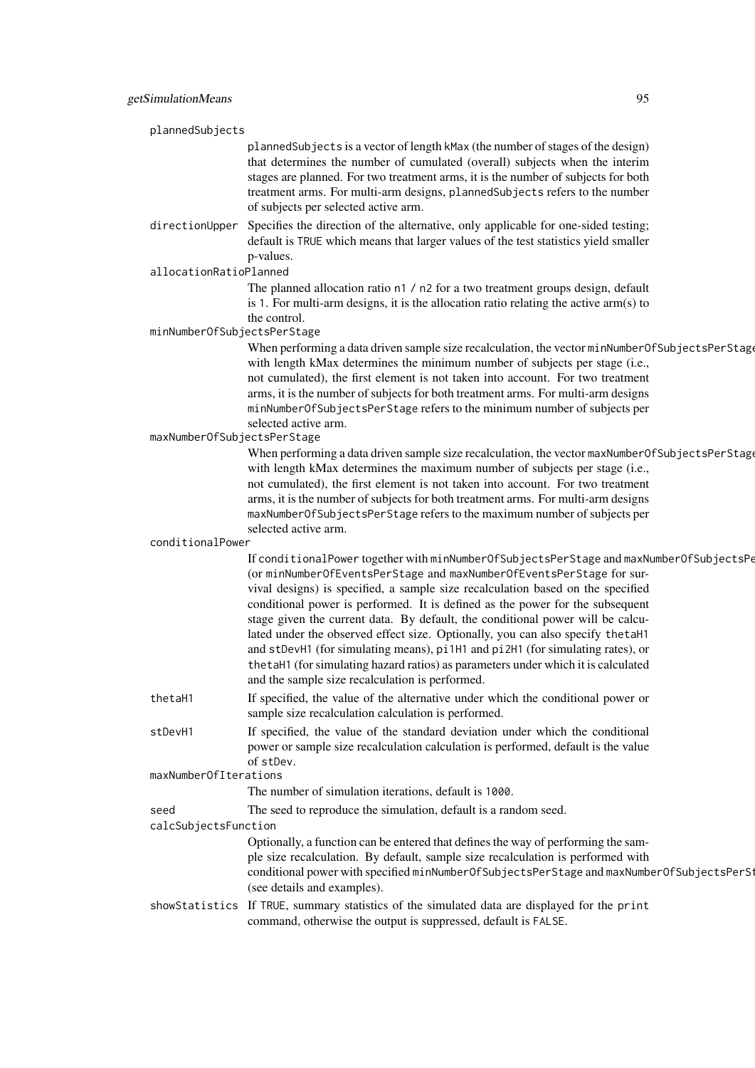`plannedSubjects`
: `plannedSubjects` is a vector of length `kMax` (the number of stages of the design) that determines the number of cumulated (overall) subjects when the interim stages are planned. For two treatment arms, it is the number of subjects for both treatment arms. For multi-arm designs, `plannedSubjects` refers to the number of subjects per selected active arm.

`directionUpper`
: Specifies the direction of the alternative, only applicable for one-sided testing; default is `TRUE` which means that larger values of the test statistics yield smaller p-values.

`allocationRatioPlanned`
: The planned allocation ratio `n1 / n2` for a two treatment groups design, default is `1`. For multi-arm designs, it is the allocation ratio relating the active arm(s) to the control.

`minNumberOfSubjectsPerStage`
: When performing a data driven sample size recalculation, the vector `minNumberOfSubjectsPerStage` with length kMax determines the minimum number of subjects per stage (i.e., not cumulated), the first element is not taken into account. For two treatment arms, it is the number of subjects for both treatment arms. For multi-arm designs `minNumberOfSubjectsPerStage` refers to the minimum number of subjects per selected active arm.

`maxNumberOfSubjectsPerStage`
: When performing a data driven sample size recalculation, the vector `maxNumberOfSubjectsPerStage` with length kMax determines the maximum number of subjects per stage (i.e., not cumulated), the first element is not taken into account. For two treatment arms, it is the number of subjects for both treatment arms. For multi-arm designs `maxNumberOfSubjectsPerStage` refers to the maximum number of subjects per selected active arm.

`conditionalPower`
: If `conditionalPower` together with `minNumberOfSubjectsPerStage` and `maxNumberOfSubjectsPerStage` (or `minNumberOfEventsPerStage` and `maxNumberOfEventsPerStage` for survival designs) is specified, a sample size recalculation based on the specified conditional power is performed. It is defined as the power for the subsequent stage given the current data. By default, the conditional power will be calculated under the observed effect size. Optionally, you can also specify `thetaH1` and `stDevH1` (for simulating means), `pi1H1` and `pi2H1` (for simulating rates), or `thetaH1` (for simulating hazard ratios) as parameters under which it is calculated and the sample size recalculation is performed.

`thetaH1`
: If specified, the value of the alternative under which the conditional power or sample size recalculation calculation is performed.

`stDevH1`
: If specified, the value of the standard deviation under which the conditional power or sample size recalculation calculation is performed, default is the value of `stDev`.

`maxNumberOfIterations`
: The number of simulation iterations, default is `1000`.

`seed`
: The seed to reproduce the simulation, default is a random seed.

`calcSubjectsFunction`
: Optionally, a function can be entered that defines the way of performing the sample size recalculation. By default, sample size recalculation is performed with conditional power with specified `minNumberOfSubjectsPerStage` and `maxNumberOfSubjectsPerStage` (see details and examples).

`showStatistics`
: If `TRUE`, summary statistics of the simulated data are displayed for the `print` command, otherwise the output is suppressed, default is `FALSE`.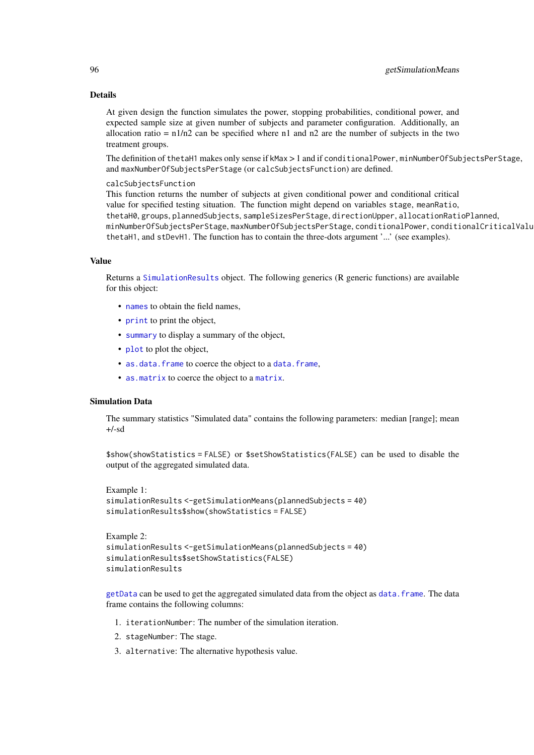## Details

At given design the function simulates the power, stopping probabilities, conditional power, and expected sample size at given number of subjects and parameter configuration. Additionally, an allocation ratio = n1/n2 can be specified where n1 and n2 are the number of subjects in the two treatment groups.

The definition of `thetaH1` makes only sense if `kMax` > 1 and if `conditionalPower`, `minNumberOfSubjectsPerStage`, and `maxNumberOfSubjectsPerStage` (or `calcSubjectsFunction`) are defined.

`calcSubjectsFunction`
This function returns the number of subjects at given conditional power and conditional critical value for specified testing situation. The function might depend on variables `stage`, `meanRatio`, `thetaH0`, `groups`, `plannedSubjects`, `sampleSizesPerStage`, `directionUpper`, `allocationRatioPlanned`, `minNumberOfSubjectsPerStage`, `maxNumberOfSubjectsPerStage`, `conditionalPower`, `conditionalCriticalValue`, `thetaH1`, and `stDevH1`. The function has to contain the three-dots argument '...' (see examples).

## Value

Returns a `SimulationResults` object. The following generics (R generic functions) are available for this object:

- `names` to obtain the field names,
- `print` to print the object,
- `summary` to display a summary of the object,
- `plot` to plot the object,
- `as.data.frame` to coerce the object to a `data.frame`,
- `as.matrix` to coerce the object to a `matrix`.

## Simulation Data

The summary statistics "Simulated data" contains the following parameters: median [range]; mean +/-sd

`$show(showStatistics = FALSE)` or `$setShowStatistics(FALSE)` can be used to disable the output of the aggregated simulated data.

Example 1:
```
simulationResults <-getSimulationMeans(plannedSubjects = 40)
simulationResults$show(showStatistics = FALSE)
```

Example 2:
```
simulationResults <-getSimulationMeans(plannedSubjects = 40)
simulationResults$setShowStatistics(FALSE)
simulationResults
```

`getData` can be used to get the aggregated simulated data from the object as `data.frame`. The data frame contains the following columns:

1. `iterationNumber`: The number of the simulation iteration.
2. `stageNumber`: The stage.
3. `alternative`: The alternative hypothesis value.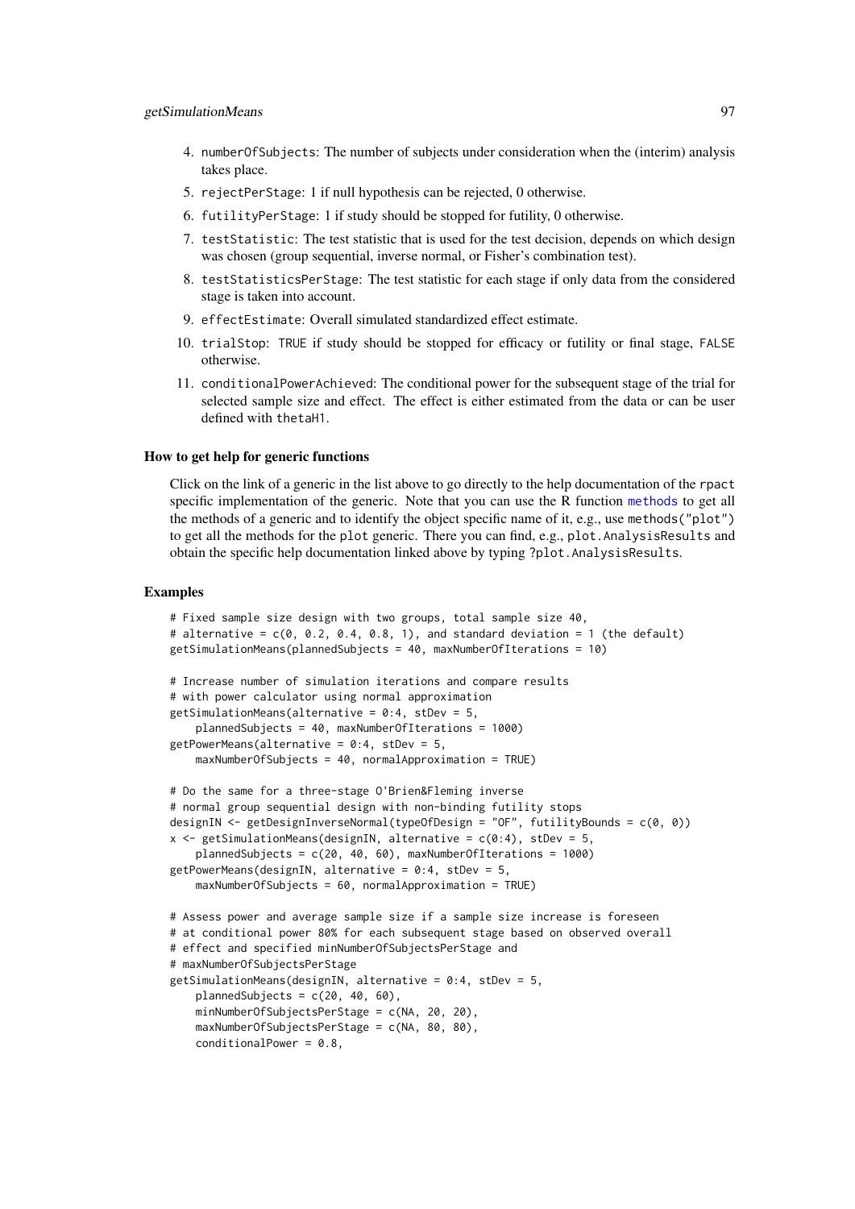4. `numberOfSubjects`: The number of subjects under consideration when the (interim) analysis takes place.
5. `rejectPerStage`: 1 if null hypothesis can be rejected, 0 otherwise.
6. `futilityPerStage`: 1 if study should be stopped for futility, 0 otherwise.
7. `testStatistic`: The test statistic that is used for the test decision, depends on which design was chosen (group sequential, inverse normal, or Fisher's combination test).
8. `testStatisticsPerStage`: The test statistic for each stage if only data from the considered stage is taken into account.
9. `effectEstimate`: Overall simulated standardized effect estimate.
10. `trialStop`: `TRUE` if study should be stopped for efficacy or futility or final stage, `FALSE` otherwise.
11. `conditionalPowerAchieved`: The conditional power for the subsequent stage of the trial for selected sample size and effect. The effect is either estimated from the data or can be user defined with `thetaH1`.

### How to get help for generic functions

Click on the link of a generic in the list above to go directly to the help documentation of the `rpact` specific implementation of the generic. Note that you can use the R function methods to get all the methods of a generic and to identify the object specific name of it, e.g., use `methods("plot")` to get all the methods for the `plot` generic. There you can find, e.g., `plot.AnalysisResults` and obtain the specific help documentation linked above by typing `?plot.AnalysisResults`.

### Examples

```
# Fixed sample size design with two groups, total sample size 40,
# alternative = c(0, 0.2, 0.4, 0.8, 1), and standard deviation = 1 (the default)
getSimulationMeans(plannedSubjects = 40, maxNumberOfIterations = 10)

# Increase number of simulation iterations and compare results
# with power calculator using normal approximation
getSimulationMeans(alternative = 0:4, stDev = 5,
    plannedSubjects = 40, maxNumberOfIterations = 1000)
getPowerMeans(alternative = 0:4, stDev = 5,
    maxNumberOfSubjects = 40, normalApproximation = TRUE)

# Do the same for a three-stage O'Brien&Fleming inverse
# normal group sequential design with non-binding futility stops
designIN <- getDesignInverseNormal(typeOfDesign = "OF", futilityBounds = c(0, 0))
x <- getSimulationMeans(designIN, alternative = c(0:4), stDev = 5,
    plannedSubjects = c(20, 40, 60), maxNumberOfIterations = 1000)
getPowerMeans(designIN, alternative = 0:4, stDev = 5,
    maxNumberOfSubjects = 60, normalApproximation = TRUE)

# Assess power and average sample size if a sample size increase is foreseen
# at conditional power 80% for each subsequent stage based on observed overall
# effect and specified minNumberOfSubjectsPerStage and
# maxNumberOfSubjectsPerStage
getSimulationMeans(designIN, alternative = 0:4, stDev = 5,
    plannedSubjects = c(20, 40, 60),
    minNumberOfSubjectsPerStage = c(NA, 20, 20),
    maxNumberOfSubjectsPerStage = c(NA, 80, 80),
    conditionalPower = 0.8,
```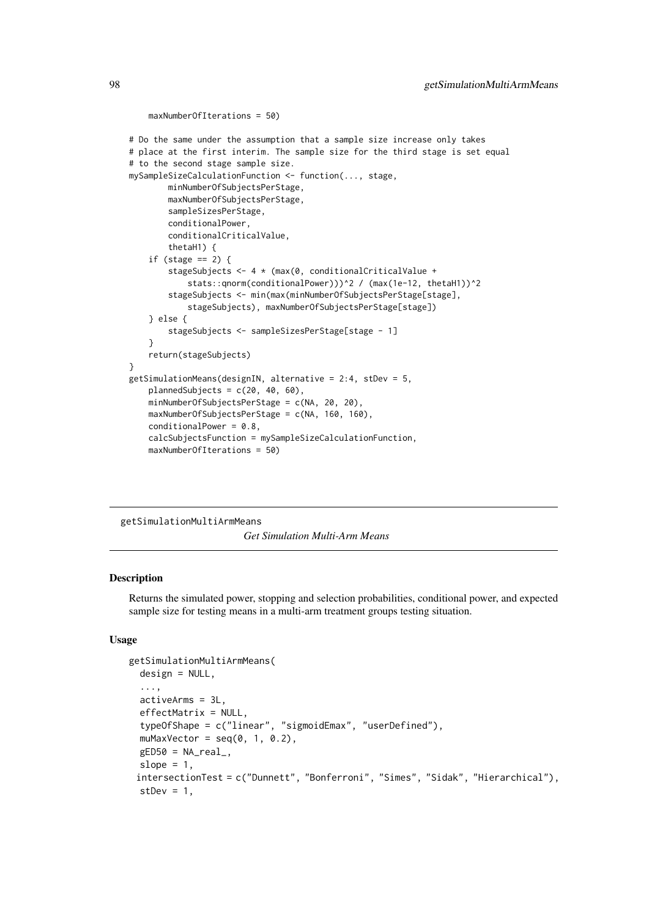```
    maxNumberOfIterations = 50)

# Do the same under the assumption that a sample size increase only takes
# place at the first interim. The sample size for the third stage is set equal
# to the second stage sample size.
mySampleSizeCalculationFunction <- function(..., stage,
        minNumberOfSubjectsPerStage,
        maxNumberOfSubjectsPerStage,
        sampleSizesPerStage,
        conditionalPower,
        conditionalCriticalValue,
        thetaH1) {
    if (stage == 2) {
        stageSubjects <- 4 * (max(0, conditionalCriticalValue +
            stats::qnorm(conditionalPower)))^2 / (max(1e-12, thetaH1))^2
        stageSubjects <- min(max(minNumberOfSubjectsPerStage[stage],
            stageSubjects), maxNumberOfSubjectsPerStage[stage])
    } else {
        stageSubjects <- sampleSizesPerStage[stage - 1]
    }
    return(stageSubjects)
}
getSimulationMeans(designIN, alternative = 2:4, stDev = 5,
    plannedSubjects = c(20, 40, 60),
    minNumberOfSubjectsPerStage = c(NA, 20, 20),
    maxNumberOfSubjectsPerStage = c(NA, 160, 160),
    conditionalPower = 0.8,
    calcSubjectsFunction = mySampleSizeCalculationFunction,
    maxNumberOfIterations = 50)
```

---

getSimulationMultiArmMeans    *Get Simulation Multi-Arm Means*

---

### Description

Returns the simulated power, stopping and selection probabilities, conditional power, and expected sample size for testing means in a multi-arm treatment groups testing situation.

### Usage

```
getSimulationMultiArmMeans(
  design = NULL,
  ...,
  activeArms = 3L,
  effectMatrix = NULL,
  typeOfShape = c("linear", "sigmoidEmax", "userDefined"),
  muMaxVector = seq(0, 1, 0.2),
  gED50 = NA_real_,
  slope = 1,
  intersectionTest = c("Dunnett", "Bonferroni", "Simes", "Sidak", "Hierarchical"),
  stDev = 1,
```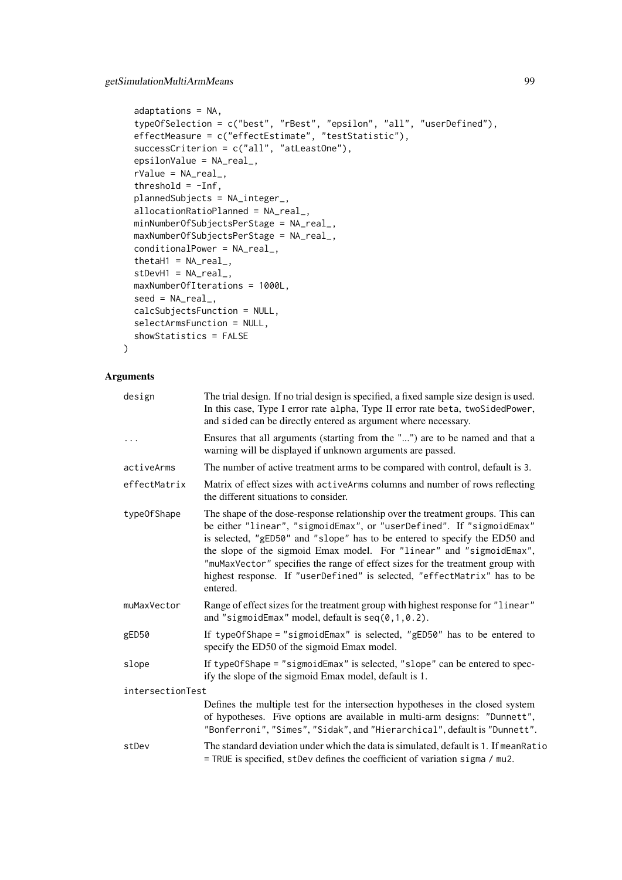```
  adaptations = NA,
  typeOfSelection = c("best", "rBest", "epsilon", "all", "userDefined"),
  effectMeasure = c("effectEstimate", "testStatistic"),
  successCriterion = c("all", "atLeastOne"),
  epsilonValue = NA_real_,
  rValue = NA_real_,
  threshold = -Inf,
  plannedSubjects = NA_integer_,
  allocationRatioPlanned = NA_real_,
  minNumberOfSubjectsPerStage = NA_real_,
  maxNumberOfSubjectsPerStage = NA_real_,
  conditionalPower = NA_real_,
  thetaH1 = NA_real_,
  stDevH1 = NA_real_,
  maxNumberOfIterations = 1000L,
  seed = NA_real_,
  calcSubjectsFunction = NULL,
  selectArmsFunction = NULL,
  showStatistics = FALSE
)
```

## Arguments

`design` The trial design. If no trial design is specified, a fixed sample size design is used. In this case, Type I error rate `alpha`, Type II error rate `beta`, `twoSidedPower`, and `sided` can be directly entered as argument where necessary.

`...` Ensures that all arguments (starting from the "...") are to be named and that a warning will be displayed if unknown arguments are passed.

`activeArms` The number of active treatment arms to be compared with control, default is 3.

`effectMatrix` Matrix of effect sizes with `activeArms` columns and number of rows reflecting the different situations to consider.

`typeOfShape` The shape of the dose-response relationship over the treatment groups. This can be either `"linear"`, `"sigmoidEmax"`, or `"userDefined"`. If `"sigmoidEmax"` is selected, `"gED50"` and `"slope"` has to be entered to specify the ED50 and the slope of the sigmoid Emax model. For `"linear"` and `"sigmoidEmax"`, `"muMaxVector"` specifies the range of effect sizes for the treatment group with highest response. If `"userDefined"` is selected, `"effectMatrix"` has to be entered.

`muMaxVector` Range of effect sizes for the treatment group with highest response for `"linear"` and `"sigmoidEmax"` model, default is `seq(0,1,0.2)`.

`gED50` If `typeOfShape = "sigmoidEmax"` is selected, `"gED50"` has to be entered to specify the ED50 of the sigmoid Emax model.

`slope` If `typeOfShape = "sigmoidEmax"` is selected, `"slope"` can be entered to specify the slope of the sigmoid Emax model, default is 1.

`intersectionTest` Defines the multiple test for the intersection hypotheses in the closed system of hypotheses. Five options are available in multi-arm designs: `"Dunnett"`, `"Bonferroni"`, `"Simes"`, `"Sidak"`, and `"Hierarchical"`, default is `"Dunnett"`.

`stDev` The standard deviation under which the data is simulated, default is 1. If `meanRatio = TRUE` is specified, `stDev` defines the coefficient of variation `sigma / mu2`.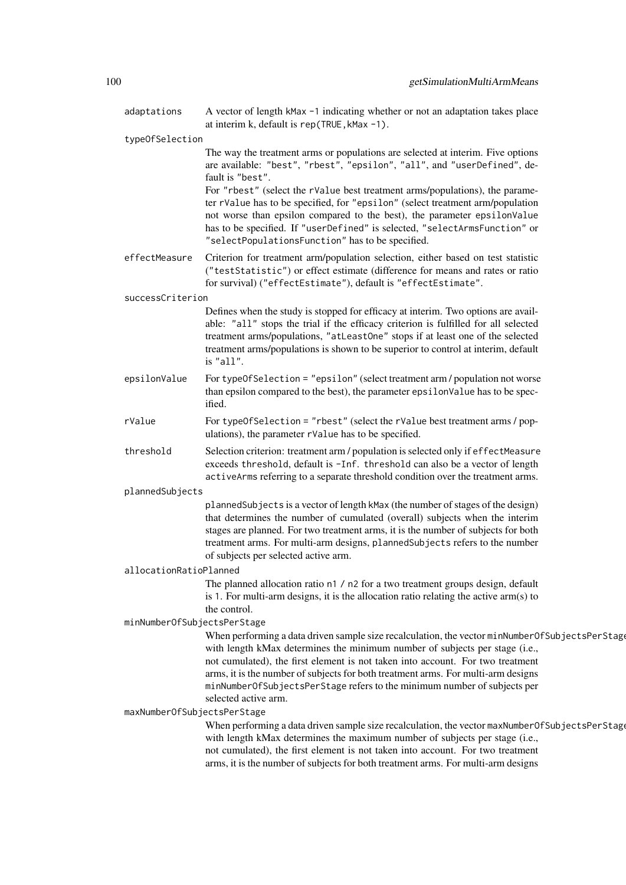`adaptations`
: A vector of length `kMax -1` indicating whether or not an adaptation takes place at interim k, default is `rep(TRUE,kMax -1)`.

`typeOfSelection`
: The way the treatment arms or populations are selected at interim. Five options are available: `"best"`, `"rbest"`, `"epsilon"`, `"all"`, and `"userDefined"`, default is `"best"`.
  For `"rbest"` (select the `rValue` best treatment arms/populations), the parameter `rValue` has to be specified, for `"epsilon"` (select treatment arm/population not worse than epsilon compared to the best), the parameter `epsilonValue` has to be specified. If `"userDefined"` is selected, `"selectArmsFunction"` or `"selectPopulationsFunction"` has to be specified.

`effectMeasure`
: Criterion for treatment arm/population selection, either based on test statistic (`"testStatistic"`) or effect estimate (difference for means and rates or ratio for survival) (`"effectEstimate"`), default is `"effectEstimate"`.

`successCriterion`
: Defines when the study is stopped for efficacy at interim. Two options are available: `"all"` stops the trial if the efficacy criterion is fulfilled for all selected treatment arms/populations, `"atLeastOne"` stops if at least one of the selected treatment arms/populations is shown to be superior to control at interim, default is `"all"`.

`epsilonValue`
: For `typeOfSelection = "epsilon"` (select treatment arm / population not worse than epsilon compared to the best), the parameter `epsilonValue` has to be specified.

`rValue`
: For `typeOfSelection = "rbest"` (select the `rValue` best treatment arms / populations), the parameter `rValue` has to be specified.

`threshold`
: Selection criterion: treatment arm / population is selected only if `effectMeasure` exceeds `threshold`, default is `-Inf`. `threshold` can also be a vector of length `activeArms` referring to a separate threshold condition over the treatment arms.

`plannedSubjects`
: `plannedSubjects` is a vector of length `kMax` (the number of stages of the design) that determines the number of cumulated (overall) subjects when the interim stages are planned. For two treatment arms, it is the number of subjects for both treatment arms. For multi-arm designs, `plannedSubjects` refers to the number of subjects per selected active arm.

`allocationRatioPlanned`
: The planned allocation ratio `n1 / n2` for a two treatment groups design, default is `1`. For multi-arm designs, it is the allocation ratio relating the active arm(s) to the control.

`minNumberOfSubjectsPerStage`
: When performing a data driven sample size recalculation, the vector `minNumberOfSubjectsPerStage` with length kMax determines the minimum number of subjects per stage (i.e., not cumulated), the first element is not taken into account. For two treatment arms, it is the number of subjects for both treatment arms. For multi-arm designs `minNumberOfSubjectsPerStage` refers to the minimum number of subjects per selected active arm.

`maxNumberOfSubjectsPerStage`
: When performing a data driven sample size recalculation, the vector `maxNumberOfSubjectsPerStage` with length kMax determines the maximum number of subjects per stage (i.e., not cumulated), the first element is not taken into account. For two treatment arms, it is the number of subjects for both treatment arms. For multi-arm designs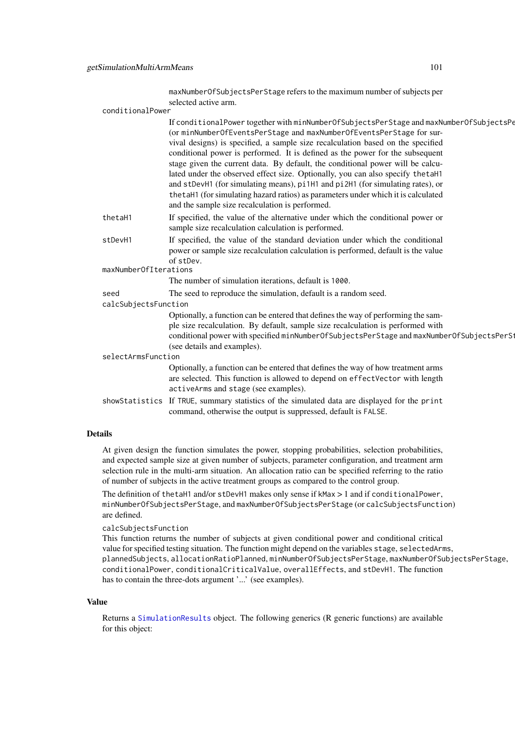maxNumberOfSubjectsPerStage refers to the maximum number of subjects per selected active arm.

**conditionalPower**
: If conditionalPower together with minNumberOfSubjectsPerStage and maxNumberOfSubjectsPerStage (or minNumberOfEventsPerStage and maxNumberOfEventsPerStage for survival designs) is specified, a sample size recalculation based on the specified conditional power is performed. It is defined as the power for the subsequent stage given the current data. By default, the conditional power will be calculated under the observed effect size. Optionally, you can also specify thetaH1 and stDevH1 (for simulating means), pi1H1 and pi2H1 (for simulating rates), or thetaH1 (for simulating hazard ratios) as parameters under which it is calculated and the sample size recalculation is performed.

**thetaH1**
: If specified, the value of the alternative under which the conditional power or sample size recalculation calculation is performed.

**stDevH1**
: If specified, the value of the standard deviation under which the conditional power or sample size recalculation calculation is performed, default is the value of stDev.

**maxNumberOfIterations**
: The number of simulation iterations, default is 1000.

**seed**
: The seed to reproduce the simulation, default is a random seed.

**calcSubjectsFunction**
: Optionally, a function can be entered that defines the way of performing the sample size recalculation. By default, sample size recalculation is performed with conditional power with specified minNumberOfSubjectsPerStage and maxNumberOfSubjectsPerStage (see details and examples).

**selectArmsFunction**
: Optionally, a function can be entered that defines the way of how treatment arms are selected. This function is allowed to depend on effectVector with length activeArms and stage (see examples).

**showStatistics**
: If TRUE, summary statistics of the simulated data are displayed for the print command, otherwise the output is suppressed, default is FALSE.

## Details

At given design the function simulates the power, stopping probabilities, selection probabilities, and expected sample size at given number of subjects, parameter configuration, and treatment arm selection rule in the multi-arm situation. An allocation ratio can be specified referring to the ratio of number of subjects in the active treatment groups as compared to the control group.

The definition of thetaH1 and/or stDevH1 makes only sense if kMax > 1 and if conditionalPower, minNumberOfSubjectsPerStage, and maxNumberOfSubjectsPerStage (or calcSubjectsFunction) are defined.

calcSubjectsFunction
This function returns the number of subjects at given conditional power and conditional critical value for specified testing situation. The function might depend on the variables stage, selectedArms, plannedSubjects, allocationRatioPlanned, minNumberOfSubjectsPerStage, maxNumberOfSubjectsPerStage, conditionalPower, conditionalCriticalValue, overallEffects, and stDevH1. The function has to contain the three-dots argument '...' (see examples).

## Value

Returns a SimulationResults object. The following generics (R generic functions) are available for this object: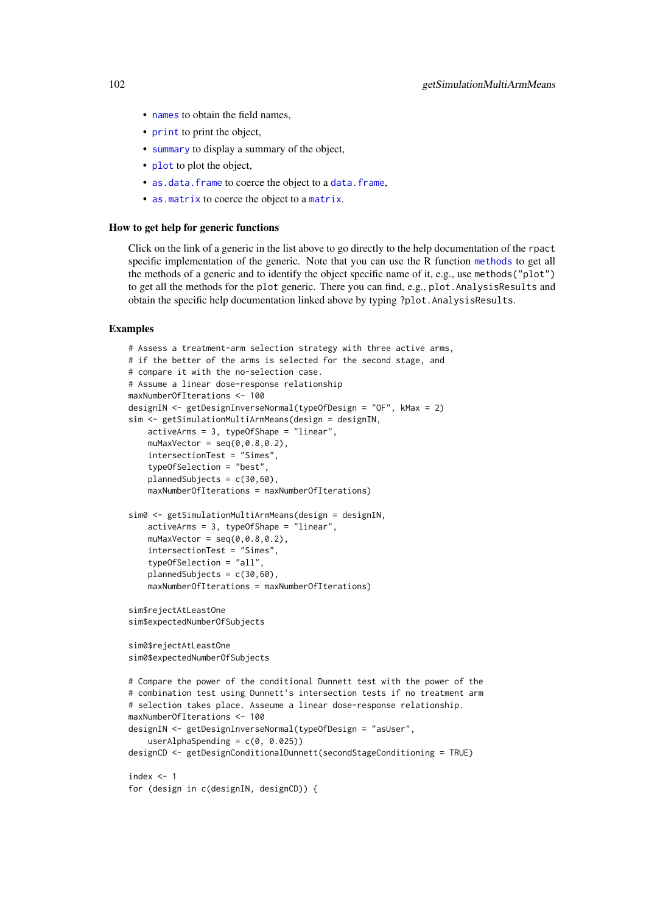- `names` to obtain the field names,
- `print` to print the object,
- `summary` to display a summary of the object,
- `plot` to plot the object,
- `as.data.frame` to coerce the object to a `data.frame`,
- `as.matrix` to coerce the object to a `matrix`.

### How to get help for generic functions

Click on the link of a generic in the list above to go directly to the help documentation of the `rpact` specific implementation of the generic. Note that you can use the R function `methods` to get all the methods of a generic and to identify the object specific name of it, e.g., use `methods("plot")` to get all the methods for the `plot` generic. There you can find, e.g., `plot.AnalysisResults` and obtain the specific help documentation linked above by typing `?plot.AnalysisResults`.

### Examples

```
# Assess a treatment-arm selection strategy with three active arms,
# if the better of the arms is selected for the second stage, and
# compare it with the no-selection case.
# Assume a linear dose-response relationship
maxNumberOfIterations <- 100
designIN <- getDesignInverseNormal(typeOfDesign = "OF", kMax = 2)
sim <- getSimulationMultiArmMeans(design = designIN,
    activeArms = 3, typeOfShape = "linear",
    muMaxVector = seq(0,0.8,0.2),
    intersectionTest = "Simes",
    typeOfSelection = "best",
    plannedSubjects = c(30,60),
    maxNumberOfIterations = maxNumberOfIterations)

sim0 <- getSimulationMultiArmMeans(design = designIN,
    activeArms = 3, typeOfShape = "linear",
    muMaxVector = seq(0,0.8,0.2),
    intersectionTest = "Simes",
    typeOfSelection = "all",
    plannedSubjects = c(30,60),
    maxNumberOfIterations = maxNumberOfIterations)

sim$rejectAtLeastOne
sim$expectedNumberOfSubjects

sim0$rejectAtLeastOne
sim0$expectedNumberOfSubjects

# Compare the power of the conditional Dunnett test with the power of the
# combination test using Dunnett's intersection tests if no treatment arm
# selection takes place. Asseume a linear dose-response relationship.
maxNumberOfIterations <- 100
designIN <- getDesignInverseNormal(typeOfDesign = "asUser",
    userAlphaSpending = c(0, 0.025))
designCD <- getDesignConditionalDunnett(secondStageConditioning = TRUE)

index <- 1
for (design in c(designIN, designCD)) {
```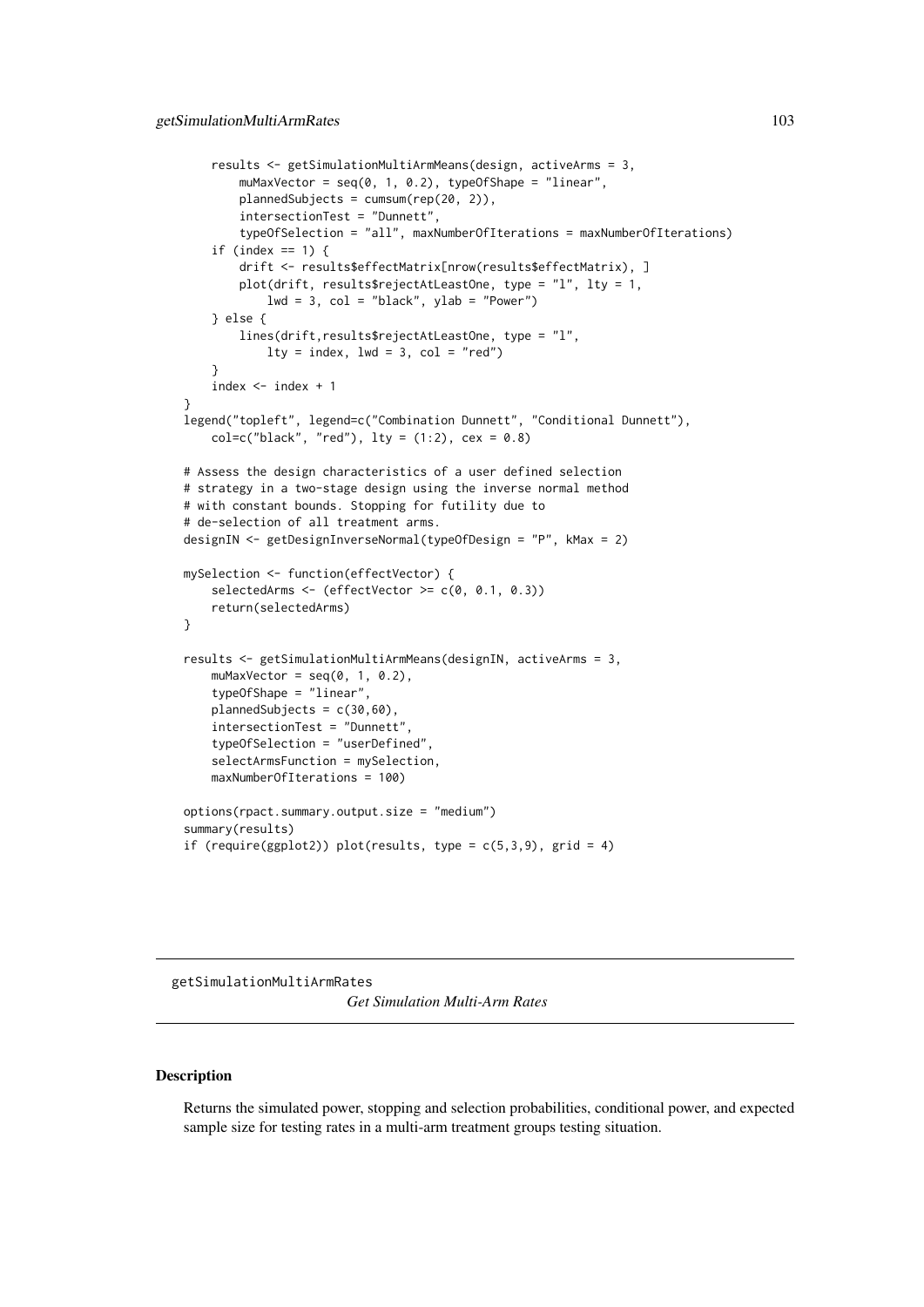```
    results <- getSimulationMultiArmMeans(design, activeArms = 3,
        muMaxVector = seq(0, 1, 0.2), typeOfShape = "linear",
        plannedSubjects = cumsum(rep(20, 2)),
        intersectionTest = "Dunnett",
        typeOfSelection = "all", maxNumberOfIterations = maxNumberOfIterations)
    if (index == 1) {
        drift <- results$effectMatrix[nrow(results$effectMatrix), ]
        plot(drift, results$rejectAtLeastOne, type = "l", lty = 1,
            lwd = 3, col = "black", ylab = "Power")
    } else {
        lines(drift,results$rejectAtLeastOne, type = "l",
            lty = index, lwd = 3, col = "red")
    }
    index <- index + 1
}
legend("topleft", legend=c("Combination Dunnett", "Conditional Dunnett"),
    col=c("black", "red"), lty = (1:2), cex = 0.8)

# Assess the design characteristics of a user defined selection
# strategy in a two-stage design using the inverse normal method
# with constant bounds. Stopping for futility due to
# de-selection of all treatment arms.
designIN <- getDesignInverseNormal(typeOfDesign = "P", kMax = 2)

mySelection <- function(effectVector) {
    selectedArms <- (effectVector >= c(0, 0.1, 0.3))
    return(selectedArms)
}

results <- getSimulationMultiArmMeans(designIN, activeArms = 3,
    muMaxVector = seq(0, 1, 0.2),
    typeOfShape = "linear",
    plannedSubjects = c(30,60),
    intersectionTest = "Dunnett",
    typeOfSelection = "userDefined",
    selectArmsFunction = mySelection,
    maxNumberOfIterations = 100)

options(rpact.summary.output.size = "medium")
summary(results)
if (require(ggplot2)) plot(results, type = c(5,3,9), grid = 4)
```

## getSimulationMultiArmRates *Get Simulation Multi-Arm Rates*

### Description

Returns the simulated power, stopping and selection probabilities, conditional power, and expected sample size for testing rates in a multi-arm treatment groups testing situation.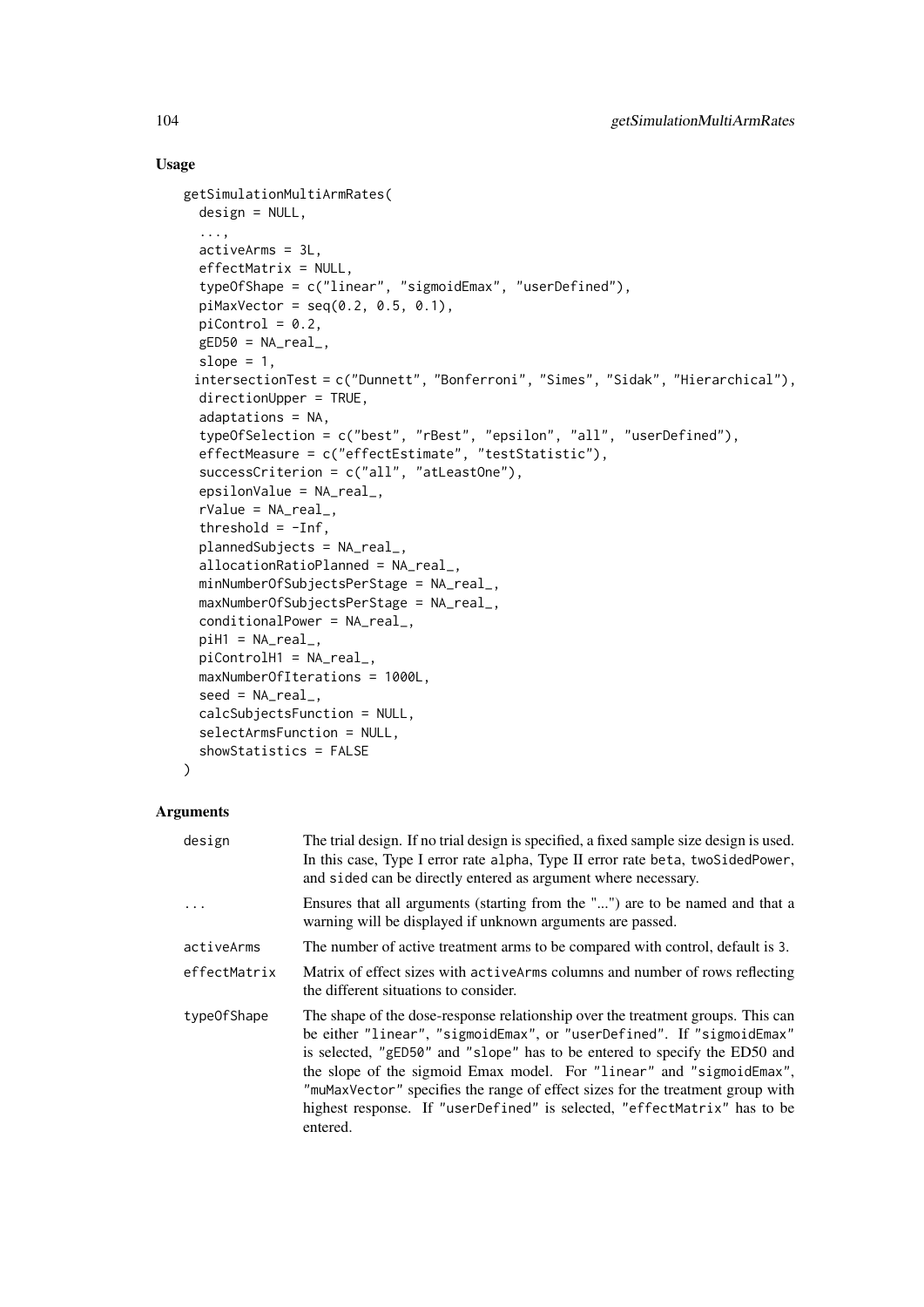## Usage

```
getSimulationMultiArmRates(
  design = NULL,
  ...,
  activeArms = 3L,
  effectMatrix = NULL,
  typeOfShape = c("linear", "sigmoidEmax", "userDefined"),
  piMaxVector = seq(0.2, 0.5, 0.1),
  piControl = 0.2,
  gED50 = NA_real_,
  slope = 1,
  intersectionTest = c("Dunnett", "Bonferroni", "Simes", "Sidak", "Hierarchical"),
  directionUpper = TRUE,
  adaptations = NA,
  typeOfSelection = c("best", "rBest", "epsilon", "all", "userDefined"),
  effectMeasure = c("effectEstimate", "testStatistic"),
  successCriterion = c("all", "atLeastOne"),
  epsilonValue = NA_real_,
  rValue = NA_real_,
  threshold = -Inf,
  plannedSubjects = NA_real_,
  allocationRatioPlanned = NA_real_,
  minNumberOfSubjectsPerStage = NA_real_,
  maxNumberOfSubjectsPerStage = NA_real_,
  conditionalPower = NA_real_,
  piH1 = NA_real_,
  piControlH1 = NA_real_,
  maxNumberOfIterations = 1000L,
  seed = NA_real_,
  calcSubjectsFunction = NULL,
  selectArmsFunction = NULL,
  showStatistics = FALSE
)
```

## Arguments

| Argument | Description |
| --- | --- |
| `design` | The trial design. If no trial design is specified, a fixed sample size design is used. In this case, Type I error rate `alpha`, Type II error rate `beta`, `twoSidedPower`, and `sided` can be directly entered as argument where necessary. |
| `...` | Ensures that all arguments (starting from the "...") are to be named and that a warning will be displayed if unknown arguments are passed. |
| `activeArms` | The number of active treatment arms to be compared with control, default is 3. |
| `effectMatrix` | Matrix of effect sizes with `activeArms` columns and number of rows reflecting the different situations to consider. |
| `typeOfShape` | The shape of the dose-response relationship over the treatment groups. This can be either `"linear"`, `"sigmoidEmax"`, or `"userDefined"`. If `"sigmoidEmax"` is selected, `"gED50"` and `"slope"` has to be entered to specify the ED50 and the slope of the sigmoid Emax model. For `"linear"` and `"sigmoidEmax"`, `"muMaxVector"` specifies the range of effect sizes for the treatment group with highest response. If `"userDefined"` is selected, `"effectMatrix"` has to be entered. |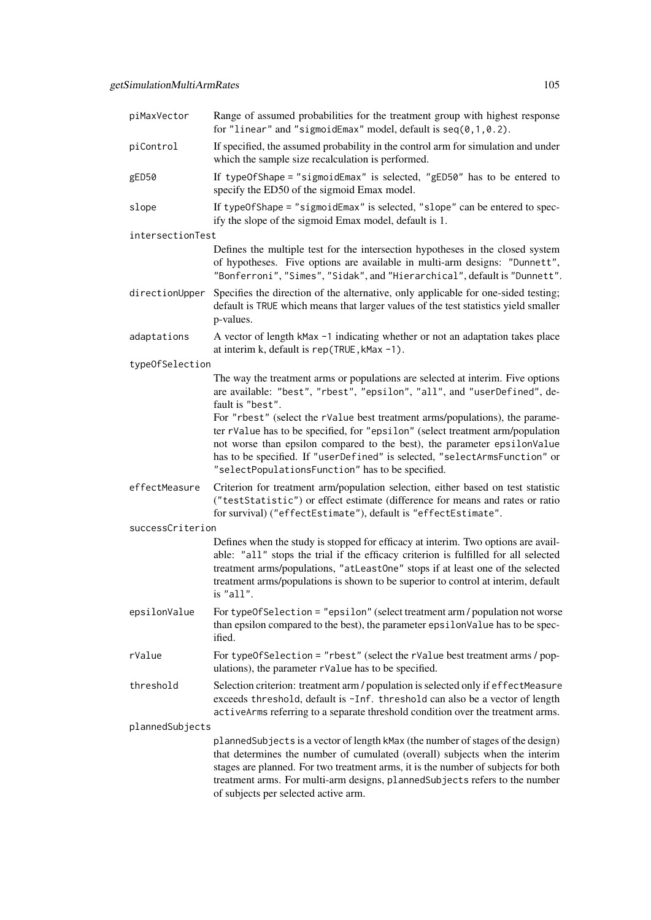**piMaxVector** Range of assumed probabilities for the treatment group with highest response for `"linear"` and `"sigmoidEmax"` model, default is `seq(0,1,0.2)`.

**piControl** If specified, the assumed probability in the control arm for simulation and under which the sample size recalculation is performed.

**gED50** If `typeOfShape = "sigmoidEmax"` is selected, `"gED50"` has to be entered to specify the ED50 of the sigmoid Emax model.

**slope** If `typeOfShape = "sigmoidEmax"` is selected, `"slope"` can be entered to specify the slope of the sigmoid Emax model, default is 1.

**intersectionTest** Defines the multiple test for the intersection hypotheses in the closed system of hypotheses. Five options are available in multi-arm designs: `"Dunnett"`, `"Bonferroni"`, `"Simes"`, `"Sidak"`, and `"Hierarchical"`, default is `"Dunnett"`.

**directionUpper** Specifies the direction of the alternative, only applicable for one-sided testing; default is `TRUE` which means that larger values of the test statistics yield smaller p-values.

**adaptations** A vector of length `kMax -1` indicating whether or not an adaptation takes place at interim k, default is `rep(TRUE,kMax -1)`.

**typeOfSelection** The way the treatment arms or populations are selected at interim. Five options are available: `"best"`, `"rbest"`, `"epsilon"`, `"all"`, and `"userDefined"`, default is `"best"`.
For `"rbest"` (select the `rValue` best treatment arms/populations), the parameter `rValue` has to be specified, for `"epsilon"` (select treatment arm/population not worse than epsilon compared to the best), the parameter `epsilonValue` has to be specified. If `"userDefined"` is selected, `"selectArmsFunction"` or `"selectPopulationsFunction"` has to be specified.

**effectMeasure** Criterion for treatment arm/population selection, either based on test statistic (`"testStatistic"`) or effect estimate (difference for means and rates or ratio for survival) (`"effectEstimate"`), default is `"effectEstimate"`.

**successCriterion** Defines when the study is stopped for efficacy at interim. Two options are available: `"all"` stops the trial if the efficacy criterion is fulfilled for all selected treatment arms/populations, `"atLeastOne"` stops if at least one of the selected treatment arms/populations is shown to be superior to control at interim, default is `"all"`.

**epsilonValue** For `typeOfSelection = "epsilon"` (select treatment arm / population not worse than epsilon compared to the best), the parameter `epsilonValue` has to be specified.

**rValue** For `typeOfSelection = "rbest"` (select the `rValue` best treatment arms / populations), the parameter `rValue` has to be specified.

**threshold** Selection criterion: treatment arm / population is selected only if `effectMeasure` exceeds `threshold`, default is `-Inf`. `threshold` can also be a vector of length `activeArms` referring to a separate threshold condition over the treatment arms.

**plannedSubjects** `plannedSubjects` is a vector of length `kMax` (the number of stages of the design) that determines the number of cumulated (overall) subjects when the interim stages are planned. For two treatment arms, it is the number of subjects for both treatment arms. For multi-arm designs, `plannedSubjects` refers to the number of subjects per selected active arm.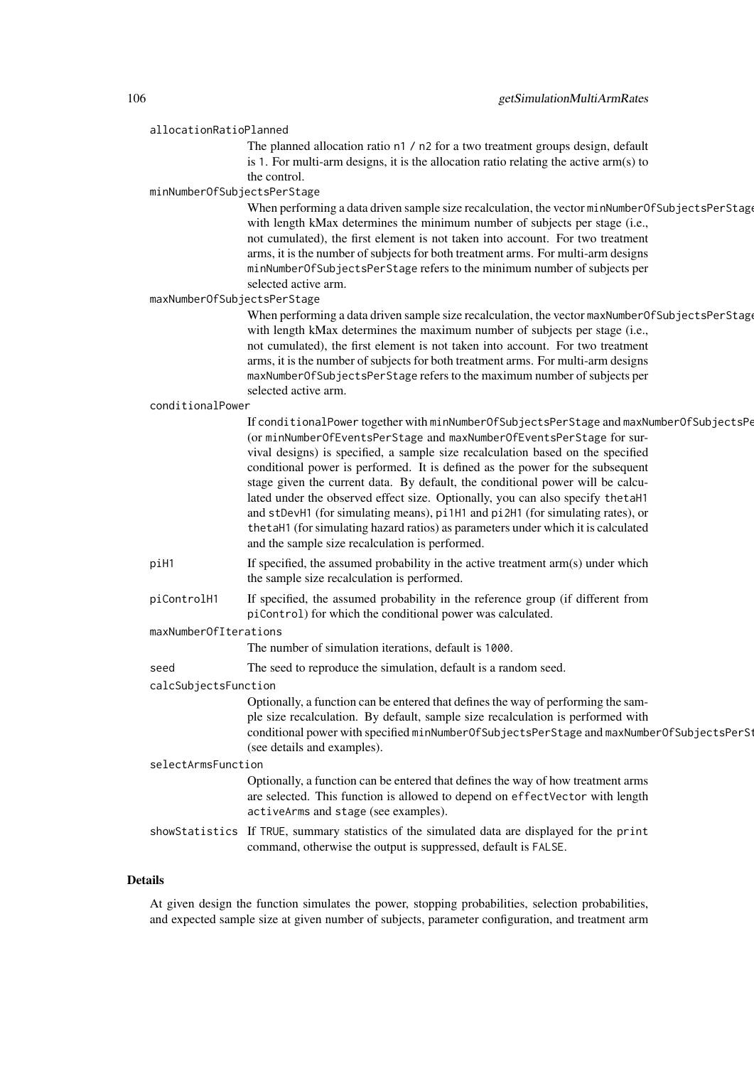allocationRatioPlanned
: The planned allocation ratio n1 / n2 for a two treatment groups design, default is 1. For multi-arm designs, it is the allocation ratio relating the active arm(s) to the control.

minNumberOfSubjectsPerStage
: When performing a data driven sample size recalculation, the vector minNumberOfSubjectsPerStage with length kMax determines the minimum number of subjects per stage (i.e., not cumulated), the first element is not taken into account. For two treatment arms, it is the number of subjects for both treatment arms. For multi-arm designs minNumberOfSubjectsPerStage refers to the minimum number of subjects per selected active arm.

maxNumberOfSubjectsPerStage
: When performing a data driven sample size recalculation, the vector maxNumberOfSubjectsPerStage with length kMax determines the maximum number of subjects per stage (i.e., not cumulated), the first element is not taken into account. For two treatment arms, it is the number of subjects for both treatment arms. For multi-arm designs maxNumberOfSubjectsPerStage refers to the maximum number of subjects per selected active arm.

conditionalPower
: If conditionalPower together with minNumberOfSubjectsPerStage and maxNumberOfSubjectsPerStage (or minNumberOfEventsPerStage and maxNumberOfEventsPerStage for survival designs) is specified, a sample size recalculation based on the specified conditional power is performed. It is defined as the power for the subsequent stage given the current data. By default, the conditional power will be calculated under the observed effect size. Optionally, you can also specify thetaH1 and stDevH1 (for simulating means), pi1H1 and pi2H1 (for simulating rates), or thetaH1 (for simulating hazard ratios) as parameters under which it is calculated and the sample size recalculation is performed.

piH1
: If specified, the assumed probability in the active treatment arm(s) under which the sample size recalculation is performed.

piControlH1
: If specified, the assumed probability in the reference group (if different from piControl) for which the conditional power was calculated.

maxNumberOfIterations
: The number of simulation iterations, default is 1000.

seed
: The seed to reproduce the simulation, default is a random seed.

calcSubjectsFunction
: Optionally, a function can be entered that defines the way of performing the sample size recalculation. By default, sample size recalculation is performed with conditional power with specified minNumberOfSubjectsPerStage and maxNumberOfSubjectsPerStage (see details and examples).

selectArmsFunction
: Optionally, a function can be entered that defines the way of how treatment arms are selected. This function is allowed to depend on effectVector with length activeArms and stage (see examples).

showStatistics
: If TRUE, summary statistics of the simulated data are displayed for the print command, otherwise the output is suppressed, default is FALSE.

## Details

At given design the function simulates the power, stopping probabilities, selection probabilities, and expected sample size at given number of subjects, parameter configuration, and treatment arm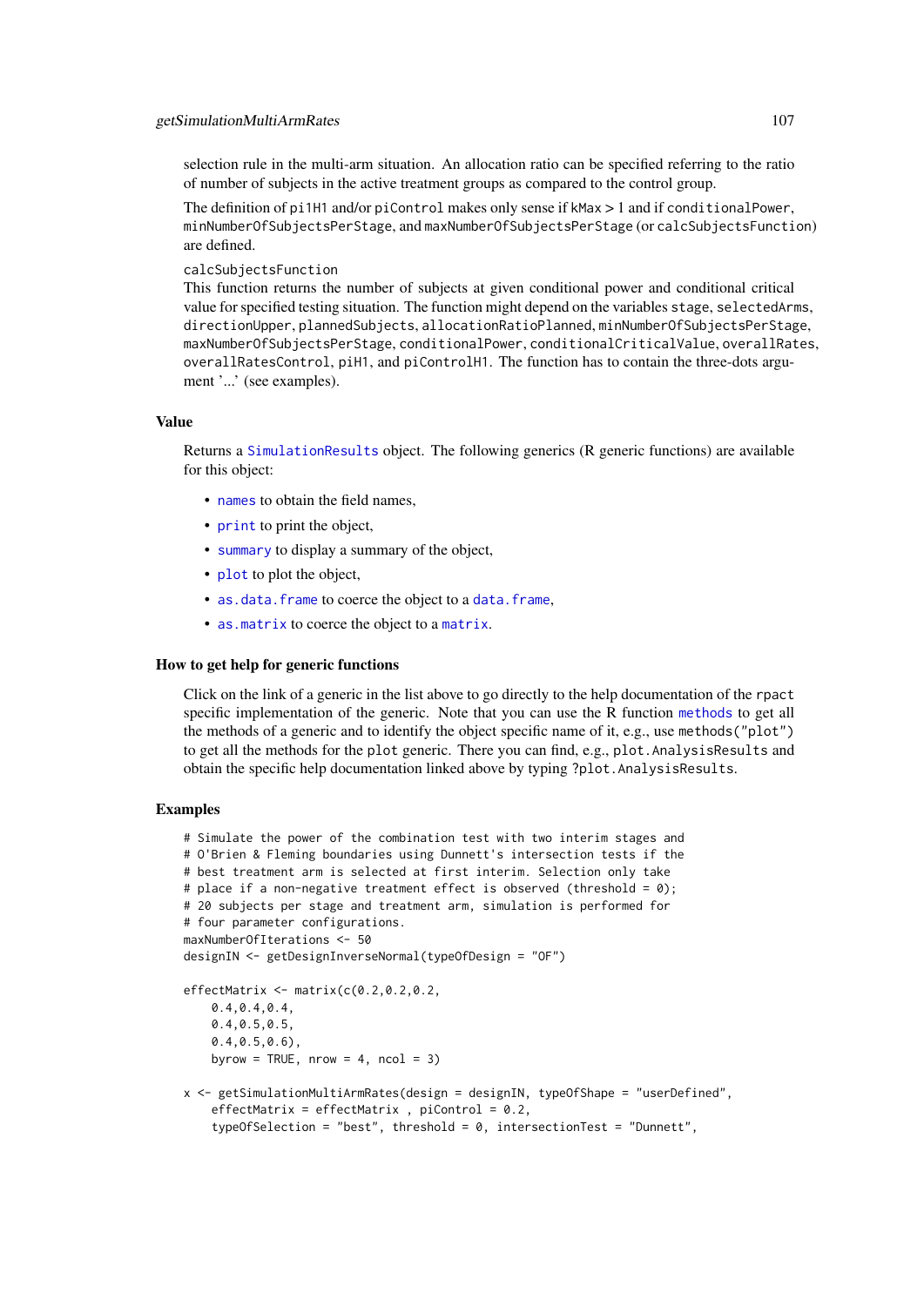selection rule in the multi-arm situation. An allocation ratio can be specified referring to the ratio of number of subjects in the active treatment groups as compared to the control group.

The definition of `pi1H1` and/or `piControl` makes only sense if `kMax` > 1 and if `conditionalPower`, `minNumberOfSubjectsPerStage`, and `maxNumberOfSubjectsPerStage` (or `calcSubjectsFunction`) are defined.

`calcSubjectsFunction`

This function returns the number of subjects at given conditional power and conditional critical value for specified testing situation. The function might depend on the variables `stage`, `selectedArms`, `directionUpper`, `plannedSubjects`, `allocationRatioPlanned`, `minNumberOfSubjectsPerStage`, `maxNumberOfSubjectsPerStage`, `conditionalPower`, `conditionalCriticalValue`, `overallRates`, `overallRatesControl`, `piH1`, and `piControlH1`. The function has to contain the three-dots argument '...' (see examples).

### Value

Returns a `SimulationResults` object. The following generics (R generic functions) are available for this object:

- `names` to obtain the field names,
- `print` to print the object,
- `summary` to display a summary of the object,
- `plot` to plot the object,
- `as.data.frame` to coerce the object to a `data.frame`,
- `as.matrix` to coerce the object to a `matrix`.

### How to get help for generic functions

Click on the link of a generic in the list above to go directly to the help documentation of the `rpact` specific implementation of the generic. Note that you can use the R function `methods` to get all the methods of a generic and to identify the object specific name of it, e.g., use `methods("plot")` to get all the methods for the `plot` generic. There you can find, e.g., `plot.AnalysisResults` and obtain the specific help documentation linked above by typing `?plot.AnalysisResults`.

### Examples

```
# Simulate the power of the combination test with two interim stages and
# O'Brien & Fleming boundaries using Dunnett's intersection tests if the
# best treatment arm is selected at first interim. Selection only take
# place if a non-negative treatment effect is observed (threshold = 0);
# 20 subjects per stage and treatment arm, simulation is performed for
# four parameter configurations.
maxNumberOfIterations <- 50
designIN <- getDesignInverseNormal(typeOfDesign = "OF")

effectMatrix <- matrix(c(0.2,0.2,0.2,
    0.4,0.4,0.4,
    0.4,0.5,0.5,
    0.4,0.5,0.6),
    byrow = TRUE, nrow = 4, ncol = 3)

x <- getSimulationMultiArmRates(design = designIN, typeOfShape = "userDefined",
    effectMatrix = effectMatrix , piControl = 0.2,
    typeOfSelection = "best", threshold = 0, intersectionTest = "Dunnett",
```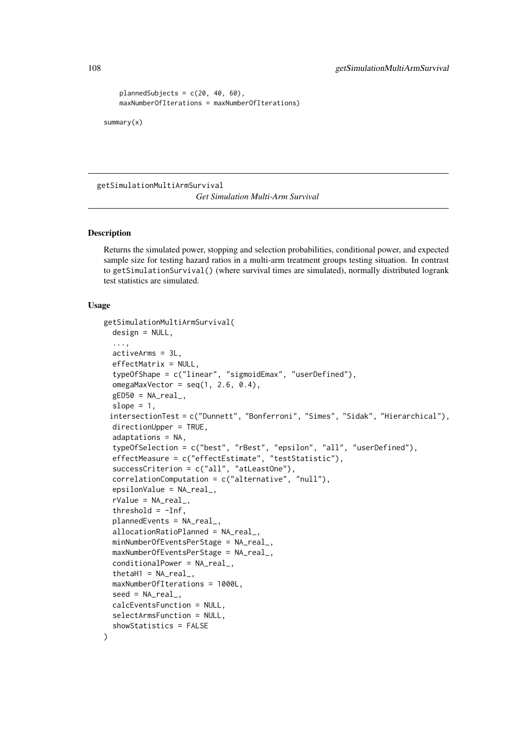```
    plannedSubjects = c(20, 40, 60),
    maxNumberOfIterations = maxNumberOfIterations)

summary(x)
```

---

getSimulationMultiArmSurvival

*Get Simulation Multi-Arm Survival*

---

### Description

Returns the simulated power, stopping and selection probabilities, conditional power, and expected sample size for testing hazard ratios in a multi-arm treatment groups testing situation. In contrast to getSimulationSurvival() (where survival times are simulated), normally distributed logrank test statistics are simulated.

### Usage

```
getSimulationMultiArmSurvival(
  design = NULL,
  ...,
  activeArms = 3L,
  effectMatrix = NULL,
  typeOfShape = c("linear", "sigmoidEmax", "userDefined"),
  omegaMaxVector = seq(1, 2.6, 0.4),
  gED50 = NA_real_,
  slope = 1,
  intersectionTest = c("Dunnett", "Bonferroni", "Simes", "Sidak", "Hierarchical"),
  directionUpper = TRUE,
  adaptations = NA,
  typeOfSelection = c("best", "rBest", "epsilon", "all", "userDefined"),
  effectMeasure = c("effectEstimate", "testStatistic"),
  successCriterion = c("all", "atLeastOne"),
  correlationComputation = c("alternative", "null"),
  epsilonValue = NA_real_,
  rValue = NA_real_,
  threshold = -Inf,
  plannedEvents = NA_real_,
  allocationRatioPlanned = NA_real_,
  minNumberOfEventsPerStage = NA_real_,
  maxNumberOfEventsPerStage = NA_real_,
  conditionalPower = NA_real_,
  thetaH1 = NA_real_,
  maxNumberOfIterations = 1000L,
  seed = NA_real_,
  calcEventsFunction = NULL,
  selectArmsFunction = NULL,
  showStatistics = FALSE
)
```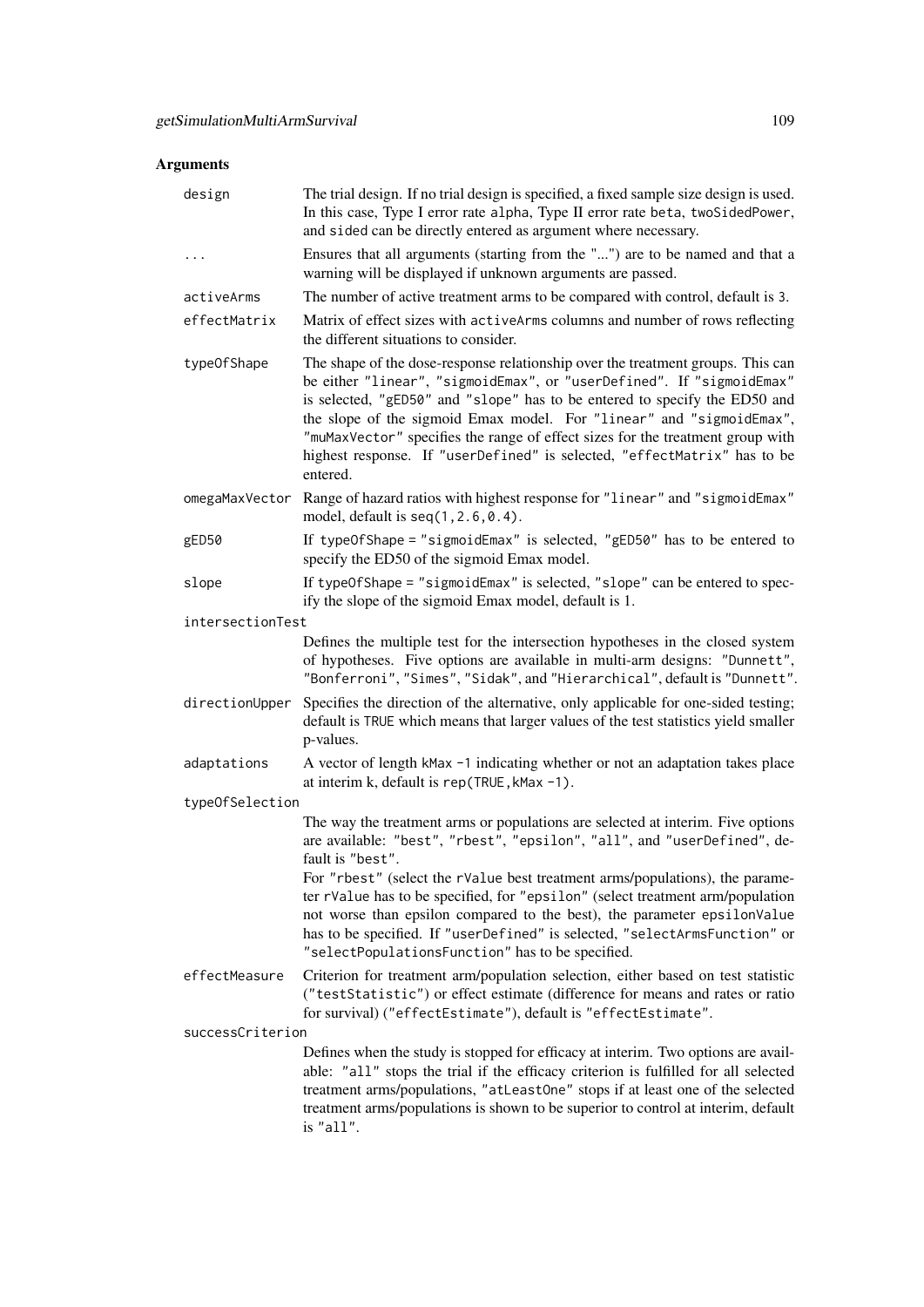## Arguments

| | |
|---|---|
| `design` | The trial design. If no trial design is specified, a fixed sample size design is used. In this case, Type I error rate `alpha`, Type II error rate `beta`, `twoSidedPower`, and `sided` can be directly entered as argument where necessary. |
| `...` | Ensures that all arguments (starting from the "...") are to be named and that a warning will be displayed if unknown arguments are passed. |
| `activeArms` | The number of active treatment arms to be compared with control, default is `3`. |
| `effectMatrix` | Matrix of effect sizes with `activeArms` columns and number of rows reflecting the different situations to consider. |
| `typeOfShape` | The shape of the dose-response relationship over the treatment groups. This can be either `"linear"`, `"sigmoidEmax"`, or `"userDefined"`. If `"sigmoidEmax"` is selected, `"gED50"` and `"slope"` has to be entered to specify the ED50 and the slope of the sigmoid Emax model. For `"linear"` and `"sigmoidEmax"`, `"muMaxVector"` specifies the range of effect sizes for the treatment group with highest response. If `"userDefined"` is selected, `"effectMatrix"` has to be entered. |
| `omegaMaxVector` | Range of hazard ratios with highest response for `"linear"` and `"sigmoidEmax"` model, default is `seq(1,2.6,0.4)`. |
| `gED50` | If `typeOfShape = "sigmoidEmax"` is selected, `"gED50"` has to be entered to specify the ED50 of the sigmoid Emax model. |
| `slope` | If `typeOfShape = "sigmoidEmax"` is selected, `"slope"` can be entered to specify the slope of the sigmoid Emax model, default is 1. |
| `intersectionTest` | Defines the multiple test for the intersection hypotheses in the closed system of hypotheses. Five options are available in multi-arm designs: `"Dunnett"`, `"Bonferroni"`, `"Simes"`, `"Sidak"`, and `"Hierarchical"`, default is `"Dunnett"`. |
| `directionUpper` | Specifies the direction of the alternative, only applicable for one-sided testing; default is `TRUE` which means that larger values of the test statistics yield smaller p-values. |
| `adaptations` | A vector of length `kMax -1` indicating whether or not an adaptation takes place at interim k, default is `rep(TRUE,kMax -1)`. |
| `typeOfSelection` | The way the treatment arms or populations are selected at interim. Five options are available: `"best"`, `"rbest"`, `"epsilon"`, `"all"`, and `"userDefined"`, default is `"best"`.<br>For `"rbest"` (select the `rValue` best treatment arms/populations), the parameter `rValue` has to be specified, for `"epsilon"` (select treatment arm/population not worse than epsilon compared to the best), the parameter `epsilonValue` has to be specified. If `"userDefined"` is selected, `"selectArmsFunction"` or `"selectPopulationsFunction"` has to be specified. |
| `effectMeasure` | Criterion for treatment arm/population selection, either based on test statistic (`"testStatistic"`) or effect estimate (difference for means and rates or ratio for survival) (`"effectEstimate"`), default is `"effectEstimate"`. |
| `successCriterion` | Defines when the study is stopped for efficacy at interim. Two options are available: `"all"` stops the trial if the efficacy criterion is fulfilled for all selected treatment arms/populations, `"atLeastOne"` stops if at least one of the selected treatment arms/populations is shown to be superior to control at interim, default is `"all"`. |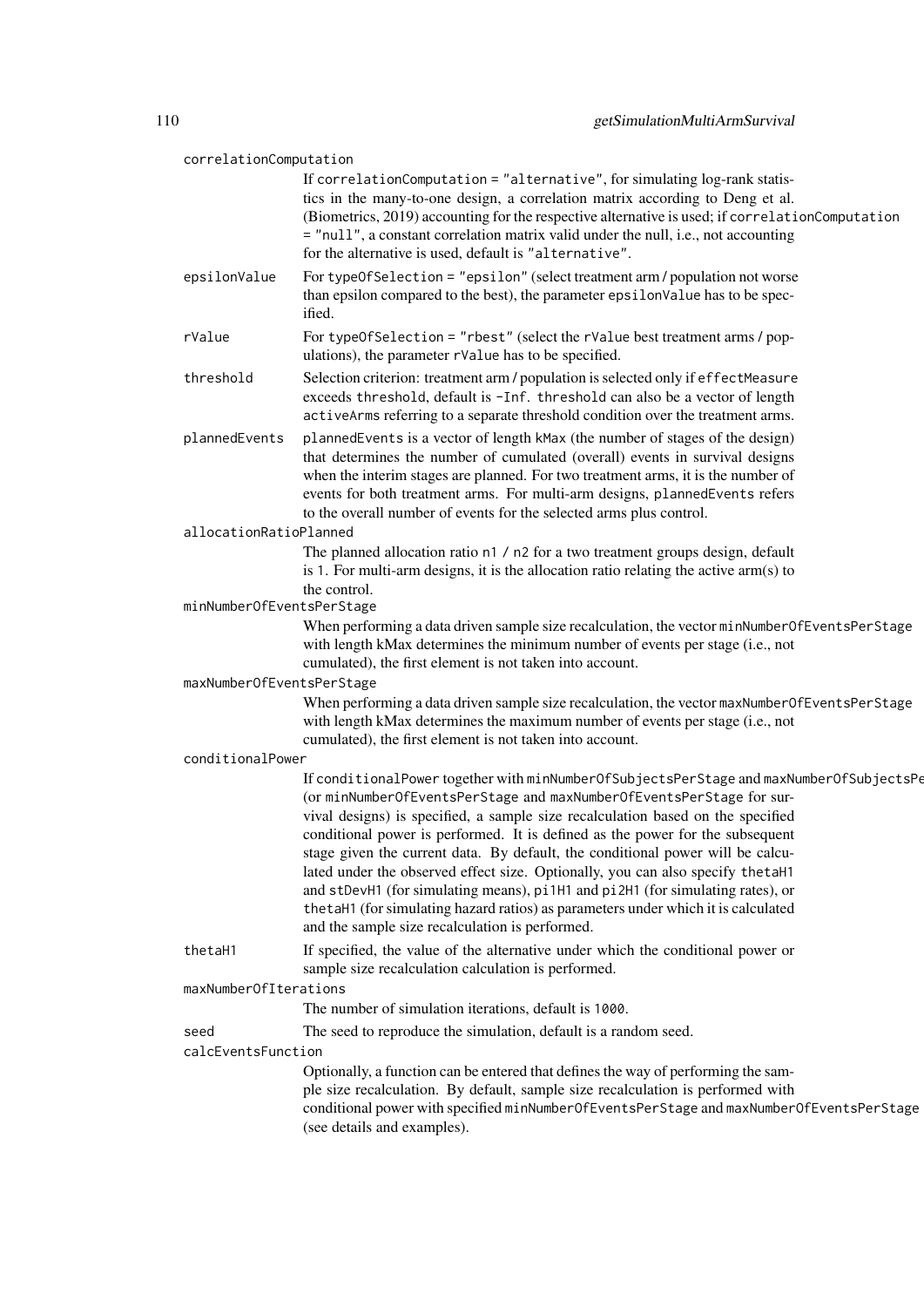`correlationComputation`
: If `correlationComputation = "alternative"`, for simulating log-rank statistics in the many-to-one design, a correlation matrix according to Deng et al. (Biometrics, 2019) accounting for the respective alternative is used; if `correlationComputation = "null"`, a constant correlation matrix valid under the null, i.e., not accounting for the alternative is used, default is `"alternative"`.

`epsilonValue`
: For `typeOfSelection = "epsilon"` (select treatment arm / population not worse than epsilon compared to the best), the parameter `epsilonValue` has to be specified.

`rValue`
: For `typeOfSelection = "rbest"` (select the `rValue` best treatment arms / populations), the parameter `rValue` has to be specified.

`threshold`
: Selection criterion: treatment arm / population is selected only if `effectMeasure` exceeds `threshold`, default is `-Inf`. `threshold` can also be a vector of length `activeArms` referring to a separate threshold condition over the treatment arms.

`plannedEvents`
: `plannedEvents` is a vector of length kMax (the number of stages of the design) that determines the number of cumulated (overall) events in survival designs when the interim stages are planned. For two treatment arms, it is the number of events for both treatment arms. For multi-arm designs, `plannedEvents` refers to the overall number of events for the selected arms plus control.

`allocationRatioPlanned`
: The planned allocation ratio `n1 / n2` for a two treatment groups design, default is `1`. For multi-arm designs, it is the allocation ratio relating the active arm(s) to the control.

`minNumberOfEventsPerStage`
: When performing a data driven sample size recalculation, the vector `minNumberOfEventsPerStage` with length kMax determines the minimum number of events per stage (i.e., not cumulated), the first element is not taken into account.

`maxNumberOfEventsPerStage`
: When performing a data driven sample size recalculation, the vector `maxNumberOfEventsPerStage` with length kMax determines the maximum number of events per stage (i.e., not cumulated), the first element is not taken into account.

`conditionalPower`
: If `conditionalPower` together with `minNumberOfSubjectsPerStage` and `maxNumberOfSubjectsPerStage` (or `minNumberOfEventsPerStage` and `maxNumberOfEventsPerStage` for survival designs) is specified, a sample size recalculation based on the specified conditional power is performed. It is defined as the power for the subsequent stage given the current data. By default, the conditional power will be calculated under the observed effect size. Optionally, you can also specify `thetaH1` and `stDevH1` (for simulating means), `pi1H1` and `pi2H1` (for simulating rates), or `thetaH1` (for simulating hazard ratios) as parameters under which it is calculated and the sample size recalculation is performed.

`thetaH1`
: If specified, the value of the alternative under which the conditional power or sample size recalculation calculation is performed.

`maxNumberOfIterations`
: The number of simulation iterations, default is `1000`.

`seed`
: The seed to reproduce the simulation, default is a random seed.

`calcEventsFunction`
: Optionally, a function can be entered that defines the way of performing the sample size recalculation. By default, sample size recalculation is performed with conditional power with specified `minNumberOfEventsPerStage` and `maxNumberOfEventsPerStage` (see details and examples).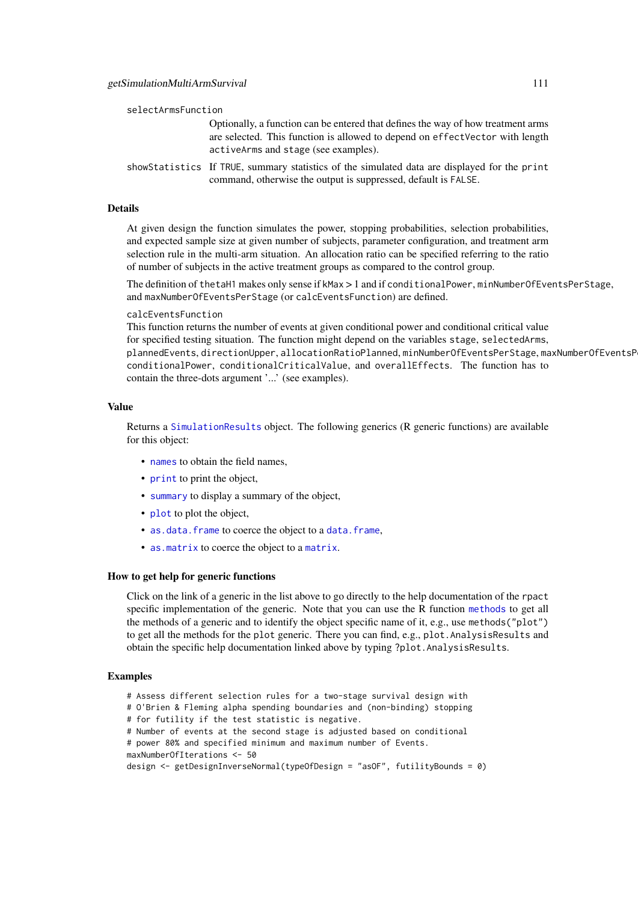`selectArmsFunction`
: Optionally, a function can be entered that defines the way of how treatment arms are selected. This function is allowed to depend on `effectVector` with length `activeArms` and `stage` (see examples).

`showStatistics`
: If `TRUE`, summary statistics of the simulated data are displayed for the `print` command, otherwise the output is suppressed, default is `FALSE`.

### Details

At given design the function simulates the power, stopping probabilities, selection probabilities, and expected sample size at given number of subjects, parameter configuration, and treatment arm selection rule in the multi-arm situation. An allocation ratio can be specified referring to the ratio of number of subjects in the active treatment groups as compared to the control group.

The definition of `thetaH1` makes only sense if `kMax` > 1 and if `conditionalPower`, `minNumberOfEventsPerStage`, and `maxNumberOfEventsPerStage` (or `calcEventsFunction`) are defined.

`calcEventsFunction`
This function returns the number of events at given conditional power and conditional critical value for specified testing situation. The function might depend on the variables `stage`, `selectedArms`, `plannedEvents`, `directionUpper`, `allocationRatioPlanned`, `minNumberOfEventsPerStage`, `maxNumberOfEventsPerStage`, `conditionalPower`, `conditionalCriticalValue`, and `overallEffects`. The function has to contain the three-dots argument '...' (see examples).

### Value

Returns a `SimulationResults` object. The following generics (R generic functions) are available for this object:

- `names` to obtain the field names,
- `print` to print the object,
- `summary` to display a summary of the object,
- `plot` to plot the object,
- `as.data.frame` to coerce the object to a `data.frame`,
- `as.matrix` to coerce the object to a `matrix`.

### How to get help for generic functions

Click on the link of a generic in the list above to go directly to the help documentation of the `rpact` specific implementation of the generic. Note that you can use the R function `methods` to get all the methods of a generic and to identify the object specific name of it, e.g., use `methods("plot")` to get all the methods for the `plot` generic. There you can find, e.g., `plot.AnalysisResults` and obtain the specific help documentation linked above by typing `?plot.AnalysisResults`.

### Examples

```
# Assess different selection rules for a two-stage survival design with
# O'Brien & Fleming alpha spending boundaries and (non-binding) stopping
# for futility if the test statistic is negative.
# Number of events at the second stage is adjusted based on conditional
# power 80% and specified minimum and maximum number of Events.
maxNumberOfIterations <- 50
design <- getDesignInverseNormal(typeOfDesign = "asOF", futilityBounds = 0)
```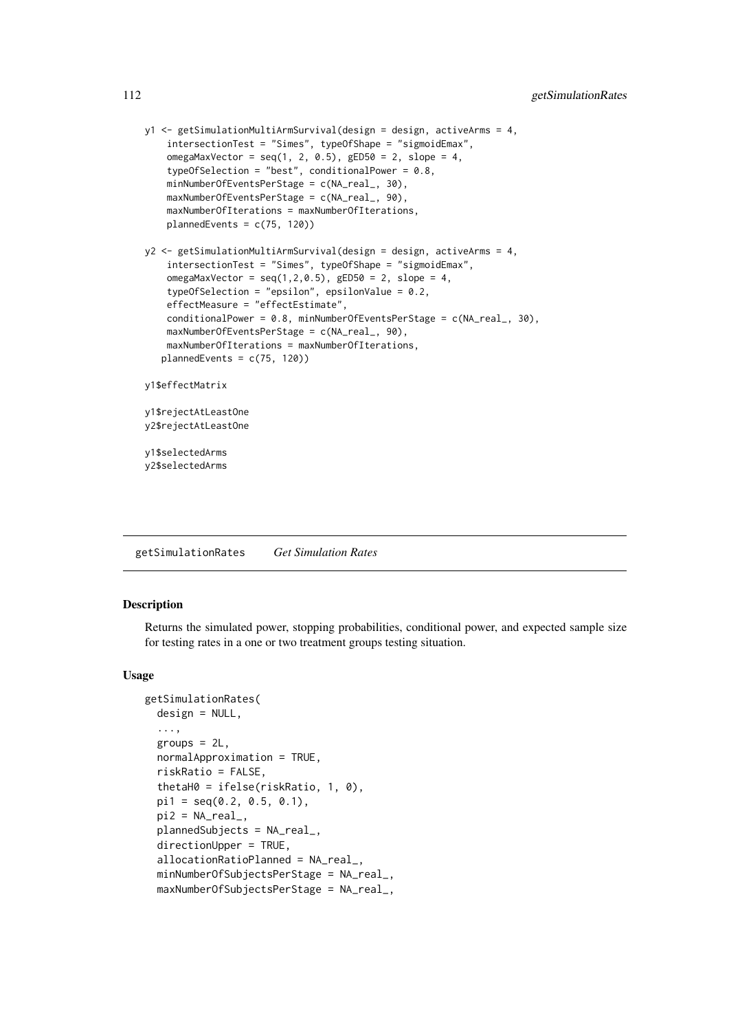```
y1 <- getSimulationMultiArmSurvival(design = design, activeArms = 4,
    intersectionTest = "Simes", typeOfShape = "sigmoidEmax",
    omegaMaxVector = seq(1, 2, 0.5), gED50 = 2, slope = 4,
    typeOfSelection = "best", conditionalPower = 0.8,
    minNumberOfEventsPerStage = c(NA_real_, 30),
    maxNumberOfEventsPerStage = c(NA_real_, 90),
    maxNumberOfIterations = maxNumberOfIterations,
    plannedEvents = c(75, 120))

y2 <- getSimulationMultiArmSurvival(design = design, activeArms = 4,
    intersectionTest = "Simes", typeOfShape = "sigmoidEmax",
    omegaMaxVector = seq(1,2,0.5), gED50 = 2, slope = 4,
    typeOfSelection = "epsilon", epsilonValue = 0.2,
    effectMeasure = "effectEstimate",
    conditionalPower = 0.8, minNumberOfEventsPerStage = c(NA_real_, 30),
    maxNumberOfEventsPerStage = c(NA_real_, 90),
    maxNumberOfIterations = maxNumberOfIterations,
   plannedEvents = c(75, 120))

y1$effectMatrix

y1$rejectAtLeastOne
y2$rejectAtLeastOne

y1$selectedArms
y2$selectedArms
```

---

## getSimulationRates *Get Simulation Rates*

### Description

Returns the simulated power, stopping probabilities, conditional power, and expected sample size for testing rates in a one or two treatment groups testing situation.

### Usage

```
getSimulationRates(
  design = NULL,
  ...,
  groups = 2L,
  normalApproximation = TRUE,
  riskRatio = FALSE,
  thetaH0 = ifelse(riskRatio, 1, 0),
  pi1 = seq(0.2, 0.5, 0.1),
  pi2 = NA_real_,
  plannedSubjects = NA_real_,
  directionUpper = TRUE,
  allocationRatioPlanned = NA_real_,
  minNumberOfSubjectsPerStage = NA_real_,
  maxNumberOfSubjectsPerStage = NA_real_,
```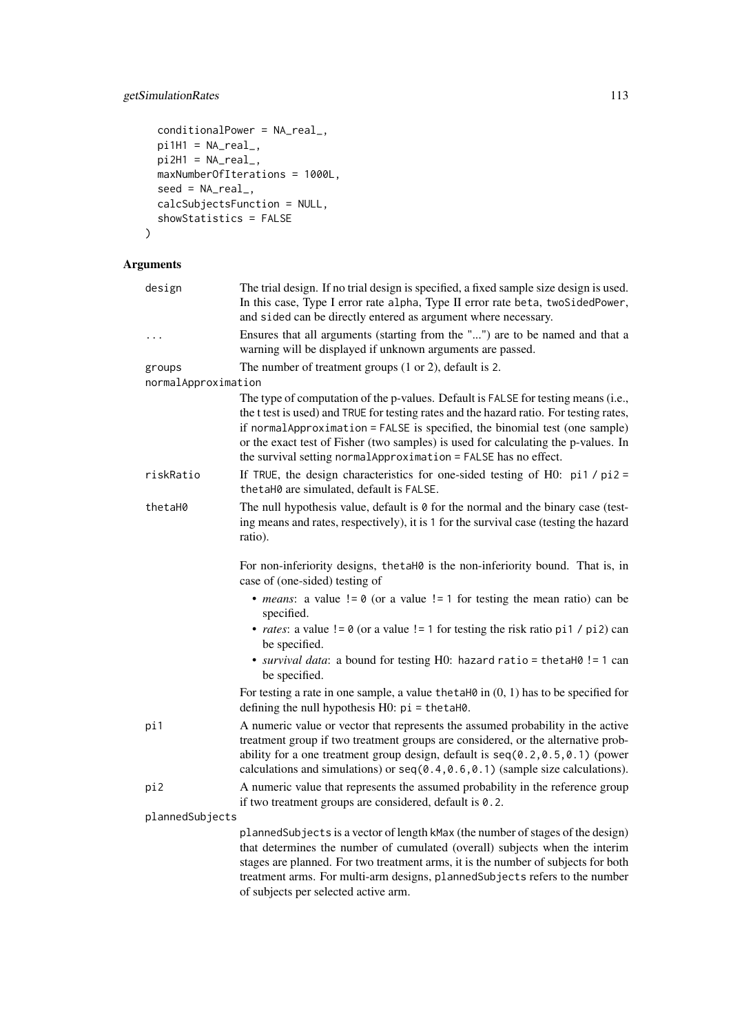```
  conditionalPower = NA_real_,
  pi1H1 = NA_real_,
  pi2H1 = NA_real_,
  maxNumberOfIterations = 1000L,
  seed = NA_real_,
  calcSubjectsFunction = NULL,
  showStatistics = FALSE
)
```

## Arguments

| Argument | Description |
|---|---|
| `design` | The trial design. If no trial design is specified, a fixed sample size design is used. In this case, Type I error rate `alpha`, Type II error rate `beta`, `twoSidedPower`, and `sided` can be directly entered as argument where necessary. |
| `...` | Ensures that all arguments (starting from the "...") are to be named and that a warning will be displayed if unknown arguments are passed. |
| `groups` | The number of treatment groups (1 or 2), default is `2`. |
| `normalApproximation` | The type of computation of the p-values. Default is `FALSE` for testing means (i.e., the t test is used) and `TRUE` for testing rates and the hazard ratio. For testing rates, if `normalApproximation = FALSE` is specified, the binomial test (one sample) or the exact test of Fisher (two samples) is used for calculating the p-values. In the survival setting `normalApproximation = FALSE` has no effect. |
| `riskRatio` | If `TRUE`, the design characteristics for one-sided testing of H0: `pi1 / pi2 = thetaH0` are simulated, default is `FALSE`. |
| `thetaH0` | The null hypothesis value, default is `0` for the normal and the binary case (testing means and rates, respectively), it is `1` for the survival case (testing the hazard ratio).<br><br>For non-inferiority designs, `thetaH0` is the non-inferiority bound. That is, in case of (one-sided) testing of<br>• *means*: a value `!= 0` (or a value `!= 1` for testing the mean ratio) can be specified.<br>• *rates*: a value `!= 0` (or a value `!= 1` for testing the risk ratio `pi1 / pi2`) can be specified.<br>• *survival data*: a bound for testing H0: `hazard ratio = thetaH0 != 1` can be specified.<br><br>For testing a rate in one sample, a value `thetaH0` in (0, 1) has to be specified for defining the null hypothesis H0: `pi = thetaH0`. |
| `pi1` | A numeric value or vector that represents the assumed probability in the active treatment group if two treatment groups are considered, or the alternative probability for a one treatment group design, default is `seq(0.2,0.5,0.1)` (power calculations and simulations) or `seq(0.4,0.6,0.1)` (sample size calculations). |
| `pi2` | A numeric value that represents the assumed probability in the reference group if two treatment groups are considered, default is `0.2`. |
| `plannedSubjects` | `plannedSubjects` is a vector of length `kMax` (the number of stages of the design) that determines the number of cumulated (overall) subjects when the interim stages are planned. For two treatment arms, it is the number of subjects for both treatment arms. For multi-arm designs, `plannedSubjects` refers to the number of subjects per selected active arm. |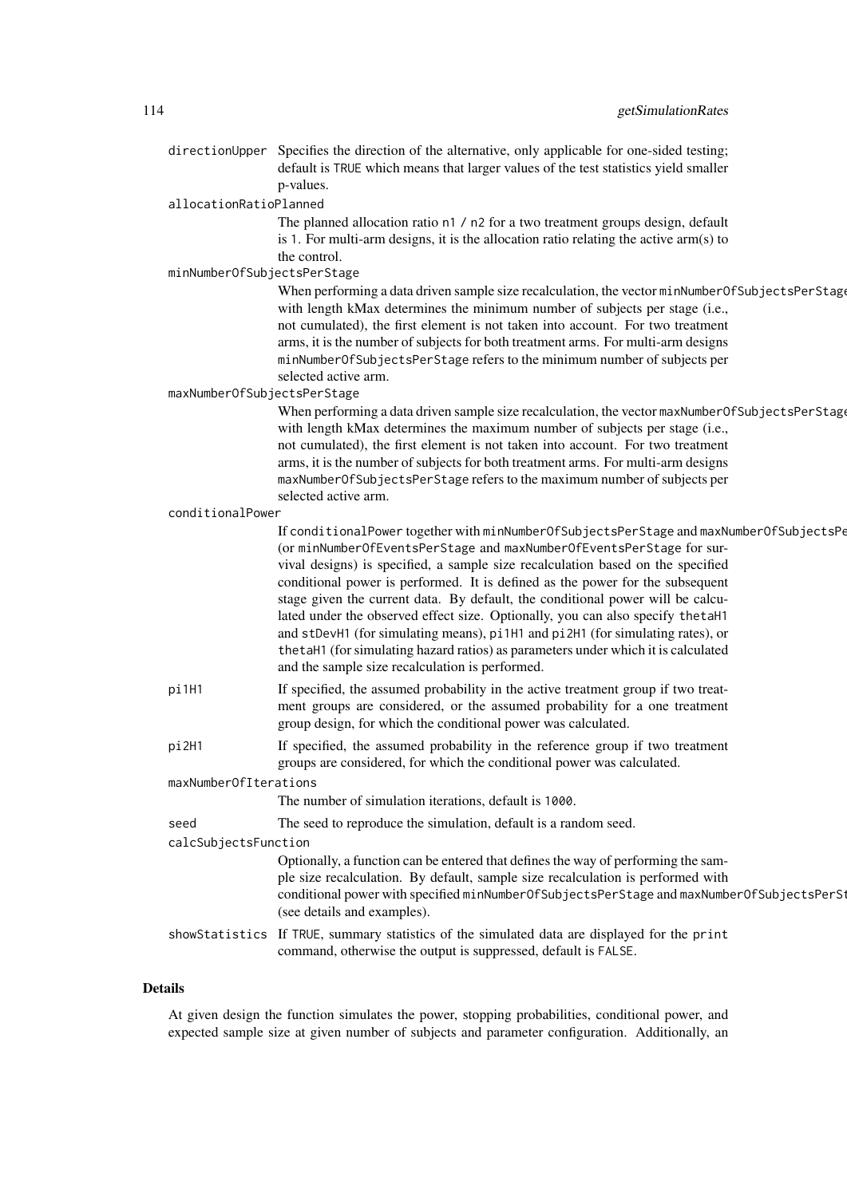directionUpper
: Specifies the direction of the alternative, only applicable for one-sided testing; default is TRUE which means that larger values of the test statistics yield smaller p-values.

allocationRatioPlanned
: The planned allocation ratio n1 / n2 for a two treatment groups design, default is 1. For multi-arm designs, it is the allocation ratio relating the active arm(s) to the control.

minNumberOfSubjectsPerStage
: When performing a data driven sample size recalculation, the vector minNumberOfSubjectsPerStage with length kMax determines the minimum number of subjects per stage (i.e., not cumulated), the first element is not taken into account. For two treatment arms, it is the number of subjects for both treatment arms. For multi-arm designs minNumberOfSubjectsPerStage refers to the minimum number of subjects per selected active arm.

maxNumberOfSubjectsPerStage
: When performing a data driven sample size recalculation, the vector maxNumberOfSubjectsPerStage with length kMax determines the maximum number of subjects per stage (i.e., not cumulated), the first element is not taken into account. For two treatment arms, it is the number of subjects for both treatment arms. For multi-arm designs maxNumberOfSubjectsPerStage refers to the maximum number of subjects per selected active arm.

conditionalPower
: If conditionalPower together with minNumberOfSubjectsPerStage and maxNumberOfSubjectsPerStage (or minNumberOfEventsPerStage and maxNumberOfEventsPerStage for survival designs) is specified, a sample size recalculation based on the specified conditional power is performed. It is defined as the power for the subsequent stage given the current data. By default, the conditional power will be calculated under the observed effect size. Optionally, you can also specify thetaH1 and stDevH1 (for simulating means), pi1H1 and pi2H1 (for simulating rates), or thetaH1 (for simulating hazard ratios) as parameters under which it is calculated and the sample size recalculation is performed.

pi1H1
: If specified, the assumed probability in the active treatment group if two treatment groups are considered, or the assumed probability for a one treatment group design, for which the conditional power was calculated.

pi2H1
: If specified, the assumed probability in the reference group if two treatment groups are considered, for which the conditional power was calculated.

maxNumberOfIterations
: The number of simulation iterations, default is 1000.

seed
: The seed to reproduce the simulation, default is a random seed.

calcSubjectsFunction
: Optionally, a function can be entered that defines the way of performing the sample size recalculation. By default, sample size recalculation is performed with conditional power with specified minNumberOfSubjectsPerStage and maxNumberOfSubjectsPerStage (see details and examples).

showStatistics
: If TRUE, summary statistics of the simulated data are displayed for the print command, otherwise the output is suppressed, default is FALSE.

## Details

At given design the function simulates the power, stopping probabilities, conditional power, and expected sample size at given number of subjects and parameter configuration. Additionally, an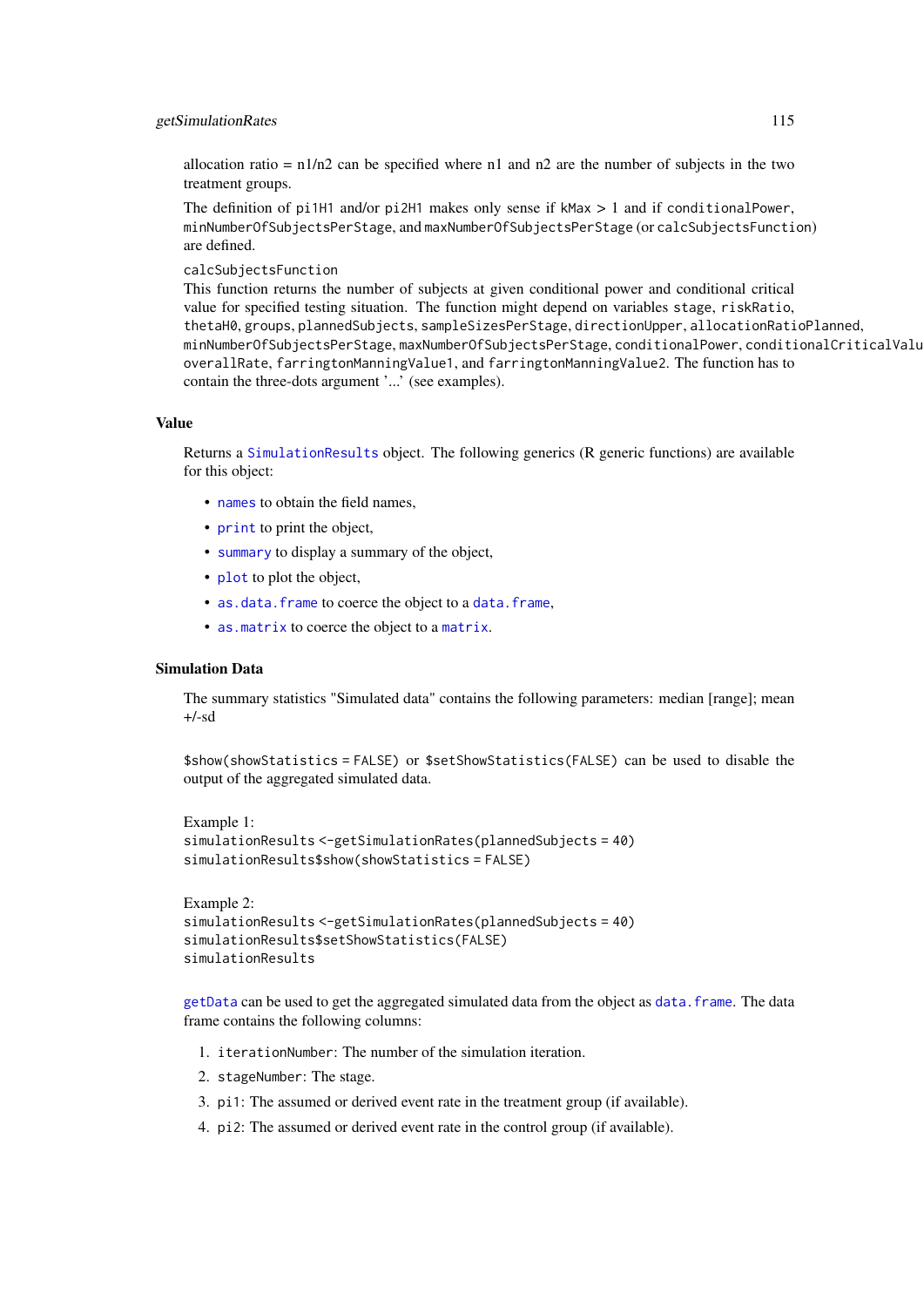allocation ratio = n1/n2 can be specified where n1 and n2 are the number of subjects in the two treatment groups.

The definition of pi1H1 and/or pi2H1 makes only sense if kMax > 1 and if conditionalPower, minNumberOfSubjectsPerStage, and maxNumberOfSubjectsPerStage (or calcSubjectsFunction) are defined.

calcSubjectsFunction

This function returns the number of subjects at given conditional power and conditional critical value for specified testing situation. The function might depend on variables stage, riskRatio, thetaH0, groups, plannedSubjects, sampleSizesPerStage, directionUpper, allocationRatioPlanned, minNumberOfSubjectsPerStage, maxNumberOfSubjectsPerStage, conditionalPower, conditionalCriticalValu overallRate, farringtonManningValue1, and farringtonManningValue2. The function has to contain the three-dots argument '...' (see examples).

## Value

Returns a SimulationResults object. The following generics (R generic functions) are available for this object:

- names to obtain the field names,
- print to print the object,
- summary to display a summary of the object,
- plot to plot the object,
- as.data.frame to coerce the object to a data.frame,
- as.matrix to coerce the object to a matrix.

## Simulation Data

The summary statistics "Simulated data" contains the following parameters: median [range]; mean +/-sd

$show(showStatistics = FALSE) or $setShowStatistics(FALSE) can be used to disable the output of the aggregated simulated data.

Example 1:

```
simulationResults <-getSimulationRates(plannedSubjects = 40)
simulationResults$show(showStatistics = FALSE)
```

Example 2:

```
simulationResults <-getSimulationRates(plannedSubjects = 40)
simulationResults$setShowStatistics(FALSE)
simulationResults
```

getData can be used to get the aggregated simulated data from the object as data.frame. The data frame contains the following columns:

1. iterationNumber: The number of the simulation iteration.
2. stageNumber: The stage.
3. pi1: The assumed or derived event rate in the treatment group (if available).
4. pi2: The assumed or derived event rate in the control group (if available).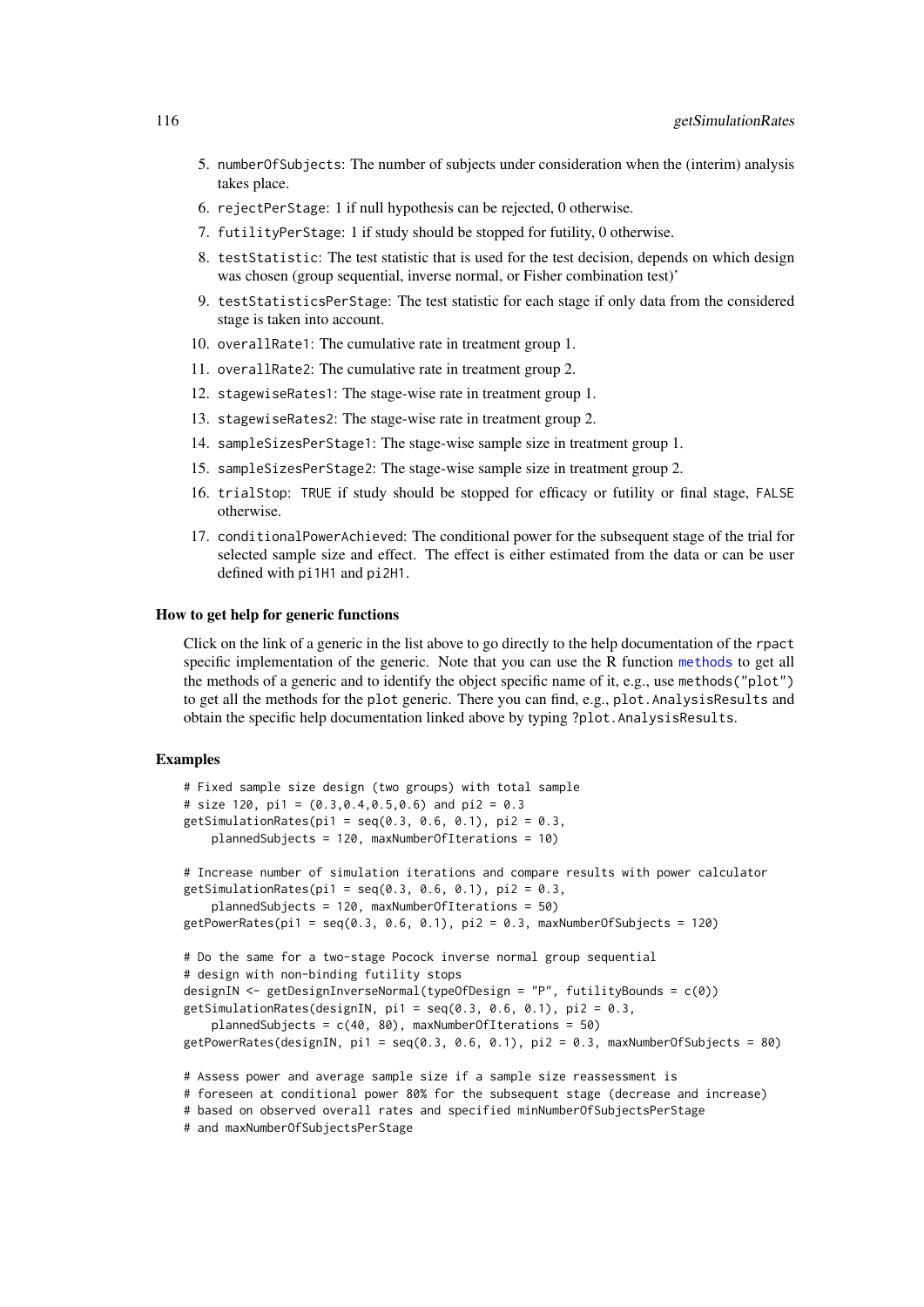5. `numberOfSubjects`: The number of subjects under consideration when the (interim) analysis takes place.
6. `rejectPerStage`: 1 if null hypothesis can be rejected, 0 otherwise.
7. `futilityPerStage`: 1 if study should be stopped for futility, 0 otherwise.
8. `testStatistic`: The test statistic that is used for the test decision, depends on which design was chosen (group sequential, inverse normal, or Fisher combination test)'
9. `testStatisticsPerStage`: The test statistic for each stage if only data from the considered stage is taken into account.
10. `overallRate1`: The cumulative rate in treatment group 1.
11. `overallRate2`: The cumulative rate in treatment group 2.
12. `stagewiseRates1`: The stage-wise rate in treatment group 1.
13. `stagewiseRates2`: The stage-wise rate in treatment group 2.
14. `sampleSizesPerStage1`: The stage-wise sample size in treatment group 1.
15. `sampleSizesPerStage2`: The stage-wise sample size in treatment group 2.
16. `trialStop`: `TRUE` if study should be stopped for efficacy or futility or final stage, `FALSE` otherwise.
17. `conditionalPowerAchieved`: The conditional power for the subsequent stage of the trial for selected sample size and effect. The effect is either estimated from the data or can be user defined with `pi1H1` and `pi2H1`.

### How to get help for generic functions

Click on the link of a generic in the list above to go directly to the help documentation of the `rpact` specific implementation of the generic. Note that you can use the R function `methods` to get all the methods of a generic and to identify the object specific name of it, e.g., use `methods("plot")` to get all the methods for the `plot` generic. There you can find, e.g., `plot.AnalysisResults` and obtain the specific help documentation linked above by typing `?plot.AnalysisResults`.

### Examples

```
# Fixed sample size design (two groups) with total sample
# size 120, pi1 = (0.3,0.4,0.5,0.6) and pi2 = 0.3
getSimulationRates(pi1 = seq(0.3, 0.6, 0.1), pi2 = 0.3,
    plannedSubjects = 120, maxNumberOfIterations = 10)

# Increase number of simulation iterations and compare results with power calculator
getSimulationRates(pi1 = seq(0.3, 0.6, 0.1), pi2 = 0.3,
    plannedSubjects = 120, maxNumberOfIterations = 50)
getPowerRates(pi1 = seq(0.3, 0.6, 0.1), pi2 = 0.3, maxNumberOfSubjects = 120)

# Do the same for a two-stage Pocock inverse normal group sequential
# design with non-binding futility stops
designIN <- getDesignInverseNormal(typeOfDesign = "P", futilityBounds = c(0))
getSimulationRates(designIN, pi1 = seq(0.3, 0.6, 0.1), pi2 = 0.3,
    plannedSubjects = c(40, 80), maxNumberOfIterations = 50)
getPowerRates(designIN, pi1 = seq(0.3, 0.6, 0.1), pi2 = 0.3, maxNumberOfSubjects = 80)

# Assess power and average sample size if a sample size reassessment is
# foreseen at conditional power 80% for the subsequent stage (decrease and increase)
# based on observed overall rates and specified minNumberOfSubjectsPerStage
# and maxNumberOfSubjectsPerStage
```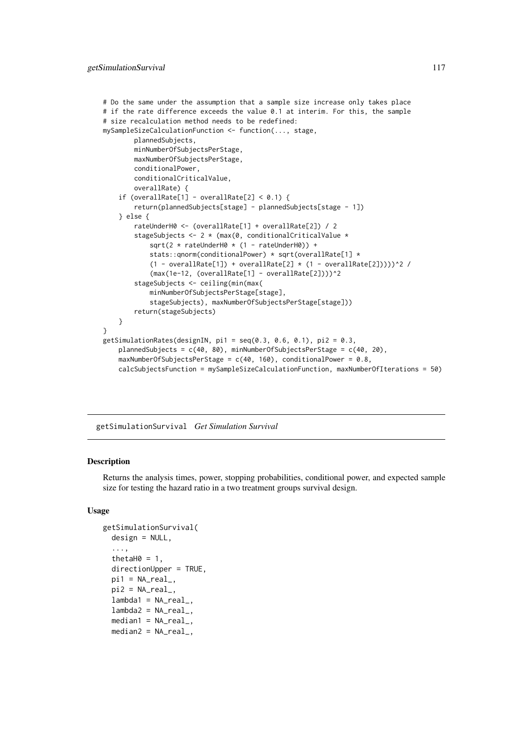```
# Do the same under the assumption that a sample size increase only takes place
# if the rate difference exceeds the value 0.1 at interim. For this, the sample
# size recalculation method needs to be redefined:
mySampleSizeCalculationFunction <- function(..., stage,
        plannedSubjects,
        minNumberOfSubjectsPerStage,
        maxNumberOfSubjectsPerStage,
        conditionalPower,
        conditionalCriticalValue,
        overallRate) {
    if (overallRate[1] - overallRate[2] < 0.1) {
        return(plannedSubjects[stage] - plannedSubjects[stage - 1])
    } else {
        rateUnderH0 <- (overallRate[1] + overallRate[2]) / 2
        stageSubjects <- 2 * (max(0, conditionalCriticalValue *
            sqrt(2 * rateUnderH0 * (1 - rateUnderH0)) +
            stats::qnorm(conditionalPower) * sqrt(overallRate[1] *
            (1 - overallRate[1]) + overallRate[2] * (1 - overallRate[2]))))^2 /
            (max(1e-12, (overallRate[1] - overallRate[2])))^2
        stageSubjects <- ceiling(min(max(
            minNumberOfSubjectsPerStage[stage],
            stageSubjects), maxNumberOfSubjectsPerStage[stage]))
        return(stageSubjects)
    }
}
getSimulationRates(designIN, pi1 = seq(0.3, 0.6, 0.1), pi2 = 0.3,
    plannedSubjects = c(40, 80), minNumberOfSubjectsPerStage = c(40, 20),
    maxNumberOfSubjectsPerStage = c(40, 160), conditionalPower = 0.8,
    calcSubjectsFunction = mySampleSizeCalculationFunction, maxNumberOfIterations = 50)
```

---

## getSimulationSurvival *Get Simulation Survival*

### Description

Returns the analysis times, power, stopping probabilities, conditional power, and expected sample size for testing the hazard ratio in a two treatment groups survival design.

### Usage

```
getSimulationSurvival(
  design = NULL,
  ...,
  thetaH0 = 1,
  directionUpper = TRUE,
  pi1 = NA_real_,
  pi2 = NA_real_,
  lambda1 = NA_real_,
  lambda2 = NA_real_,
  median1 = NA_real_,
  median2 = NA_real_,
```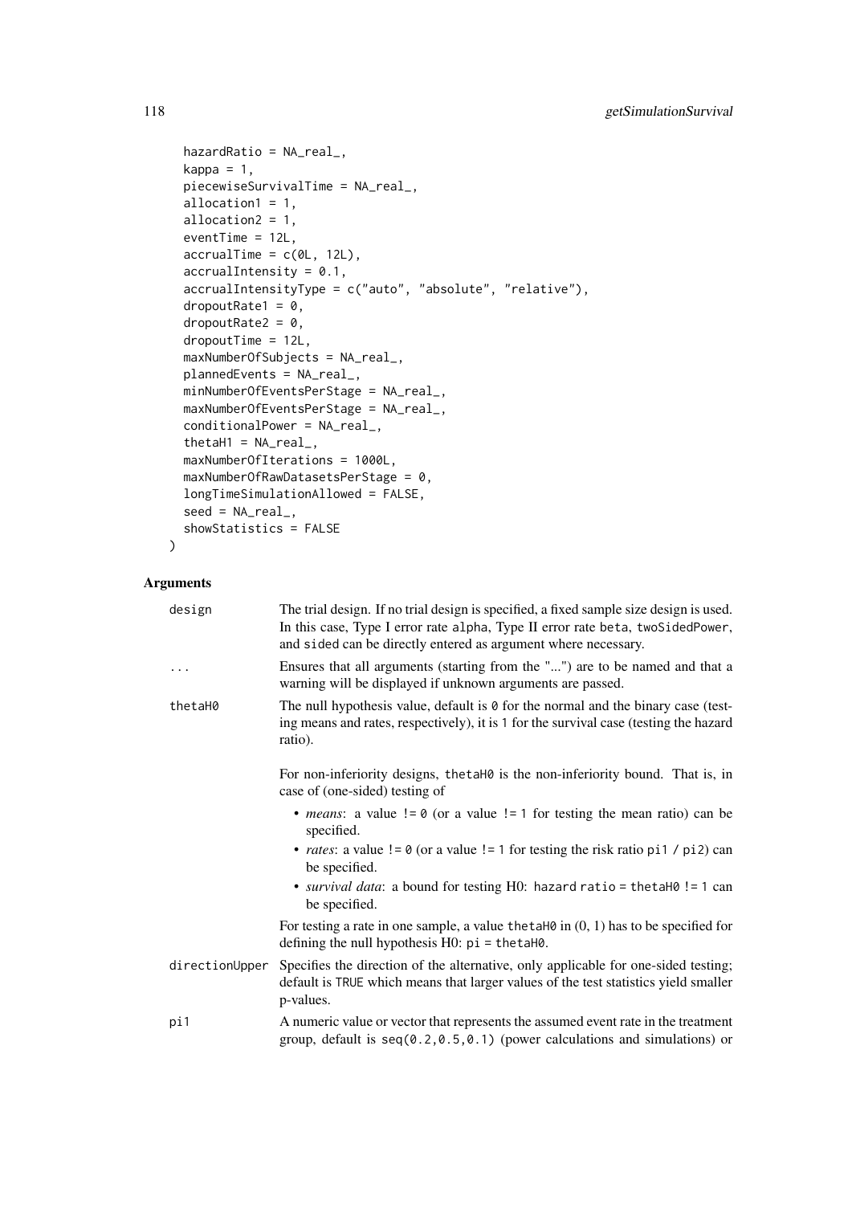```
  hazardRatio = NA_real_,
  kappa = 1,
  piecewiseSurvivalTime = NA_real_,
  allocation1 = 1,
  allocation2 = 1,
  eventTime = 12L,
  accrualTime = c(0L, 12L),
  accrualIntensity = 0.1,
  accrualIntensityType = c("auto", "absolute", "relative"),
  dropoutRate1 = 0,
  dropoutRate2 = 0,
  dropoutTime = 12L,
  maxNumberOfSubjects = NA_real_,
  plannedEvents = NA_real_,
  minNumberOfEventsPerStage = NA_real_,
  maxNumberOfEventsPerStage = NA_real_,
  conditionalPower = NA_real_,
  thetaH1 = NA_real_,
  maxNumberOfIterations = 1000L,
  maxNumberOfRawDatasetsPerStage = 0,
  longTimeSimulationAllowed = FALSE,
  seed = NA_real_,
  showStatistics = FALSE
)
```

## Arguments

| | |
|---|---|
| design | The trial design. If no trial design is specified, a fixed sample size design is used. In this case, Type I error rate `alpha`, Type II error rate `beta`, `twoSidedPower`, and `sided` can be directly entered as argument where necessary. |
| ... | Ensures that all arguments (starting from the "...") are to be named and that a warning will be displayed if unknown arguments are passed. |
| thetaH0 | The null hypothesis value, default is `0` for the normal and the binary case (testing means and rates, respectively), it is `1` for the survival case (testing the hazard ratio).<br><br>For non-inferiority designs, `thetaH0` is the non-inferiority bound. That is, in case of (one-sided) testing of<br>• *means*: a value `!= 0` (or a value `!= 1` for testing the mean ratio) can be specified.<br>• *rates*: a value `!= 0` (or a value `!= 1` for testing the risk ratio `pi1 / pi2`) can be specified.<br>• *survival data*: a bound for testing H0: `hazard ratio = thetaH0 != 1` can be specified.<br><br>For testing a rate in one sample, a value `thetaH0` in (0, 1) has to be specified for defining the null hypothesis H0: `pi = thetaH0`. |
| directionUpper | Specifies the direction of the alternative, only applicable for one-sided testing; default is `TRUE` which means that larger values of the test statistics yield smaller p-values. |
| pi1 | A numeric value or vector that represents the assumed event rate in the treatment group, default is `seq(0.2,0.5,0.1)` (power calculations and simulations) or |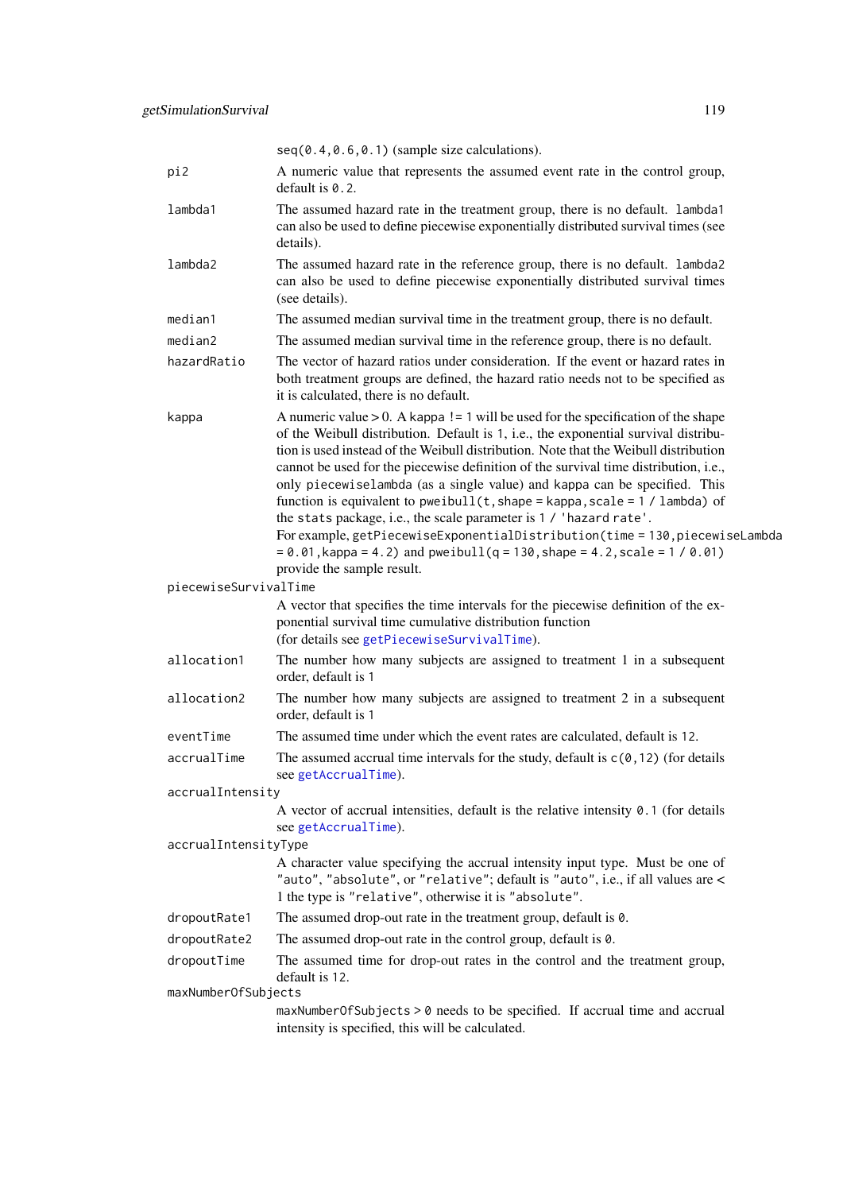seq(0.4,0.6,0.1) (sample size calculations).

- `pi2` — A numeric value that represents the assumed event rate in the control group, default is `0.2`.
- `lambda1` — The assumed hazard rate in the treatment group, there is no default. `lambda1` can also be used to define piecewise exponentially distributed survival times (see details).
- `lambda2` — The assumed hazard rate in the reference group, there is no default. `lambda2` can also be used to define piecewise exponentially distributed survival times (see details).
- `median1` — The assumed median survival time in the treatment group, there is no default.
- `median2` — The assumed median survival time in the reference group, there is no default.
- `hazardRatio` — The vector of hazard ratios under consideration. If the event or hazard rates in both treatment groups are defined, the hazard ratio needs not to be specified as it is calculated, there is no default.
- `kappa` — A numeric value > 0. A `kappa != 1` will be used for the specification of the shape of the Weibull distribution. Default is `1`, i.e., the exponential survival distribution is used instead of the Weibull distribution. Note that the Weibull distribution cannot be used for the piecewise definition of the survival time distribution, i.e., only `piecewiselambda` (as a single value) and `kappa` can be specified. This function is equivalent to `pweibull(t, shape = kappa, scale = 1 / lambda)` of the `stats` package, i.e., the scale parameter is `1 / 'hazard rate'`.
  For example, `getPiecewiseExponentialDistribution(time = 130, piecewiseLambda = 0.01, kappa = 4.2)` and `pweibull(q = 130, shape = 4.2, scale = 1 / 0.01)` provide the sample result.
- `piecewiseSurvivalTime` — A vector that specifies the time intervals for the piecewise definition of the exponential survival time cumulative distribution function (for details see `getPiecewiseSurvivalTime`).
- `allocation1` — The number how many subjects are assigned to treatment 1 in a subsequent order, default is `1`
- `allocation2` — The number how many subjects are assigned to treatment 2 in a subsequent order, default is `1`
- `eventTime` — The assumed time under which the event rates are calculated, default is `12`.
- `accrualTime` — The assumed accrual time intervals for the study, default is `c(0,12)` (for details see `getAccrualTime`).
- `accrualIntensity` — A vector of accrual intensities, default is the relative intensity `0.1` (for details see `getAccrualTime`).
- `accrualIntensityType` — A character value specifying the accrual intensity input type. Must be one of `"auto"`, `"absolute"`, or `"relative"`; default is `"auto"`, i.e., if all values are < 1 the type is `"relative"`, otherwise it is `"absolute"`.
- `dropoutRate1` — The assumed drop-out rate in the treatment group, default is `0`.
- `dropoutRate2` — The assumed drop-out rate in the control group, default is `0`.
- `dropoutTime` — The assumed time for drop-out rates in the control and the treatment group, default is `12`.
- `maxNumberOfSubjects` — `maxNumberOfSubjects > 0` needs to be specified. If accrual time and accrual intensity is specified, this will be calculated.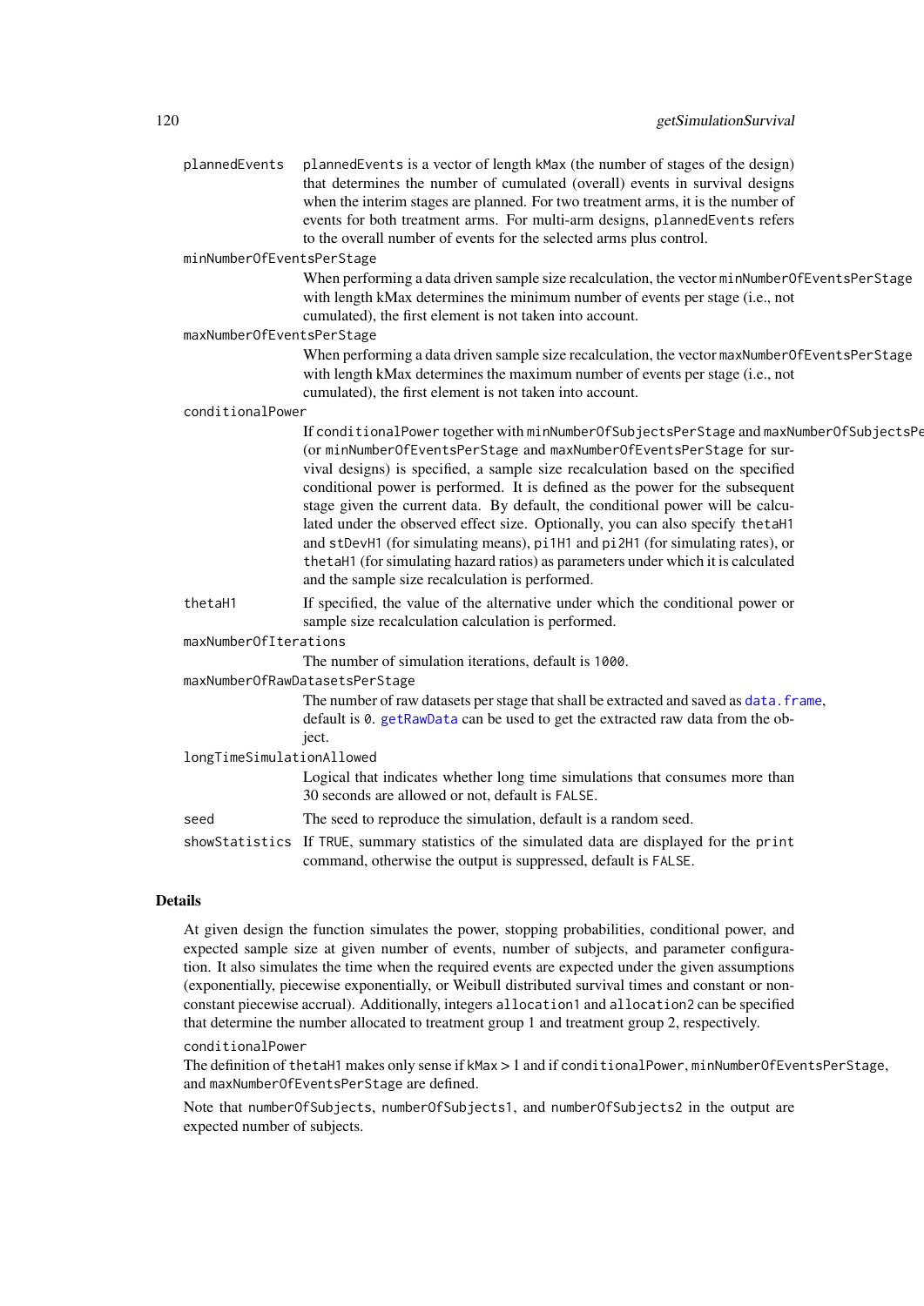`plannedEvents`
: `plannedEvents` is a vector of length `kMax` (the number of stages of the design) that determines the number of cumulated (overall) events in survival designs when the interim stages are planned. For two treatment arms, it is the number of events for both treatment arms. For multi-arm designs, `plannedEvents` refers to the overall number of events for the selected arms plus control.

`minNumberOfEventsPerStage`
: When performing a data driven sample size recalculation, the vector `minNumberOfEventsPerStage` with length kMax determines the minimum number of events per stage (i.e., not cumulated), the first element is not taken into account.

`maxNumberOfEventsPerStage`
: When performing a data driven sample size recalculation, the vector `maxNumberOfEventsPerStage` with length kMax determines the maximum number of events per stage (i.e., not cumulated), the first element is not taken into account.

`conditionalPower`
: If `conditionalPower` together with `minNumberOfSubjectsPerStage` and `maxNumberOfSubjectsPe` (or `minNumberOfEventsPerStage` and `maxNumberOfEventsPerStage` for survival designs) is specified, a sample size recalculation based on the specified conditional power is performed. It is defined as the power for the subsequent stage given the current data. By default, the conditional power will be calculated under the observed effect size. Optionally, you can also specify `thetaH1` and `stDevH1` (for simulating means), `pi1H1` and `pi2H1` (for simulating rates), or `thetaH1` (for simulating hazard ratios) as parameters under which it is calculated and the sample size recalculation is performed.

`thetaH1`
: If specified, the value of the alternative under which the conditional power or sample size recalculation calculation is performed.

`maxNumberOfIterations`
: The number of simulation iterations, default is `1000`.

`maxNumberOfRawDatasetsPerStage`
: The number of raw datasets per stage that shall be extracted and saved as `data.frame`, default is `0`. `getRawData` can be used to get the extracted raw data from the object.

`longTimeSimulationAllowed`
: Logical that indicates whether long time simulations that consumes more than 30 seconds are allowed or not, default is `FALSE`.

`seed`
: The seed to reproduce the simulation, default is a random seed.

`showStatistics`
: If `TRUE`, summary statistics of the simulated data are displayed for the `print` command, otherwise the output is suppressed, default is `FALSE`.

## Details

At given design the function simulates the power, stopping probabilities, conditional power, and expected sample size at given number of events, number of subjects, and parameter configuration. It also simulates the time when the required events are expected under the given assumptions (exponentially, piecewise exponentially, or Weibull distributed survival times and constant or non-constant piecewise accrual). Additionally, integers `allocation1` and `allocation2` can be specified that determine the number allocated to treatment group 1 and treatment group 2, respectively.

`conditionalPower`

The definition of `thetaH1` makes only sense if `kMax` > 1 and if `conditionalPower`, `minNumberOfEventsPerStage`, and `maxNumberOfEventsPerStage` are defined.

Note that `numberOfSubjects`, `numberOfSubjects1`, and `numberOfSubjects2` in the output are expected number of subjects.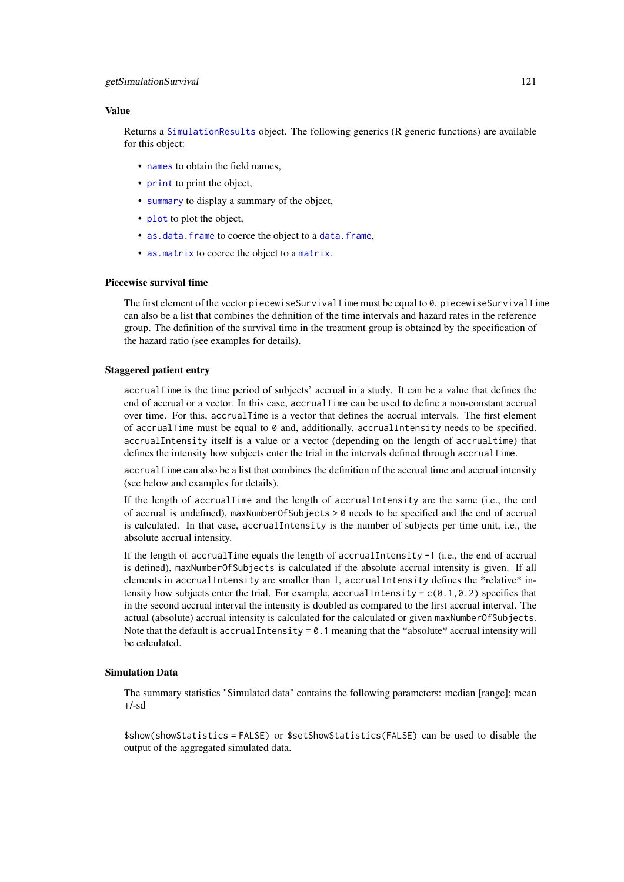## Value

Returns a `SimulationResults` object. The following generics (R generic functions) are available for this object:

- `names` to obtain the field names,
- `print` to print the object,
- `summary` to display a summary of the object,
- `plot` to plot the object,
- `as.data.frame` to coerce the object to a `data.frame`,
- `as.matrix` to coerce the object to a `matrix`.

## Piecewise survival time

The first element of the vector `piecewiseSurvivalTime` must be equal to `0`. `piecewiseSurvivalTime` can also be a list that combines the definition of the time intervals and hazard rates in the reference group. The definition of the survival time in the treatment group is obtained by the specification of the hazard ratio (see examples for details).

## Staggered patient entry

`accrualTime` is the time period of subjects' accrual in a study. It can be a value that defines the end of accrual or a vector. In this case, `accrualTime` can be used to define a non-constant accrual over time. For this, `accrualTime` is a vector that defines the accrual intervals. The first element of `accrualTime` must be equal to `0` and, additionally, `accrualIntensity` needs to be specified. `accrualIntensity` itself is a value or a vector (depending on the length of `accrualtime`) that defines the intensity how subjects enter the trial in the intervals defined through `accrualTime`.

`accrualTime` can also be a list that combines the definition of the accrual time and accrual intensity (see below and examples for details).

If the length of `accrualTime` and the length of `accrualIntensity` are the same (i.e., the end of accrual is undefined), `maxNumberOfSubjects > 0` needs to be specified and the end of accrual is calculated. In that case, `accrualIntensity` is the number of subjects per time unit, i.e., the absolute accrual intensity.

If the length of `accrualTime` equals the length of `accrualIntensity -1` (i.e., the end of accrual is defined), `maxNumberOfSubjects` is calculated if the absolute accrual intensity is given. If all elements in `accrualIntensity` are smaller than 1, `accrualIntensity` defines the *relative* intensity how subjects enter the trial. For example, `accrualIntensity = c(0.1,0.2)` specifies that in the second accrual interval the intensity is doubled as compared to the first accrual interval. The actual (absolute) accrual intensity is calculated for the calculated or given `maxNumberOfSubjects`. Note that the default is `accrualIntensity = 0.1` meaning that the *absolute* accrual intensity will be calculated.

## Simulation Data

The summary statistics "Simulated data" contains the following parameters: median [range]; mean +/-sd

`$show(showStatistics = FALSE)` or `$setShowStatistics(FALSE)` can be used to disable the output of the aggregated simulated data.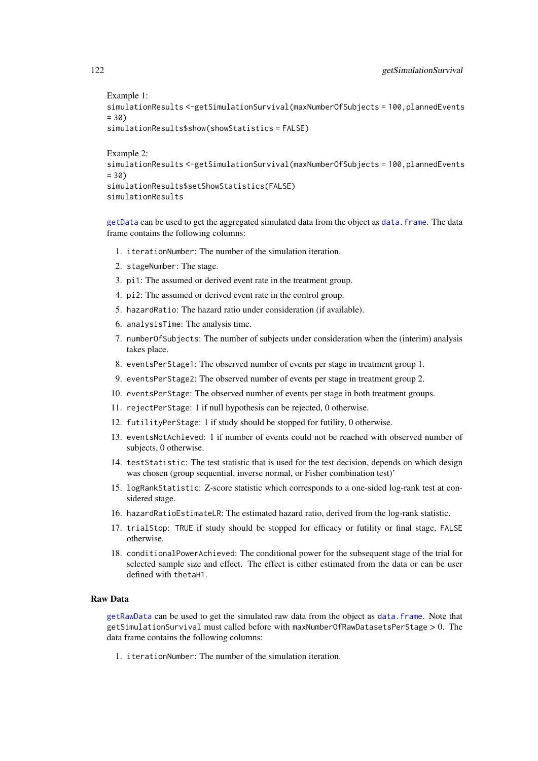Example 1:
```
simulationResults <- getSimulationSurvival(maxNumberOfSubjects = 100, plannedEvents = 30)
simulationResults$show(showStatistics = FALSE)
```

Example 2:
```
simulationResults <- getSimulationSurvival(maxNumberOfSubjects = 100, plannedEvents = 30)
simulationResults$setShowStatistics(FALSE)
simulationResults
```

getData can be used to get the aggregated simulated data from the object as data.frame. The data frame contains the following columns:

1. iterationNumber: The number of the simulation iteration.
2. stageNumber: The stage.
3. pi1: The assumed or derived event rate in the treatment group.
4. pi2: The assumed or derived event rate in the control group.
5. hazardRatio: The hazard ratio under consideration (if available).
6. analysisTime: The analysis time.
7. numberOfSubjects: The number of subjects under consideration when the (interim) analysis takes place.
8. eventsPerStage1: The observed number of events per stage in treatment group 1.
9. eventsPerStage2: The observed number of events per stage in treatment group 2.
10. eventsPerStage: The observed number of events per stage in both treatment groups.
11. rejectPerStage: 1 if null hypothesis can be rejected, 0 otherwise.
12. futilityPerStage: 1 if study should be stopped for futility, 0 otherwise.
13. eventsNotAchieved: 1 if number of events could not be reached with observed number of subjects, 0 otherwise.
14. testStatistic: The test statistic that is used for the test decision, depends on which design was chosen (group sequential, inverse normal, or Fisher combination test)'
15. logRankStatistic: Z-score statistic which corresponds to a one-sided log-rank test at considered stage.
16. hazardRatioEstimateLR: The estimated hazard ratio, derived from the log-rank statistic.
17. trialStop: TRUE if study should be stopped for efficacy or futility or final stage, FALSE otherwise.
18. conditionalPowerAchieved: The conditional power for the subsequent stage of the trial for selected sample size and effect. The effect is either estimated from the data or can be user defined with thetaH1.

## Raw Data

getRawData can be used to get the simulated raw data from the object as data.frame. Note that getSimulationSurvival must called before with maxNumberOfRawDatasetsPerStage > 0. The data frame contains the following columns:

1. iterationNumber: The number of the simulation iteration.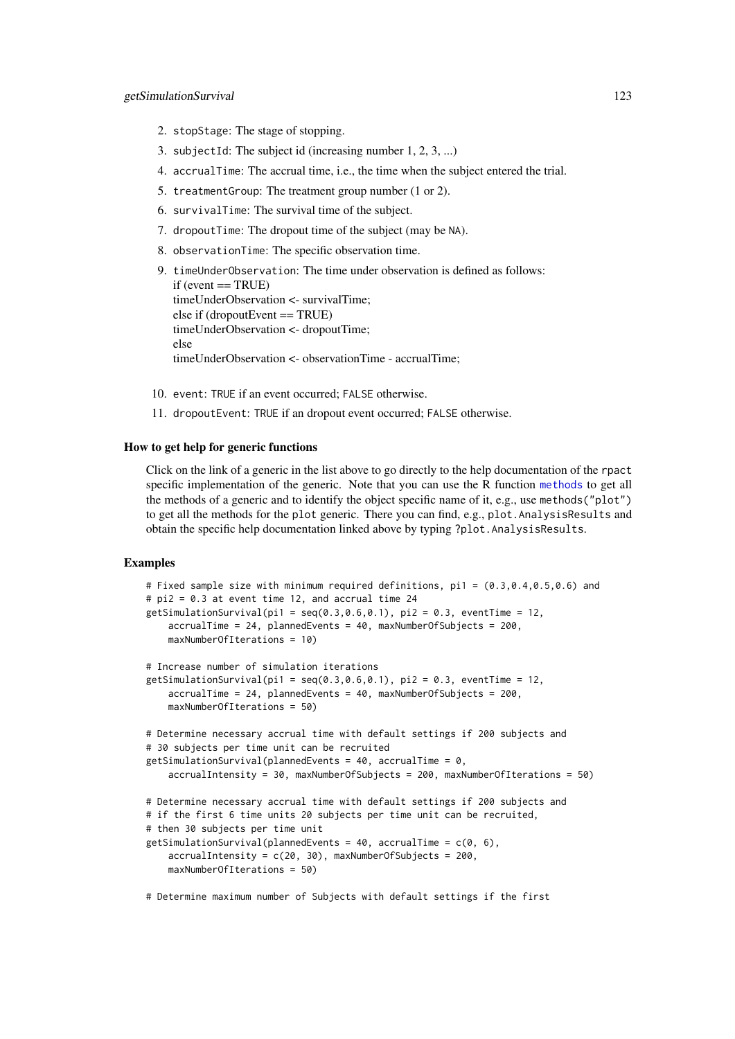2. `stopStage`: The stage of stopping.
3. `subjectId`: The subject id (increasing number 1, 2, 3, ...)
4. `accrualTime`: The accrual time, i.e., the time when the subject entered the trial.
5. `treatmentGroup`: The treatment group number (1 or 2).
6. `survivalTime`: The survival time of the subject.
7. `dropoutTime`: The dropout time of the subject (may be `NA`).
8. `observationTime`: The specific observation time.
9. `timeUnderObservation`: The time under observation is defined as follows:
   if (event == TRUE)
   timeUnderObservation <- survivalTime;
   else if (dropoutEvent == TRUE)
   timeUnderObservation <- dropoutTime;
   else
   timeUnderObservation <- observationTime - accrualTime;
10. `event`: `TRUE` if an event occurred; `FALSE` otherwise.
11. `dropoutEvent`: `TRUE` if an dropout event occurred; `FALSE` otherwise.

### How to get help for generic functions

Click on the link of a generic in the list above to go directly to the help documentation of the `rpact` specific implementation of the generic. Note that you can use the R function `methods` to get all the methods of a generic and to identify the object specific name of it, e.g., use `methods("plot")` to get all the methods for the `plot` generic. There you can find, e.g., `plot.AnalysisResults` and obtain the specific help documentation linked above by typing `?plot.AnalysisResults`.

### Examples

```
# Fixed sample size with minimum required definitions, pi1 = (0.3,0.4,0.5,0.6) and
# pi2 = 0.3 at event time 12, and accrual time 24
getSimulationSurvival(pi1 = seq(0.3,0.6,0.1), pi2 = 0.3, eventTime = 12,
    accrualTime = 24, plannedEvents = 40, maxNumberOfSubjects = 200,
    maxNumberOfIterations = 10)

# Increase number of simulation iterations
getSimulationSurvival(pi1 = seq(0.3,0.6,0.1), pi2 = 0.3, eventTime = 12,
    accrualTime = 24, plannedEvents = 40, maxNumberOfSubjects = 200,
    maxNumberOfIterations = 50)

# Determine necessary accrual time with default settings if 200 subjects and
# 30 subjects per time unit can be recruited
getSimulationSurvival(plannedEvents = 40, accrualTime = 0,
    accrualIntensity = 30, maxNumberOfSubjects = 200, maxNumberOfIterations = 50)

# Determine necessary accrual time with default settings if 200 subjects and
# if the first 6 time units 20 subjects per time unit can be recruited,
# then 30 subjects per time unit
getSimulationSurvival(plannedEvents = 40, accrualTime = c(0, 6),
    accrualIntensity = c(20, 30), maxNumberOfSubjects = 200,
    maxNumberOfIterations = 50)

# Determine maximum number of Subjects with default settings if the first
```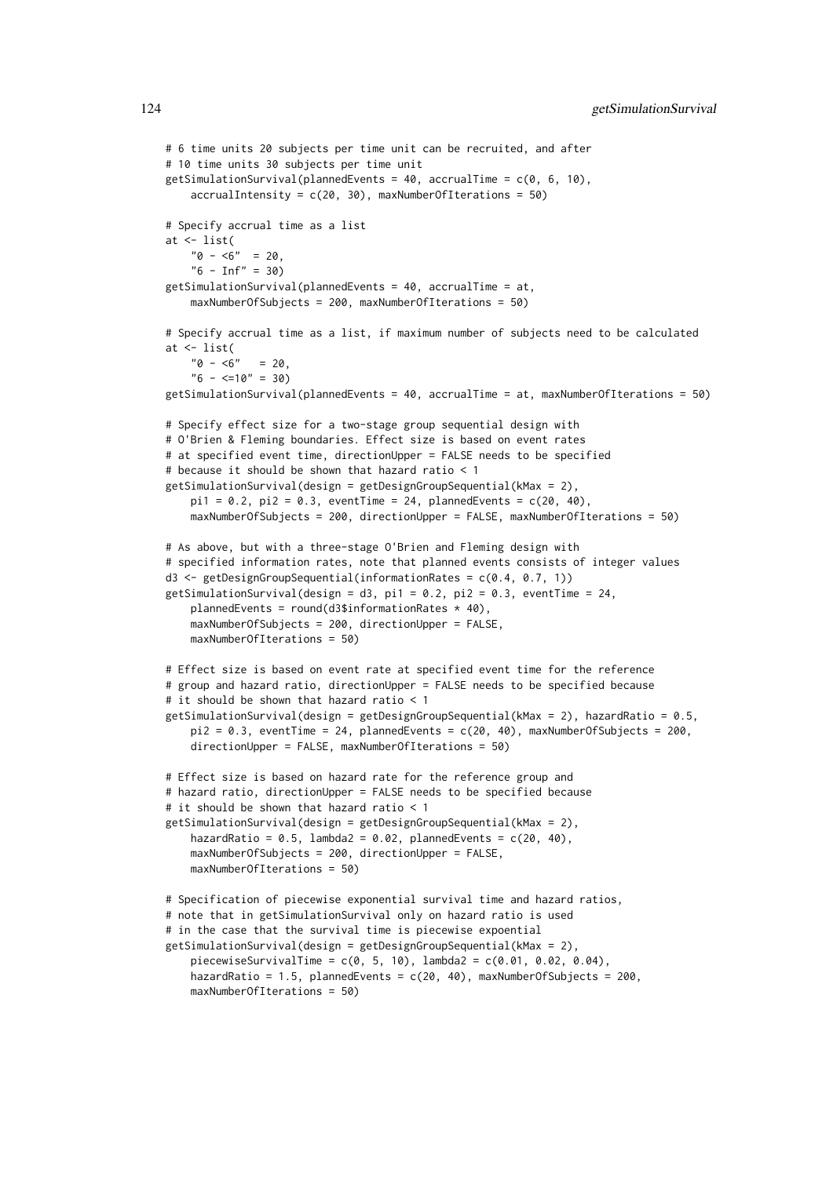```
# 6 time units 20 subjects per time unit can be recruited, and after
# 10 time units 30 subjects per time unit
getSimulationSurvival(plannedEvents = 40, accrualTime = c(0, 6, 10),
    accrualIntensity = c(20, 30), maxNumberOfIterations = 50)

# Specify accrual time as a list
at <- list(
    "0 - <6"  = 20,
    "6 - Inf" = 30)
getSimulationSurvival(plannedEvents = 40, accrualTime = at,
    maxNumberOfSubjects = 200, maxNumberOfIterations = 50)

# Specify accrual time as a list, if maximum number of subjects need to be calculated
at <- list(
    "0 - <6"   = 20,
    "6 - <=10" = 30)
getSimulationSurvival(plannedEvents = 40, accrualTime = at, maxNumberOfIterations = 50)

# Specify effect size for a two-stage group sequential design with
# O'Brien & Fleming boundaries. Effect size is based on event rates
# at specified event time, directionUpper = FALSE needs to be specified
# because it should be shown that hazard ratio < 1
getSimulationSurvival(design = getDesignGroupSequential(kMax = 2),
    pi1 = 0.2, pi2 = 0.3, eventTime = 24, plannedEvents = c(20, 40),
    maxNumberOfSubjects = 200, directionUpper = FALSE, maxNumberOfIterations = 50)

# As above, but with a three-stage O'Brien and Fleming design with
# specified information rates, note that planned events consists of integer values
d3 <- getDesignGroupSequential(informationRates = c(0.4, 0.7, 1))
getSimulationSurvival(design = d3, pi1 = 0.2, pi2 = 0.3, eventTime = 24,
    plannedEvents = round(d3$informationRates * 40),
    maxNumberOfSubjects = 200, directionUpper = FALSE,
    maxNumberOfIterations = 50)

# Effect size is based on event rate at specified event time for the reference
# group and hazard ratio, directionUpper = FALSE needs to be specified because
# it should be shown that hazard ratio < 1
getSimulationSurvival(design = getDesignGroupSequential(kMax = 2), hazardRatio = 0.5,
    pi2 = 0.3, eventTime = 24, plannedEvents = c(20, 40), maxNumberOfSubjects = 200,
    directionUpper = FALSE, maxNumberOfIterations = 50)

# Effect size is based on hazard rate for the reference group and
# hazard ratio, directionUpper = FALSE needs to be specified because
# it should be shown that hazard ratio < 1
getSimulationSurvival(design = getDesignGroupSequential(kMax = 2),
    hazardRatio = 0.5, lambda2 = 0.02, plannedEvents = c(20, 40),
    maxNumberOfSubjects = 200, directionUpper = FALSE,
    maxNumberOfIterations = 50)

# Specification of piecewise exponential survival time and hazard ratios,
# note that in getSimulationSurvival only on hazard ratio is used
# in the case that the survival time is piecewise expoential
getSimulationSurvival(design = getDesignGroupSequential(kMax = 2),
    piecewiseSurvivalTime = c(0, 5, 10), lambda2 = c(0.01, 0.02, 0.04),
    hazardRatio = 1.5, plannedEvents = c(20, 40), maxNumberOfSubjects = 200,
    maxNumberOfIterations = 50)
```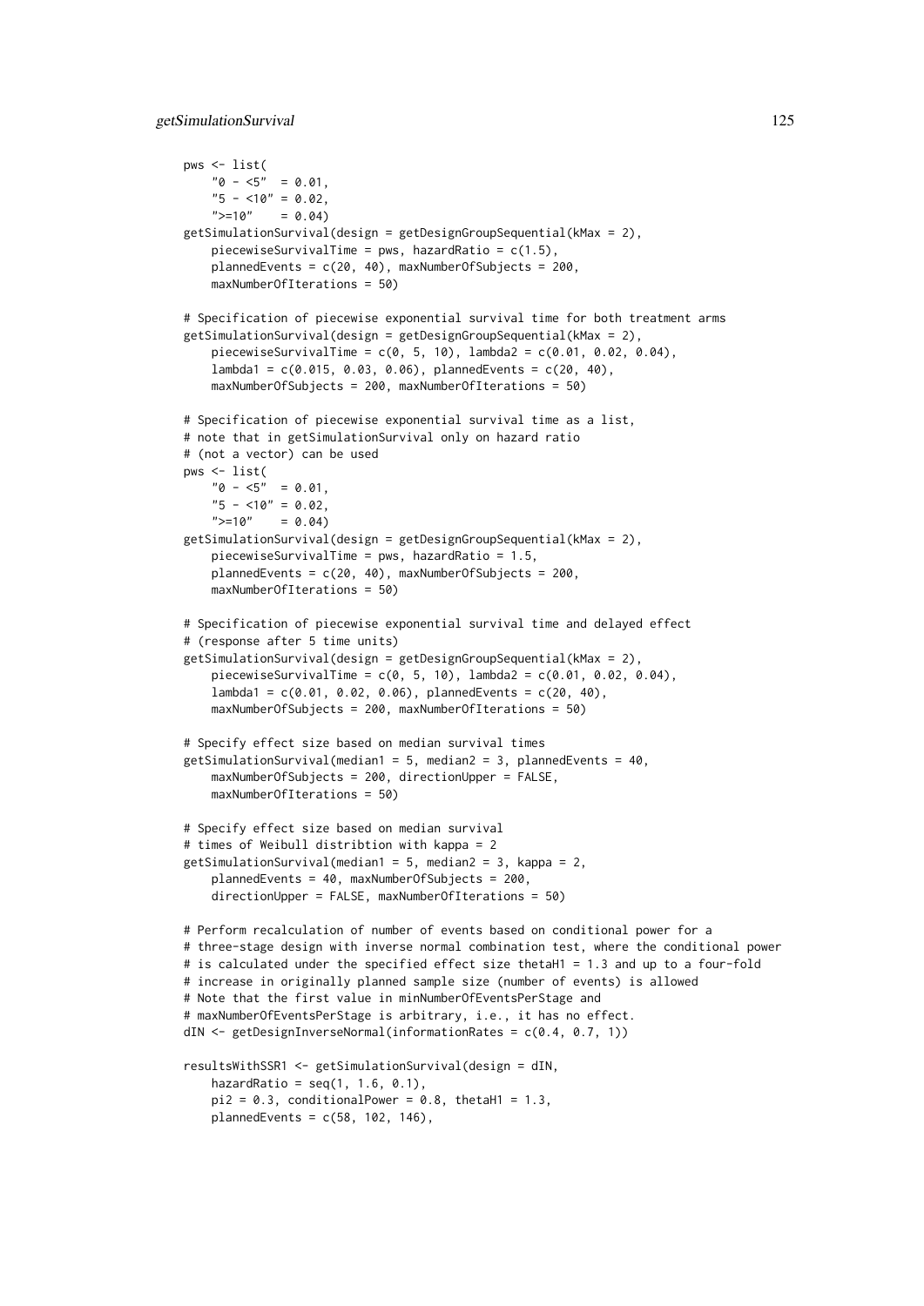```
pws <- list(
    "0 - <5"  = 0.01,
    "5 - <10" = 0.02,
    ">=10"    = 0.04)
getSimulationSurvival(design = getDesignGroupSequential(kMax = 2),
    piecewiseSurvivalTime = pws, hazardRatio = c(1.5),
    plannedEvents = c(20, 40), maxNumberOfSubjects = 200,
    maxNumberOfIterations = 50)

# Specification of piecewise exponential survival time for both treatment arms
getSimulationSurvival(design = getDesignGroupSequential(kMax = 2),
    piecewiseSurvivalTime = c(0, 5, 10), lambda2 = c(0.01, 0.02, 0.04),
    lambda1 = c(0.015, 0.03, 0.06), plannedEvents = c(20, 40),
    maxNumberOfSubjects = 200, maxNumberOfIterations = 50)

# Specification of piecewise exponential survival time as a list,
# note that in getSimulationSurvival only on hazard ratio
# (not a vector) can be used
pws <- list(
    "0 - <5"  = 0.01,
    "5 - <10" = 0.02,
    ">=10"    = 0.04)
getSimulationSurvival(design = getDesignGroupSequential(kMax = 2),
    piecewiseSurvivalTime = pws, hazardRatio = 1.5,
    plannedEvents = c(20, 40), maxNumberOfSubjects = 200,
    maxNumberOfIterations = 50)

# Specification of piecewise exponential survival time and delayed effect
# (response after 5 time units)
getSimulationSurvival(design = getDesignGroupSequential(kMax = 2),
    piecewiseSurvivalTime = c(0, 5, 10), lambda2 = c(0.01, 0.02, 0.04),
    lambda1 = c(0.01, 0.02, 0.06), plannedEvents = c(20, 40),
    maxNumberOfSubjects = 200, maxNumberOfIterations = 50)

# Specify effect size based on median survival times
getSimulationSurvival(median1 = 5, median2 = 3, plannedEvents = 40,
    maxNumberOfSubjects = 200, directionUpper = FALSE,
    maxNumberOfIterations = 50)

# Specify effect size based on median survival
# times of Weibull distribtion with kappa = 2
getSimulationSurvival(median1 = 5, median2 = 3, kappa = 2,
    plannedEvents = 40, maxNumberOfSubjects = 200,
    directionUpper = FALSE, maxNumberOfIterations = 50)

# Perform recalculation of number of events based on conditional power for a
# three-stage design with inverse normal combination test, where the conditional power
# is calculated under the specified effect size thetaH1 = 1.3 and up to a four-fold
# increase in originally planned sample size (number of events) is allowed
# Note that the first value in minNumberOfEventsPerStage and
# maxNumberOfEventsPerStage is arbitrary, i.e., it has no effect.
dIN <- getDesignInverseNormal(informationRates = c(0.4, 0.7, 1))

resultsWithSSR1 <- getSimulationSurvival(design = dIN,
    hazardRatio = seq(1, 1.6, 0.1),
    pi2 = 0.3, conditionalPower = 0.8, thetaH1 = 1.3,
    plannedEvents = c(58, 102, 146),
```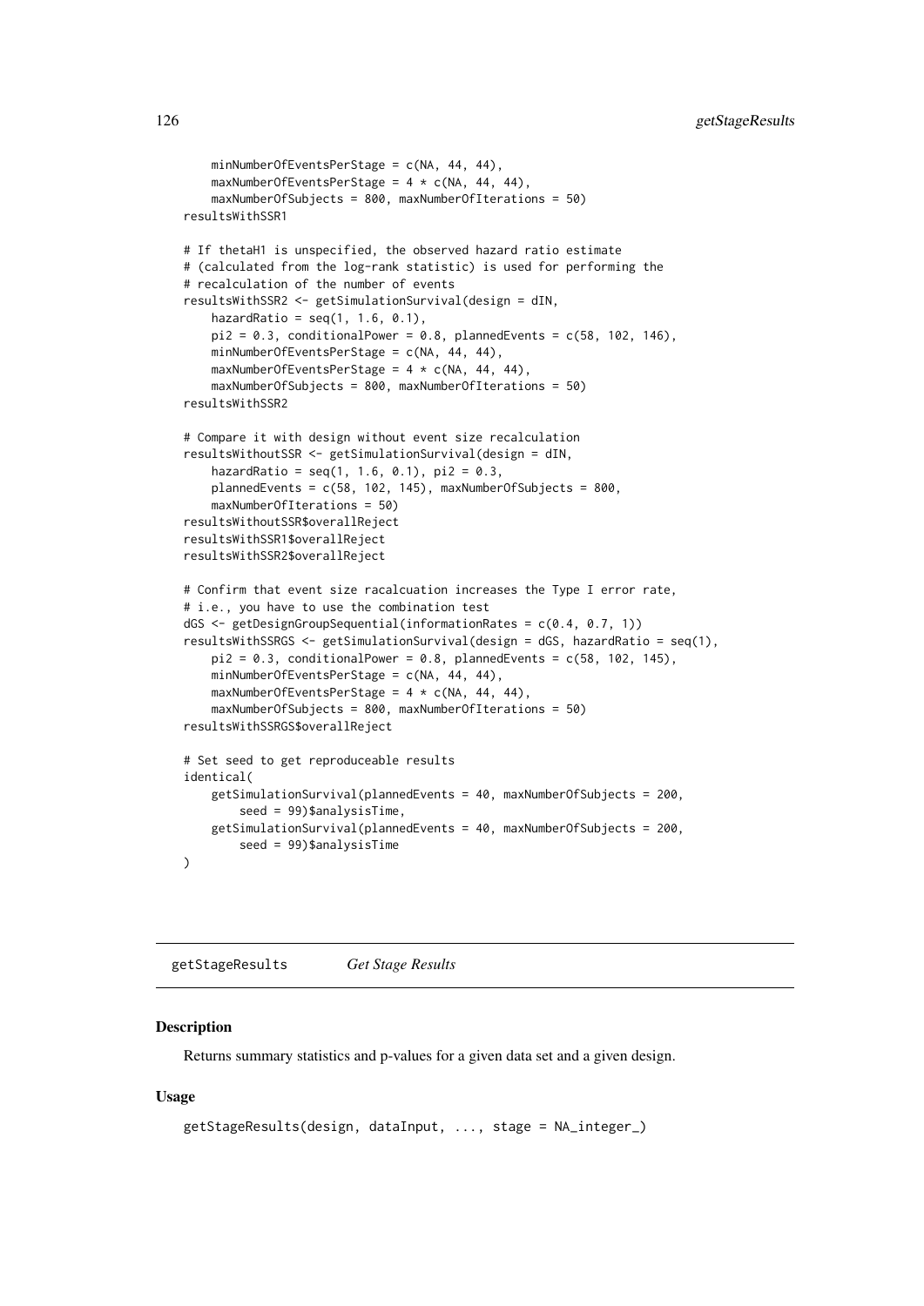```
    minNumberOfEventsPerStage = c(NA, 44, 44),
    maxNumberOfEventsPerStage = 4 * c(NA, 44, 44),
    maxNumberOfSubjects = 800, maxNumberOfIterations = 50)
resultsWithSSR1

# If thetaH1 is unspecified, the observed hazard ratio estimate
# (calculated from the log-rank statistic) is used for performing the
# recalculation of the number of events
resultsWithSSR2 <- getSimulationSurvival(design = dIN,
    hazardRatio = seq(1, 1.6, 0.1),
    pi2 = 0.3, conditionalPower = 0.8, plannedEvents = c(58, 102, 146),
    minNumberOfEventsPerStage = c(NA, 44, 44),
    maxNumberOfEventsPerStage = 4 * c(NA, 44, 44),
    maxNumberOfSubjects = 800, maxNumberOfIterations = 50)
resultsWithSSR2

# Compare it with design without event size recalculation
resultsWithoutSSR <- getSimulationSurvival(design = dIN,
    hazardRatio = seq(1, 1.6, 0.1), pi2 = 0.3,
    plannedEvents = c(58, 102, 145), maxNumberOfSubjects = 800,
    maxNumberOfIterations = 50)
resultsWithoutSSR$overallReject
resultsWithSSR1$overallReject
resultsWithSSR2$overallReject

# Confirm that event size racalcuation increases the Type I error rate,
# i.e., you have to use the combination test
dGS <- getDesignGroupSequential(informationRates = c(0.4, 0.7, 1))
resultsWithSSRGS <- getSimulationSurvival(design = dGS, hazardRatio = seq(1),
    pi2 = 0.3, conditionalPower = 0.8, plannedEvents = c(58, 102, 145),
    minNumberOfEventsPerStage = c(NA, 44, 44),
    maxNumberOfEventsPerStage = 4 * c(NA, 44, 44),
    maxNumberOfSubjects = 800, maxNumberOfIterations = 50)
resultsWithSSRGS$overallReject

# Set seed to get reproduceable results
identical(
    getSimulationSurvival(plannedEvents = 40, maxNumberOfSubjects = 200,
        seed = 99)$analysisTime,
    getSimulationSurvival(plannedEvents = 40, maxNumberOfSubjects = 200,
        seed = 99)$analysisTime
)
```

## getStageResults *Get Stage Results*

### Description

Returns summary statistics and p-values for a given data set and a given design.

### Usage

```
getStageResults(design, dataInput, ..., stage = NA_integer_)
```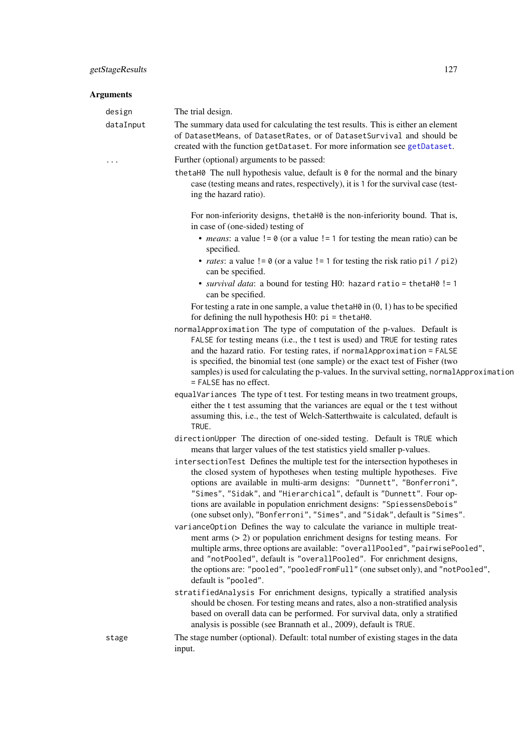## Arguments

- `design` The trial design.
- `dataInput` The summary data used for calculating the test results. This is either an element of `DatasetMeans`, of `DatasetRates`, or of `DatasetSurvival` and should be created with the function `getDataset`. For more information see `getDataset`.
- `...` Further (optional) arguments to be passed:
  - `thetaH0` The null hypothesis value, default is `0` for the normal and the binary case (testing means and rates, respectively), it is `1` for the survival case (testing the hazard ratio).

    For non-inferiority designs, `thetaH0` is the non-inferiority bound. That is, in case of (one-sided) testing of
    - *means*: a value `!= 0` (or a value `!= 1` for testing the mean ratio) can be specified.
    - *rates*: a value `!= 0` (or a value `!= 1` for testing the risk ratio `pi1 / pi2`) can be specified.
    - *survival data*: a bound for testing H0: `hazard ratio = thetaH0 != 1` can be specified.

    For testing a rate in one sample, a value `thetaH0` in (0, 1) has to be specified for defining the null hypothesis H0: `pi = thetaH0`.
  - `normalApproximation` The type of computation of the p-values. Default is `FALSE` for testing means (i.e., the t test is used) and `TRUE` for testing rates and the hazard ratio. For testing rates, if `normalApproximation = FALSE` is specified, the binomial test (one sample) or the exact test of Fisher (two samples) is used for calculating the p-values. In the survival setting, `normalApproximation = FALSE` has no effect.
  - `equalVariances` The type of t test. For testing means in two treatment groups, either the t test assuming that the variances are equal or the t test without assuming this, i.e., the test of Welch-Satterthwaite is calculated, default is `TRUE`.
  - `directionUpper` The direction of one-sided testing. Default is `TRUE` which means that larger values of the test statistics yield smaller p-values.
  - `intersectionTest` Defines the multiple test for the intersection hypotheses in the closed system of hypotheses when testing multiple hypotheses. Five options are available in multi-arm designs: `"Dunnett"`, `"Bonferroni"`, `"Simes"`, `"Sidak"`, and `"Hierarchical"`, default is `"Dunnett"`. Four options are available in population enrichment designs: `"SpiessensDebois"` (one subset only), `"Bonferroni"`, `"Simes"`, and `"Sidak"`, default is `"Simes"`.
  - `varianceOption` Defines the way to calculate the variance in multiple treatment arms (> 2) or population enrichment designs for testing means. For multiple arms, three options are available: `"overallPooled"`, `"pairwisePooled"`, and `"notPooled"`, default is `"overallPooled"`. For enrichment designs, the options are: `"pooled"`, `"pooledFromFull"` (one subset only), and `"notPooled"`, default is `"pooled"`.
  - `stratifiedAnalysis` For enrichment designs, typically a stratified analysis should be chosen. For testing means and rates, also a non-stratified analysis based on overall data can be performed. For survival data, only a stratified analysis is possible (see Brannath et al., 2009), default is `TRUE`.
- `stage` The stage number (optional). Default: total number of existing stages in the data input.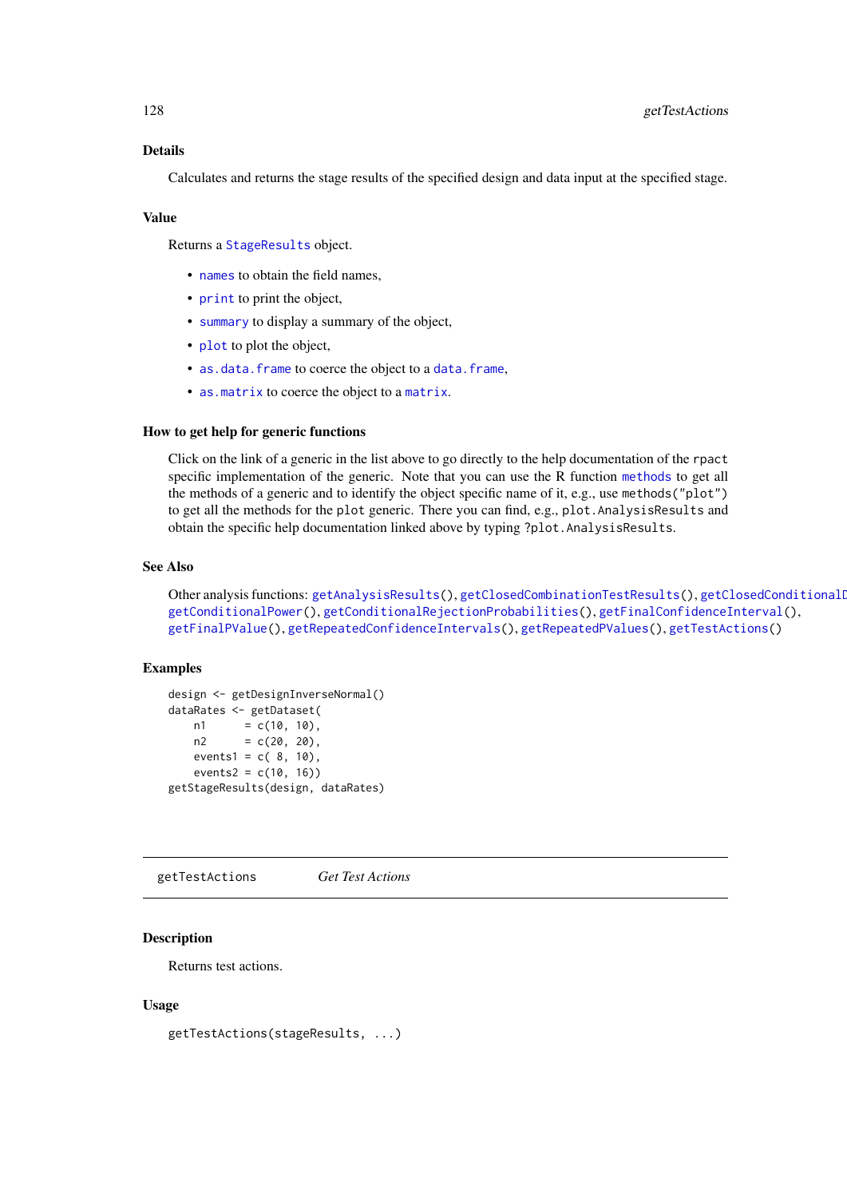## Details

Calculates and returns the stage results of the specified design and data input at the specified stage.

## Value

Returns a StageResults object.

- names to obtain the field names,
- print to print the object,
- summary to display a summary of the object,
- plot to plot the object,
- as.data.frame to coerce the object to a data.frame,
- as.matrix to coerce the object to a matrix.

## How to get help for generic functions

Click on the link of a generic in the list above to go directly to the help documentation of the rpact specific implementation of the generic. Note that you can use the R function methods to get all the methods of a generic and to identify the object specific name of it, e.g., use methods("plot") to get all the methods for the plot generic. There you can find, e.g., plot.AnalysisResults and obtain the specific help documentation linked above by typing ?plot.AnalysisResults.

## See Also

Other analysis functions: getAnalysisResults(), getClosedCombinationTestResults(), getClosedConditionalD getConditionalPower(), getConditionalRejectionProbabilities(), getFinalConfidenceInterval(), getFinalPValue(), getRepeatedConfidenceIntervals(), getRepeatedPValues(), getTestActions()

## Examples

```
design <- getDesignInverseNormal()
dataRates <- getDataset(
    n1      = c(10, 10),
    n2      = c(20, 20),
    events1 = c( 8, 10),
    events2 = c(10, 16))
getStageResults(design, dataRates)
```

---

# getTestActions &nbsp;&nbsp;&nbsp; *Get Test Actions*

## Description

Returns test actions.

## Usage

```
getTestActions(stageResults, ...)
```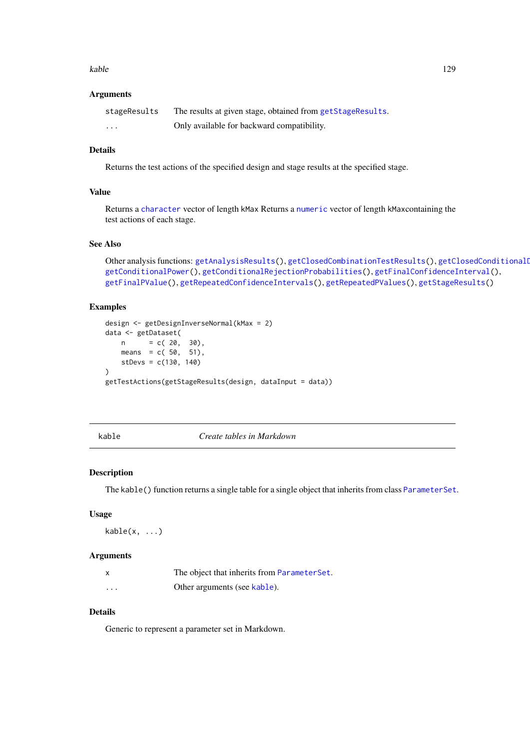### Arguments

| | |
|---|---|
| `stageResults` | The results at given stage, obtained from `getStageResults`. |
| `...` | Only available for backward compatibility. |

### Details

Returns the test actions of the specified design and stage results at the specified stage.

### Value

Returns a `character` vector of length `kMax` Returns a `numeric` vector of length `kMax`containing the test actions of each stage.

### See Also

Other analysis functions: `getAnalysisResults()`, `getClosedCombinationTestResults()`, `getClosedConditionalD` `getConditionalPower()`, `getConditionalRejectionProbabilities()`, `getFinalConfidenceInterval()`, `getFinalPValue()`, `getRepeatedConfidenceIntervals()`, `getRepeatedPValues()`, `getStageResults()`

### Examples

```
design <- getDesignInverseNormal(kMax = 2)
data <- getDataset(
    n      = c( 20,  30),
    means  = c( 50,  51),
    stDevs = c(130, 140)
)
getTestActions(getStageResults(design, dataInput = data))
```

---

## kable — *Create tables in Markdown*

---

### Description

The `kable()` function returns a single table for a single object that inherits from class `ParameterSet`.

### Usage

```
kable(x, ...)
```

### Arguments

| | |
|---|---|
| `x` | The object that inherits from `ParameterSet`. |
| `...` | Other arguments (see `kable`). |

### Details

Generic to represent a parameter set in Markdown.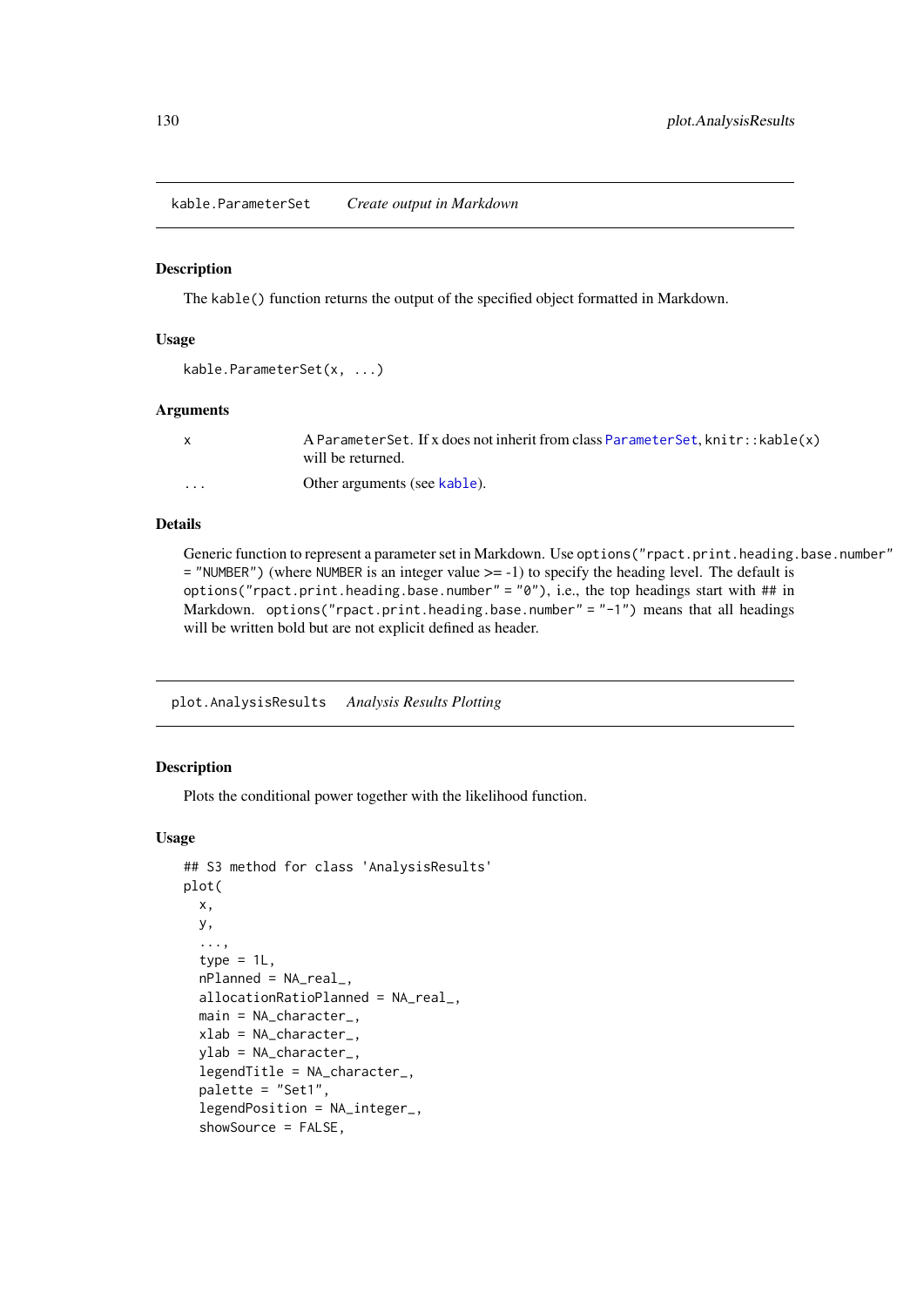## kable.ParameterSet *Create output in Markdown*

### Description

The `kable()` function returns the output of the specified object formatted in Markdown.

### Usage

```
kable.ParameterSet(x, ...)
```

### Arguments

| | |
|---|---|
| x | A ParameterSet. If x does not inherit from class ParameterSet, `knitr::kable(x)` will be returned. |
| ... | Other arguments (see kable). |

### Details

Generic function to represent a parameter set in Markdown. Use `options("rpact.print.heading.base.number" = "NUMBER")` (where NUMBER is an integer value >= -1) to specify the heading level. The default is `options("rpact.print.heading.base.number" = "0")`, i.e., the top headings start with ## in Markdown. `options("rpact.print.heading.base.number" = "-1")` means that all headings will be written bold but are not explicit defined as header.

## plot.AnalysisResults *Analysis Results Plotting*

### Description

Plots the conditional power together with the likelihood function.

### Usage

```
## S3 method for class 'AnalysisResults'
plot(
  x,
  y,
  ...,
  type = 1L,
  nPlanned = NA_real_,
  allocationRatioPlanned = NA_real_,
  main = NA_character_,
  xlab = NA_character_,
  ylab = NA_character_,
  legendTitle = NA_character_,
  palette = "Set1",
  legendPosition = NA_integer_,
  showSource = FALSE,
```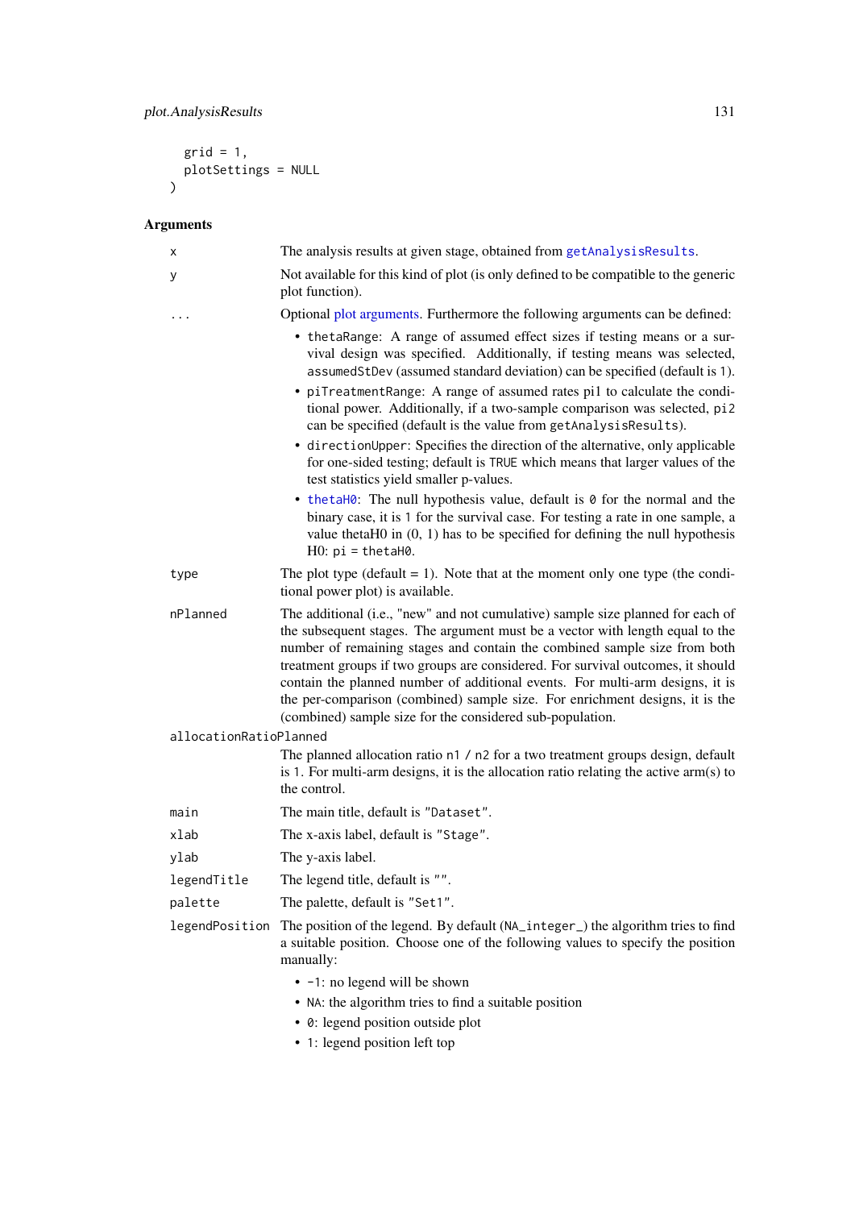```
  grid = 1,
  plotSettings = NULL
)
```

### Arguments

- **x** — The analysis results at given stage, obtained from `getAnalysisResults`.
- **y** — Not available for this kind of plot (is only defined to be compatible to the generic plot function).
- **...** — Optional plot arguments. Furthermore the following arguments can be defined:
  - `thetaRange`: A range of assumed effect sizes if testing means or a survival design was specified. Additionally, if testing means was selected, `assumedStDev` (assumed standard deviation) can be specified (default is 1).
  - `piTreatmentRange`: A range of assumed rates pi1 to calculate the conditional power. Additionally, if a two-sample comparison was selected, `pi2` can be specified (default is the value from `getAnalysisResults`).
  - `directionUpper`: Specifies the direction of the alternative, only applicable for one-sided testing; default is `TRUE` which means that larger values of the test statistics yield smaller p-values.
  - `thetaH0`: The null hypothesis value, default is `0` for the normal and the binary case, it is 1 for the survival case. For testing a rate in one sample, a value thetaH0 in (0, 1) has to be specified for defining the null hypothesis H0: `pi = thetaH0`.
- **type** — The plot type (default = 1). Note that at the moment only one type (the conditional power plot) is available.
- **nPlanned** — The additional (i.e., "new" and not cumulative) sample size planned for each of the subsequent stages. The argument must be a vector with length equal to the number of remaining stages and contain the combined sample size from both treatment groups if two groups are considered. For survival outcomes, it should contain the planned number of additional events. For multi-arm designs, it is the per-comparison (combined) sample size. For enrichment designs, it is the (combined) sample size for the considered sub-population.
- **allocationRatioPlanned** — The planned allocation ratio `n1 / n2` for a two treatment groups design, default is `1`. For multi-arm designs, it is the allocation ratio relating the active arm(s) to the control.
- **main** — The main title, default is `"Dataset"`.
- **xlab** — The x-axis label, default is `"Stage"`.
- **ylab** — The y-axis label.
- **legendTitle** — The legend title, default is `""`.
- **palette** — The palette, default is `"Set1"`.
- **legendPosition** — The position of the legend. By default (`NA_integer_`) the algorithm tries to find a suitable position. Choose one of the following values to specify the position manually:
  - `-1`: no legend will be shown
  - `NA`: the algorithm tries to find a suitable position
  - `0`: legend position outside plot
  - `1`: legend position left top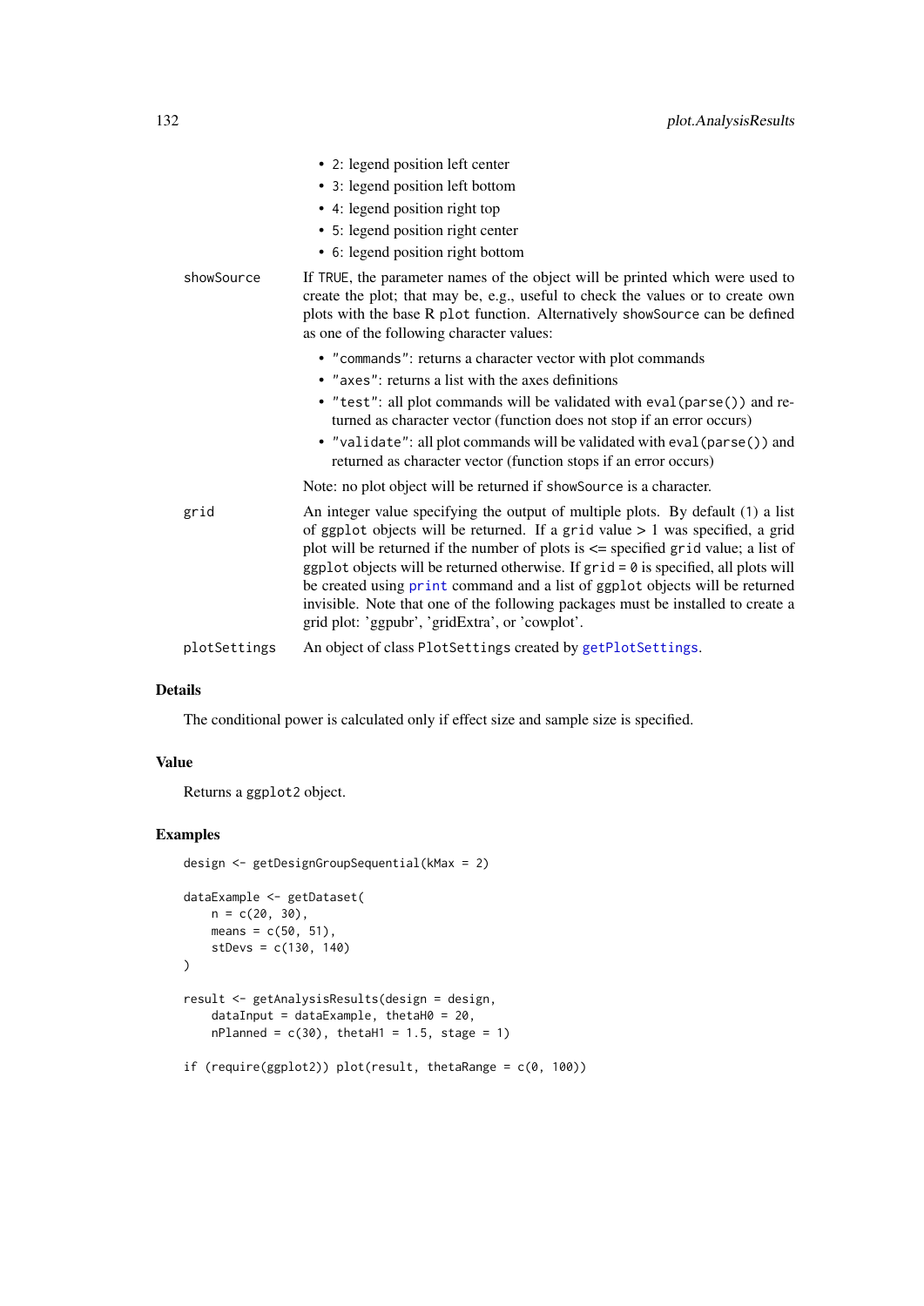- 2: legend position left center
- 3: legend position left bottom
- 4: legend position right top
- 5: legend position right center
- 6: legend position right bottom

`showSource` If `TRUE`, the parameter names of the object will be printed which were used to create the plot; that may be, e.g., useful to check the values or to create own plots with the base R `plot` function. Alternatively `showSource` can be defined as one of the following character values:

- `"commands"`: returns a character vector with plot commands
- `"axes"`: returns a list with the axes definitions
- `"test"`: all plot commands will be validated with `eval(parse())` and returned as character vector (function does not stop if an error occurs)
- `"validate"`: all plot commands will be validated with `eval(parse())` and returned as character vector (function stops if an error occurs)

Note: no plot object will be returned if `showSource` is a character.

`grid` An integer value specifying the output of multiple plots. By default (1) a list of `ggplot` objects will be returned. If a `grid` value > 1 was specified, a grid plot will be returned if the number of plots is <= specified `grid` value; a list of `ggplot` objects will be returned otherwise. If `grid = 0` is specified, all plots will be created using `print` command and a list of `ggplot` objects will be returned invisible. Note that one of the following packages must be installed to create a grid plot: 'ggpubr', 'gridExtra', or 'cowplot'.

`plotSettings` An object of class `PlotSettings` created by `getPlotSettings`.

## Details

The conditional power is calculated only if effect size and sample size is specified.

## Value

Returns a `ggplot2` object.

## Examples

```
design <- getDesignGroupSequential(kMax = 2)

dataExample <- getDataset(
    n = c(20, 30),
    means = c(50, 51),
    stDevs = c(130, 140)
)

result <- getAnalysisResults(design = design,
    dataInput = dataExample, thetaH0 = 20,
    nPlanned = c(30), thetaH1 = 1.5, stage = 1)

if (require(ggplot2)) plot(result, thetaRange = c(0, 100))
```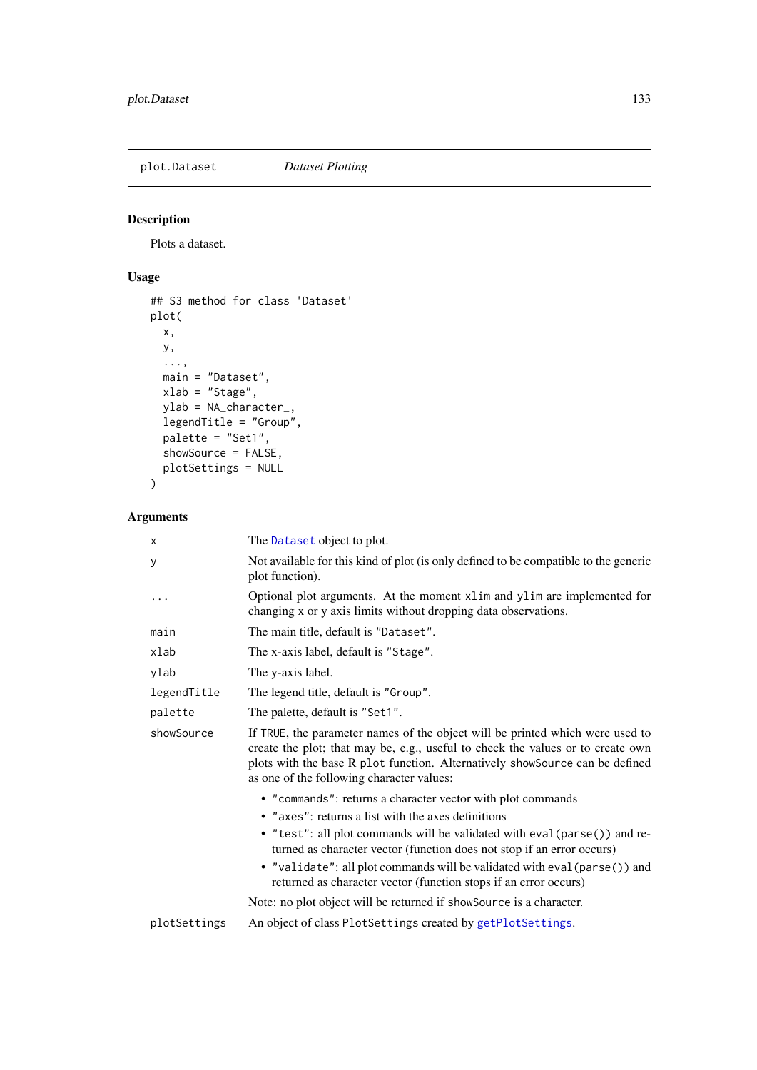# plot.Dataset — *Dataset Plotting*

## Description

Plots a dataset.

## Usage

```
## S3 method for class 'Dataset'
plot(
  x,
  y,
  ...,
  main = "Dataset",
  xlab = "Stage",
  ylab = NA_character_,
  legendTitle = "Group",
  palette = "Set1",
  showSource = FALSE,
  plotSettings = NULL
)
```

## Arguments

| | |
|---|---|
| `x` | The `Dataset` object to plot. |
| `y` | Not available for this kind of plot (is only defined to be compatible to the generic plot function). |
| `...` | Optional plot arguments. At the moment `xlim` and `ylim` are implemented for changing x or y axis limits without dropping data observations. |
| `main` | The main title, default is `"Dataset"`. |
| `xlab` | The x-axis label, default is `"Stage"`. |
| `ylab` | The y-axis label. |
| `legendTitle` | The legend title, default is `"Group"`. |
| `palette` | The palette, default is `"Set1"`. |
| `showSource` | If `TRUE`, the parameter names of the object will be printed which were used to create the plot; that may be, e.g., useful to check the values or to create own plots with the base R `plot` function. Alternatively `showSource` can be defined as one of the following character values:<br>• `"commands"`: returns a character vector with plot commands<br>• `"axes"`: returns a list with the axes definitions<br>• `"test"`: all plot commands will be validated with `eval(parse())` and returned as character vector (function does not stop if an error occurs)<br>• `"validate"`: all plot commands will be validated with `eval(parse())` and returned as character vector (function stops if an error occurs)<br>Note: no plot object will be returned if `showSource` is a character. |
| `plotSettings` | An object of class `PlotSettings` created by `getPlotSettings`. |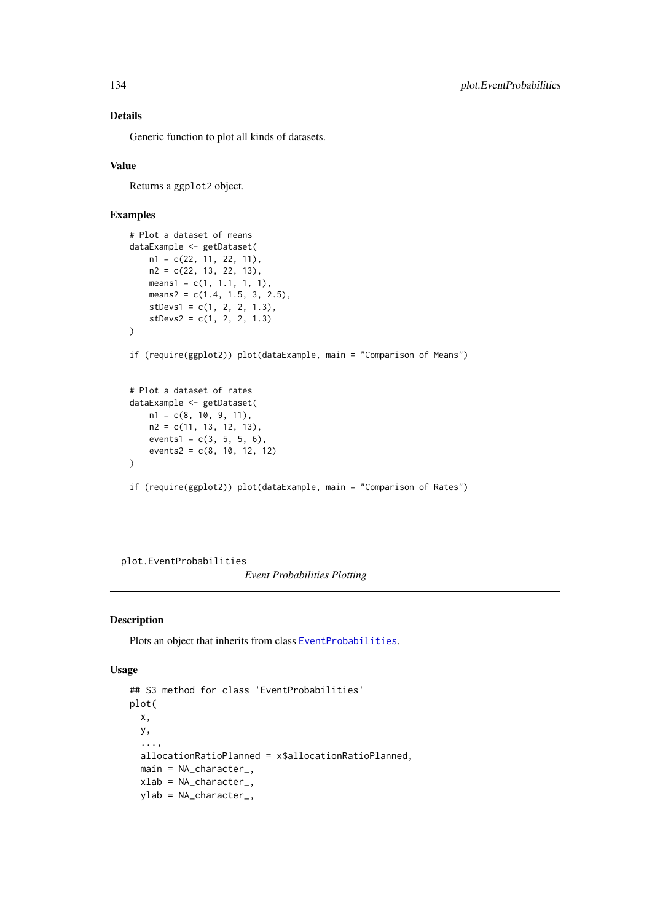### Details

Generic function to plot all kinds of datasets.

### Value

Returns a `ggplot2` object.

### Examples

```
# Plot a dataset of means
dataExample <- getDataset(
    n1 = c(22, 11, 22, 11),
    n2 = c(22, 13, 22, 13),
    means1 = c(1, 1.1, 1, 1),
    means2 = c(1.4, 1.5, 3, 2.5),
    stDevs1 = c(1, 2, 2, 1.3),
    stDevs2 = c(1, 2, 2, 1.3)
)

if (require(ggplot2)) plot(dataExample, main = "Comparison of Means")


# Plot a dataset of rates
dataExample <- getDataset(
    n1 = c(8, 10, 9, 11),
    n2 = c(11, 13, 12, 13),
    events1 = c(3, 5, 5, 6),
    events2 = c(8, 10, 12, 12)
)

if (require(ggplot2)) plot(dataExample, main = "Comparison of Rates")
```

---

## plot.EventProbabilities

*Event Probabilities Plotting*

---

### Description

Plots an object that inherits from class `EventProbabilities`.

### Usage

```
## S3 method for class 'EventProbabilities'
plot(
  x,
  y,
  ...,
  allocationRatioPlanned = x$allocationRatioPlanned,
  main = NA_character_,
  xlab = NA_character_,
  ylab = NA_character_,
```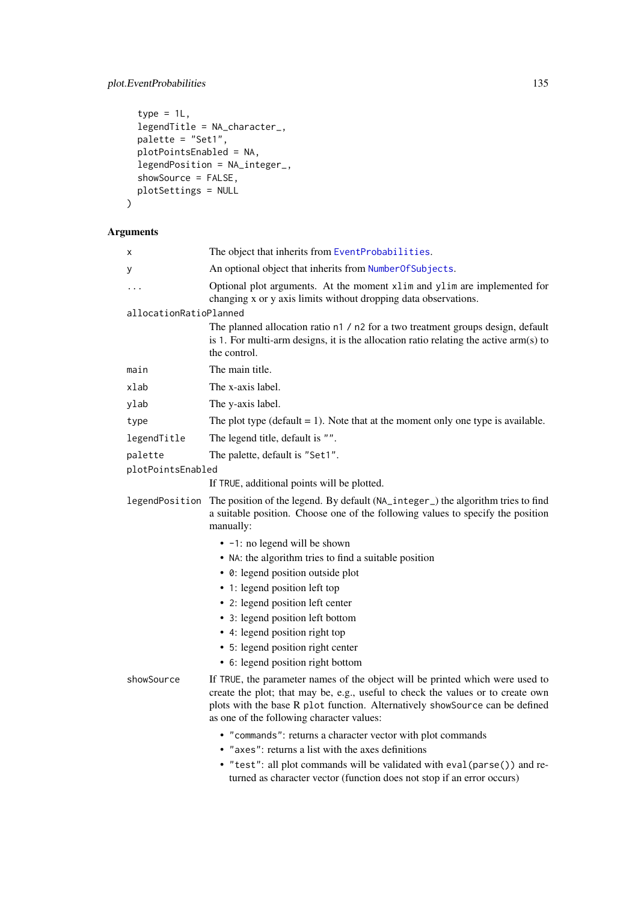```
  type = 1L,
  legendTitle = NA_character_,
  palette = "Set1",
  plotPointsEnabled = NA,
  legendPosition = NA_integer_,
  showSource = FALSE,
  plotSettings = NULL
)
```

### Arguments

`x` The object that inherits from `EventProbabilities`.

`y` An optional object that inherits from `NumberOfSubjects`.

`...` Optional plot arguments. At the moment `xlim` and `ylim` are implemented for changing x or y axis limits without dropping data observations.

`allocationRatioPlanned` The planned allocation ratio `n1 / n2` for a two treatment groups design, default is `1`. For multi-arm designs, it is the allocation ratio relating the active arm(s) to the control.

`main` The main title.

`xlab` The x-axis label.

`ylab` The y-axis label.

`type` The plot type (default = 1). Note that at the moment only one type is available.

`legendTitle` The legend title, default is `""`.

`palette` The palette, default is `"Set1"`.

`plotPointsEnabled` If `TRUE`, additional points will be plotted.

`legendPosition` The position of the legend. By default (`NA_integer_`) the algorithm tries to find a suitable position. Choose one of the following values to specify the position manually:

- `-1`: no legend will be shown
- `NA`: the algorithm tries to find a suitable position
- `0`: legend position outside plot
- `1`: legend position left top
- `2`: legend position left center
- `3`: legend position left bottom
- `4`: legend position right top
- `5`: legend position right center
- `6`: legend position right bottom

`showSource` If `TRUE`, the parameter names of the object will be printed which were used to create the plot; that may be, e.g., useful to check the values or to create own plots with the base R `plot` function. Alternatively `showSource` can be defined as one of the following character values:

- `"commands"`: returns a character vector with plot commands
- `"axes"`: returns a list with the axes definitions
- `"test"`: all plot commands will be validated with `eval(parse())` and returned as character vector (function does not stop if an error occurs)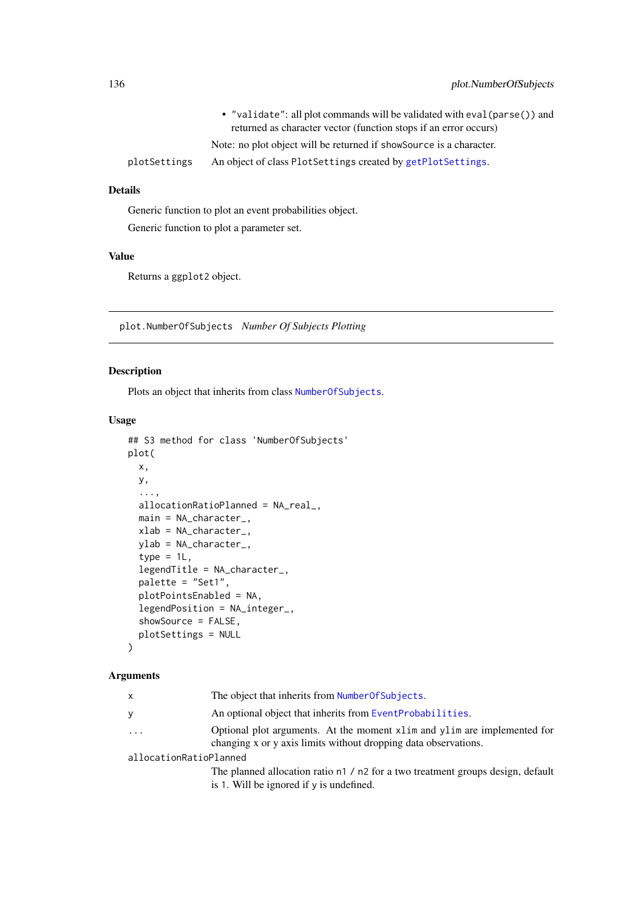- "validate": all plot commands will be validated with eval(parse()) and returned as character vector (function stops if an error occurs)

Note: no plot object will be returned if showSource is a character.

plotSettings An object of class PlotSettings created by getPlotSettings.

### Details

Generic function to plot an event probabilities object.

Generic function to plot a parameter set.

### Value

Returns a ggplot2 object.

---

## plot.NumberOfSubjects *Number Of Subjects Plotting*

---

### Description

Plots an object that inherits from class NumberOfSubjects.

### Usage

```
## S3 method for class 'NumberOfSubjects'
plot(
  x,
  y,
  ...,
  allocationRatioPlanned = NA_real_,
  main = NA_character_,
  xlab = NA_character_,
  ylab = NA_character_,
  type = 1L,
  legendTitle = NA_character_,
  palette = "Set1",
  plotPointsEnabled = NA,
  legendPosition = NA_integer_,
  showSource = FALSE,
  plotSettings = NULL
)
```

### Arguments

x The object that inherits from NumberOfSubjects.

y An optional object that inherits from EventProbabilities.

... Optional plot arguments. At the moment xlim and ylim are implemented for changing x or y axis limits without dropping data observations.

allocationRatioPlanned
The planned allocation ratio n1 / n2 for a two treatment groups design, default is 1. Will be ignored if y is undefined.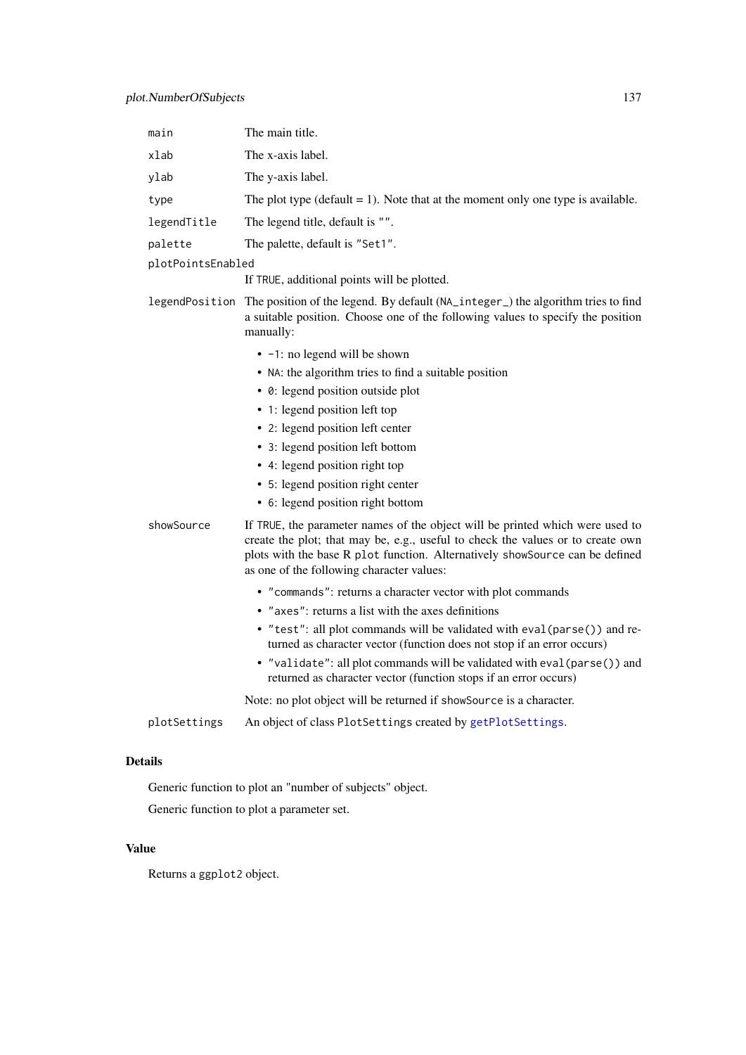| | |
|---|---|
| `main` | The main title. |
| `xlab` | The x-axis label. |
| `ylab` | The y-axis label. |
| `type` | The plot type (default = 1). Note that at the moment only one type is available. |
| `legendTitle` | The legend title, default is `""`. |
| `palette` | The palette, default is `"Set1"`. |
| `plotPointsEnabled` | If `TRUE`, additional points will be plotted. |
| `legendPosition` | The position of the legend. By default (`NA_integer_`) the algorithm tries to find a suitable position. Choose one of the following values to specify the position manually:<br>• `-1`: no legend will be shown<br>• `NA`: the algorithm tries to find a suitable position<br>• `0`: legend position outside plot<br>• `1`: legend position left top<br>• `2`: legend position left center<br>• `3`: legend position left bottom<br>• `4`: legend position right top<br>• `5`: legend position right center<br>• `6`: legend position right bottom |
| `showSource` | If `TRUE`, the parameter names of the object will be printed which were used to create the plot; that may be, e.g., useful to check the values or to create own plots with the base R `plot` function. Alternatively `showSource` can be defined as one of the following character values:<br>• `"commands"`: returns a character vector with plot commands<br>• `"axes"`: returns a list with the axes definitions<br>• `"test"`: all plot commands will be validated with `eval(parse())` and returned as character vector (function does not stop if an error occurs)<br>• `"validate"`: all plot commands will be validated with `eval(parse())` and returned as character vector (function stops if an error occurs)<br>Note: no plot object will be returned if `showSource` is a character. |
| `plotSettings` | An object of class `PlotSettings` created by `getPlotSettings`. |

## Details

Generic function to plot an "number of subjects" object.

Generic function to plot a parameter set.

## Value

Returns a `ggplot2` object.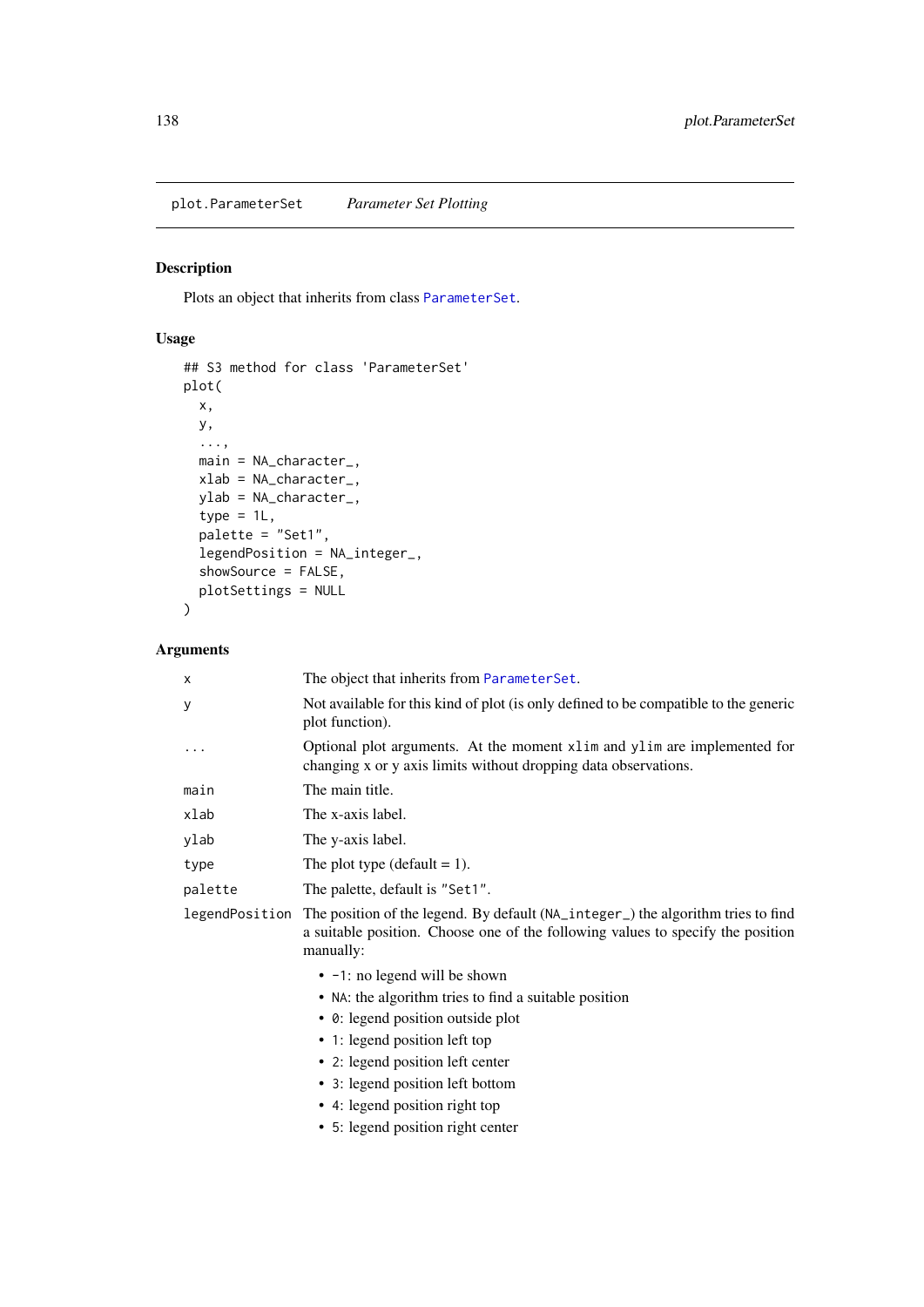plot.ParameterSet *Parameter Set Plotting*

## Description

Plots an object that inherits from class ParameterSet.

## Usage

```
## S3 method for class 'ParameterSet'
plot(
  x,
  y,
  ...,
  main = NA_character_,
  xlab = NA_character_,
  ylab = NA_character_,
  type = 1L,
  palette = "Set1",
  legendPosition = NA_integer_,
  showSource = FALSE,
  plotSettings = NULL
)
```

## Arguments

| | |
|---|---|
| x | The object that inherits from ParameterSet. |
| y | Not available for this kind of plot (is only defined to be compatible to the generic plot function). |
| ... | Optional plot arguments. At the moment `xlim` and `ylim` are implemented for changing x or y axis limits without dropping data observations. |
| main | The main title. |
| xlab | The x-axis label. |
| ylab | The y-axis label. |
| type | The plot type (default = 1). |
| palette | The palette, default is `"Set1"`. |
| legendPosition | The position of the legend. By default (`NA_integer_`) the algorithm tries to find a suitable position. Choose one of the following values to specify the position manually: |

- `-1`: no legend will be shown
- `NA`: the algorithm tries to find a suitable position
- `0`: legend position outside plot
- `1`: legend position left top
- `2`: legend position left center
- `3`: legend position left bottom
- `4`: legend position right top
- `5`: legend position right center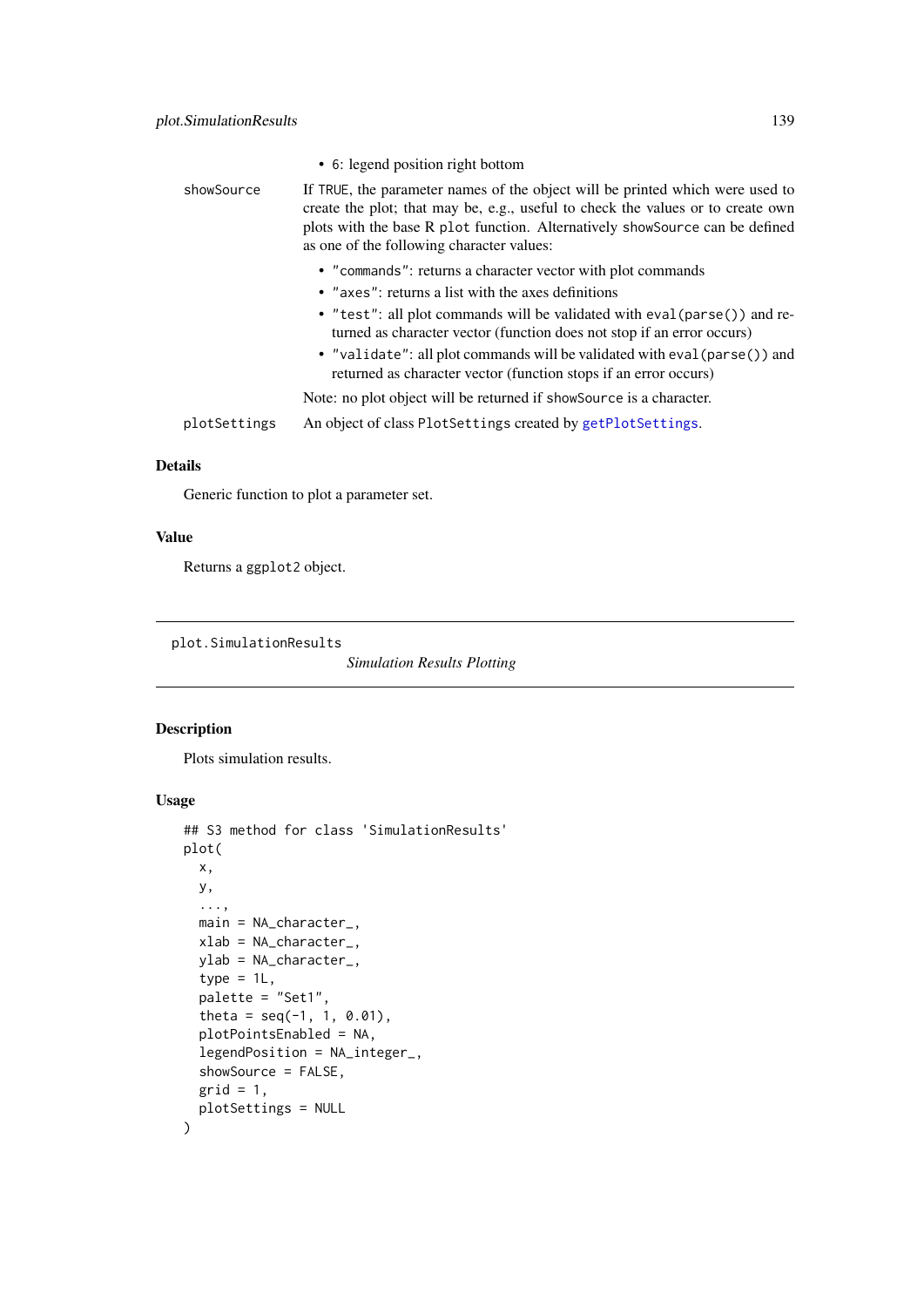- 6: legend position right bottom

showSource
: If TRUE, the parameter names of the object will be printed which were used to create the plot; that may be, e.g., useful to check the values or to create own plots with the base R plot function. Alternatively showSource can be defined as one of the following character values:
  - "commands": returns a character vector with plot commands
  - "axes": returns a list with the axes definitions
  - "test": all plot commands will be validated with eval(parse()) and returned as character vector (function does not stop if an error occurs)
  - "validate": all plot commands will be validated with eval(parse()) and returned as character vector (function stops if an error occurs)

  Note: no plot object will be returned if showSource is a character.

plotSettings
: An object of class PlotSettings created by getPlotSettings.

### Details

Generic function to plot a parameter set.

### Value

Returns a ggplot2 object.

---

## plot.SimulationResults

*Simulation Results Plotting*

---

### Description

Plots simulation results.

### Usage

```
## S3 method for class 'SimulationResults'
plot(
  x,
  y,
  ...,
  main = NA_character_,
  xlab = NA_character_,
  ylab = NA_character_,
  type = 1L,
  palette = "Set1",
  theta = seq(-1, 1, 0.01),
  plotPointsEnabled = NA,
  legendPosition = NA_integer_,
  showSource = FALSE,
  grid = 1,
  plotSettings = NULL
)
```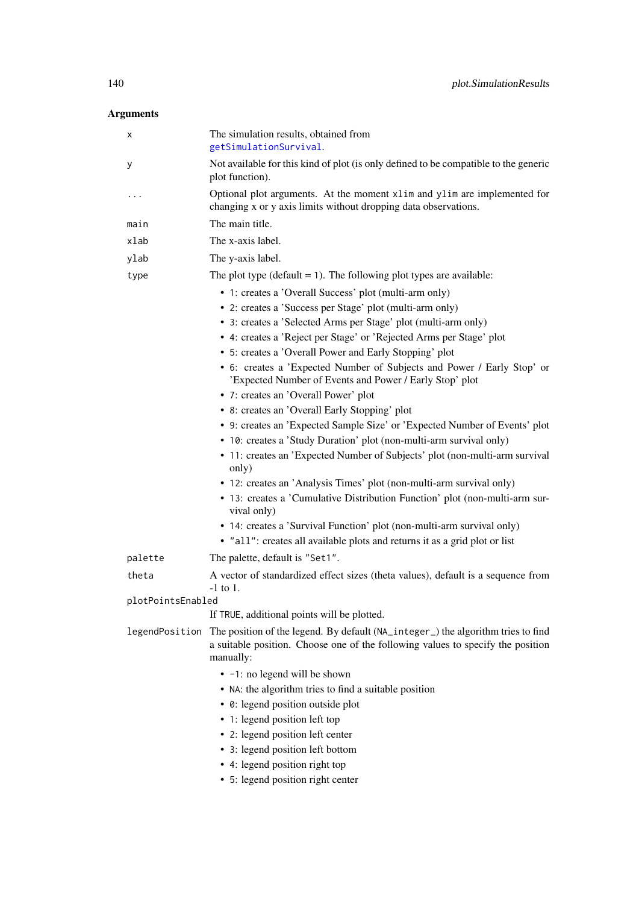## Arguments

**x** The simulation results, obtained from `getSimulationSurvival`.

**y** Not available for this kind of plot (is only defined to be compatible to the generic plot function).

**...** Optional plot arguments. At the moment `xlim` and `ylim` are implemented for changing x or y axis limits without dropping data observations.

**main** The main title.

**xlab** The x-axis label.

**ylab** The y-axis label.

**type** The plot type (default = `1`). The following plot types are available:

- `1`: creates a 'Overall Success' plot (multi-arm only)
- `2`: creates a 'Success per Stage' plot (multi-arm only)
- `3`: creates a 'Selected Arms per Stage' plot (multi-arm only)
- `4`: creates a 'Reject per Stage' or 'Rejected Arms per Stage' plot
- `5`: creates a 'Overall Power and Early Stopping' plot
- `6`: creates a 'Expected Number of Subjects and Power / Early Stop' or 'Expected Number of Events and Power / Early Stop' plot
- `7`: creates an 'Overall Power' plot
- `8`: creates an 'Overall Early Stopping' plot
- `9`: creates an 'Expected Sample Size' or 'Expected Number of Events' plot
- `10`: creates a 'Study Duration' plot (non-multi-arm survival only)
- `11`: creates an 'Expected Number of Subjects' plot (non-multi-arm survival only)
- `12`: creates an 'Analysis Times' plot (non-multi-arm survival only)
- `13`: creates a 'Cumulative Distribution Function' plot (non-multi-arm survival only)
- `14`: creates a 'Survival Function' plot (non-multi-arm survival only)
- `"all"`: creates all available plots and returns it as a grid plot or list

**palette** The palette, default is `"Set1"`.

**theta** A vector of standardized effect sizes (theta values), default is a sequence from -1 to 1.

**plotPointsEnabled** If `TRUE`, additional points will be plotted.

**legendPosition** The position of the legend. By default (`NA_integer_`) the algorithm tries to find a suitable position. Choose one of the following values to specify the position manually:

- `-1`: no legend will be shown
- `NA`: the algorithm tries to find a suitable position
- `0`: legend position outside plot
- `1`: legend position left top
- `2`: legend position left center
- `3`: legend position left bottom
- `4`: legend position right top
- `5`: legend position right center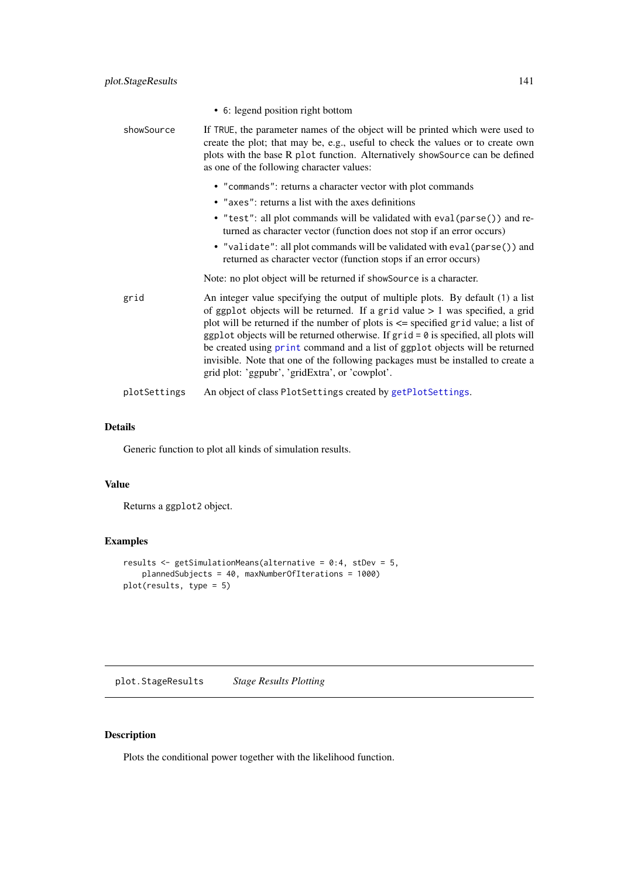- `6`: legend position right bottom

`showSource` If `TRUE`, the parameter names of the object will be printed which were used to create the plot; that may be, e.g., useful to check the values or to create own plots with the base R `plot` function. Alternatively `showSource` can be defined as one of the following character values:

- `"commands"`: returns a character vector with plot commands
- `"axes"`: returns a list with the axes definitions
- `"test"`: all plot commands will be validated with `eval(parse())` and returned as character vector (function does not stop if an error occurs)
- `"validate"`: all plot commands will be validated with `eval(parse())` and returned as character vector (function stops if an error occurs)

Note: no plot object will be returned if `showSource` is a character.

`grid` An integer value specifying the output of multiple plots. By default (`1`) a list of `ggplot` objects will be returned. If a `grid` value > 1 was specified, a grid plot will be returned if the number of plots is <= specified `grid` value; a list of `ggplot` objects will be returned otherwise. If `grid = 0` is specified, all plots will be created using `print` command and a list of `ggplot` objects will be returned invisible. Note that one of the following packages must be installed to create a grid plot: 'ggpubr', 'gridExtra', or 'cowplot'.

`plotSettings` An object of class `PlotSettings` created by `getPlotSettings`.

### Details

Generic function to plot all kinds of simulation results.

### Value

Returns a `ggplot2` object.

### Examples

```
results <- getSimulationMeans(alternative = 0:4, stDev = 5,
    plannedSubjects = 40, maxNumberOfIterations = 1000)
plot(results, type = 5)
```

## plot.StageResults    *Stage Results Plotting*

### Description

Plots the conditional power together with the likelihood function.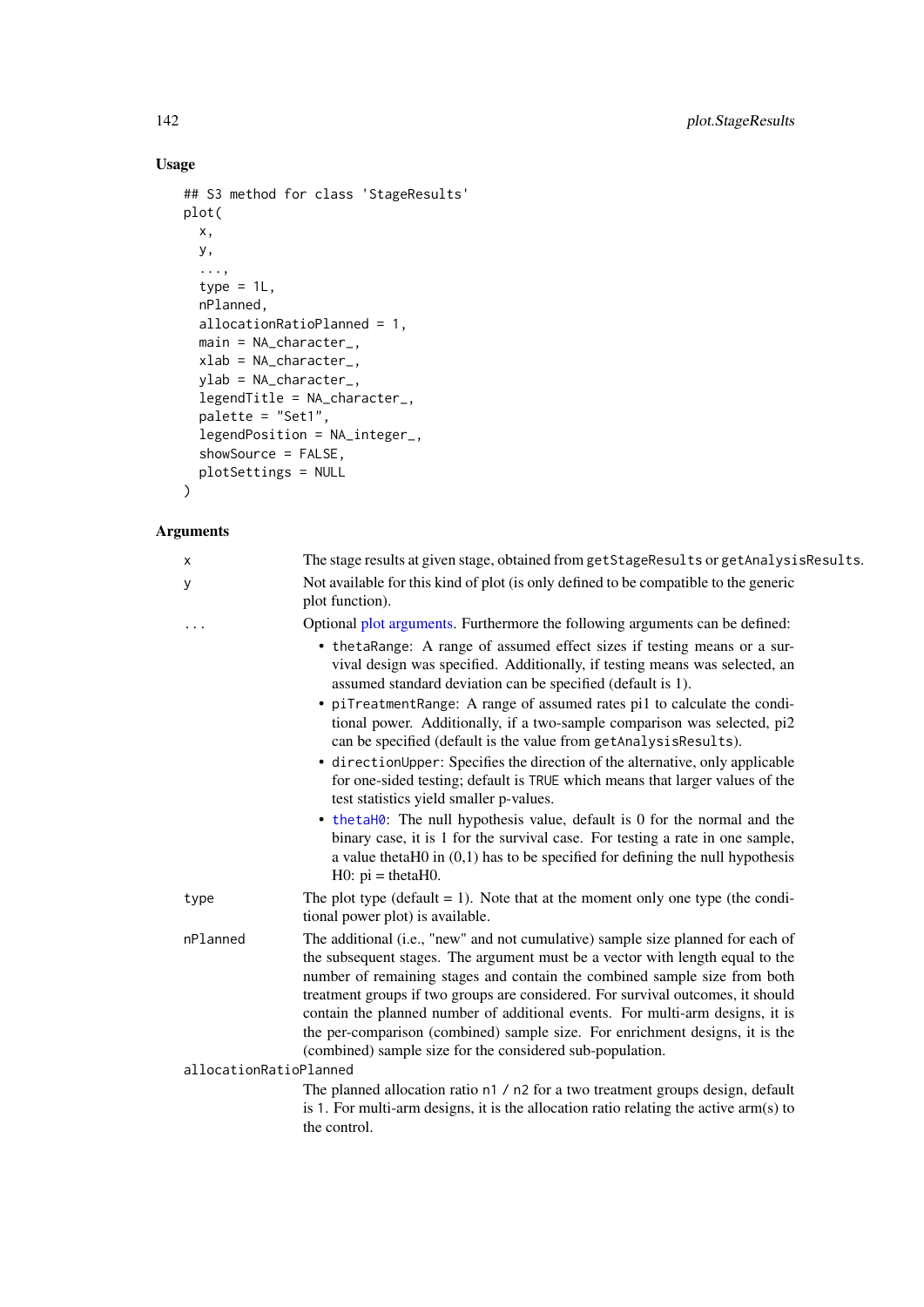### Usage

```
## S3 method for class 'StageResults'
plot(
  x,
  y,
  ...,
  type = 1L,
  nPlanned,
  allocationRatioPlanned = 1,
  main = NA_character_,
  xlab = NA_character_,
  ylab = NA_character_,
  legendTitle = NA_character_,
  palette = "Set1",
  legendPosition = NA_integer_,
  showSource = FALSE,
  plotSettings = NULL
)
```

### Arguments

`x` The stage results at given stage, obtained from `getStageResults` or `getAnalysisResults`.

`y` Not available for this kind of plot (is only defined to be compatible to the generic plot function).

`...` Optional plot arguments. Furthermore the following arguments can be defined:

- `thetaRange`: A range of assumed effect sizes if testing means or a survival design was specified. Additionally, if testing means was selected, an assumed standard deviation can be specified (default is 1).
- `piTreatmentRange`: A range of assumed rates pi1 to calculate the conditional power. Additionally, if a two-sample comparison was selected, pi2 can be specified (default is the value from `getAnalysisResults`).
- `directionUpper`: Specifies the direction of the alternative, only applicable for one-sided testing; default is `TRUE` which means that larger values of the test statistics yield smaller p-values.
- `thetaH0`: The null hypothesis value, default is 0 for the normal and the binary case, it is 1 for the survival case. For testing a rate in one sample, a value thetaH0 in (0,1) has to be specified for defining the null hypothesis H0: pi = thetaH0.

`type` The plot type (default = 1). Note that at the moment only one type (the conditional power plot) is available.

`nPlanned` The additional (i.e., "new" and not cumulative) sample size planned for each of the subsequent stages. The argument must be a vector with length equal to the number of remaining stages and contain the combined sample size from both treatment groups if two groups are considered. For survival outcomes, it should contain the planned number of additional events. For multi-arm designs, it is the per-comparison (combined) sample size. For enrichment designs, it is the (combined) sample size for the considered sub-population.

`allocationRatioPlanned` The planned allocation ratio `n1 / n2` for a two treatment groups design, default is `1`. For multi-arm designs, it is the allocation ratio relating the active arm(s) to the control.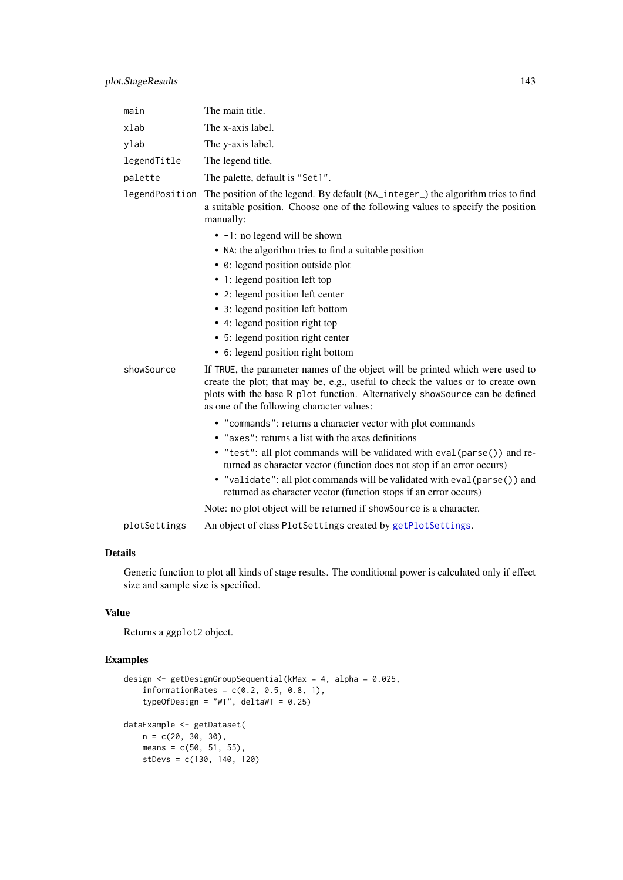`main` The main title.

`xlab` The x-axis label.

`ylab` The y-axis label.

`legendTitle` The legend title.

`palette` The palette, default is `"Set1"`.

`legendPosition` The position of the legend. By default (`NA_integer_`) the algorithm tries to find a suitable position. Choose one of the following values to specify the position manually:

- `-1`: no legend will be shown
- `NA`: the algorithm tries to find a suitable position
- `0`: legend position outside plot
- `1`: legend position left top
- `2`: legend position left center
- `3`: legend position left bottom
- `4`: legend position right top
- `5`: legend position right center
- `6`: legend position right bottom

`showSource` If `TRUE`, the parameter names of the object will be printed which were used to create the plot; that may be, e.g., useful to check the values or to create own plots with the base R `plot` function. Alternatively `showSource` can be defined as one of the following character values:

- `"commands"`: returns a character vector with plot commands
- `"axes"`: returns a list with the axes definitions
- `"test"`: all plot commands will be validated with `eval(parse())` and returned as character vector (function does not stop if an error occurs)
- `"validate"`: all plot commands will be validated with `eval(parse())` and returned as character vector (function stops if an error occurs)

Note: no plot object will be returned if `showSource` is a character.

`plotSettings` An object of class `PlotSettings` created by `getPlotSettings`.

## Details

Generic function to plot all kinds of stage results. The conditional power is calculated only if effect size and sample size is specified.

## Value

Returns a `ggplot2` object.

## Examples

```
design <- getDesignGroupSequential(kMax = 4, alpha = 0.025,
    informationRates = c(0.2, 0.5, 0.8, 1),
    typeOfDesign = "WT", deltaWT = 0.25)

dataExample <- getDataset(
    n = c(20, 30, 30),
    means = c(50, 51, 55),
    stDevs = c(130, 140, 120)
```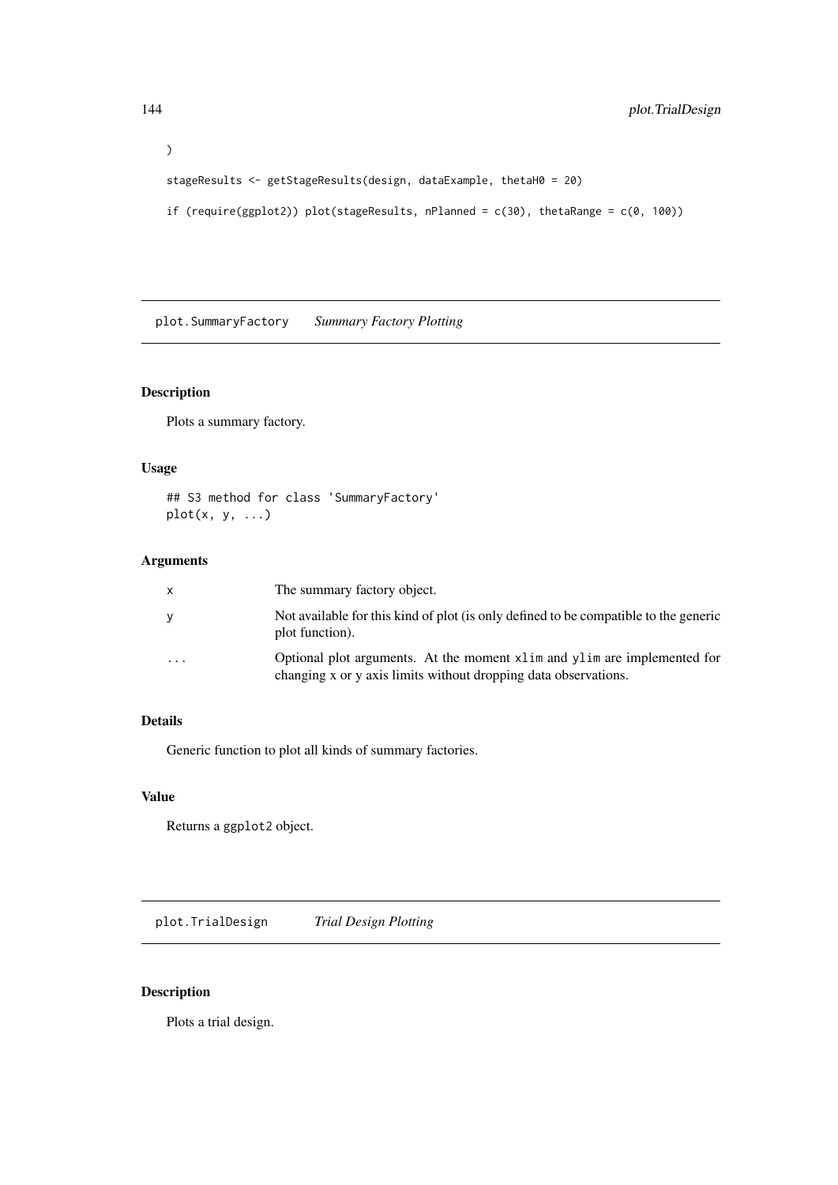```
)

stageResults <- getStageResults(design, dataExample, thetaH0 = 20)

if (require(ggplot2)) plot(stageResults, nPlanned = c(30), thetaRange = c(0, 100))
```

## plot.SummaryFactory *Summary Factory Plotting*

### Description

Plots a summary factory.

### Usage

```
## S3 method for class 'SummaryFactory'
plot(x, y, ...)
```

### Arguments

| | |
|---|---|
| x | The summary factory object. |
| y | Not available for this kind of plot (is only defined to be compatible to the generic plot function). |
| ... | Optional plot arguments. At the moment xlim and ylim are implemented for changing x or y axis limits without dropping data observations. |

### Details

Generic function to plot all kinds of summary factories.

### Value

Returns a ggplot2 object.

## plot.TrialDesign *Trial Design Plotting*

### Description

Plots a trial design.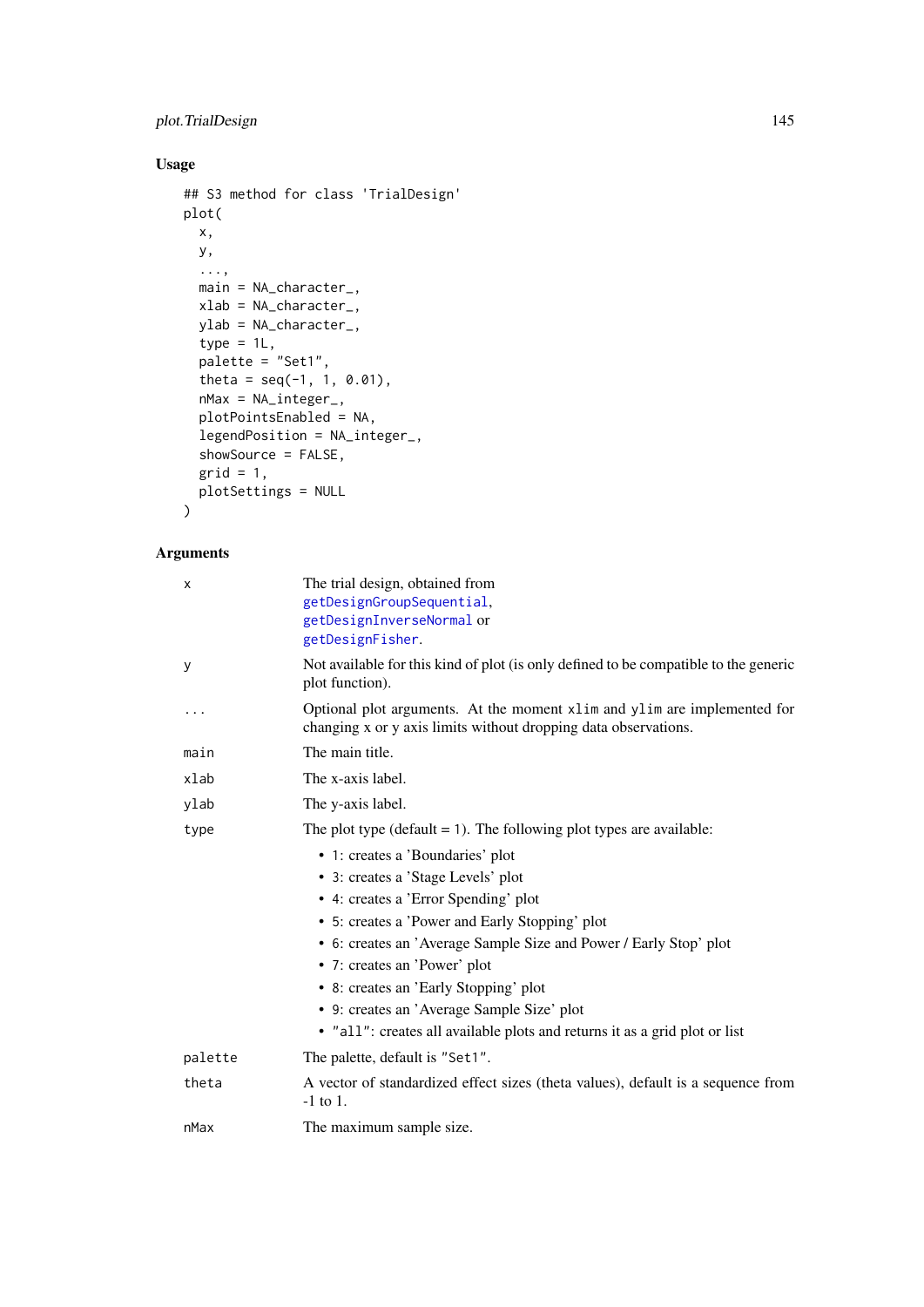## Usage

```
## S3 method for class 'TrialDesign'
plot(
  x,
  y,
  ...,
  main = NA_character_,
  xlab = NA_character_,
  ylab = NA_character_,
  type = 1L,
  palette = "Set1",
  theta = seq(-1, 1, 0.01),
  nMax = NA_integer_,
  plotPointsEnabled = NA,
  legendPosition = NA_integer_,
  showSource = FALSE,
  grid = 1,
  plotSettings = NULL
)
```

## Arguments

| | |
|---|---|
| `x` | The trial design, obtained from `getDesignGroupSequential`, `getDesignInverseNormal` or `getDesignFisher`. |
| `y` | Not available for this kind of plot (is only defined to be compatible to the generic plot function). |
| `...` | Optional plot arguments. At the moment `xlim` and `ylim` are implemented for changing x or y axis limits without dropping data observations. |
| `main` | The main title. |
| `xlab` | The x-axis label. |
| `ylab` | The y-axis label. |
| `type` | The plot type (default = 1). The following plot types are available:<br>• `1`: creates a 'Boundaries' plot<br>• `3`: creates a 'Stage Levels' plot<br>• `4`: creates a 'Error Spending' plot<br>• `5`: creates a 'Power and Early Stopping' plot<br>• `6`: creates an 'Average Sample Size and Power / Early Stop' plot<br>• `7`: creates an 'Power' plot<br>• `8`: creates an 'Early Stopping' plot<br>• `9`: creates an 'Average Sample Size' plot<br>• `"all"`: creates all available plots and returns it as a grid plot or list |
| `palette` | The palette, default is `"Set1"`. |
| `theta` | A vector of standardized effect sizes (theta values), default is a sequence from -1 to 1. |
| `nMax` | The maximum sample size. |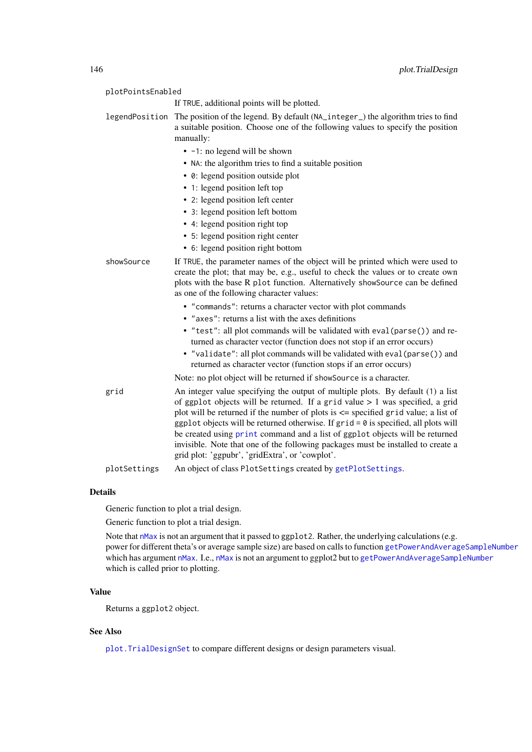`plotPointsEnabled`
: If `TRUE`, additional points will be plotted.

`legendPosition`
: The position of the legend. By default (`NA_integer_`) the algorithm tries to find a suitable position. Choose one of the following values to specify the position manually:

  - `-1`: no legend will be shown
  - `NA`: the algorithm tries to find a suitable position
  - `0`: legend position outside plot
  - `1`: legend position left top
  - `2`: legend position left center
  - `3`: legend position left bottom
  - `4`: legend position right top
  - `5`: legend position right center
  - `6`: legend position right bottom

`showSource`
: If `TRUE`, the parameter names of the object will be printed which were used to create the plot; that may be, e.g., useful to check the values or to create own plots with the base R `plot` function. Alternatively `showSource` can be defined as one of the following character values:

  - `"commands"`: returns a character vector with plot commands
  - `"axes"`: returns a list with the axes definitions
  - `"test"`: all plot commands will be validated with `eval(parse())` and returned as character vector (function does not stop if an error occurs)
  - `"validate"`: all plot commands will be validated with `eval(parse())` and returned as character vector (function stops if an error occurs)

  Note: no plot object will be returned if `showSource` is a character.

`grid`
: An integer value specifying the output of multiple plots. By default (`1`) a list of `ggplot` objects will be returned. If a `grid` value > 1 was specified, a grid plot will be returned if the number of plots is <= specified `grid` value; a list of `ggplot` objects will be returned otherwise. If `grid = 0` is specified, all plots will be created using `print` command and a list of `ggplot` objects will be returned invisible. Note that one of the following packages must be installed to create a grid plot: 'ggpubr', 'gridExtra', or 'cowplot'.

`plotSettings`
: An object of class `PlotSettings` created by `getPlotSettings`.

## Details

Generic function to plot a trial design.

Generic function to plot a trial design.

Note that `nMax` is not an argument that it passed to `ggplot2`. Rather, the underlying calculations (e.g. power for different theta's or average sample size) are based on calls to function `getPowerAndAverageSampleNumber` which has argument `nMax`. I.e., `nMax` is not an argument to ggplot2 but to `getPowerAndAverageSampleNumber` which is called prior to plotting.

## Value

Returns a `ggplot2` object.

## See Also

`plot.TrialDesignSet` to compare different designs or design parameters visual.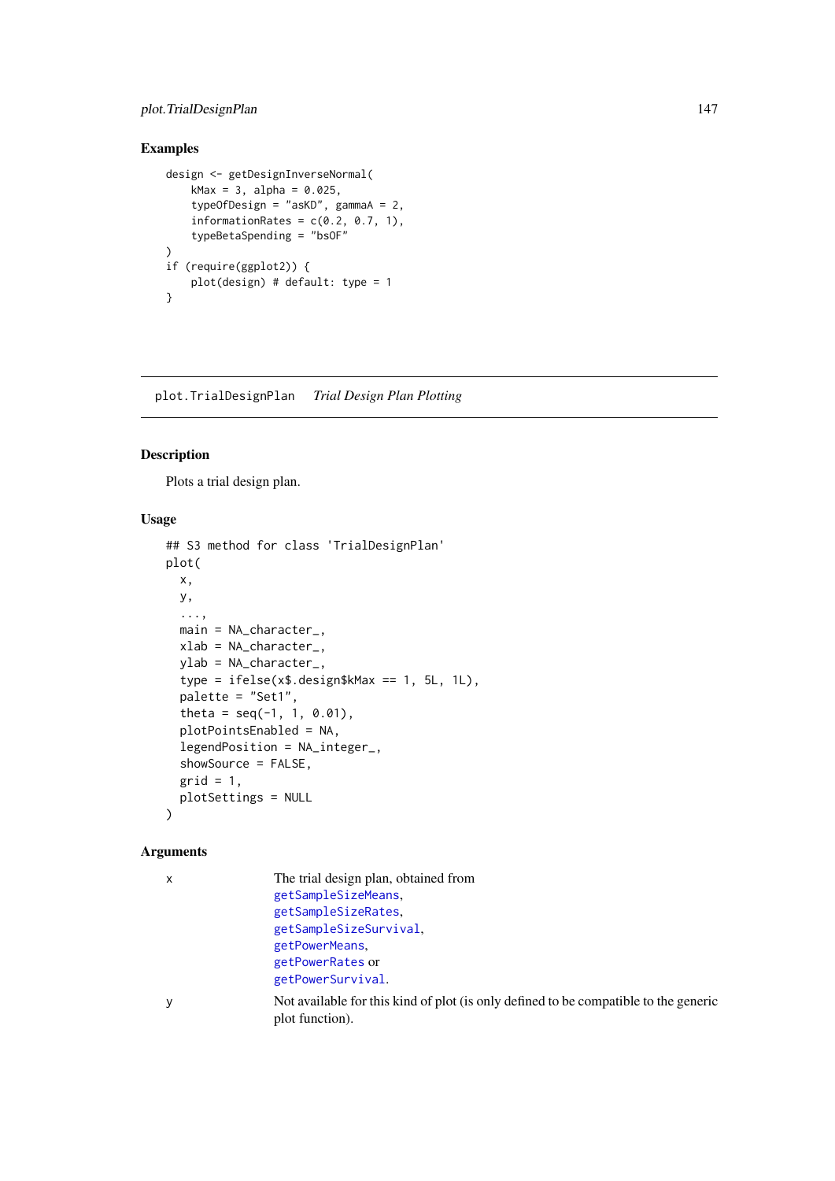### Examples

```
design <- getDesignInverseNormal(
    kMax = 3, alpha = 0.025,
    typeOfDesign = "asKD", gammaA = 2,
    informationRates = c(0.2, 0.7, 1),
    typeBetaSpending = "bsOF"
)
if (require(ggplot2)) {
    plot(design) # default: type = 1
}
```

---

## plot.TrialDesignPlan    *Trial Design Plan Plotting*

---

### Description

Plots a trial design plan.

### Usage

```
## S3 method for class 'TrialDesignPlan'
plot(
  x,
  y,
  ...,
  main = NA_character_,
  xlab = NA_character_,
  ylab = NA_character_,
  type = ifelse(x$.design$kMax == 1, 5L, 1L),
  palette = "Set1",
  theta = seq(-1, 1, 0.01),
  plotPointsEnabled = NA,
  legendPosition = NA_integer_,
  showSource = FALSE,
  grid = 1,
  plotSettings = NULL
)
```

### Arguments

| | |
|---|---|
| x | The trial design plan, obtained from `getSampleSizeMeans`, `getSampleSizeRates`, `getSampleSizeSurvival`, `getPowerMeans`, `getPowerRates` or `getPowerSurvival`. |
| y | Not available for this kind of plot (is only defined to be compatible to the generic plot function). |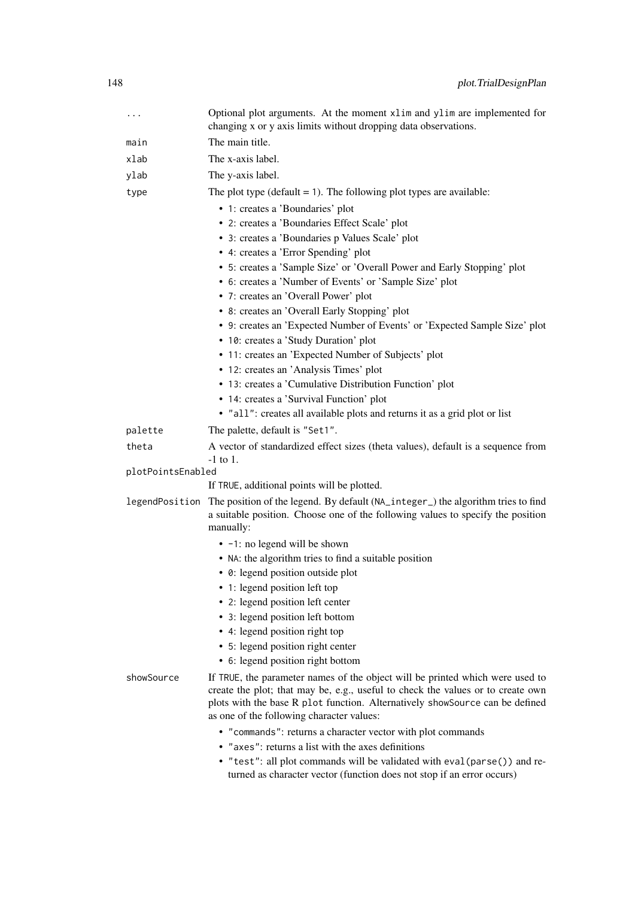| | |
|---|---|
| `...` | Optional plot arguments. At the moment `xlim` and `ylim` are implemented for changing x or y axis limits without dropping data observations. |
| `main` | The main title. |
| `xlab` | The x-axis label. |
| `ylab` | The y-axis label. |
| `type` | The plot type (default = `1`). The following plot types are available:<br>• `1`: creates a 'Boundaries' plot<br>• `2`: creates a 'Boundaries Effect Scale' plot<br>• `3`: creates a 'Boundaries p Values Scale' plot<br>• `4`: creates a 'Error Spending' plot<br>• `5`: creates a 'Sample Size' or 'Overall Power and Early Stopping' plot<br>• `6`: creates a 'Number of Events' or 'Sample Size' plot<br>• `7`: creates an 'Overall Power' plot<br>• `8`: creates an 'Overall Early Stopping' plot<br>• `9`: creates an 'Expected Number of Events' or 'Expected Sample Size' plot<br>• `10`: creates a 'Study Duration' plot<br>• `11`: creates an 'Expected Number of Subjects' plot<br>• `12`: creates an 'Analysis Times' plot<br>• `13`: creates a 'Cumulative Distribution Function' plot<br>• `14`: creates a 'Survival Function' plot<br>• `"all"`: creates all available plots and returns it as a grid plot or list |
| `palette` | The palette, default is `"Set1"`. |
| `theta` | A vector of standardized effect sizes (theta values), default is a sequence from -1 to 1. |
| `plotPointsEnabled` | If `TRUE`, additional points will be plotted. |
| `legendPosition` | The position of the legend. By default (`NA_integer_`) the algorithm tries to find a suitable position. Choose one of the following values to specify the position manually:<br>• `-1`: no legend will be shown<br>• `NA`: the algorithm tries to find a suitable position<br>• `0`: legend position outside plot<br>• `1`: legend position left top<br>• `2`: legend position left center<br>• `3`: legend position left bottom<br>• `4`: legend position right top<br>• `5`: legend position right center<br>• `6`: legend position right bottom |
| `showSource` | If `TRUE`, the parameter names of the object will be printed which were used to create the plot; that may be, e.g., useful to check the values or to create own plots with the base R `plot` function. Alternatively `showSource` can be defined as one of the following character values:<br>• `"commands"`: returns a character vector with plot commands<br>• `"axes"`: returns a list with the axes definitions<br>• `"test"`: all plot commands will be validated with `eval(parse())` and returned as character vector (function does not stop if an error occurs) |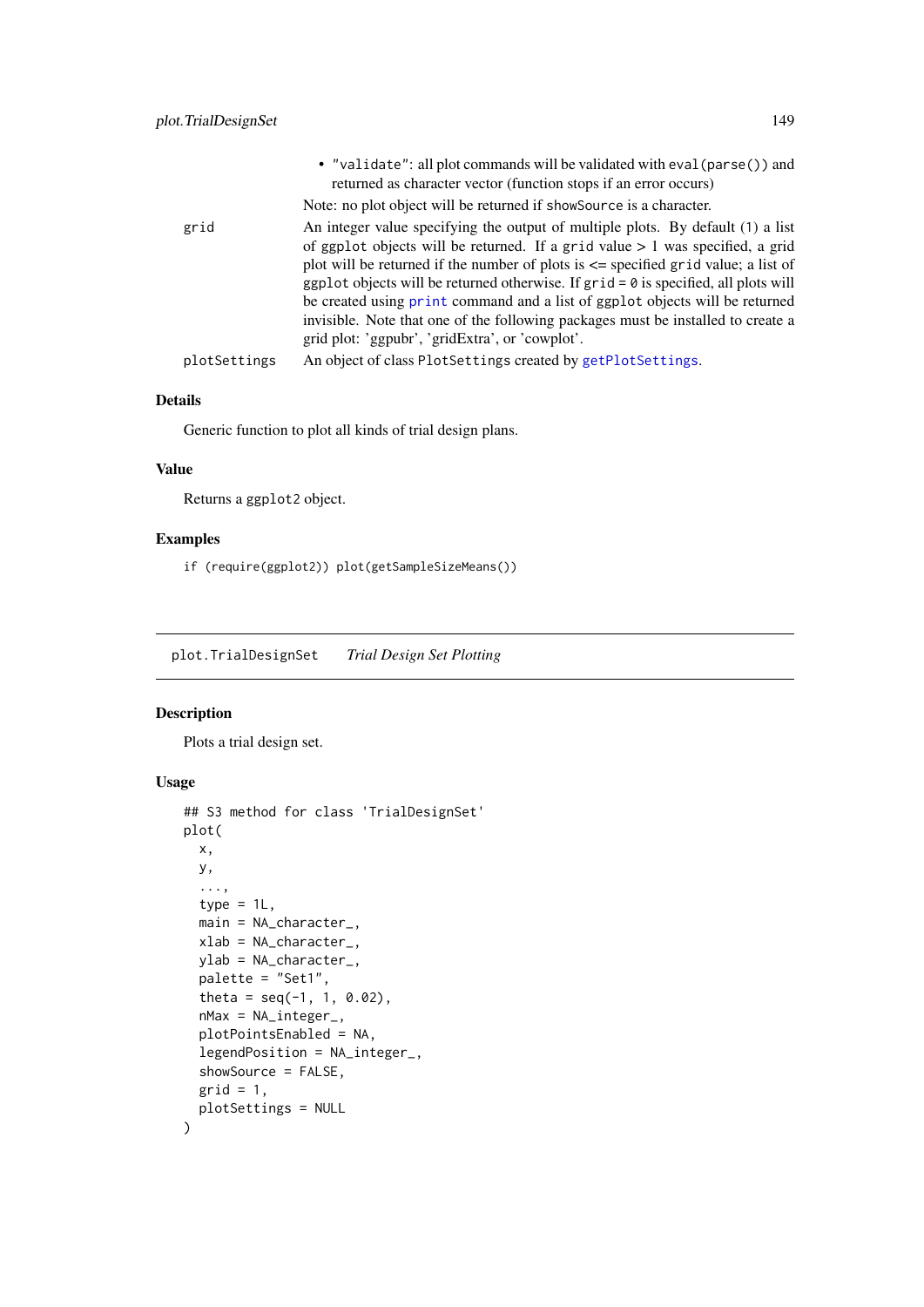- "validate": all plot commands will be validated with `eval(parse())` and returned as character vector (function stops if an error occurs)

  Note: no plot object will be returned if `showSource` is a character.

grid
: An integer value specifying the output of multiple plots. By default (1) a list of `ggplot` objects will be returned. If a `grid` value > 1 was specified, a grid plot will be returned if the number of plots is <= specified `grid` value; a list of `ggplot` objects will be returned otherwise. If `grid = 0` is specified, all plots will be created using `print` command and a list of `ggplot` objects will be returned invisible. Note that one of the following packages must be installed to create a grid plot: 'ggpubr', 'gridExtra', or 'cowplot'.

plotSettings
: An object of class `PlotSettings` created by `getPlotSettings`.

### Details

Generic function to plot all kinds of trial design plans.

### Value

Returns a `ggplot2` object.

### Examples

```
if (require(ggplot2)) plot(getSampleSizeMeans())
```

---

## plot.TrialDesignSet    *Trial Design Set Plotting*

### Description

Plots a trial design set.

### Usage

```
## S3 method for class 'TrialDesignSet'
plot(
  x,
  y,
  ...,
  type = 1L,
  main = NA_character_,
  xlab = NA_character_,
  ylab = NA_character_,
  palette = "Set1",
  theta = seq(-1, 1, 0.02),
  nMax = NA_integer_,
  plotPointsEnabled = NA,
  legendPosition = NA_integer_,
  showSource = FALSE,
  grid = 1,
  plotSettings = NULL
)
```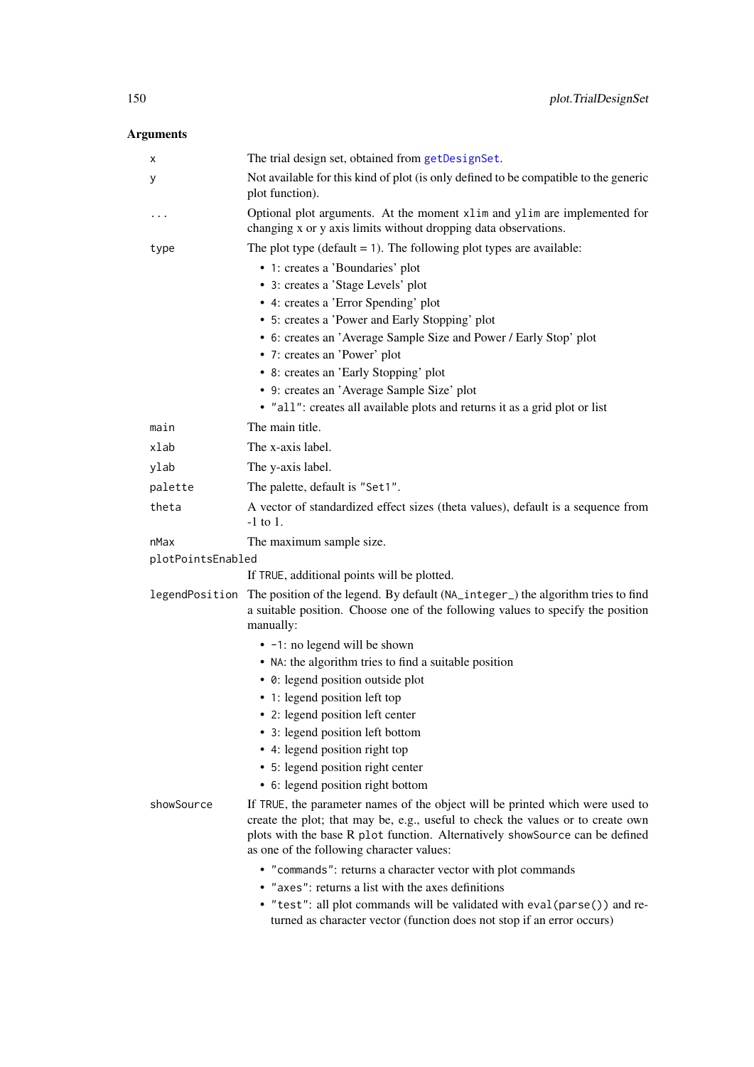## Arguments

x
: The trial design set, obtained from `getDesignSet`.

y
: Not available for this kind of plot (is only defined to be compatible to the generic plot function).

...
: Optional plot arguments. At the moment `xlim` and `ylim` are implemented for changing x or y axis limits without dropping data observations.

type
: The plot type (default = `1`). The following plot types are available:

  - `1`: creates a 'Boundaries' plot
  - `3`: creates a 'Stage Levels' plot
  - `4`: creates a 'Error Spending' plot
  - `5`: creates a 'Power and Early Stopping' plot
  - `6`: creates an 'Average Sample Size and Power / Early Stop' plot
  - `7`: creates an 'Power' plot
  - `8`: creates an 'Early Stopping' plot
  - `9`: creates an 'Average Sample Size' plot
  - `"all"`: creates all available plots and returns it as a grid plot or list

main
: The main title.

xlab
: The x-axis label.

ylab
: The y-axis label.

palette
: The palette, default is `"Set1"`.

theta
: A vector of standardized effect sizes (theta values), default is a sequence from -1 to 1.

nMax
: The maximum sample size.

plotPointsEnabled
: If `TRUE`, additional points will be plotted.

legendPosition
: The position of the legend. By default (`NA_integer_`) the algorithm tries to find a suitable position. Choose one of the following values to specify the position manually:

  - `-1`: no legend will be shown
  - `NA`: the algorithm tries to find a suitable position
  - `0`: legend position outside plot
  - `1`: legend position left top
  - `2`: legend position left center
  - `3`: legend position left bottom
  - `4`: legend position right top
  - `5`: legend position right center
  - `6`: legend position right bottom

showSource
: If `TRUE`, the parameter names of the object will be printed which were used to create the plot; that may be, e.g., useful to check the values or to create own plots with the base R `plot` function. Alternatively `showSource` can be defined as one of the following character values:

  - `"commands"`: returns a character vector with plot commands
  - `"axes"`: returns a list with the axes definitions
  - `"test"`: all plot commands will be validated with `eval(parse())` and returned as character vector (function does not stop if an error occurs)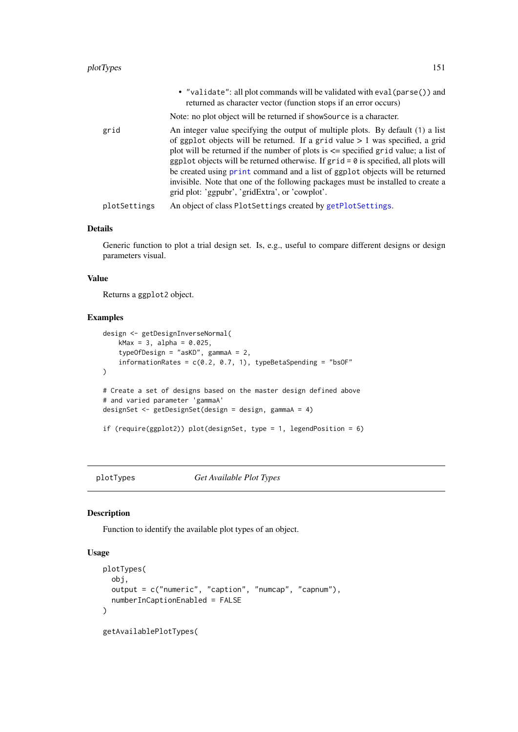- "validate": all plot commands will be validated with `eval(parse())` and returned as character vector (function stops if an error occurs)

Note: no plot object will be returned if `showSource` is a character.

`grid` An integer value specifying the output of multiple plots. By default (1) a list of `ggplot` objects will be returned. If a `grid` value > 1 was specified, a grid plot will be returned if the number of plots is <= specified `grid` value; a list of `ggplot` objects will be returned otherwise. If `grid = 0` is specified, all plots will be created using `print` command and a list of `ggplot` objects will be returned invisible. Note that one of the following packages must be installed to create a grid plot: 'ggpubr', 'gridExtra', or 'cowplot'.

`plotSettings` An object of class `PlotSettings` created by `getPlotSettings`.

### Details

Generic function to plot a trial design set. Is, e.g., useful to compare different designs or design parameters visual.

### Value

Returns a `ggplot2` object.

### Examples

```
design <- getDesignInverseNormal(
    kMax = 3, alpha = 0.025,
    typeOfDesign = "asKD", gammaA = 2,
    informationRates = c(0.2, 0.7, 1), typeBetaSpending = "bsOF"
)

# Create a set of designs based on the master design defined above
# and varied parameter 'gammaA'
designSet <- getDesignSet(design = design, gammaA = 4)

if (require(ggplot2)) plot(designSet, type = 1, legendPosition = 6)
```

---

## plotTypes *Get Available Plot Types*

### Description

Function to identify the available plot types of an object.

### Usage

```
plotTypes(
  obj,
  output = c("numeric", "caption", "numcap", "capnum"),
  numberInCaptionEnabled = FALSE
)

getAvailablePlotTypes(
```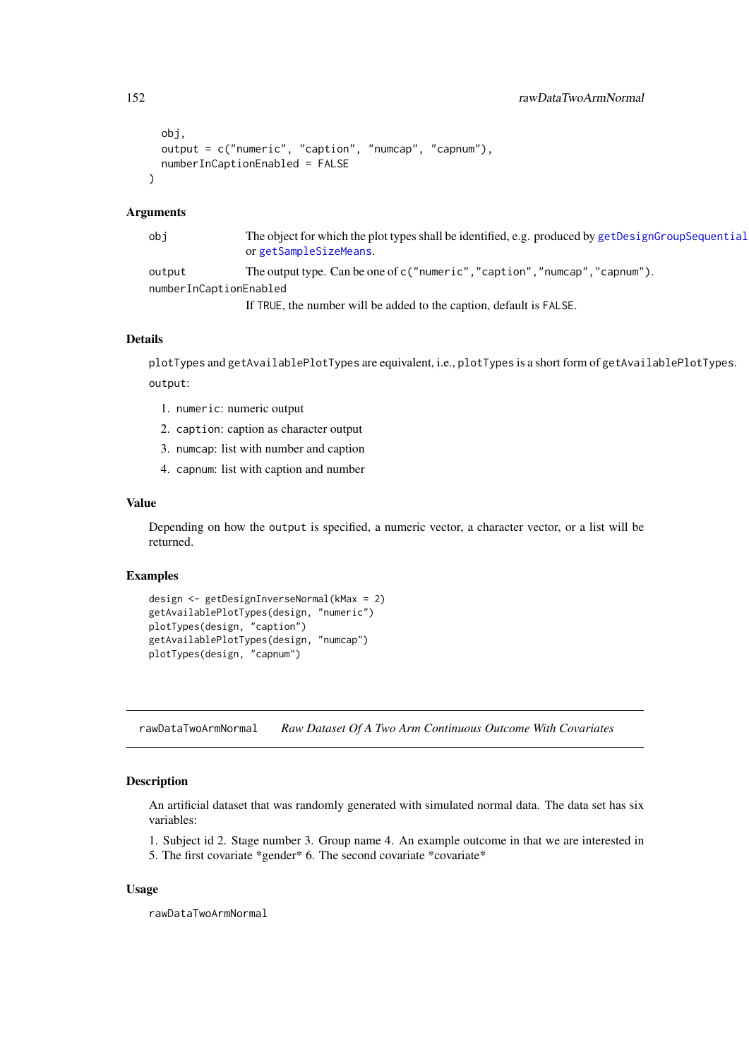```
    obj,
    output = c("numeric", "caption", "numcap", "capnum"),
    numberInCaptionEnabled = FALSE
)
```

### Arguments

| | |
|---|---|
| obj | The object for which the plot types shall be identified, e.g. produced by getDesignGroupSequential or getSampleSizeMeans. |
| output | The output type. Can be one of c("numeric","caption","numcap","capnum"). |
| numberInCaptionEnabled | If TRUE, the number will be added to the caption, default is FALSE. |

### Details

plotTypes and getAvailablePlotTypes are equivalent, i.e., plotTypes is a short form of getAvailablePlotTypes.

output:

1. numeric: numeric output
2. caption: caption as character output
3. numcap: list with number and caption
4. capnum: list with caption and number

### Value

Depending on how the output is specified, a numeric vector, a character vector, or a list will be returned.

### Examples

```
design <- getDesignInverseNormal(kMax = 2)
getAvailablePlotTypes(design, "numeric")
plotTypes(design, "caption")
getAvailablePlotTypes(design, "numcap")
plotTypes(design, "capnum")
```

---

## rawDataTwoArmNormal *Raw Dataset Of A Two Arm Continuous Outcome With Covariates*

### Description

An artificial dataset that was randomly generated with simulated normal data. The data set has six variables:

1. Subject id 2. Stage number 3. Group name 4. An example outcome in that we are interested in 5. The first covariate *gender* 6. The second covariate *covariate*

### Usage

```
rawDataTwoArmNormal
```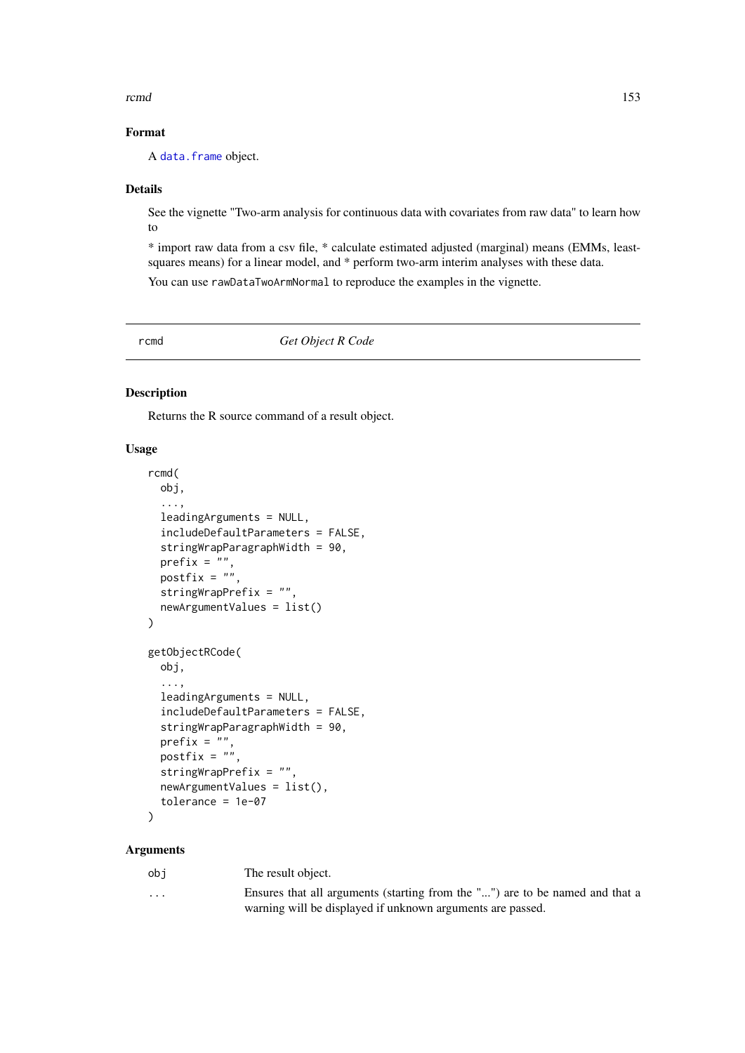### Format

A `data.frame` object.

### Details

See the vignette "Two-arm analysis for continuous data with covariates from raw data" to learn how to

* import raw data from a csv file, * calculate estimated adjusted (marginal) means (EMMs, least-squares means) for a linear model, and * perform two-arm interim analyses with these data.

You can use `rawDataTwoArmNormal` to reproduce the examples in the vignette.

---

## rcmd — *Get Object R Code*

### Description

Returns the R source command of a result object.

### Usage

```
rcmd(
  obj,
  ...,
  leadingArguments = NULL,
  includeDefaultParameters = FALSE,
  stringWrapParagraphWidth = 90,
  prefix = "",
  postfix = "",
  stringWrapPrefix = "",
  newArgumentValues = list()
)

getObjectRCode(
  obj,
  ...,
  leadingArguments = NULL,
  includeDefaultParameters = FALSE,
  stringWrapParagraphWidth = 90,
  prefix = "",
  postfix = "",
  stringWrapPrefix = "",
  newArgumentValues = list(),
  tolerance = 1e-07
)
```

### Arguments

| | |
|---|---|
| `obj` | The result object. |
| `...` | Ensures that all arguments (starting from the "...") are to be named and that a warning will be displayed if unknown arguments are passed. |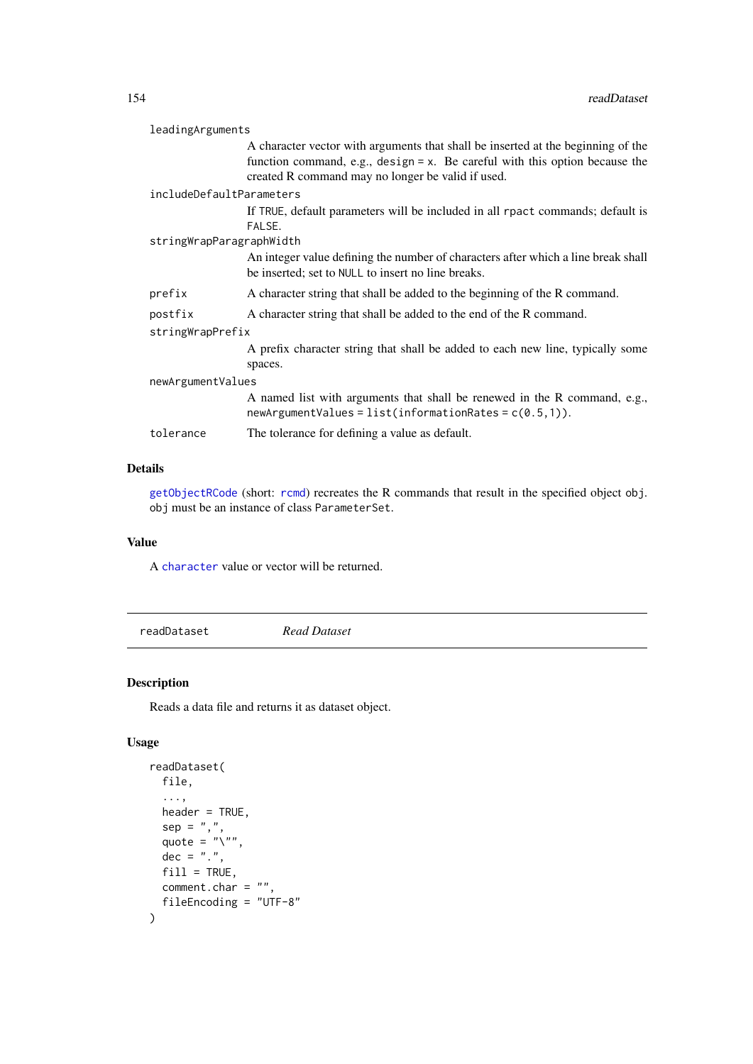`leadingArguments`
: A character vector with arguments that shall be inserted at the beginning of the function command, e.g., `design = x`. Be careful with this option because the created R command may no longer be valid if used.

`includeDefaultParameters`
: If `TRUE`, default parameters will be included in all `rpact` commands; default is `FALSE`.

`stringWrapParagraphWidth`
: An integer value defining the number of characters after which a line break shall be inserted; set to `NULL` to insert no line breaks.

`prefix`
: A character string that shall be added to the beginning of the R command.

`postfix`
: A character string that shall be added to the end of the R command.

`stringWrapPrefix`
: A prefix character string that shall be added to each new line, typically some spaces.

`newArgumentValues`
: A named list with arguments that shall be renewed in the R command, e.g., `newArgumentValues = list(informationRates = c(0.5,1))`.

`tolerance`
: The tolerance for defining a value as default.

### Details

`getObjectRCode` (short: `rcmd`) recreates the R commands that result in the specified object `obj`. `obj` must be an instance of class `ParameterSet`.

### Value

A `character` value or vector will be returned.

---

## readDataset *Read Dataset*

---

### Description

Reads a data file and returns it as dataset object.

### Usage

```
readDataset(
  file,
  ...,
  header = TRUE,
  sep = ",",
  quote = "\"",
  dec = ".",
  fill = TRUE,
  comment.char = "",
  fileEncoding = "UTF-8"
)
```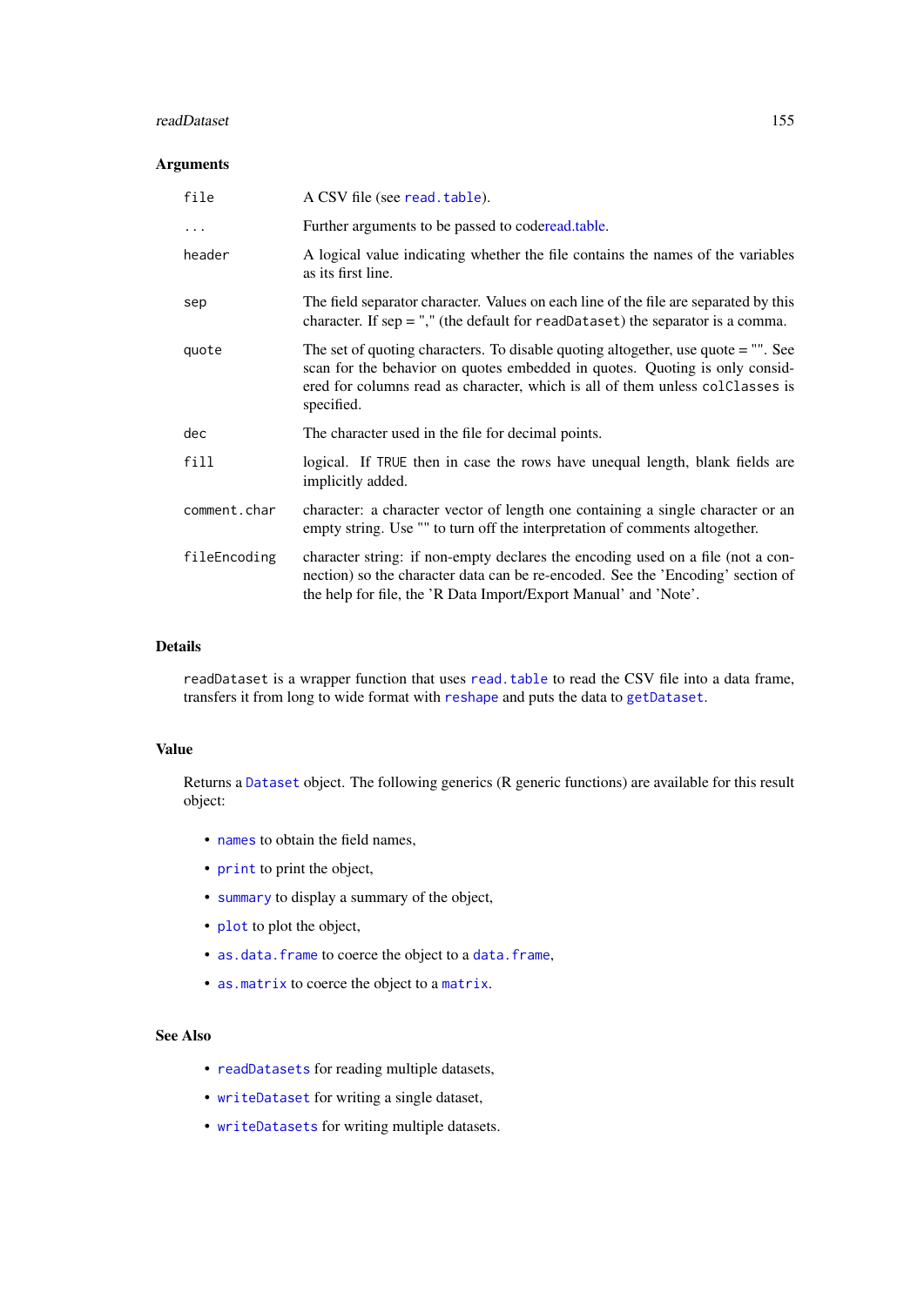### Arguments

| | |
|---|---|
| `file` | A CSV file (see `read.table`). |
| `...` | Further arguments to be passed to coderead.table. |
| `header` | A logical value indicating whether the file contains the names of the variables as its first line. |
| `sep` | The field separator character. Values on each line of the file are separated by this character. If sep = "," (the default for `readDataset`) the separator is a comma. |
| `quote` | The set of quoting characters. To disable quoting altogether, use quote = "". See scan for the behavior on quotes embedded in quotes. Quoting is only considered for columns read as character, which is all of them unless `colClasses` is specified. |
| `dec` | The character used in the file for decimal points. |
| `fill` | logical. If `TRUE` then in case the rows have unequal length, blank fields are implicitly added. |
| `comment.char` | character: a character vector of length one containing a single character or an empty string. Use "" to turn off the interpretation of comments altogether. |
| `fileEncoding` | character string: if non-empty declares the encoding used on a file (not a connection) so the character data can be re-encoded. See the 'Encoding' section of the help for file, the 'R Data Import/Export Manual' and 'Note'. |

### Details

`readDataset` is a wrapper function that uses `read.table` to read the CSV file into a data frame, transfers it from long to wide format with `reshape` and puts the data to `getDataset`.

### Value

Returns a `Dataset` object. The following generics (R generic functions) are available for this result object:

- `names` to obtain the field names,
- `print` to print the object,
- `summary` to display a summary of the object,
- `plot` to plot the object,
- `as.data.frame` to coerce the object to a `data.frame`,
- `as.matrix` to coerce the object to a `matrix`.

### See Also

- `readDatasets` for reading multiple datasets,
- `writeDataset` for writing a single dataset,
- `writeDatasets` for writing multiple datasets.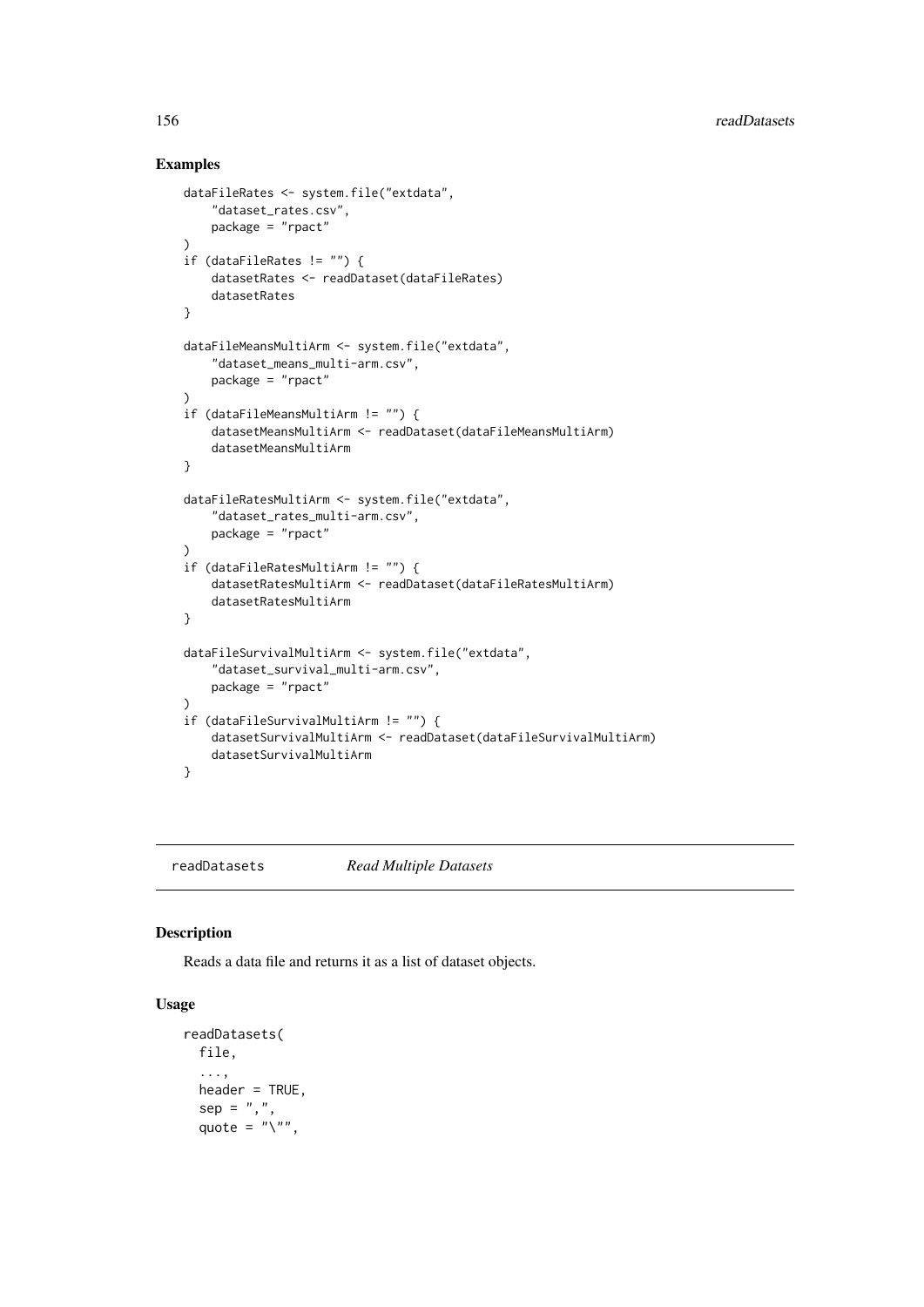## Examples

```
dataFileRates <- system.file("extdata",
    "dataset_rates.csv",
    package = "rpact"
)
if (dataFileRates != "") {
    datasetRates <- readDataset(dataFileRates)
    datasetRates
}

dataFileMeansMultiArm <- system.file("extdata",
    "dataset_means_multi-arm.csv",
    package = "rpact"
)
if (dataFileMeansMultiArm != "") {
    datasetMeansMultiArm <- readDataset(dataFileMeansMultiArm)
    datasetMeansMultiArm
}

dataFileRatesMultiArm <- system.file("extdata",
    "dataset_rates_multi-arm.csv",
    package = "rpact"
)
if (dataFileRatesMultiArm != "") {
    datasetRatesMultiArm <- readDataset(dataFileRatesMultiArm)
    datasetRatesMultiArm
}

dataFileSurvivalMultiArm <- system.file("extdata",
    "dataset_survival_multi-arm.csv",
    package = "rpact"
)
if (dataFileSurvivalMultiArm != "") {
    datasetSurvivalMultiArm <- readDataset(dataFileSurvivalMultiArm)
    datasetSurvivalMultiArm
}
```

---

# readDatasets *Read Multiple Datasets*

---

## Description

Reads a data file and returns it as a list of dataset objects.

## Usage

```
readDatasets(
  file,
  ...,
  header = TRUE,
  sep = ",",
  quote = "\"",
```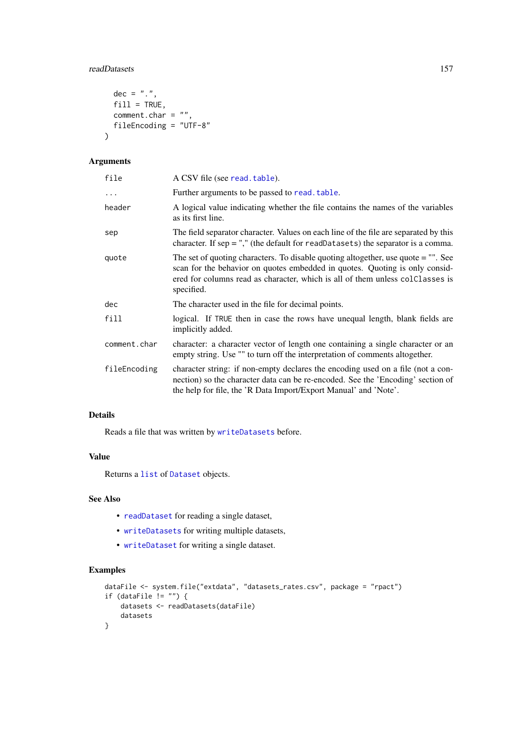```
  dec = ".",
  fill = TRUE,
  comment.char = "",
  fileEncoding = "UTF-8"
)
```

### Arguments

| | |
|---|---|
| `file` | A CSV file (see `read.table`). |
| `...` | Further arguments to be passed to `read.table`. |
| `header` | A logical value indicating whether the file contains the names of the variables as its first line. |
| `sep` | The field separator character. Values on each line of the file are separated by this character. If sep = "," (the default for `readDatasets`) the separator is a comma. |
| `quote` | The set of quoting characters. To disable quoting altogether, use quote = "". See scan for the behavior on quotes embedded in quotes. Quoting is only considered for columns read as character, which is all of them unless `colClasses` is specified. |
| `dec` | The character used in the file for decimal points. |
| `fill` | logical. If `TRUE` then in case the rows have unequal length, blank fields are implicitly added. |
| `comment.char` | character: a character vector of length one containing a single character or an empty string. Use "" to turn off the interpretation of comments altogether. |
| `fileEncoding` | character string: if non-empty declares the encoding used on a file (not a connection) so the character data can be re-encoded. See the 'Encoding' section of the help for file, the 'R Data Import/Export Manual' and 'Note'. |

### Details

Reads a file that was written by `writeDatasets` before.

### Value

Returns a `list` of `Dataset` objects.

### See Also

- `readDataset` for reading a single dataset,
- `writeDatasets` for writing multiple datasets,
- `writeDataset` for writing a single dataset.

### Examples

```
dataFile <- system.file("extdata", "datasets_rates.csv", package = "rpact")
if (dataFile != "") {
    datasets <- readDatasets(dataFile)
    datasets
}
```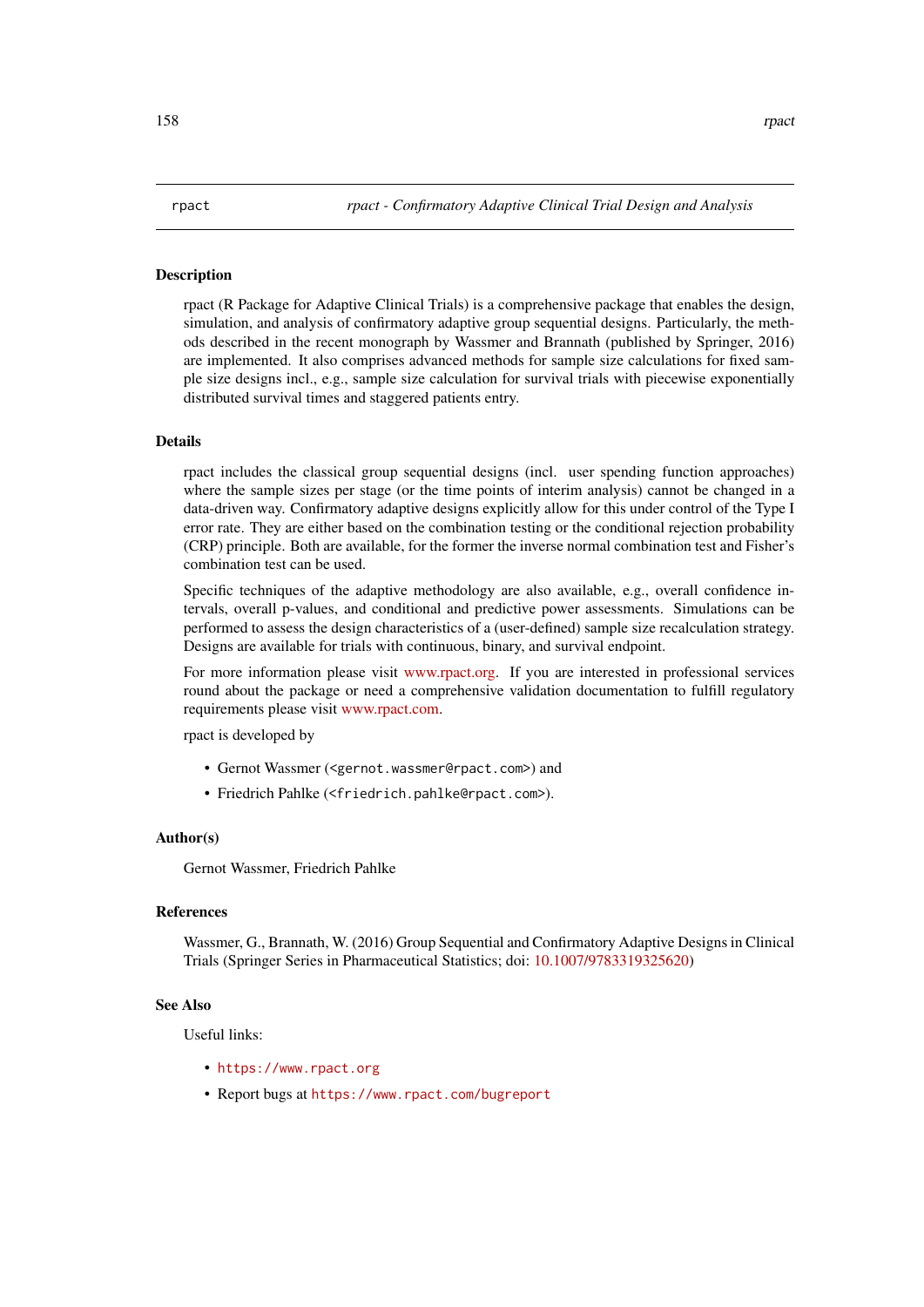rpact *rpact - Confirmatory Adaptive Clinical Trial Design and Analysis*

## Description

rpact (R Package for Adaptive Clinical Trials) is a comprehensive package that enables the design, simulation, and analysis of confirmatory adaptive group sequential designs. Particularly, the methods described in the recent monograph by Wassmer and Brannath (published by Springer, 2016) are implemented. It also comprises advanced methods for sample size calculations for fixed sample size designs incl., e.g., sample size calculation for survival trials with piecewise exponentially distributed survival times and staggered patients entry.

## Details

rpact includes the classical group sequential designs (incl. user spending function approaches) where the sample sizes per stage (or the time points of interim analysis) cannot be changed in a data-driven way. Confirmatory adaptive designs explicitly allow for this under control of the Type I error rate. They are either based on the combination testing or the conditional rejection probability (CRP) principle. Both are available, for the former the inverse normal combination test and Fisher's combination test can be used.

Specific techniques of the adaptive methodology are also available, e.g., overall confidence intervals, overall p-values, and conditional and predictive power assessments. Simulations can be performed to assess the design characteristics of a (user-defined) sample size recalculation strategy. Designs are available for trials with continuous, binary, and survival endpoint.

For more information please visit www.rpact.org. If you are interested in professional services round about the package or need a comprehensive validation documentation to fulfill regulatory requirements please visit www.rpact.com.

rpact is developed by

- Gernot Wassmer (`<gernot.wassmer@rpact.com>`) and
- Friedrich Pahlke (`<friedrich.pahlke@rpact.com>`).

## Author(s)

Gernot Wassmer, Friedrich Pahlke

## References

Wassmer, G., Brannath, W. (2016) Group Sequential and Confirmatory Adaptive Designs in Clinical Trials (Springer Series in Pharmaceutical Statistics; doi: 10.1007/9783319325620)

## See Also

Useful links:

- `https://www.rpact.org`
- Report bugs at `https://www.rpact.com/bugreport`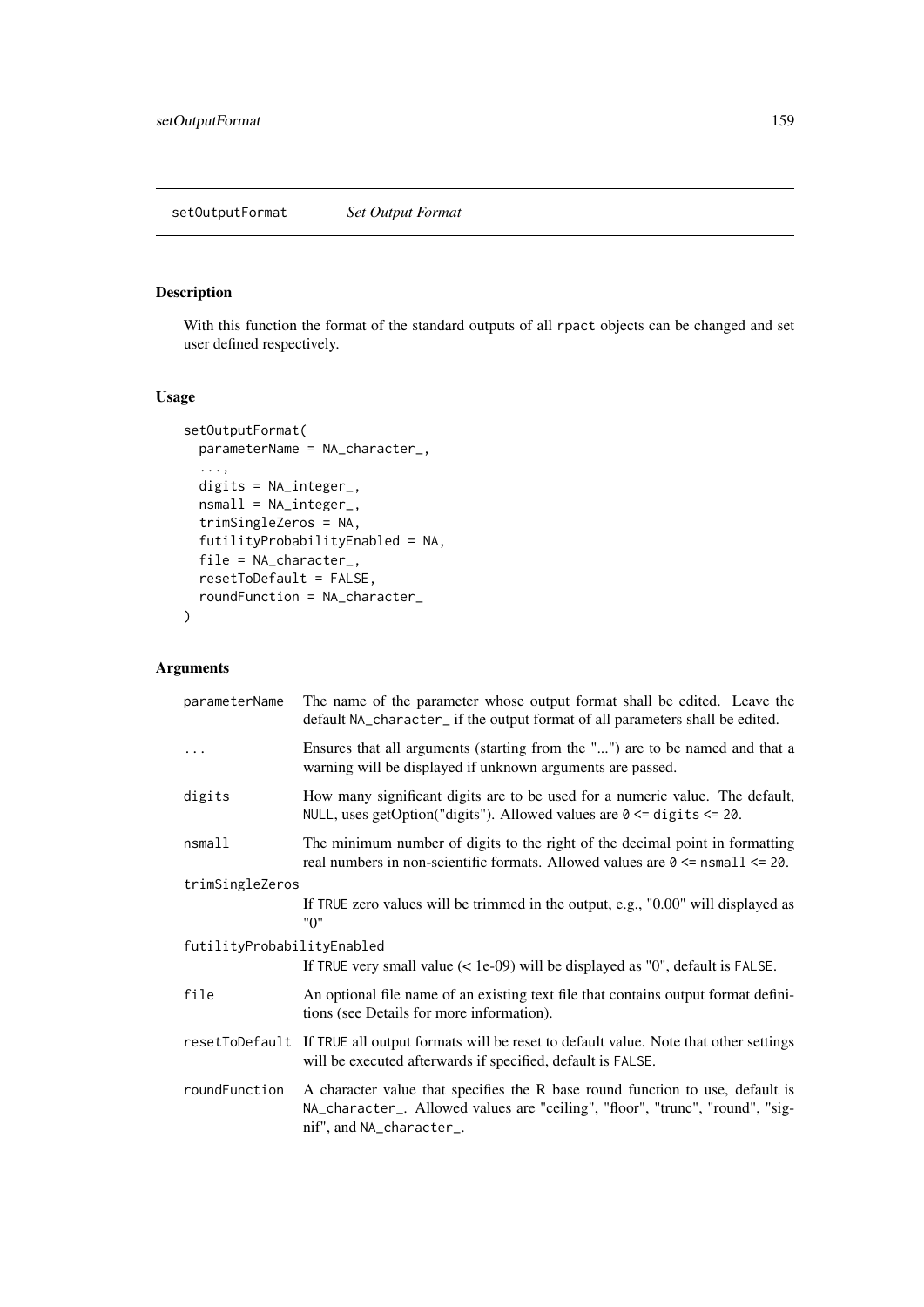# setOutputFormat — *Set Output Format*

## Description

With this function the format of the standard outputs of all rpact objects can be changed and set user defined respectively.

## Usage

```
setOutputFormat(
  parameterName = NA_character_,
  ...,
  digits = NA_integer_,
  nsmall = NA_integer_,
  trimSingleZeros = NA,
  futilityProbabilityEnabled = NA,
  file = NA_character_,
  resetToDefault = FALSE,
  roundFunction = NA_character_
)
```

## Arguments

| Argument | Description |
|---|---|
| parameterName | The name of the parameter whose output format shall be edited. Leave the default NA_character_ if the output format of all parameters shall be edited. |
| ... | Ensures that all arguments (starting from the "...") are to be named and that a warning will be displayed if unknown arguments are passed. |
| digits | How many significant digits are to be used for a numeric value. The default, NULL, uses getOption("digits"). Allowed values are 0 <= digits <= 20. |
| nsmall | The minimum number of digits to the right of the decimal point in formatting real numbers in non-scientific formats. Allowed values are 0 <= nsmall <= 20. |
| trimSingleZeros | If TRUE zero values will be trimmed in the output, e.g., "0.00" will displayed as "0" |
| futilityProbabilityEnabled | If TRUE very small value (< 1e-09) will be displayed as "0", default is FALSE. |
| file | An optional file name of an existing text file that contains output format definitions (see Details for more information). |
| resetToDefault | If TRUE all output formats will be reset to default value. Note that other settings will be executed afterwards if specified, default is FALSE. |
| roundFunction | A character value that specifies the R base round function to use, default is NA_character_. Allowed values are "ceiling", "floor", "trunc", "round", "signif", and NA_character_. |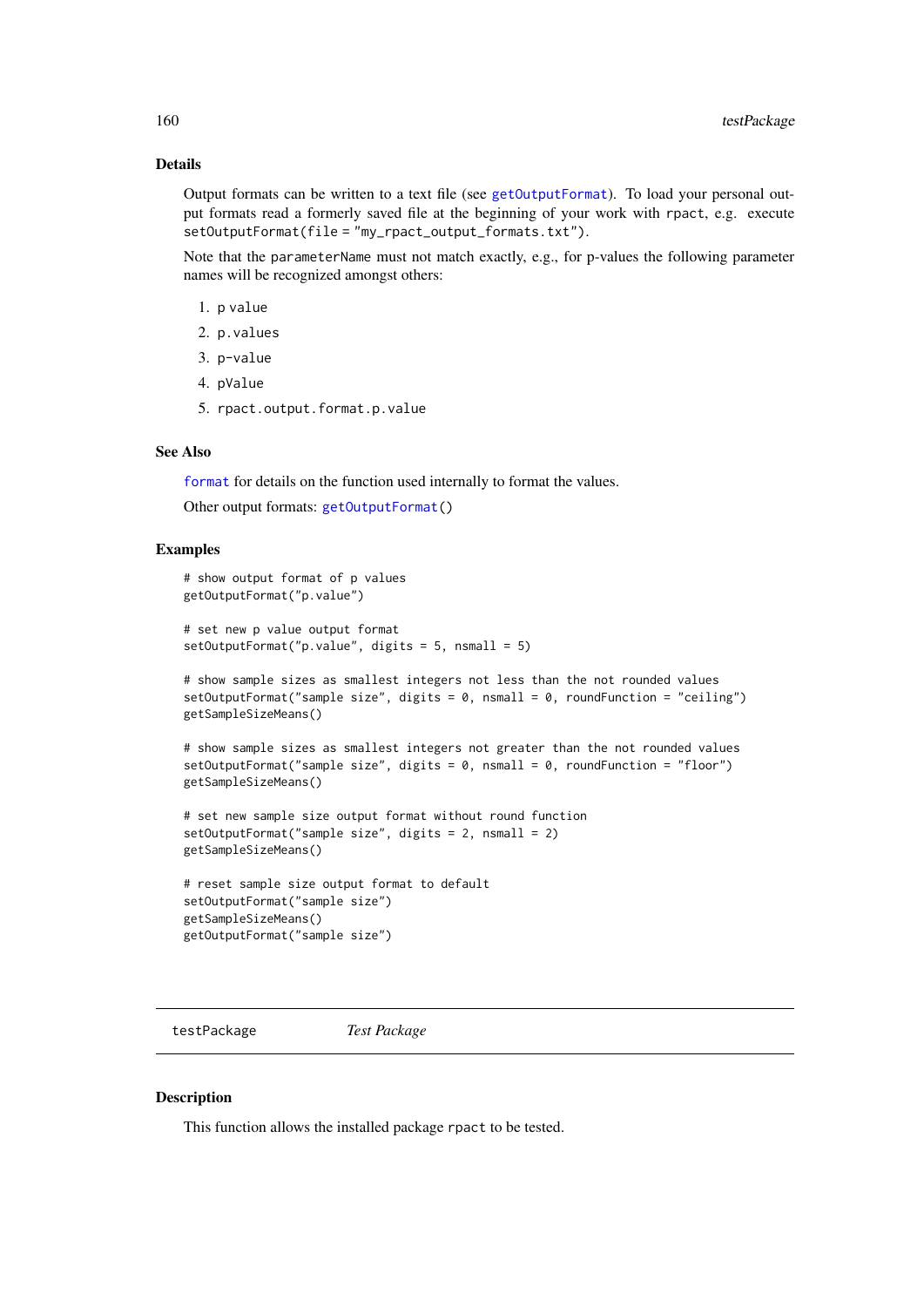### Details

Output formats can be written to a text file (see `getOutputFormat`). To load your personal output formats read a formerly saved file at the beginning of your work with `rpact`, e.g. execute `setOutputFormat(file = "my_rpact_output_formats.txt")`.

Note that the `parameterName` must not match exactly, e.g., for p-values the following parameter names will be recognized amongst others:

1. `p value`
2. `p.values`
3. `p-value`
4. `pValue`
5. `rpact.output.format.p.value`

### See Also

`format` for details on the function used internally to format the values.

Other output formats: `getOutputFormat()`

### Examples

```
# show output format of p values
getOutputFormat("p.value")

# set new p value output format
setOutputFormat("p.value", digits = 5, nsmall = 5)

# show sample sizes as smallest integers not less than the not rounded values
setOutputFormat("sample size", digits = 0, nsmall = 0, roundFunction = "ceiling")
getSampleSizeMeans()

# show sample sizes as smallest integers not greater than the not rounded values
setOutputFormat("sample size", digits = 0, nsmall = 0, roundFunction = "floor")
getSampleSizeMeans()

# set new sample size output format without round function
setOutputFormat("sample size", digits = 2, nsmall = 2)
getSampleSizeMeans()

# reset sample size output format to default
setOutputFormat("sample size")
getSampleSizeMeans()
getOutputFormat("sample size")
```

---

## testPackage — *Test Package*

### Description

This function allows the installed package `rpact` to be tested.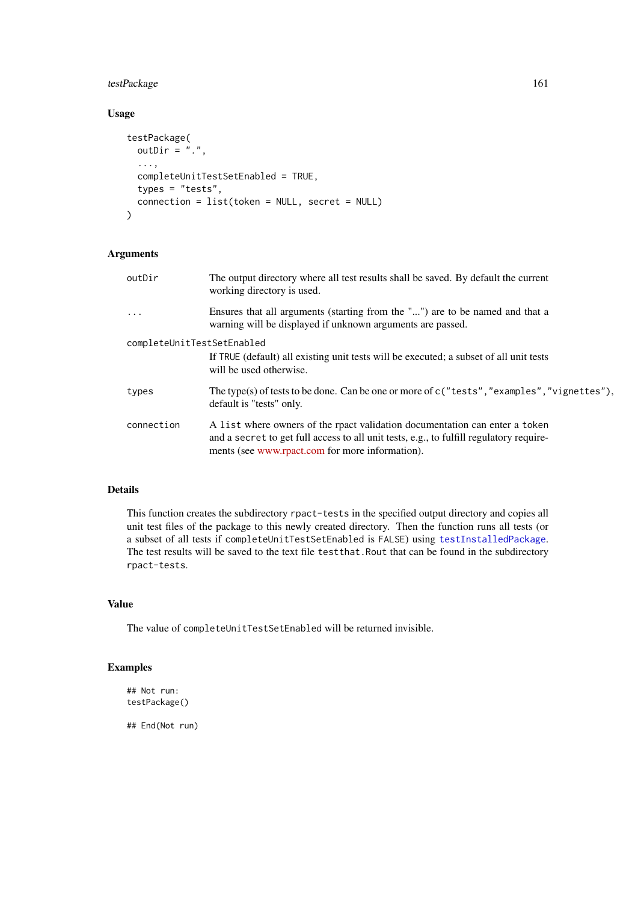### Usage

```
testPackage(
  outDir = ".",
  ...,
  completeUnitTestSetEnabled = TRUE,
  types = "tests",
  connection = list(token = NULL, secret = NULL)
)
```

### Arguments

| | |
|---|---|
| `outDir` | The output directory where all test results shall be saved. By default the current working directory is used. |
| `...` | Ensures that all arguments (starting from the "...") are to be named and that a warning will be displayed if unknown arguments are passed. |
| `completeUnitTestSetEnabled` | If `TRUE` (default) all existing unit tests will be executed; a subset of all unit tests will be used otherwise. |
| `types` | The type(s) of tests to be done. Can be one or more of `c("tests","examples","vignettes")`, default is "tests" only. |
| `connection` | A `list` where owners of the rpact validation documentation can enter a `token` and a `secret` to get full access to all unit tests, e.g., to fulfill regulatory requirements (see www.rpact.com for more information). |

### Details

This function creates the subdirectory `rpact-tests` in the specified output directory and copies all unit test files of the package to this newly created directory. Then the function runs all tests (or a subset of all tests if `completeUnitTestSetEnabled` is `FALSE`) using `testInstalledPackage`. The test results will be saved to the text file `testthat.Rout` that can be found in the subdirectory `rpact-tests`.

### Value

The value of `completeUnitTestSetEnabled` will be returned invisible.

### Examples

```
## Not run:
testPackage()

## End(Not run)
```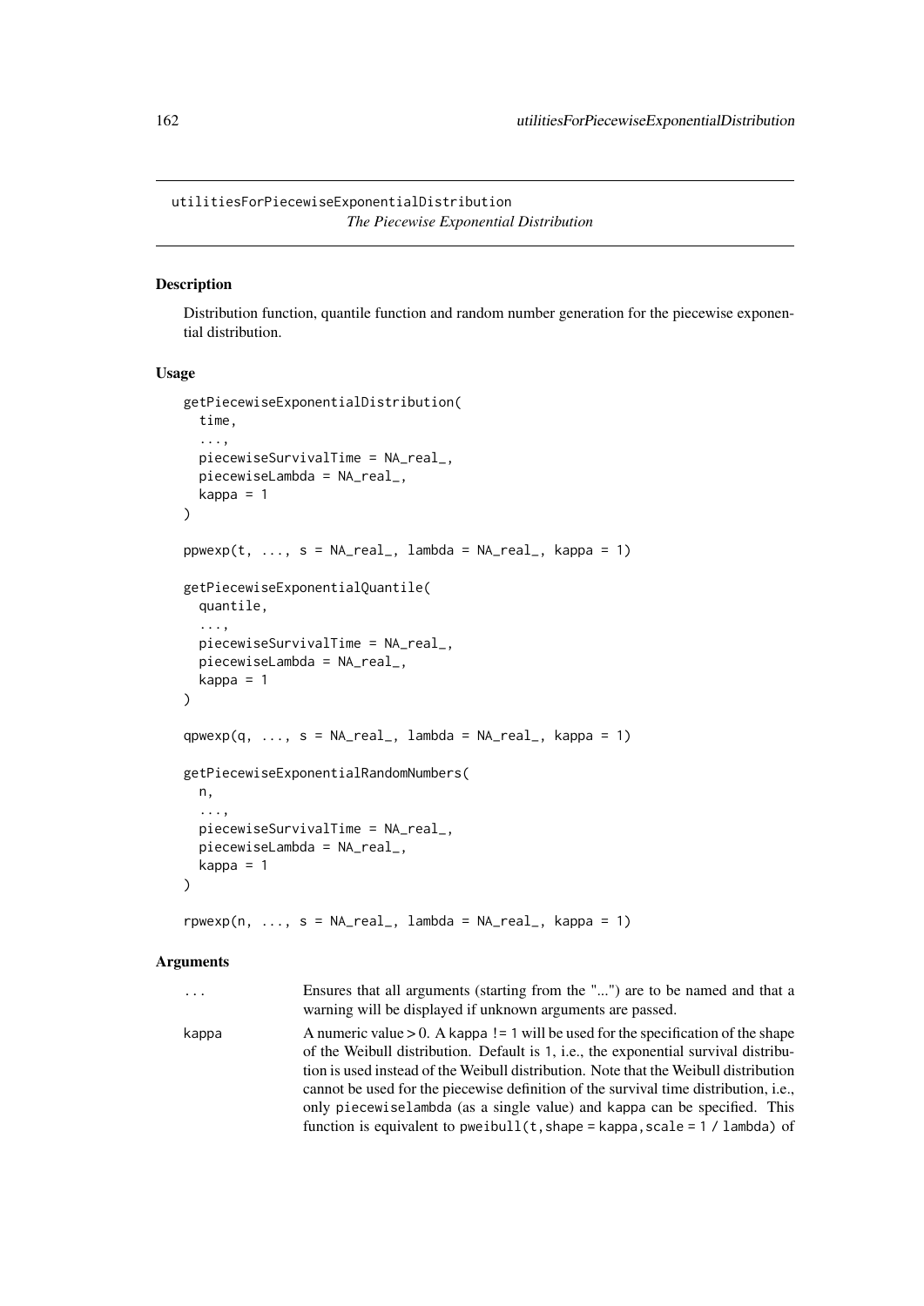utilitiesForPiecewiseExponentialDistribution
*The Piecewise Exponential Distribution*

## Description

Distribution function, quantile function and random number generation for the piecewise exponential distribution.

## Usage

```
getPiecewiseExponentialDistribution(
  time,
  ...,
  piecewiseSurvivalTime = NA_real_,
  piecewiseLambda = NA_real_,
  kappa = 1
)

ppwexp(t, ..., s = NA_real_, lambda = NA_real_, kappa = 1)

getPiecewiseExponentialQuantile(
  quantile,
  ...,
  piecewiseSurvivalTime = NA_real_,
  piecewiseLambda = NA_real_,
  kappa = 1
)

qpwexp(q, ..., s = NA_real_, lambda = NA_real_, kappa = 1)

getPiecewiseExponentialRandomNumbers(
  n,
  ...,
  piecewiseSurvivalTime = NA_real_,
  piecewiseLambda = NA_real_,
  kappa = 1
)

rpwexp(n, ..., s = NA_real_, lambda = NA_real_, kappa = 1)
```

## Arguments

| | |
|---|---|
| ... | Ensures that all arguments (starting from the "...") are to be named and that a warning will be displayed if unknown arguments are passed. |
| kappa | A numeric value > 0. A kappa != 1 will be used for the specification of the shape of the Weibull distribution. Default is 1, i.e., the exponential survival distribution is used instead of the Weibull distribution. Note that the Weibull distribution cannot be used for the piecewise definition of the survival time distribution, i.e., only piecewiselambda (as a single value) and kappa can be specified. This function is equivalent to pweibull(t, shape = kappa, scale = 1 / lambda) of |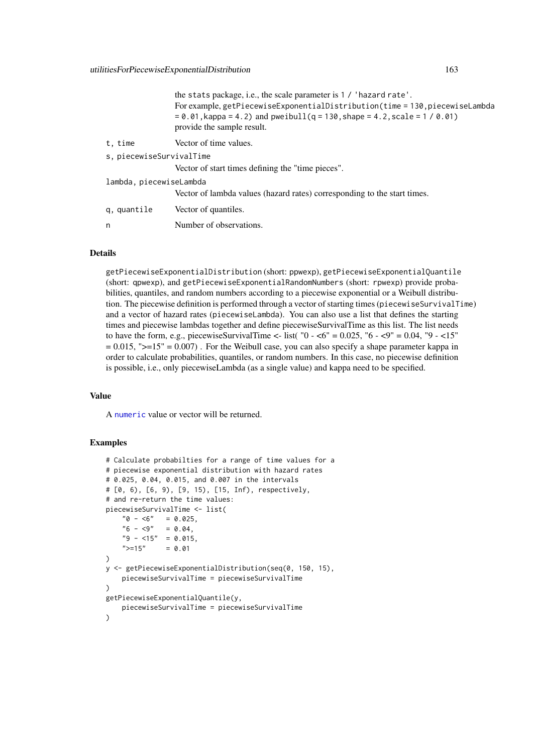the stats package, i.e., the scale parameter is `1 / 'hazard rate'`.
For example, `getPiecewiseExponentialDistribution(time = 130,piecewiseLambda = 0.01,kappa = 4.2)` and `pweibull(q = 130,shape = 4.2,scale = 1 / 0.01)` provide the sample result.

`t, time` Vector of time values.

`s, piecewiseSurvivalTime`
Vector of start times defining the "time pieces".

`lambda, piecewiseLambda`
Vector of lambda values (hazard rates) corresponding to the start times.

`q, quantile` Vector of quantiles.

`n` Number of observations.

### Details

`getPiecewiseExponentialDistribution` (short: `ppwexp`), `getPiecewiseExponentialQuantile` (short: `qpwexp`), and `getPiecewiseExponentialRandomNumbers` (short: `rpwexp`) provide probabilities, quantiles, and random numbers according to a piecewise exponential or a Weibull distribution. The piecewise definition is performed through a vector of starting times (`piecewiseSurvivalTime`) and a vector of hazard rates (`piecewiseLambda`). You can also use a list that defines the starting times and piecewise lambdas together and define piecewiseSurvivalTime as this list. The list needs to have the form, e.g., piecewiseSurvivalTime <- list( "0 - <6" = 0.025, "6 - <9" = 0.04, "9 - <15" = 0.015, ">=15" = 0.007) . For the Weibull case, you can also specify a shape parameter kappa in order to calculate probabilities, quantiles, or random numbers. In this case, no piecewise definition is possible, i.e., only piecewiseLambda (as a single value) and kappa need to be specified.

### Value

A `numeric` value or vector will be returned.

### Examples

```
# Calculate probabilties for a range of time values for a
# piecewise exponential distribution with hazard rates
# 0.025, 0.04, 0.015, and 0.007 in the intervals
# [0, 6), [6, 9), [9, 15), [15, Inf), respectively,
# and re-return the time values:
piecewiseSurvivalTime <- list(
    "0 - <6"   = 0.025,
    "6 - <9"   = 0.04,
    "9 - <15"  = 0.015,
    ">=15"     = 0.01
)
y <- getPiecewiseExponentialDistribution(seq(0, 150, 15),
    piecewiseSurvivalTime = piecewiseSurvivalTime
)
getPiecewiseExponentialQuantile(y,
    piecewiseSurvivalTime = piecewiseSurvivalTime
)
```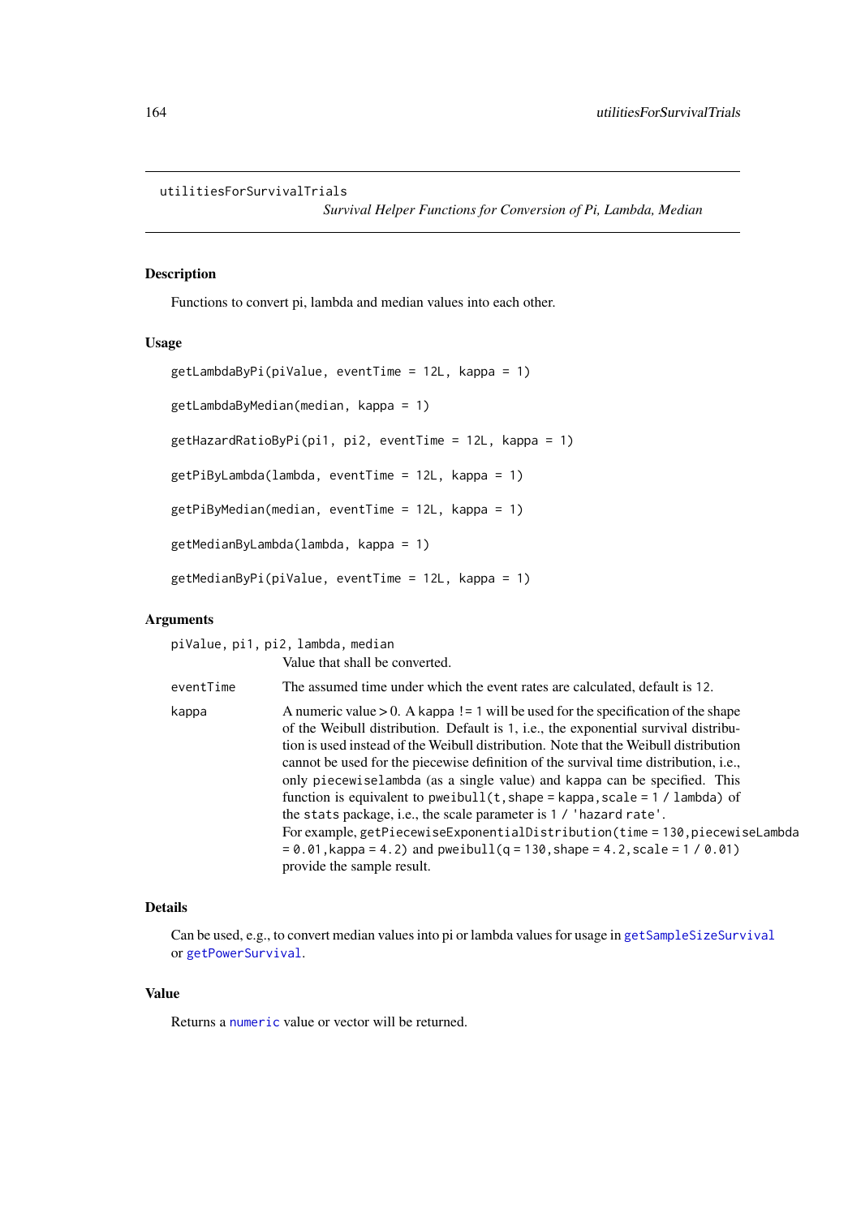utilitiesForSurvivalTrials

*Survival Helper Functions for Conversion of Pi, Lambda, Median*

## Description

Functions to convert pi, lambda and median values into each other.

## Usage

```
getLambdaByPi(piValue, eventTime = 12L, kappa = 1)

getLambdaByMedian(median, kappa = 1)

getHazardRatioByPi(pi1, pi2, eventTime = 12L, kappa = 1)

getPiByLambda(lambda, eventTime = 12L, kappa = 1)

getPiByMedian(median, eventTime = 12L, kappa = 1)

getMedianByLambda(lambda, kappa = 1)

getMedianByPi(piValue, eventTime = 12L, kappa = 1)
```

## Arguments

`piValue, pi1, pi2, lambda, median`
: Value that shall be converted.

`eventTime`
: The assumed time under which the event rates are calculated, default is 12.

`kappa`
: A numeric value > 0. A `kappa != 1` will be used for the specification of the shape of the Weibull distribution. Default is 1, i.e., the exponential survival distribution is used instead of the Weibull distribution. Note that the Weibull distribution cannot be used for the piecewise definition of the survival time distribution, i.e., only `piecewiselambda` (as a single value) and `kappa` can be specified. This function is equivalent to `pweibull(t, shape = kappa, scale = 1 / lambda)` of the `stats` package, i.e., the scale parameter is `1 / 'hazard rate'`.
For example, `getPiecewiseExponentialDistribution(time = 130, piecewiseLambda = 0.01, kappa = 4.2)` and `pweibull(q = 130, shape = 4.2, scale = 1 / 0.01)` provide the sample result.

## Details

Can be used, e.g., to convert median values into pi or lambda values for usage in `getSampleSizeSurvival` or `getPowerSurvival`.

## Value

Returns a `numeric` value or vector will be returned.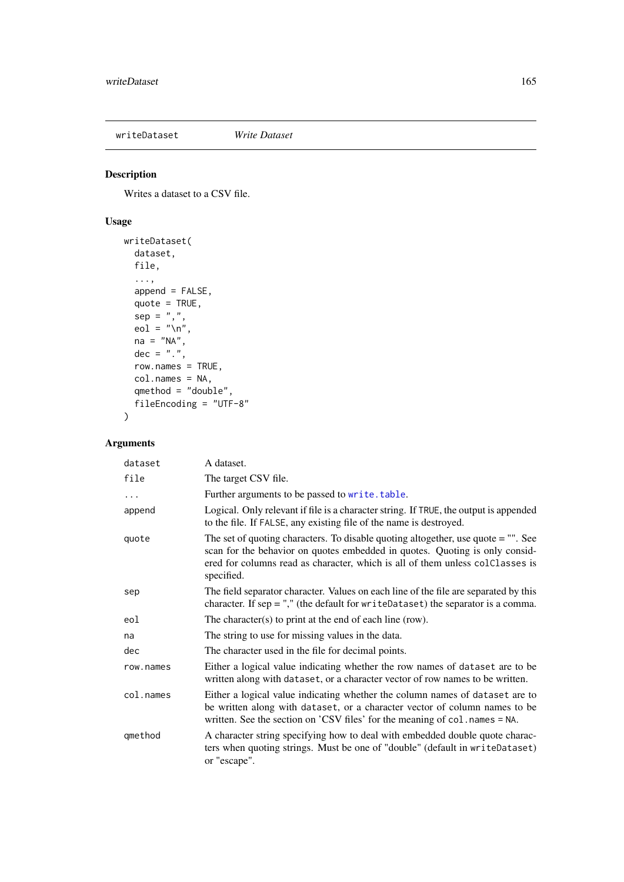## writeDataset *Write Dataset*

### Description

Writes a dataset to a CSV file.

### Usage

```
writeDataset(
  dataset,
  file,
  ...,
  append = FALSE,
  quote = TRUE,
  sep = ",",
  eol = "\n",
  na = "NA",
  dec = ".",
  row.names = TRUE,
  col.names = NA,
  qmethod = "double",
  fileEncoding = "UTF-8"
)
```

### Arguments

| | |
|---|---|
| `dataset` | A dataset. |
| `file` | The target CSV file. |
| `...` | Further arguments to be passed to `write.table`. |
| `append` | Logical. Only relevant if file is a character string. If `TRUE`, the output is appended to the file. If `FALSE`, any existing file of the name is destroyed. |
| `quote` | The set of quoting characters. To disable quoting altogether, use quote = "". See scan for the behavior on quotes embedded in quotes. Quoting is only considered for columns read as character, which is all of them unless `colClasses` is specified. |
| `sep` | The field separator character. Values on each line of the file are separated by this character. If sep = "," (the default for `writeDataset`) the separator is a comma. |
| `eol` | The character(s) to print at the end of each line (row). |
| `na` | The string to use for missing values in the data. |
| `dec` | The character used in the file for decimal points. |
| `row.names` | Either a logical value indicating whether the row names of `dataset` are to be written along with `dataset`, or a character vector of row names to be written. |
| `col.names` | Either a logical value indicating whether the column names of `dataset` are to be written along with `dataset`, or a character vector of column names to be written. See the section on 'CSV files' for the meaning of `col.names = NA`. |
| `qmethod` | A character string specifying how to deal with embedded double quote characters when quoting strings. Must be one of "double" (default in `writeDataset`) or "escape". |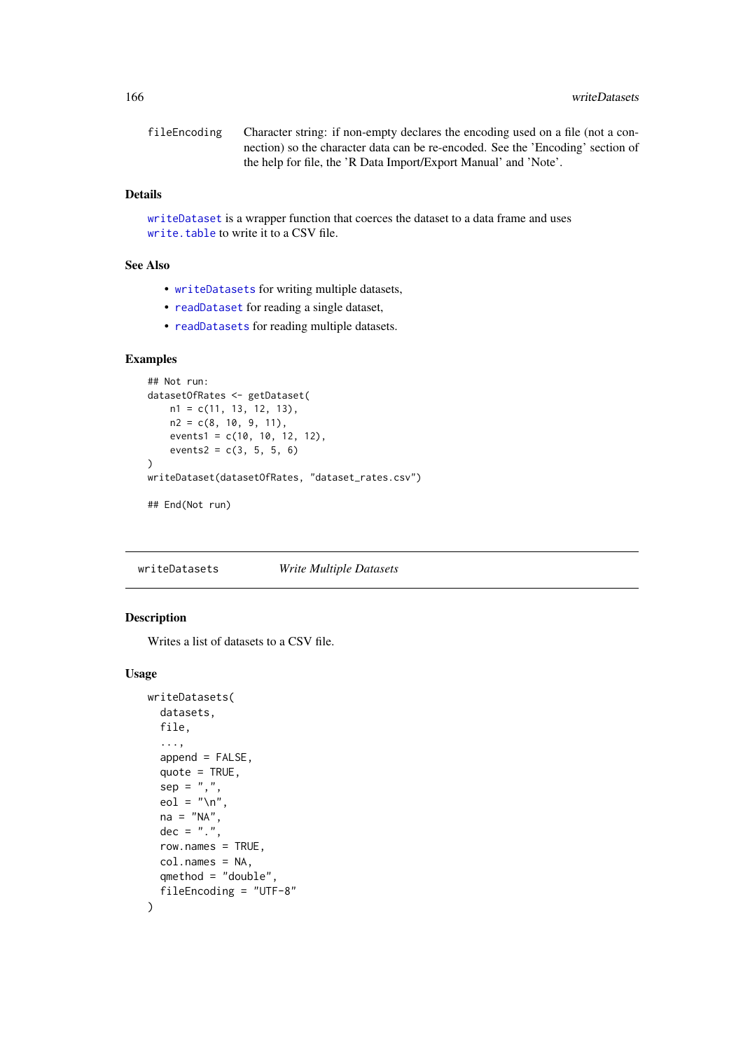| | |
|---|---|
| fileEncoding | Character string: if non-empty declares the encoding used on a file (not a connection) so the character data can be re-encoded. See the 'Encoding' section of the help for file, the 'R Data Import/Export Manual' and 'Note'. |

### Details

writeDataset is a wrapper function that coerces the dataset to a data frame and uses write.table to write it to a CSV file.

### See Also

- writeDatasets for writing multiple datasets,
- readDataset for reading a single dataset,
- readDatasets for reading multiple datasets.

### Examples

```
## Not run:
datasetOfRates <- getDataset(
    n1 = c(11, 13, 12, 13),
    n2 = c(8, 10, 9, 11),
    events1 = c(10, 10, 12, 12),
    events2 = c(3, 5, 5, 6)
)
writeDataset(datasetOfRates, "dataset_rates.csv")

## End(Not run)
```

---

## writeDatasets    *Write Multiple Datasets*

### Description

Writes a list of datasets to a CSV file.

### Usage

```
writeDatasets(
  datasets,
  file,
  ...,
  append = FALSE,
  quote = TRUE,
  sep = ",",
  eol = "\n",
  na = "NA",
  dec = ".",
  row.names = TRUE,
  col.names = NA,
  qmethod = "double",
  fileEncoding = "UTF-8"
)
```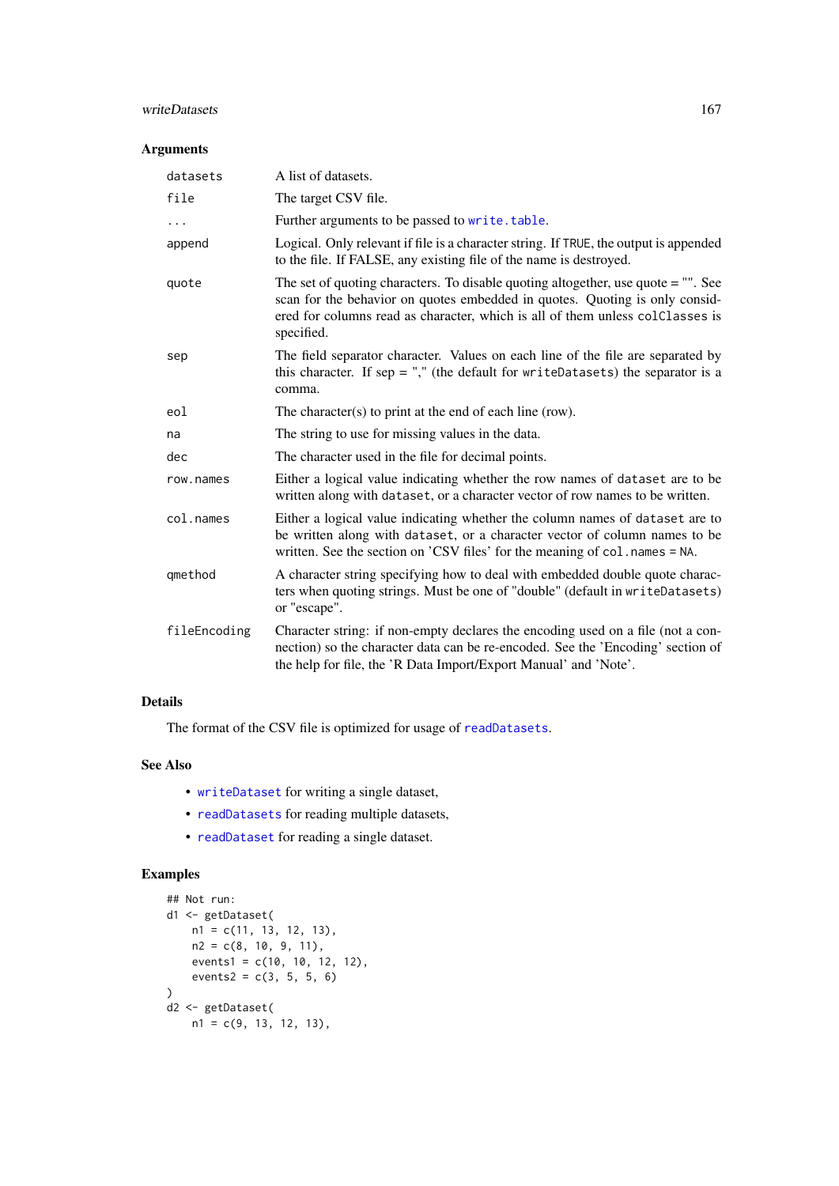### Arguments

| | |
|---|---|
| `datasets` | A list of datasets. |
| `file` | The target CSV file. |
| `...` | Further arguments to be passed to `write.table`. |
| `append` | Logical. Only relevant if file is a character string. If `TRUE`, the output is appended to the file. If FALSE, any existing file of the name is destroyed. |
| `quote` | The set of quoting characters. To disable quoting altogether, use quote = "". See scan for the behavior on quotes embedded in quotes. Quoting is only considered for columns read as character, which is all of them unless `colClasses` is specified. |
| `sep` | The field separator character. Values on each line of the file are separated by this character. If sep = "," (the default for `writeDatasets`) the separator is a comma. |
| `eol` | The character(s) to print at the end of each line (row). |
| `na` | The string to use for missing values in the data. |
| `dec` | The character used in the file for decimal points. |
| `row.names` | Either a logical value indicating whether the row names of `dataset` are to be written along with `dataset`, or a character vector of row names to be written. |
| `col.names` | Either a logical value indicating whether the column names of `dataset` are to be written along with `dataset`, or a character vector of column names to be written. See the section on 'CSV files' for the meaning of `col.names = NA`. |
| `qmethod` | A character string specifying how to deal with embedded double quote characters when quoting strings. Must be one of "double" (default in `writeDatasets`) or "escape". |
| `fileEncoding` | Character string: if non-empty declares the encoding used on a file (not a connection) so the character data can be re-encoded. See the 'Encoding' section of the help for file, the 'R Data Import/Export Manual' and 'Note'. |

### Details

The format of the CSV file is optimized for usage of `readDatasets`.

### See Also

- `writeDataset` for writing a single dataset,
- `readDatasets` for reading multiple datasets,
- `readDataset` for reading a single dataset.

### Examples

```
## Not run:
d1 <- getDataset(
    n1 = c(11, 13, 12, 13),
    n2 = c(8, 10, 9, 11),
    events1 = c(10, 10, 12, 12),
    events2 = c(3, 5, 5, 6)
)
d2 <- getDataset(
    n1 = c(9, 13, 12, 13),
```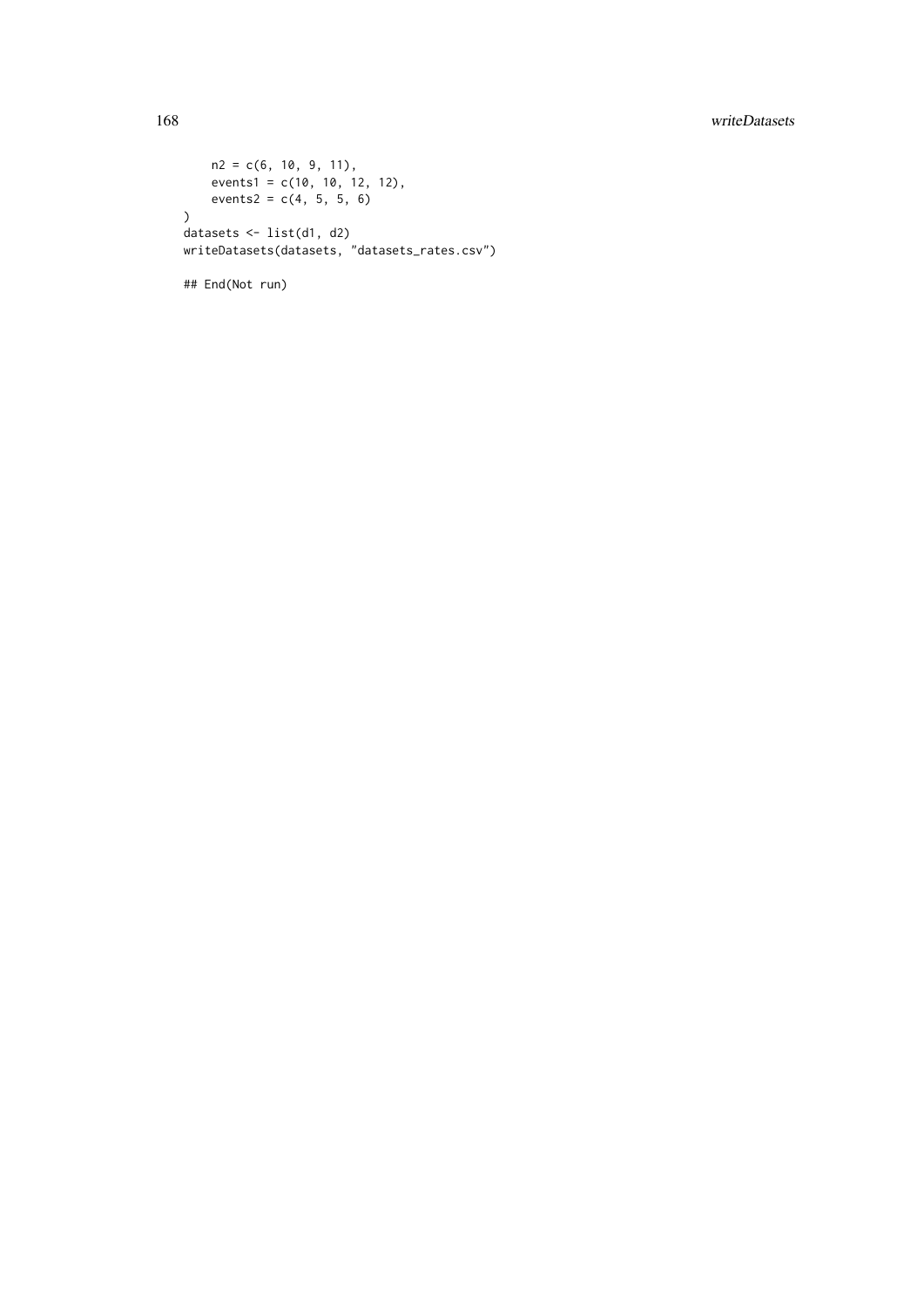```
    n2 = c(6, 10, 9, 11),
    events1 = c(10, 10, 12, 12),
    events2 = c(4, 5, 5, 6)
)
datasets <- list(d1, d2)
writeDatasets(datasets, "datasets_rates.csv")

## End(Not run)
```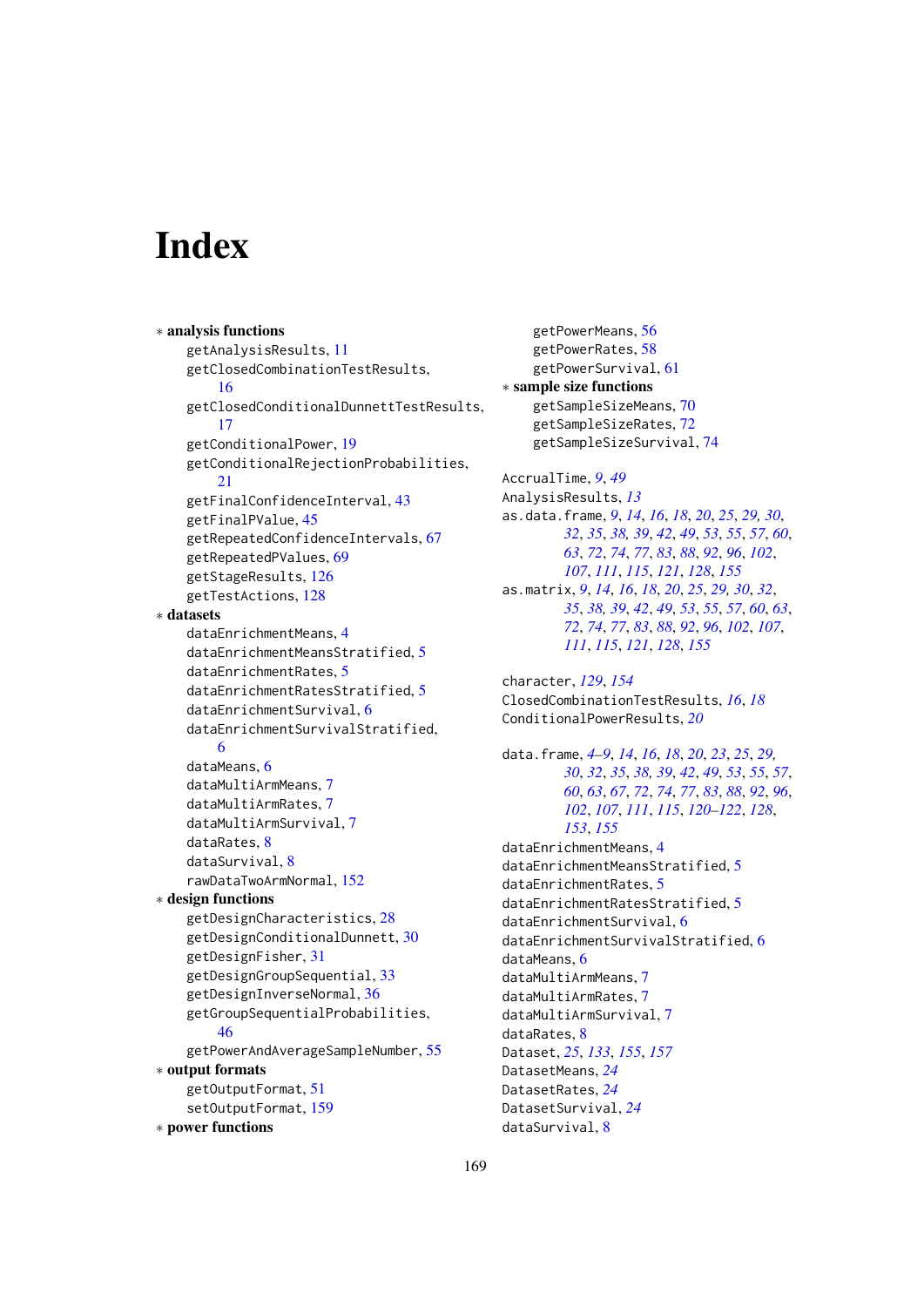# Index

∗ **analysis functions**
- getAnalysisResults, 11
- getClosedCombinationTestResults, 16
- getClosedConditionalDunnettTestResults, 17
- getConditionalPower, 19
- getConditionalRejectionProbabilities, 21
- getFinalConfidenceInterval, 43
- getFinalPValue, 45
- getRepeatedConfidenceIntervals, 67
- getRepeatedPValues, 69
- getStageResults, 126
- getTestActions, 128

∗ **datasets**
- dataEnrichmentMeans, 4
- dataEnrichmentMeansStratified, 5
- dataEnrichmentRates, 5
- dataEnrichmentRatesStratified, 5
- dataEnrichmentSurvival, 6
- dataEnrichmentSurvivalStratified, 6
- dataMeans, 6
- dataMultiArmMeans, 7
- dataMultiArmRates, 7
- dataMultiArmSurvival, 7
- dataRates, 8
- dataSurvival, 8
- rawDataTwoArmNormal, 152

∗ **design functions**
- getDesignCharacteristics, 28
- getDesignConditionalDunnett, 30
- getDesignFisher, 31
- getDesignGroupSequential, 33
- getDesignInverseNormal, 36
- getGroupSequentialProbabilities, 46
- getPowerAndAverageSampleNumber, 55

∗ **output formats**
- getOutputFormat, 51
- setOutputFormat, 159

∗ **power functions**
- getPowerMeans, 56
- getPowerRates, 58
- getPowerSurvival, 61

∗ **sample size functions**
- getSampleSizeMeans, 70
- getSampleSizeRates, 72
- getSampleSizeSurvival, 74

AccrualTime, *9*, *49*
AnalysisResults, *13*
as.data.frame, *9*, *14*, *16*, *18*, *20*, *25*, *29*, *30*, *32*, *35*, *38*, *39*, *42*, *49*, *53*, *55*, *57*, *60*, *63*, *72*, *74*, *77*, *83*, *88*, *92*, *96*, *102*, *107*, *111*, *115*, *121*, *128*, *155*
as.matrix, *9*, *14*, *16*, *18*, *20*, *25*, *29*, *30*, *32*, *35*, *38*, *39*, *42*, *49*, *53*, *55*, *57*, *60*, *63*, *72*, *74*, *77*, *83*, *88*, *92*, *96*, *102*, *107*, *111*, *115*, *121*, *128*, *155*

character, *129*, *154*
ClosedCombinationTestResults, *16*, *18*
ConditionalPowerResults, *20*

data.frame, *4–9*, *14*, *16*, *18*, *20*, *23*, *25*, *29*, *30*, *32*, *35*, *38*, *39*, *42*, *49*, *53*, *55*, *57*, *60*, *63*, *67*, *72*, *74*, *77*, *83*, *88*, *92*, *96*, *102*, *107*, *111*, *115*, *120–122*, *128*, *153*, *155*
dataEnrichmentMeans, 4
dataEnrichmentMeansStratified, 5
dataEnrichmentRates, 5
dataEnrichmentRatesStratified, 5
dataEnrichmentSurvival, 6
dataEnrichmentSurvivalStratified, 6
dataMeans, 6
dataMultiArmMeans, 7
dataMultiArmRates, 7
dataMultiArmSurvival, 7
dataRates, 8
Dataset, *25*, *133*, *155*, *157*
DatasetMeans, *24*
DatasetRates, *24*
DatasetSurvival, *24*
dataSurvival, 8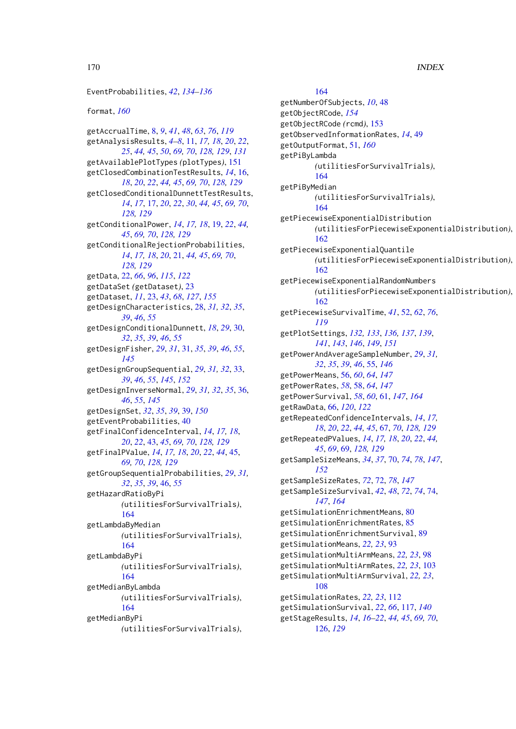EventProbabilities, *42*, *134–136*

format, *160*

getAccrualTime, 8, *9*, *41*, *48*, *63*, *76*, *119*
getAnalysisResults, *4–8*, 11, *17*, *18*, *20*, *22*, *25*, *44*, *45*, *50*, *69*, *70*, *128*, *129*, *131*
getAvailablePlotTypes (plotTypes), 151
getClosedCombinationTestResults, *14*, 16, *18*, *20*, *22*, *44*, *45*, *69*, *70*, *128*, *129*
getClosedConditionalDunnettTestResults, *14*, *17*, 17, *20*, *22*, *30*, *44*, *45*, *69*, *70*, *128*, *129*
getConditionalPower, *14*, *17*, *18*, 19, *22*, *44*, *45*, *69*, *70*, *128*, *129*
getConditionalRejectionProbabilities, *14*, *17*, *18*, *20*, 21, *44*, *45*, *69*, *70*, *128*, *129*
getData, 22, *66*, *96*, *115*, *122*
getDataSet (getDataset), 23
getDataset, *11*, 23, *43*, *68*, *127*, *155*
getDesignCharacteristics, 28, *31*, *32*, *35*, *39*, *46*, *55*
getDesignConditionalDunnett, *18*, 29, 30, *32*, *35*, *39*, *46*, *55*
getDesignFisher, *29*, *31*, 31, *35*, *39*, *46*, *55*, *145*
getDesignGroupSequential, *29*, *31*, *32*, 33, *39*, *46*, *55*, *145*, *152*
getDesignInverseNormal, *29*, *31*, *32*, *35*, 36, *46*, *55*, *145*
getDesignSet, *32*, *35*, *39*, 39, *150*
getEventProbabilities, 40
getFinalConfidenceInterval, *14*, *17*, *18*, *20*, *22*, 43, *45*, *69*, *70*, *128*, *129*
getFinalPValue, *14*, *17*, *18*, *20*, *22*, *44*, 45, *69*, *70*, *128*, *129*
getGroupSequentialProbabilities, *29*, *31*, *32*, *35*, *39*, 46, *55*
getHazardRatioByPi (utilitiesForSurvivalTrials), 164
getLambdaByMedian (utilitiesForSurvivalTrials), 164
getLambdaByPi (utilitiesForSurvivalTrials), 164
getMedianByLambda (utilitiesForSurvivalTrials), 164
getMedianByPi (utilitiesForSurvivalTrials), 164
getNumberOfSubjects, *10*, 48
getObjectRCode, *154*
getObjectRCode (rcmd), 153
getObservedInformationRates, *14*, 49
getOutputFormat, 51, *160*
getPiByLambda (utilitiesForSurvivalTrials), 164
getPiByMedian (utilitiesForSurvivalTrials), 164
getPiecewiseExponentialDistribution (utilitiesForPiecewiseExponentialDistribution), 162
getPiecewiseExponentialQuantile (utilitiesForPiecewiseExponentialDistribution), 162
getPiecewiseExponentialRandomNumbers (utilitiesForPiecewiseExponentialDistribution), 162
getPiecewiseSurvivalTime, *41*, 52, *62*, *76*, *119*
getPlotSettings, *132*, *133*, *136*, *137*, *139*, *141*, *143*, *146*, *149*, *151*
getPowerAndAverageSampleNumber, *29*, *31*, *32*, *35*, *39*, *46*, 55, *146*
getPowerMeans, 56, *60*, *64*, *147*
getPowerRates, *58*, 58, *64*, *147*
getPowerSurvival, *58*, *60*, 61, *147*, *164*
getRawData, 66, *120*, *122*
getRepeatedConfidenceIntervals, *14*, *17*, *18*, *20*, *22*, *44*, *45*, 67, *70*, *128*, *129*
getRepeatedPValues, *14*, *17*, *18*, *20*, *22*, *44*, *45*, *69*, 69, *128*, *129*
getSampleSizeMeans, *34*, *37*, 70, *74*, *78*, *147*, *152*
getSampleSizeRates, *72*, 72, *78*, *147*
getSampleSizeSurvival, *42*, *48*, *72*, *74*, 74, *147*, *164*
getSimulationEnrichmentMeans, 80
getSimulationEnrichmentRates, 85
getSimulationEnrichmentSurvival, 89
getSimulationMeans, *22*, *23*, 93
getSimulationMultiArmMeans, *22*, *23*, 98
getSimulationMultiArmRates, *22*, *23*, 103
getSimulationMultiArmSurvival, *22*, *23*, 108
getSimulationRates, *22*, *23*, 112
getSimulationSurvival, *22*, *66*, 117, *140*
getStageResults, *14*, *16–22*, *44*, *45*, *69*, *70*, 126, *129*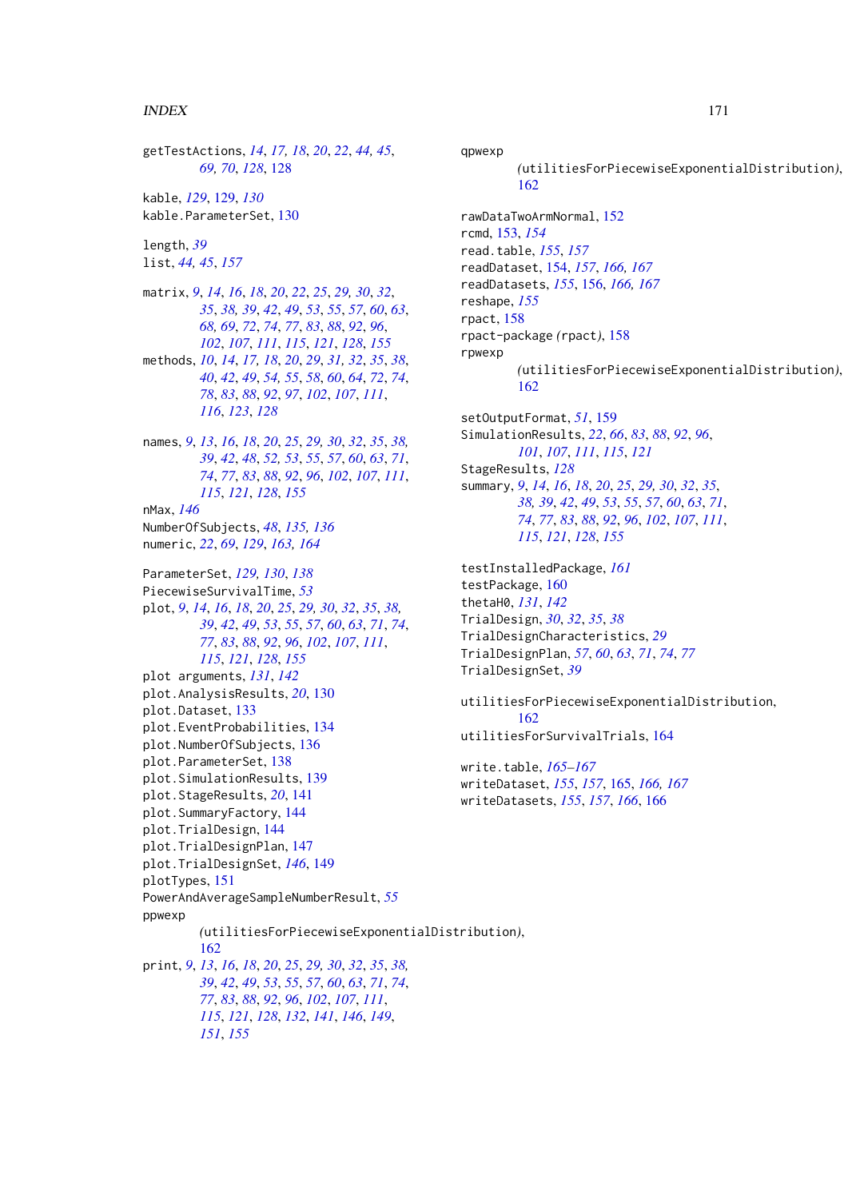getTestActions, *14*, *17*, *18*, *20*, *22*, *44*, *45*, *69*, *70*, *128*, 128

kable, *129*, 129, *130*
kable.ParameterSet, 130

length, *39*
list, *44*, *45*, *157*

matrix, *9*, *14*, *16*, *18*, *20*, *22*, *25*, *29*, *30*, *32*, *35*, *38*, *39*, *42*, *49*, *53*, *55*, *57*, *60*, *63*, *68*, *69*, *72*, *74*, *77*, *83*, *88*, *92*, *96*, *102*, *107*, *111*, *115*, *121*, *128*, *155*
methods, *10*, *14*, *17*, *18*, *20*, *29*, *31*, *32*, *35*, *38*, *40*, *42*, *49*, *54*, *55*, *58*, *60*, *64*, *72*, *74*, *78*, *83*, *88*, *92*, *97*, *102*, *107*, *111*, *116*, *123*, *128*

names, *9*, *13*, *16*, *18*, *20*, *25*, *29*, *30*, *32*, *35*, *38*, *39*, *42*, *48*, *52*, *53*, *55*, *57*, *60*, *63*, *71*, *74*, *77*, *83*, *88*, *92*, *96*, *102*, *107*, *111*, *115*, *121*, *128*, *155*
nMax, *146*
NumberOfSubjects, *48*, *135*, *136*
numeric, *22*, *69*, *129*, *163*, *164*

ParameterSet, *129*, *130*, *138*
PiecewiseSurvivalTime, *53*
plot, *9*, *14*, *16*, *18*, *20*, *25*, *29*, *30*, *32*, *35*, *38*, *39*, *42*, *49*, *53*, *55*, *57*, *60*, *63*, *71*, *74*, *77*, *83*, *88*, *92*, *96*, *102*, *107*, *111*, *115*, *121*, *128*, *155*
plot arguments, *131*, *142*
plot.AnalysisResults, *20*, 130
plot.Dataset, 133
plot.EventProbabilities, 134
plot.NumberOfSubjects, 136
plot.ParameterSet, 138
plot.SimulationResults, 139
plot.StageResults, *20*, 141
plot.SummaryFactory, 144
plot.TrialDesign, 144
plot.TrialDesignPlan, 147
plot.TrialDesignSet, *146*, 149
plotTypes, 151
PowerAndAverageSampleNumberResult, *55*
ppwexp (utilitiesForPiecewiseExponentialDistribution), 162
print, *9*, *13*, *16*, *18*, *20*, *25*, *29*, *30*, *32*, *35*, *38*, *39*, *42*, *49*, *53*, *55*, *57*, *60*, *63*, *71*, *74*, *77*, *83*, *88*, *92*, *96*, *102*, *107*, *111*, *115*, *121*, *128*, *132*, *141*, *146*, *149*, *151*, *155*

qpwexp (utilitiesForPiecewiseExponentialDistribution), 162

rawDataTwoArmNormal, 152
rcmd, 153, *154*
read.table, *155*, *157*
readDataset, 154, *157*, *166*, *167*
readDatasets, *155*, 156, *166*, *167*
reshape, *155*
rpact, 158
rpact-package (rpact), 158
rpwexp (utilitiesForPiecewiseExponentialDistribution), 162

setOutputFormat, *51*, 159
SimulationResults, *22*, *66*, *83*, *88*, *92*, *96*, *101*, *107*, *111*, *115*, *121*
StageResults, *128*
summary, *9*, *14*, *16*, *18*, *20*, *25*, *29*, *30*, *32*, *35*, *38*, *39*, *42*, *49*, *53*, *55*, *57*, *60*, *63*, *71*, *74*, *77*, *83*, *88*, *92*, *96*, *102*, *107*, *111*, *115*, *121*, *128*, *155*

testInstalledPackage, *161*
testPackage, 160
thetaH0, *131*, *142*
TrialDesign, *30*, *32*, *35*, *38*
TrialDesignCharacteristics, *29*
TrialDesignPlan, *57*, *60*, *63*, *71*, *74*, *77*
TrialDesignSet, *39*

utilitiesForPiecewiseExponentialDistribution, 162
utilitiesForSurvivalTrials, 164

write.table, *165–167*
writeDataset, *155*, *157*, 165, *166*, *167*
writeDatasets, *155*, *157*, *166*, 166